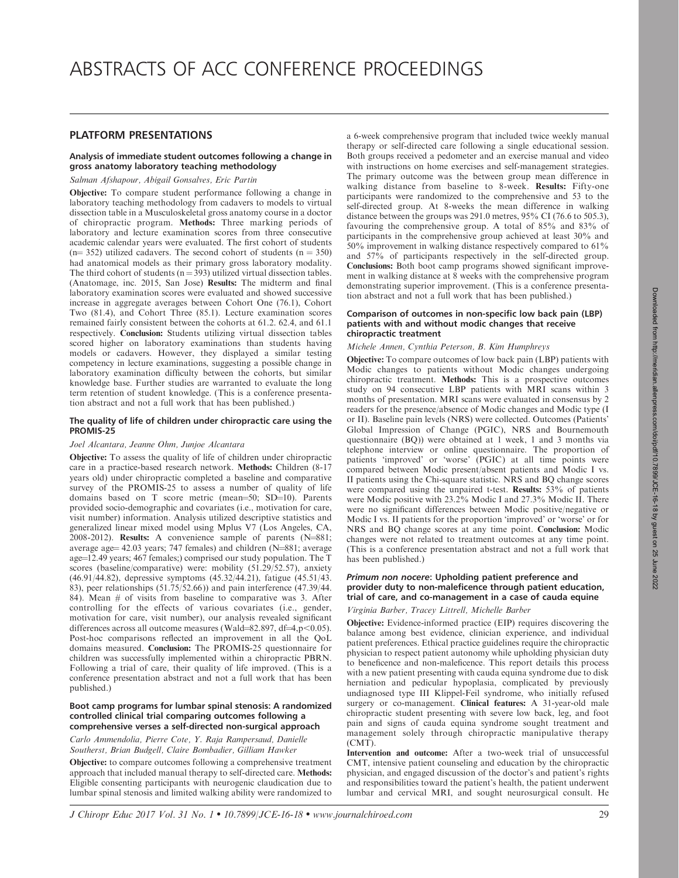# ABSTRACTS OF ACC CONFERENCE PROCEEDINGS

## PLATFORM PRESENTATIONS

### Analysis of immediate student outcomes following a change in gross anatomy laboratory teaching methodology

*Salman Afshapour, Abigail Gonsalves, Eric Partin*

**Objective:** To compare student performance following a change in laboratory teaching methodology from cadavers to models to virtual dissection table in a Musculoskeletal gross anatomy course in a doctor of chiropractic program. **Methods:** Three marking periods of laboratory and lecture examination scores from three consecutive academic calendar years were evaluated. The first cohort of students (n= 352) utilized cadavers. The second cohort of students (n = 350) had anatomical models as their primary gross laboratory modality. The third cohort of students (n = 393) utilized virtual dissection tables. (Anatomage, inc. 2015, San Jose) **Results:** The midterm and final laboratory examination scores were evaluated and showed successive increase in aggregate averages between Cohort One (76.1), Cohort Two (81.4), and Cohort Three (85.1). Lecture examination scores remained fairly consistent between the cohorts at 61.2. 62.4, and 61.1 respectively. **Conclusion:** Students utilizing virtual dissection tables scored higher on laboratory examinations than students having models or cadavers. However, they displayed a similar testing competency in lecture examinations, suggesting a possible change in laboratory examination difficulty between the cohorts, but similar knowledge base. Further studies are warranted to evaluate the long term retention of student knowledge. (This is a conference presentation abstract and not a full work that has been published.)

### The quality of life of children under chiropractic care using the PROMIS-25

*Joel Alcantara, Jeanne Ohm, Junjoe Alcantara*

**Objective:** To assess the quality of life of children under chiropractic care in a practice-based research network. **Methods:** Children (8-17 years old) under chiropractic completed a baseline and comparative survey of the PROMIS-25 to assess a number of quality of life domains based on T score metric (mean=50; SD=10). Parents provided socio-demographic and covariates (i.e., motivation for care, visit number) information. Analysis utilized descriptive statistics and generalized linear mixed model using Mplus V7 (Los Angeles, CA, 2008-2012). **Results:** A convenience sample of parents (N=881; average age= 42.03 years; 747 females) and children (N=881; average age=12.49 years; 467 females;) comprised our study population. The T scores (baseline/comparative) were: mobility (51.29/52.57), anxiety (46.91/44.82), depressive symptoms (45.32/44.21), fatigue (45.51/43. 83), peer relationships (51.75/52.66)) and pain interference (47.39/44. 84). Mean # of visits from baseline to comparative was 3. After controlling for the effects of various covariates (i.e., gender, motivation for care, visit number), our analysis revealed significant differences across all outcome measures (Wald=82.897, df=4, $p<0.05$). Post-hoc comparisons reflected an improvement in all the QoL domains measured. **Conclusion:** The PROMIS-25 questionnaire for children was successfully implemented within a chiropractic PBRN. Following a trial of care, their quality of life improved. (This is a conference presentation abstract and not a full work that has been published.)

### Boot camp programs for lumbar spinal stenosis: A randomized controlled clinical trial comparing outcomes following a comprehensive verses a self-directed non-surgical approach

*Carlo Ammendolia, Pierre Cote, Y. Raja Rampersaud, Danielle Southerst, Brian Budgell, Claire Bombadier, Gilliam Hawker*

**Objective:** to compare outcomes following a comprehensive treatment approach that included manual therapy to self-directed care. **Methods:** Eligible consenting participants with neurogenic claudication due to lumbar spinal stenosis and limited walking ability were randomized to a 6-week comprehensive program that included twice weekly manual therapy or self-directed care following a single educational session. Both groups received a pedometer and an exercise manual and video with instructions on home exercises and self-management strategies. The primary outcome was the between group mean difference in walking distance from baseline to 8-week. **Results:** Fifty-one participants were randomized to the comprehensive and 53 to the self-directed group. At 8-weeks the mean difference in walking distance between the groups was 291.0 metres, 95% CI (76.6 to 505.3), favouring the comprehensive group. A total of 85% and 83% of participants in the comprehensive group achieved at least 30% and 50% improvement in walking distance respectively compared to 61% and 57% of participants respectively in the self-directed group. **Conclusions:** Both boot camp programs showed significant improvement in walking distance at 8 weeks with the comprehensive program demonstrating superior improvement. (This is a conference presentation abstract and not a full work that has been published.)

### Comparison of outcomes in non-specific low back pain (LBP) patients with and without modic changes that receive chiropractic treatment

*Michele Annen, Cynthia Peterson, B. Kim Humphreys*

**Objective:** To compare outcomes of low back pain (LBP) patients with Modic changes to patients without Modic changes undergoing chiropractic treatment. **Methods:** This is a prospective outcomes study on 94 consecutive LBP patients with MRI scans within 3 months of presentation. MRI scans were evaluated in consensus by 2 readers for the presence/absence of Modic changes and Modic type (I or II). Baseline pain levels (NRS) were collected. Outcomes (Patients' Global Impression of Change (PGIC), NRS and Bournemouth questionnaire (BQ)) were obtained at 1 week, 1 and 3 months via telephone interview or online questionnaire. The proportion of patients 'improved' or 'worse' (PGIC) at all time points were compared between Modic present/absent patients and Modic I vs. II patients using the Chi-square statistic. NRS and BQ change scores were compared using the unpaired t-test. **Results:** 53% of patients were Modic positive with 23.2% Modic I and 27.3% Modic II. There were no significant differences between Modic positive/negative or Modic I vs. II patients for the proportion 'improved' or 'worse' or for NRS and BQ change scores at any time point. **Conclusion:** Modic changes were not related to treatment outcomes at any time point. (This is a conference presentation abstract and not a full work that has been published.)

### *Primum non nocere*: Upholding patient preference and provider duty to non-maleficence through patient education, trial of care, and co-management in a case of cauda equine

*Virginia Barber, Tracey Littrell, Michelle Barber*

**Objective:** Evidence-informed practice (EIP) requires discovering the balance among best evidence, clinician experience, and individual patient preferences. Ethical practice guidelines require the chiropractic physician to respect patient autonomy while upholding physician duty to beneficence and non-maleficence. This report details this process with a new patient presenting with cauda equina syndrome due to disk herniation and pedicular hypoplasia, complicated by previously undiagnosed type III Klippel-Feil syndrome, who initially refused surgery or co-management. **Clinical features:** A 31-year-old male chiropractic student presenting with severe low back, leg, and foot pain and signs of cauda equina syndrome sought treatment and management solely through chiropractic manipulative therapy (CMT).

**Intervention and outcome:** After a two-week trial of unsuccessful CMT, intensive patient counseling and education by the chiropractic physician, and engaged discussion of the doctor's and patient's rights and responsibilities toward the patient's health, the patient underwent lumbar and cervical MRI, and sought neurosurgical consult. He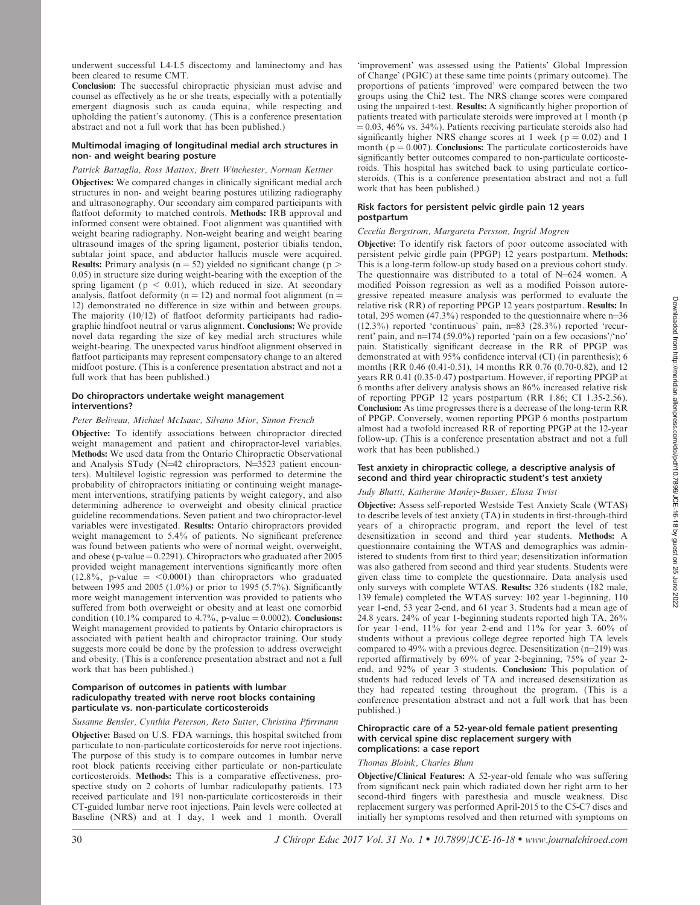underwent successful L4-L5 discectomy and laminectomy and has been cleared to resume CMT.

**Conclusion:** The successful chiropractic physician must advise and counsel as effectively as he or she treats, especially with a potentially emergent diagnosis such as cauda equina, while respecting and upholding the patient's autonomy. (This is a conference presentation abstract and not a full work that has been published.)

### Multimodal imaging of longitudinal medial arch structures in non- and weight bearing posture

*Patrick Battaglia, Ross Mattox, Brett Winchester, Norman Kettner*

**Objectives:** We compared changes in clinically significant medial arch structures in non- and weight bearing postures utilizing radiography and ultrasonography. Our secondary aim compared participants with flatfoot deformity to matched controls. **Methods:** IRB approval and informed consent were obtained. Foot alignment was quantified with weight bearing radiography. Non-weight bearing and weight bearing ultrasound images of the spring ligament, posterior tibialis tendon, subtalar joint space, and abductor hallucis muscle were acquired. **Results:** Primary analysis (n = 52) yielded no significant change ($p > 0.05$) in structure size during weight-bearing with the exception of the spring ligament ($p < 0.01$), which reduced in size. At secondary analysis, flatfoot deformity (n = 12) and normal foot alignment (n = 12) demonstrated no difference in size within and between groups. The majority (10/12) of flatfoot deformity participants had radiographic hindfoot neutral or varus alignment. **Conclusions:** We provide novel data regarding the size of key medial arch structures while weight-bearing. The unexpected varus hindfoot alignment observed in flatfoot participants may represent compensatory change to an altered midfoot posture. (This is a conference presentation abstract and not a full work that has been published.)

### Do chiropractors undertake weight management interventions?

*Peter Beliveau, Michael McIsaac, Silvano Mior, Simon French*

**Objective:** To identify associations between chiropractor directed weight management and patient and chiropractor-level variables. **Methods:** We used data from the Ontario Chiropractic Observational and Analysis STudy (N=42 chiropractors, N=3523 patient encounters). Multilevel logistic regression was performed to determine the probability of chiropractors initiating or continuing weight management interventions, stratifying patients by weight category, and also determining adherence to overweight and obesity clinical practice guideline recommendations. Seven patient and two chiropractor-level variables were investigated. **Results:** Ontario chiropractors provided weight management to 5.4% of patients. No significant preference was found between patients who were of normal weight, overweight, and obese (p-value = 0.2291). Chiropractors who graduated after 2005 provided weight management interventions significantly more often (12.8%, p-value = <0.0001) than chiropractors who graduated between 1995 and 2005 (1.0%) or prior to 1995 (5.7%). Significantly more weight management intervention was provided to patients who suffered from both overweight or obesity and at least one comorbid condition (10.1% compared to 4.7%, p-value = 0.0002). **Conclusions:** Weight management provided to patients by Ontario chiropractors is associated with patient health and chiropractor training. Our study suggests more could be done by the profession to address overweight and obesity. (This is a conference presentation abstract and not a full work that has been published.)

### Comparison of outcomes in patients with lumbar radiculopathy treated with nerve root blocks containing particulate vs. non-particulate corticosteroids

*Susanne Bensler, Cynthia Peterson, Reto Sutter, Christina Pfirrmann*

**Objective:** Based on U.S. FDA warnings, this hospital switched from particulate to non-particulate corticosteroids for nerve root injections. The purpose of this study is to compare outcomes in lumbar nerve root block patients receiving either particulate or non-particulate corticosteroids. **Methods:** This is a comparative effectiveness, prospective study on 2 cohorts of lumbar radiculopathy patients. 173 received particulate and 191 non-particulate corticosteroids in their CT-guided lumbar nerve root injections. Pain levels were collected at Baseline (NRS) and at 1 day, 1 week and 1 month. Overall 'improvement' was assessed using the Patients' Global Impression of Change' (PGIC) at these same time points (primary outcome). The proportions of patients 'improved' were compared between the two groups using the Chi2 test. The NRS change scores were compared using the unpaired t-test. **Results:** A significantly higher proportion of patients treated with particulate steroids were improved at 1 month ($p = 0.03$, 46% vs. 34%). Patients receiving particulate steroids also had significantly higher NRS change scores at 1 week ($p = 0.02$) and 1 month ($p = 0.007$). **Conclusions:** The particulate corticosteroids have significantly better outcomes compared to non-particulate corticosteroids. This hospital has switched back to using particulate corticosteroids. (This is a conference presentation abstract and not a full work that has been published.)

### Risk factors for persistent pelvic girdle pain 12 years postpartum

*Cecelia Bergstrom, Margareta Persson, Ingrid Mogren*

**Objective:** To identify risk factors of poor outcome associated with persistent pelvic girdle pain (PPGP) 12 years postpartum. **Methods:** This is a long-term follow-up study based on a previous cohort study. The questionnaire was distributed to a total of N=624 women. A modified Poisson regression as well as a modified Poisson autoregressive repeated measure analysis was performed to evaluate the relative risk (RR) of reporting PPGP 12 years postpartum. **Results:** In total, 295 women (47.3%) responded to the questionnaire where n=36 (12.3%) reported 'continuous' pain, n=83 (28.3%) reported 'recurrent' pain, and n=174 (59.0%) reported 'pain on a few occasions'/'no' pain. Statistically significant decrease in the RR of PPGP was demonstrated at with 95% confidence interval (CI) (in parenthesis); 6 months (RR 0.46 (0.41-0.51), 14 months RR 0.76 (0.70-0.82), and 12 years RR 0.41 (0.35-0.47) postpartum. However, if reporting PPGP at 6 months after delivery analysis shows an 86% increased relative risk of reporting PPGP 12 years postpartum (RR 1.86; CI 1.35-2.56). **Conclusion:** As time progresses there is a decrease of the long-term RR of PPGP. Conversely, women reporting PPGP 6 months postpartum almost had a twofold increased RR of reporting PPGP at the 12-year follow-up. (This is a conference presentation abstract and not a full work that has been published.)

### Test anxiety in chiropractic college, a descriptive analysis of second and third year chiropractic student's test anxiety

*Judy Bhatti, Katherine Manley-Busser, Elissa Twist*

**Objective:** Assess self-reported Westside Test Anxiety Scale (WTAS) to describe levels of test anxiety (TA) in students in first-through-third years of a chiropractic program, and report the level of test desensitization in second and third year students. **Methods:** A questionnaire containing the WTAS and demographics was administered to students from first to third year; desensitization information was also gathered from second and third year students. Students were given class time to complete the questionnaire. Data analysis used only surveys with complete WTAS. **Results:** 326 students (182 male, 139 female) completed the WTAS survey: 102 year 1-beginning, 110 year 1-end, 53 year 2-end, and 61 year 3. Students had a mean age of 24.8 years. 24% of year 1-beginning students reported high TA, 26% for year 1-end, 11% for year 2-end and 11% for year 3. 60% of students without a previous college degree reported high TA levels compared to 49% with a previous degree. Desensitization (n=219) was reported affirmatively by 69% of year 2-beginning, 75% of year 2-end, and 92% of year 3 students. **Conclusion:** This population of students had reduced levels of TA and increased desensitization as they had repeated testing throughout the program. (This is a conference presentation abstract and not a full work that has been published.)

### Chiropractic care of a 52-year-old female patient presenting with cervical spine disc replacement surgery with complications: a case report

*Thomas Bloink, Charles Blum*

**Objective/Clinical Features:** A 52-year-old female who was suffering from significant neck pain which radiated down her right arm to her second-third fingers with paresthesia and muscle weakness. Disc replacement surgery was performed April-2015 to the C5-C7 discs and initially her symptoms resolved and then returned with symptoms on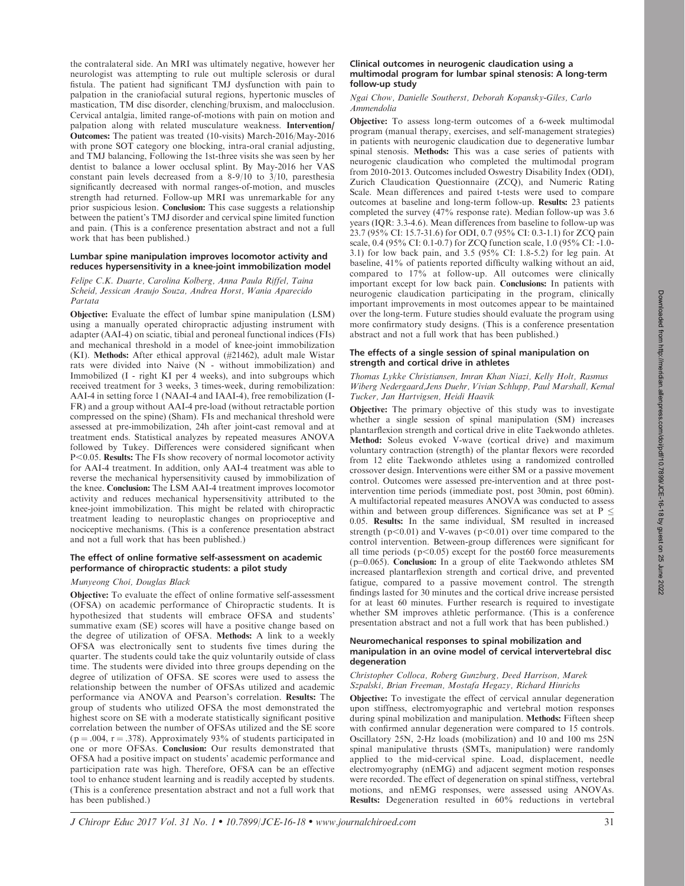the contralateral side. An MRI was ultimately negative, however her neurologist was attempting to rule out multiple sclerosis or dural fistula. The patient had significant TMJ dysfunction with pain to palpation in the craniofacial sutural regions, hypertonic muscles of mastication, TM disc disorder, clenching/bruxism, and malocclusion. Cervical antalgia, limited range-of-motions with pain on motion and palpation along with related musculature weakness. **Intervention/ Outcomes:** The patient was treated (10-visits) March-2016/May-2016 with prone SOT category one blocking, intra-oral cranial adjusting, and TMJ balancing, Following the 1st-three visits she was seen by her dentist to balance a lower occlusal splint. By May-2016 her VAS constant pain levels decreased from a 8-9/10 to 3/10, paresthesia significantly decreased with normal ranges-of-motion, and muscles strength had returned. Follow-up MRI was unremarkable for any prior suspicious lesion. **Conclusion:** This case suggests a relationship between the patient's TMJ disorder and cervical spine limited function and pain. (This is a conference presentation abstract and not a full work that has been published.)

### Lumbar spine manipulation improves locomotor activity and reduces hypersensitivity in a knee-joint immobilization model

*Felipe C.K. Duarte, Carolina Kolberg, Anna Paula Riffel, Taina Scheid, Jessican Araujo Souza, Andrea Horst, Wania Aparecido Partata*

**Objective:** Evaluate the effect of lumbar spine manipulation (LSM) using a manually operated chiropractic adjusting instrument with adapter (AAI-4) on sciatic, tibial and peroneal functional indices (FIs) and mechanical threshold in a model of knee-joint immobilization (KI). **Methods:** After ethical approval (#21462), adult male Wistar rats were divided into Naive (N - without immobilization) and Immobilized (I - right KI per 4 weeks), and into subgroups which received treatment for 3 weeks, 3 times-week, during remobilization: AAI-4 in setting force 1 (NAAI-4 and IAAI-4), free remobilization (I-FR) and a group without AAI-4 pre-load (without retractable portion compressed on the spine) (Sham). FIs and mechanical threshold were assessed at pre-immobilization, 24h after joint-cast removal and at treatment ends. Statistical analyzes by repeated measures ANOVA followed by Tukey. Differences were considered significant when $P<0.05$. **Results:** The FIs show recovery of normal locomotor activity for AAI-4 treatment. In addition, only AAI-4 treatment was able to reverse the mechanical hypersensitivity caused by immobilization of the knee. **Conclusion:** The LSM AAI-4 treatment improves locomotor activity and reduces mechanical hypersensitivity attributed to the knee-joint immobilization. This might be related with chiropractic treatment leading to neuroplastic changes on proprioceptive and nociceptive mechanisms. (This is a conference presentation abstract and not a full work that has been published.)

### The effect of online formative self-assessment on academic performance of chiropractic students: a pilot study

*Munyeong Choi, Douglas Black*

**Objective:** To evaluate the effect of online formative self-assessment (OFSA) on academic performance of Chiropractic students. It is hypothesized that students will embrace OFSA and students' summative exam (SE) scores will have a positive change based on the degree of utilization of OFSA. **Methods:** A link to a weekly OFSA was electronically sent to students five times during the quarter. The students could take the quiz voluntarily outside of class time. The students were divided into three groups depending on the degree of utilization of OFSA. SE scores were used to assess the relationship between the number of OFSAs utilized and academic performance via ANOVA and Pearson's correlation. **Results:** The group of students who utilized OFSA the most demonstrated the highest score on SE with a moderate statistically significant positive correlation between the number of OFSAs utilized and the SE score ($p = .004$, $r = .378$). Approximately 93% of students participated in one or more OFSAs. **Conclusion:** Our results demonstrated that OFSA had a positive impact on students' academic performance and participation rate was high. Therefore, OFSA can be an effective tool to enhance student learning and is readily accepted by students. (This is a conference presentation abstract and not a full work that has been published.)

### Clinical outcomes in neurogenic claudication using a multimodal program for lumbar spinal stenosis: A long-term follow-up study

*Ngai Chow, Danielle Southerst, Deborah Kopansky-Giles, Carlo Ammendolia*

**Objective:** To assess long-term outcomes of a 6-week multimodal program (manual therapy, exercises, and self-management strategies) in patients with neurogenic claudication due to degenerative lumbar spinal stenosis. **Methods:** This was a case series of patients with neurogenic claudication who completed the multimodal program from 2010-2013. Outcomes included Oswestry Disability Index (ODI), Zurich Claudication Questionnaire (ZCQ), and Numeric Rating Scale. Mean differences and paired t-tests were used to compare outcomes at baseline and long-term follow-up. **Results:** 23 patients completed the survey (47% response rate). Median follow-up was 3.6 years (IQR: 3.3-4.6). Mean differences from baseline to follow-up was 23.7 (95% CI: 15.7-31.6) for ODI, 0.7 (95% CI: 0.3-1.1) for ZCQ pain scale, 0.4 (95% CI: 0.1-0.7) for ZCQ function scale, 1.0 (95% CI: -1.0-3.1) for low back pain, and 3.5 (95% CI: 1.8-5.2) for leg pain. At baseline, 41% of patients reported difficulty walking without an aid, compared to 17% at follow-up. All outcomes were clinically important except for low back pain. **Conclusions:** In patients with neurogenic claudication participating in the program, clinically important improvements in most outcomes appear to be maintained over the long-term. Future studies should evaluate the program using more confirmatory study designs. (This is a conference presentation abstract and not a full work that has been published.)

### The effects of a single session of spinal manipulation on strength and cortical drive in athletes

*Thomas Lykke Christiansen, Imran Khan Niazi, Kelly Holt, Rasmus Wiberg Nedergaard,Jens Duehr, Vivian Schlupp, Paul Marshall, Kemal Tucker, Jan Hartvigsen, Heidi Haavik*

**Objective:** The primary objective of this study was to investigate whether a single session of spinal manipulation (SM) increases plantarflexion strength and cortical drive in elite Taekwondo athletes. **Method:** Soleus evoked V-wave (cortical drive) and maximum voluntary contraction (strength) of the plantar flexors were recorded from 12 elite Taekwondo athletes using a randomized controlled crossover design. Interventions were either SM or a passive movement control. Outcomes were assessed pre-intervention and at three post-intervention time periods (immediate post, post 30min, post 60min). A multifactorial repeated measures ANOVA was conducted to assess within and between group differences. Significance was set at $P \leq 0.05$. **Results:** In the same individual, SM resulted in increased strength ($p<0.01$) and V-waves ($p<0.01$) over time compared to the control intervention. Between-group differences were significant for all time periods ($p<0.05$) except for the post60 force measurements ($p=0.065$). **Conclusion:** In a group of elite Taekwondo athletes SM increased plantarflexion strength and cortical drive, and prevented fatigue, compared to a passive movement control. The strength findings lasted for 30 minutes and the cortical drive increase persisted for at least 60 minutes. Further research is required to investigate whether SM improves athletic performance. (This is a conference presentation abstract and not a full work that has been published.)

### Neuromechanical responses to spinal mobilization and manipulation in an ovine model of cervical intervertebral disc degeneration

*Christopher Colloca, Roberg Gunzburg, Deed Harrison, Marek Szpalski, Brian Freeman, Mostafa Hegazy, Richard Hinrichs*

**Objective:** To investigate the effect of cervical annular degeneration upon stiffness, electromyographic and vertebral motion responses during spinal mobilization and manipulation. **Methods:** Fifteen sheep with confirmed annular degeneration were compared to 15 controls. Oscillatory 25N, 2-Hz loads (mobilization) and 10 and 100 ms 25N spinal manipulative thrusts (SMTs, manipulation) were randomly applied to the mid-cervical spine. Load, displacement, needle electromyography (nEMG) and adjacent segment motion responses were recorded. The effect of degeneration on spinal stiffness, vertebral motions, and nEMG responses, were assessed using ANOVAs. **Results:** Degeneration resulted in 60% reductions in vertebral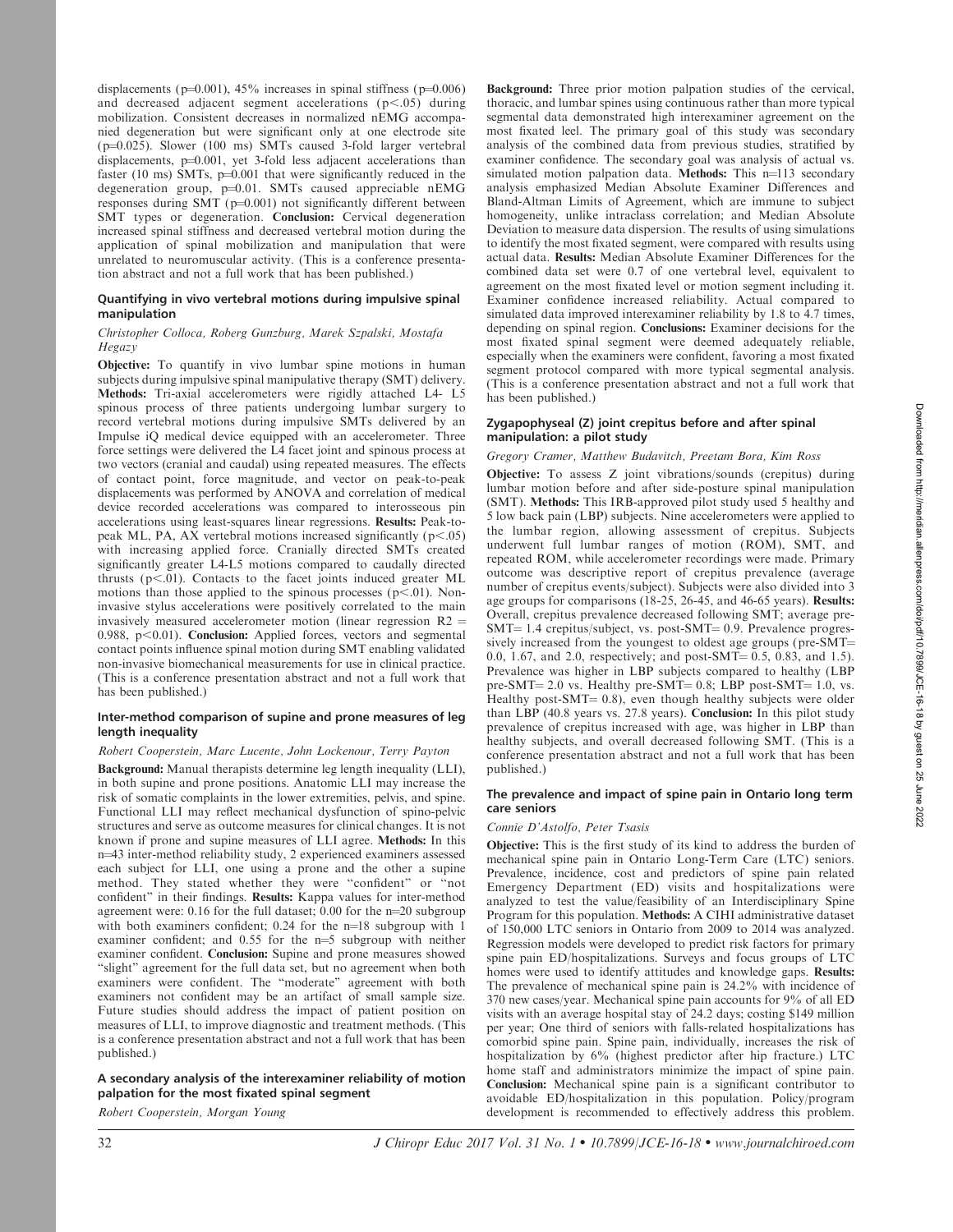displacements ($p=0.001$), 45% increases in spinal stiffness ($p=0.006$) and decreased adjacent segment accelerations ($p<.05$) during mobilization. Consistent decreases in normalized nEMG accompanied degeneration but were significant only at one electrode site ($p=0.025$). Slower (100 ms) SMTs caused 3-fold larger vertebral displacements, $p=0.001$, yet 3-fold less adjacent accelerations than faster (10 ms) SMTs, $p=0.001$ that were significantly reduced in the degeneration group, $p=0.01$. SMTs caused appreciable nEMG responses during SMT ($p=0.001$) not significantly different between SMT types or degeneration. **Conclusion:** Cervical degeneration increased spinal stiffness and decreased vertebral motion during the application of spinal mobilization and manipulation that were unrelated to neuromuscular activity. (This is a conference presentation abstract and not a full work that has been published.)

### Quantifying in vivo vertebral motions during impulsive spinal manipulation

*Christopher Colloca, Roberg Gunzburg, Marek Szpalski, Mostafa Hegazy*

**Objective:** To quantify in vivo lumbar spine motions in human subjects during impulsive spinal manipulative therapy (SMT) delivery. **Methods:** Tri-axial accelerometers were rigidly attached L4- L5 spinous process of three patients undergoing lumbar surgery to record vertebral motions during impulsive SMTs delivered by an Impulse iQ medical device equipped with an accelerometer. Three force settings were delivered the L4 facet joint and spinous process at two vectors (cranial and caudal) using repeated measures. The effects of contact point, force magnitude, and vector on peak-to-peak displacements was performed by ANOVA and correlation of medical device recorded accelerations was compared to interosseous pin accelerations using least-squares linear regressions. **Results:** Peak-to-peak ML, PA, AX vertebral motions increased significantly ($p<.05$) with increasing applied force. Cranially directed SMTs created significantly greater L4-L5 motions compared to caudally directed thrusts ($p<.01$). Contacts to the facet joints induced greater ML motions than those applied to the spinous processes ($p<.01$). Non-invasive stylus accelerations were positively correlated to the main invasively measured accelerometer motion (linear regression $R2 = 0.988$, $p<0.01$). **Conclusion:** Applied forces, vectors and segmental contact points influence spinal motion during SMT enabling validated non-invasive biomechanical measurements for use in clinical practice. (This is a conference presentation abstract and not a full work that has been published.)

### Inter-method comparison of supine and prone measures of leg length inequality

*Robert Cooperstein, Marc Lucente, John Lockenour, Terry Payton*

**Background:** Manual therapists determine leg length inequality (LLI), in both supine and prone positions. Anatomic LLI may increase the risk of somatic complaints in the lower extremities, pelvis, and spine. Functional LLI may reflect mechanical dysfunction of spino-pelvic structures and serve as outcome measures for clinical changes. It is not known if prone and supine measures of LLI agree. **Methods:** In this $n=43$ inter-method reliability study, 2 experienced examiners assessed each subject for LLI, one using a prone and the other a supine method. They stated whether they were "confident" or "not confident" in their findings. **Results:** Kappa values for inter-method agreement were: 0.16 for the full dataset; 0.00 for the $n=20$ subgroup with both examiners confident; 0.24 for the $n=18$ subgroup with 1 examiner confident; and 0.55 for the $n=5$ subgroup with neither examiner confident. **Conclusion:** Supine and prone measures showed "slight" agreement for the full data set, but no agreement when both examiners were confident. The "moderate" agreement with both examiners not confident may be an artifact of small sample size. Future studies should address the impact of patient position on measures of LLI, to improve diagnostic and treatment methods. (This is a conference presentation abstract and not a full work that has been published.)

### A secondary analysis of the interexaminer reliability of motion palpation for the most fixated spinal segment

*Robert Cooperstein, Morgan Young*

**Background:** Three prior motion palpation studies of the cervical, thoracic, and lumbar spines using continuous rather than more typical segmental data demonstrated high interexaminer agreement on the most fixated leel. The primary goal of this study was secondary analysis of the combined data from previous studies, stratified by examiner confidence. The secondary goal was analysis of actual vs. simulated motion palpation data. **Methods:** This $n=113$ secondary analysis emphasized Median Absolute Examiner Differences and Bland-Altman Limits of Agreement, which are immune to subject homogeneity, unlike intraclass correlation; and Median Absolute Deviation to measure data dispersion. The results of using simulations to identify the most fixated segment, were compared with results using actual data. **Results:** Median Absolute Examiner Differences for the combined data set were 0.7 of one vertebral level, equivalent to agreement on the most fixated level or motion segment including it. Examiner confidence increased reliability. Actual compared to simulated data improved interexaminer reliability by 1.8 to 4.7 times, depending on spinal region. **Conclusions:** Examiner decisions for the most fixated spinal segment were deemed adequately reliable, especially when the examiners were confident, favoring a most fixated segment protocol compared with more typical segmental analysis. (This is a conference presentation abstract and not a full work that has been published.)

### Zygapophyseal (Z) joint crepitus before and after spinal manipulation: a pilot study

*Gregory Cramer, Matthew Budavitch, Preetam Bora, Kim Ross*

**Objective:** To assess Z joint vibrations/sounds (crepitus) during lumbar motion before and after side-posture spinal manipulation (SMT). **Methods:** This IRB-approved pilot study used 5 healthy and 5 low back pain (LBP) subjects. Nine accelerometers were applied to the lumbar region, allowing assessment of crepitus. Subjects underwent full lumbar ranges of motion (ROM), SMT, and repeated ROM, while accelerometer recordings were made. Primary outcome was descriptive report of crepitus prevalence (average number of crepitus events/subject). Subjects were also divided into 3 age groups for comparisons (18-25, 26-45, and 46-65 years). **Results:** Overall, crepitus prevalence decreased following SMT; average pre-SMT= 1.4 crepitus/subject, vs. post-SMT= 0.9. Prevalence progressively increased from the youngest to oldest age groups (pre-SMT= 0.0, 1.67, and 2.0, respectively; and post-SMT= 0.5, 0.83, and 1.5). Prevalence was higher in LBP subjects compared to healthy (LBP pre-SMT= 2.0 vs. Healthy pre-SMT= 0.8; LBP post-SMT= 1.0, vs. Healthy post-SMT= 0.8), even though healthy subjects were older than LBP (40.8 years vs. 27.8 years). **Conclusion:** In this pilot study prevalence of crepitus increased with age, was higher in LBP than healthy subjects, and overall decreased following SMT. (This is a conference presentation abstract and not a full work that has been published.)

### The prevalence and impact of spine pain in Ontario long term care seniors

*Connie D'Astolfo, Peter Tsasis*

**Objective:** This is the first study of its kind to address the burden of mechanical spine pain in Ontario Long-Term Care (LTC) seniors. Prevalence, incidence, cost and predictors of spine pain related Emergency Department (ED) visits and hospitalizations were analyzed to test the value/feasibility of an Interdisciplinary Spine Program for this population. **Methods:** A CIHI administrative dataset of 150,000 LTC seniors in Ontario from 2009 to 2014 was analyzed. Regression models were developed to predict risk factors for primary spine pain ED/hospitalizations. Surveys and focus groups of LTC homes were used to identify attitudes and knowledge gaps. **Results:** The prevalence of mechanical spine pain is 24.2% with incidence of 370 new cases/year. Mechanical spine pain accounts for 9% of all ED visits with an average hospital stay of 24.2 days; costing $149 million per year; One third of seniors with falls-related hospitalizations has comorbid spine pain. Spine pain, individually, increases the risk of hospitalization by 6% (highest predictor after hip fracture.) LTC home staff and administrators minimize the impact of spine pain. **Conclusion:** Mechanical spine pain is a significant contributor to avoidable ED/hospitalization in this population. Policy/program development is recommended to effectively address this problem.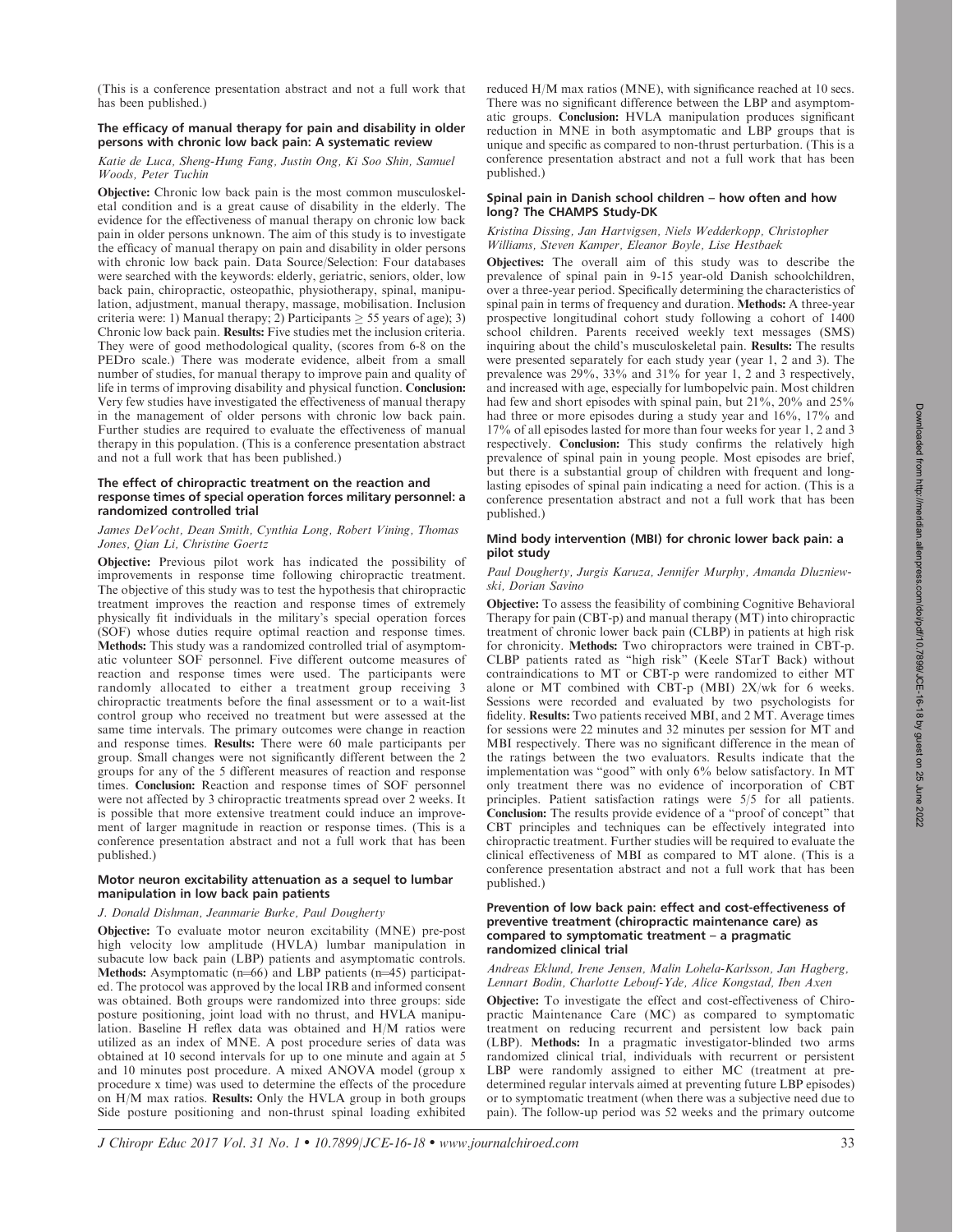(This is a conference presentation abstract and not a full work that has been published.)

### The efficacy of manual therapy for pain and disability in older persons with chronic low back pain: A systematic review

*Katie de Luca, Sheng-Hung Fang, Justin Ong, Ki Soo Shin, Samuel Woods, Peter Tuchin*

**Objective:** Chronic low back pain is the most common musculoskeletal condition and is a great cause of disability in the elderly. The evidence for the effectiveness of manual therapy on chronic low back pain in older persons unknown. The aim of this study is to investigate the efficacy of manual therapy on pain and disability in older persons with chronic low back pain. Data Source/Selection: Four databases were searched with the keywords: elderly, geriatric, seniors, older, low back pain, chiropractic, osteopathic, physiotherapy, spinal, manipulation, adjustment, manual therapy, massage, mobilisation. Inclusion criteria were: 1) Manual therapy; 2) Participants $\geq$ 55 years of age); 3) Chronic low back pain. **Results:** Five studies met the inclusion criteria. They were of good methodological quality, (scores from 6-8 on the PEDro scale.) There was moderate evidence, albeit from a small number of studies, for manual therapy to improve pain and quality of life in terms of improving disability and physical function. **Conclusion:** Very few studies have investigated the effectiveness of manual therapy in the management of older persons with chronic low back pain. Further studies are required to evaluate the effectiveness of manual therapy in this population. (This is a conference presentation abstract and not a full work that has been published.)

### The effect of chiropractic treatment on the reaction and response times of special operation forces military personnel: a randomized controlled trial

*James DeVocht, Dean Smith, Cynthia Long, Robert Vining, Thomas Jones, Qian Li, Christine Goertz*

**Objective:** Previous pilot work has indicated the possibility of improvements in response time following chiropractic treatment. The objective of this study was to test the hypothesis that chiropractic treatment improves the reaction and response times of extremely physically fit individuals in the military's special operation forces (SOF) whose duties require optimal reaction and response times. **Methods:** This study was a randomized controlled trial of asymptomatic volunteer SOF personnel. Five different outcome measures of reaction and response times were used. The participants were randomly allocated to either a treatment group receiving 3 chiropractic treatments before the final assessment or to a wait-list control group who received no treatment but were assessed at the same time intervals. The primary outcomes were change in reaction and response times. **Results:** There were 60 male participants per group. Small changes were not significantly different between the 2 groups for any of the 5 different measures of reaction and response times. **Conclusion:** Reaction and response times of SOF personnel were not affected by 3 chiropractic treatments spread over 2 weeks. It is possible that more extensive treatment could induce an improvement of larger magnitude in reaction or response times. (This is a conference presentation abstract and not a full work that has been published.)

### Motor neuron excitability attenuation as a sequel to lumbar manipulation in low back pain patients

*J. Donald Dishman, Jeanmarie Burke, Paul Dougherty*

**Objective:** To evaluate motor neuron excitability (MNE) pre-post high velocity low amplitude (HVLA) lumbar manipulation in subacute low back pain (LBP) patients and asymptomatic controls. **Methods:** Asymptomatic (n=66) and LBP patients (n=45) participated. The protocol was approved by the local IRB and informed consent was obtained. Both groups were randomized into three groups: side posture positioning, joint load with no thrust, and HVLA manipulation. Baseline H reflex data was obtained and H/M ratios were utilized as an index of MNE. A post procedure series of data was obtained at 10 second intervals for up to one minute and again at 5 and 10 minutes post procedure. A mixed ANOVA model (group x procedure x time) was used to determine the effects of the procedure on H/M max ratios. **Results:** Only the HVLA group in both groups Side posture positioning and non-thrust spinal loading exhibited reduced H/M max ratios (MNE), with significance reached at 10 secs. There was no significant difference between the LBP and asymptomatic groups. **Conclusion:** HVLA manipulation produces significant reduction in MNE in both asymptomatic and LBP groups that is unique and specific as compared to non-thrust perturbation. (This is a conference presentation abstract and not a full work that has been published.)

### Spinal pain in Danish school children – how often and how long? The CHAMPS Study-DK

*Kristina Dissing, Jan Hartvigsen, Niels Wedderkopp, Christopher Williams, Steven Kamper, Eleanor Boyle, Lise Hestbaek*

**Objectives:** The overall aim of this study was to describe the prevalence of spinal pain in 9-15 year-old Danish schoolchildren, over a three-year period. Specifically determining the characteristics of spinal pain in terms of frequency and duration. **Methods:** A three-year prospective longitudinal cohort study following a cohort of 1400 school children. Parents received weekly text messages (SMS) inquiring about the child's musculoskeletal pain. **Results:** The results were presented separately for each study year (year 1, 2 and 3). The prevalence was 29%, 33% and 31% for year 1, 2 and 3 respectively, and increased with age, especially for lumbopelvic pain. Most children had few and short episodes with spinal pain, but 21%, 20% and 25% had three or more episodes during a study year and 16%, 17% and 17% of all episodes lasted for more than four weeks for year 1, 2 and 3 respectively. **Conclusion:** This study confirms the relatively high prevalence of spinal pain in young people. Most episodes are brief, but there is a substantial group of children with frequent and long-lasting episodes of spinal pain indicating a need for action. (This is a conference presentation abstract and not a full work that has been published.)

### Mind body intervention (MBI) for chronic lower back pain: a pilot study

*Paul Dougherty, Jurgis Karuza, Jennifer Murphy, Amanda Dluzniewski, Dorian Savino*

**Objective:** To assess the feasibility of combining Cognitive Behavioral Therapy for pain (CBT-p) and manual therapy (MT) into chiropractic treatment of chronic lower back pain (CLBP) in patients at high risk for chronicity. **Methods:** Two chiropractors were trained in CBT-p. CLBP patients rated as "high risk" (Keele STarT Back) without contraindications to MT or CBT-p were randomized to either MT alone or MT combined with CBT-p (MBI) 2X/wk for 6 weeks. Sessions were recorded and evaluated by two psychologists for fidelity. **Results:** Two patients received MBI, and 2 MT. Average times for sessions were 22 minutes and 32 minutes per session for MT and MBI respectively. There was no significant difference in the mean of the ratings between the two evaluators. Results indicate that the implementation was "good" with only 6% below satisfactory. In MT only treatment there was no evidence of incorporation of CBT principles. Patient satisfaction ratings were 5/5 for all patients. **Conclusion:** The results provide evidence of a "proof of concept" that CBT principles and techniques can be effectively integrated into chiropractic treatment. Further studies will be required to evaluate the clinical effectiveness of MBI as compared to MT alone. (This is a conference presentation abstract and not a full work that has been published.)

### Prevention of low back pain: effect and cost-effectiveness of preventive treatment (chiropractic maintenance care) as compared to symptomatic treatment – a pragmatic randomized clinical trial

*Andreas Eklund, Irene Jensen, Malin Lohela-Karlsson, Jan Hagberg, Lennart Bodin, Charlotte Leboeuf-Yde, Alice Kongstad, Iben Axen*

**Objective:** To investigate the effect and cost-effectiveness of Chiropractic Maintenance Care (MC) as compared to symptomatic treatment on reducing recurrent and persistent low back pain (LBP). **Methods:** In a pragmatic investigator-blinded two arms randomized clinical trial, individuals with recurrent or persistent LBP were randomly assigned to either MC (treatment at pre-determined regular intervals aimed at preventing future LBP episodes) or to symptomatic treatment (when there was a subjective need due to pain). The follow-up period was 52 weeks and the primary outcome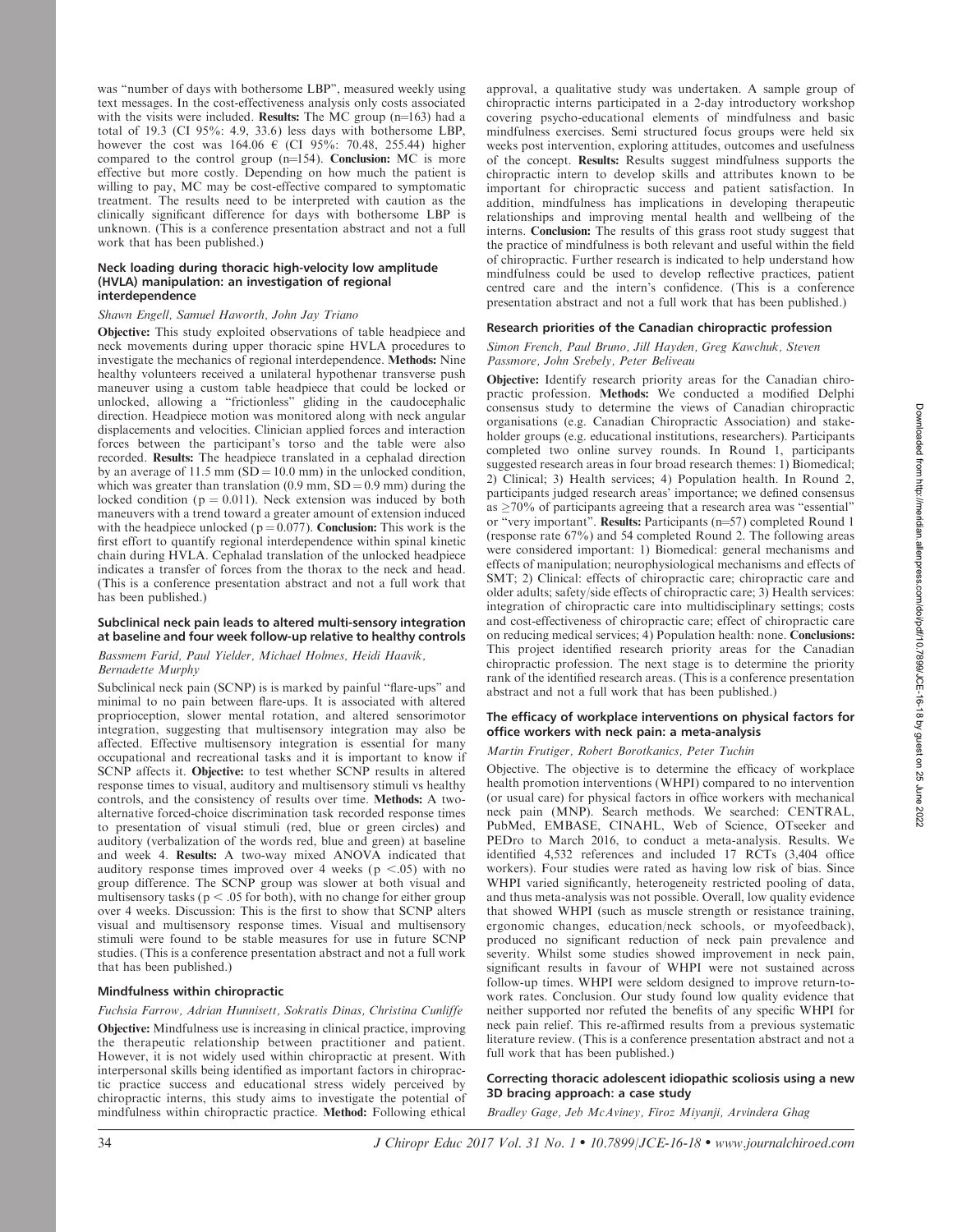was "number of days with bothersome LBP", measured weekly using text messages. In the cost-effectiveness analysis only costs associated with the visits were included. **Results:** The MC group (n=163) had a total of 19.3 (CI 95%: 4.9, 33.6) less days with bothersome LBP, however the cost was 164.06 € (CI 95%: 70.48, 255.44) higher compared to the control group (n=154). **Conclusion:** MC is more effective but more costly. Depending on how much the patient is willing to pay, MC may be cost-effective compared to symptomatic treatment. The results need to be interpreted with caution as the clinically significant difference for days with bothersome LBP is unknown. (This is a conference presentation abstract and not a full work that has been published.)

### Neck loading during thoracic high-velocity low amplitude (HVLA) manipulation: an investigation of regional interdependence

*Shawn Engell, Samuel Haworth, John Jay Triano*

**Objective:** This study exploited observations of table headpiece and neck movements during upper thoracic spine HVLA procedures to investigate the mechanics of regional interdependence. **Methods:** Nine healthy volunteers received a unilateral hypothenar transverse push maneuver using a custom table headpiece that could be locked or unlocked, allowing a "frictionless" gliding in the caudocephalic direction. Headpiece motion was monitored along with neck angular displacements and velocities. Clinician applied forces and interaction forces between the participant's torso and the table were also recorded. **Results:** The headpiece translated in a cephalad direction by an average of 11.5 mm (SD = 10.0 mm) in the unlocked condition, which was greater than translation (0.9 mm, SD = 0.9 mm) during the locked condition (p = 0.011). Neck extension was induced by both maneuvers with a trend toward a greater amount of extension induced with the headpiece unlocked (p = 0.077). **Conclusion:** This work is the first effort to quantify regional interdependence within spinal kinetic chain during HVLA. Cephalad translation of the unlocked headpiece indicates a transfer of forces from the thorax to the neck and head. (This is a conference presentation abstract and not a full work that has been published.)

### Subclinical neck pain leads to altered multi-sensory integration at baseline and four week follow-up relative to healthy controls

*Bassmem Farid, Paul Yielder, Michael Holmes, Heidi Haavik, Bernadette Murphy*

Subclinical neck pain (SCNP) is is marked by painful "flare-ups" and minimal to no pain between flare-ups. It is associated with altered proprioception, slower mental rotation, and altered sensorimotor integration, suggesting that multisensory integration may also be affected. Effective multisensory integration is essential for many occupational and recreational tasks and it is important to know if SCNP affects it. **Objective:** to test whether SCNP results in altered response times to visual, auditory and multisensory stimuli vs healthy controls, and the consistency of results over time. **Methods:** A two-alternative forced-choice discrimination task recorded response times to presentation of visual stimuli (red, blue or green circles) and auditory (verbalization of the words red, blue and green) at baseline and week 4. **Results:** A two-way mixed ANOVA indicated that auditory response times improved over 4 weeks ($p < .05$) with no group difference. The SCNP group was slower at both visual and multisensory tasks ($p < .05$ for both), with no change for either group over 4 weeks. Discussion: This is the first to show that SCNP alters visual and multisensory response times. Visual and multisensory stimuli were found to be stable measures for use in future SCNP studies. (This is a conference presentation abstract and not a full work that has been published.)

### Mindfulness within chiropractic

*Fuchsia Farrow, Adrian Hunnisett, Sokratis Dinas, Christina Cunliffe*

**Objective:** Mindfulness use is increasing in clinical practice, improving the therapeutic relationship between practitioner and patient. However, it is not widely used within chiropractic at present. With interpersonal skills being identified as important factors in chiropractic practice success and educational stress widely perceived by chiropractic interns, this study aims to investigate the potential of mindfulness within chiropractic practice. **Method:** Following ethical approval, a qualitative study was undertaken. A sample group of chiropractic interns participated in a 2-day introductory workshop covering psycho-educational elements of mindfulness and basic mindfulness exercises. Semi structured focus groups were held six weeks post intervention, exploring attitudes, outcomes and usefulness of the concept. **Results:** Results suggest mindfulness supports the chiropractic intern to develop skills and attributes known to be important for chiropractic success and patient satisfaction. In addition, mindfulness has implications in developing therapeutic relationships and improving mental health and wellbeing of the interns. **Conclusion:** The results of this grass root study suggest that the practice of mindfulness is both relevant and useful within the field of chiropractic. Further research is indicated to help understand how mindfulness could be used to develop reflective practices, patient centred care and the intern's confidence. (This is a conference presentation abstract and not a full work that has been published.)

### Research priorities of the Canadian chiropractic profession

*Simon French, Paul Bruno, Jill Hayden, Greg Kawchuk, Steven Passmore, John Srebely, Peter Beliveau*

**Objective:** Identify research priority areas for the Canadian chiropractic profession. **Methods:** We conducted a modified Delphi consensus study to determine the views of Canadian chiropractic organisations (e.g. Canadian Chiropractic Association) and stakeholder groups (e.g. educational institutions, researchers). Participants completed two online survey rounds. In Round 1, participants suggested research areas in four broad research themes: 1) Biomedical; 2) Clinical; 3) Health services; 4) Population health. In Round 2, participants judged research areas' importance; we defined consensus as ≥70% of participants agreeing that a research area was "essential" or "very important". **Results:** Participants (n=57) completed Round 1 (response rate 67%) and 54 completed Round 2. The following areas were considered important: 1) Biomedical: general mechanisms and effects of manipulation; neurophysiological mechanisms and effects of SMT; 2) Clinical: effects of chiropractic care; chiropractic care and older adults; safety/side effects of chiropractic care; 3) Health services: integration of chiropractic care into multidisciplinary settings; costs and cost-effectiveness of chiropractic care; effect of chiropractic care on reducing medical services; 4) Population health: none. **Conclusions:** This project identified research priority areas for the Canadian chiropractic profession. The next stage is to determine the priority rank of the identified research areas. (This is a conference presentation abstract and not a full work that has been published.)

### The efficacy of workplace interventions on physical factors for office workers with neck pain: a meta-analysis

*Martin Frutiger, Robert Borotkanics, Peter Tuchin*

Objective. The objective is to determine the efficacy of workplace health promotion interventions (WHPI) compared to no intervention (or usual care) for physical factors in office workers with mechanical neck pain (MNP). Search methods. We searched: CENTRAL, PubMed, EMBASE, CINAHL, Web of Science, OTseeker and PEDro to March 2016, to conduct a meta-analysis. Results. We identified 4,532 references and included 17 RCTs (3,404 office workers). Four studies were rated as having low risk of bias. Since WHPI varied significantly, heterogeneity restricted pooling of data, and thus meta-analysis was not possible. Overall, low quality evidence that showed WHPI (such as muscle strength or resistance training, ergonomic changes, education/neck schools, or myofeedback), produced no significant reduction of neck pain prevalence and severity. Whilst some studies showed improvement in neck pain, significant results in favour of WHPI were not sustained across follow-up times. WHPI were seldom designed to improve return-to-work rates. Conclusion. Our study found low quality evidence that neither supported nor refuted the benefits of any specific WHPI for neck pain relief. This re-affirmed results from a previous systematic literature review. (This is a conference presentation abstract and not a full work that has been published.)

### Correcting thoracic adolescent idiopathic scoliosis using a new 3D bracing approach: a case study

*Bradley Gage, Jeb McAviney, Firoz Miyanji, Arvindera Ghag*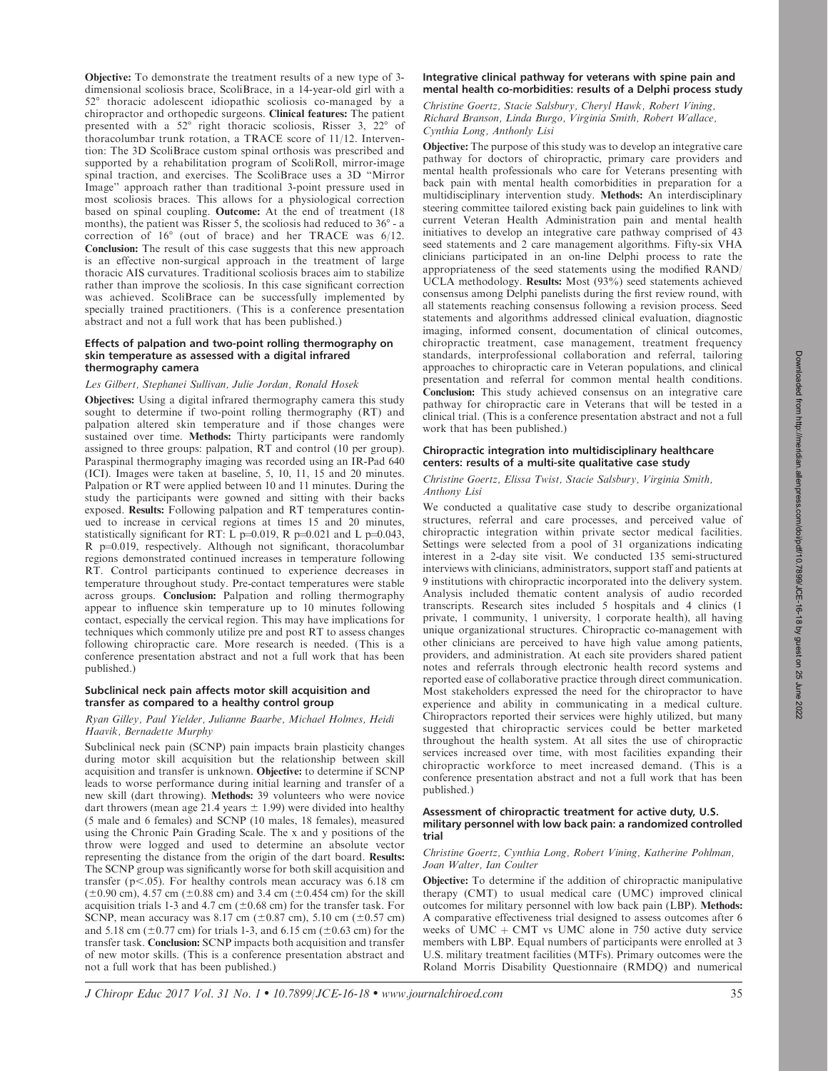**Objective:** To demonstrate the treatment results of a new type of 3-dimensional scoliosis brace, ScoliBrace, in a 14-year-old girl with a 52° thoracic adolescent idiopathic scoliosis co-managed by a chiropractor and orthopedic surgeons. **Clinical features:** The patient presented with a 52° right thoracic scoliosis, Risser 3, 22° of thoracolumbar trunk rotation, a TRACE score of 11/12. Intervention: The 3D ScoliBrace custom spinal orthosis was prescribed and supported by a rehabilitation program of ScoliRoll, mirror-image spinal traction, and exercises. The ScoliBrace uses a 3D "Mirror Image" approach rather than traditional 3-point pressure used in most scoliosis braces. This allows for a physiological correction based on spinal coupling. **Outcome:** At the end of treatment (18 months), the patient was Risser 5, the scoliosis had reduced to 36° - a correction of 16° (out of brace) and her TRACE was 6/12. **Conclusion:** The result of this case suggests that this new approach is an effective non-surgical approach in the treatment of large thoracic AIS curvatures. Traditional scoliosis braces aim to stabilize rather than improve the scoliosis. In this case significant correction was achieved. ScoliBrace can be successfully implemented by specially trained practitioners. (This is a conference presentation abstract and not a full work that has been published.)

### Effects of palpation and two-point rolling thermography on skin temperature as assessed with a digital infrared thermography camera

*Les Gilbert, Stephanei Sullivan, Julie Jordan, Ronald Hosek*

**Objectives:** Using a digital infrared thermography camera this study sought to determine if two-point rolling thermography (RT) and palpation altered skin temperature and if those changes were sustained over time. **Methods:** Thirty participants were randomly assigned to three groups: palpation, RT and control (10 per group). Paraspinal thermography imaging was recorded using an IR-Pad 640 (ICI). Images were taken at baseline, 5, 10, 11, 15 and 20 minutes. Palpation or RT were applied between 10 and 11 minutes. During the study the participants were gowned and sitting with their backs exposed. **Results:** Following palpation and RT temperatures continued to increase in cervical regions at times 15 and 20 minutes, statistically significant for RT: L $p=0.019$, R $p=0.021$ and L $p=0.043$, R $p=0.019$, respectively. Although not significant, thoracolumbar regions demonstrated continued increases in temperature following RT. Control participants continued to experience decreases in temperature throughout study. Pre-contact temperatures were stable across groups. **Conclusion:** Palpation and rolling thermography appear to influence skin temperature up to 10 minutes following contact, especially the cervical region. This may have implications for techniques which commonly utilize pre and post RT to assess changes following chiropractic care. More research is needed. (This is a conference presentation abstract and not a full work that has been published.)

### Subclinical neck pain affects motor skill acquisition and transfer as compared to a healthy control group

*Ryan Gilley, Paul Yielder, Julianne Baarbe, Michael Holmes, Heidi Haavik, Bernadette Murphy*

Subclinical neck pain (SCNP) pain impacts brain plasticity changes during motor skill acquisition but the relationship between skill acquisition and transfer is unknown. **Objective:** to determine if SCNP leads to worse performance during initial learning and transfer of a new skill (dart throwing). **Methods:** 39 volunteers who were novice dart throwers (mean age 21.4 years ± 1.99) were divided into healthy (5 male and 6 females) and SCNP (10 males, 18 females), measured using the Chronic Pain Grading Scale. The x and y positions of the throw were logged and used to determine an absolute vector representing the distance from the origin of the dart board. **Results:** The SCNP group was significantly worse for both skill acquisition and transfer ($p<.05$). For healthy controls mean accuracy was 6.18 cm (±0.90 cm), 4.57 cm (±0.88 cm) and 3.4 cm (±0.454 cm) for the skill acquisition trials 1-3 and 4.7 cm (±0.68 cm) for the transfer task. For SCNP, mean accuracy was 8.17 cm (±0.87 cm), 5.10 cm (±0.57 cm) and 5.18 cm (±0.77 cm) for trials 1-3, and 6.15 cm (±0.63 cm) for the transfer task. **Conclusion:** SCNP impacts both acquisition and transfer of new motor skills. (This is a conference presentation abstract and not a full work that has been published.)

### Integrative clinical pathway for veterans with spine pain and mental health co-morbidities: results of a Delphi process study

*Christine Goertz, Stacie Salsbury, Cheryl Hawk, Robert Vining, Richard Branson, Linda Burgo, Virginia Smith, Robert Wallace, Cynthia Long, Anthony Lisi*

**Objective:** The purpose of this study was to develop an integrative care pathway for doctors of chiropractic, primary care providers and mental health professionals who care for Veterans presenting with back pain with mental health comorbidities in preparation for a multidisciplinary intervention study. **Methods:** An interdisciplinary steering committee tailored existing back pain guidelines to link with current Veteran Health Administration pain and mental health initiatives to develop an integrative care pathway comprised of 43 seed statements and 2 care management algorithms. Fifty-six VHA clinicians participated in an on-line Delphi process to rate the appropriateness of the seed statements using the modified RAND/UCLA methodology. **Results:** Most (93%) seed statements achieved consensus among Delphi panelists during the first review round, with all statements reaching consensus following a revision process. Seed statements and algorithms addressed clinical evaluation, diagnostic imaging, informed consent, documentation of clinical outcomes, chiropractic treatment, case management, treatment frequency standards, interprofessional collaboration and referral, tailoring approaches to chiropractic care in Veteran populations, and clinical presentation and referral for common mental health conditions. **Conclusion:** This study achieved consensus on an integrative care pathway for chiropractic care in Veterans that will be tested in a clinical trial. (This is a conference presentation abstract and not a full work that has been published.)

### Chiropractic integration into multidisciplinary healthcare centers: results of a multi-site qualitative case study

*Christine Goertz, Elissa Twist, Stacie Salsbury, Virginia Smith, Anthony Lisi*

We conducted a qualitative case study to describe organizational structures, referral and care processes, and perceived value of chiropractic integration within private sector medical facilities. Settings were selected from a pool of 31 organizations indicating interest in a 2-day site visit. We conducted 135 semi-structured interviews with clinicians, administrators, support staff and patients at 9 institutions with chiropractic incorporated into the delivery system. Analysis included thematic content analysis of audio recorded transcripts. Research sites included 5 hospitals and 4 clinics (1 private, 1 community, 1 university, 1 corporate health), all having unique organizational structures. Chiropractic co-management with other clinicians are perceived to have high value among patients, providers, and administration. At each site providers shared patient notes and referrals through electronic health record systems and reported ease of collaborative practice through direct communication. Most stakeholders expressed the need for the chiropractor to have experience and ability in communicating in a medical culture. Chiropractors reported their services were highly utilized, but many suggested that chiropractic services could be better marketed throughout the health system. At all sites the use of chiropractic services increased over time, with most facilities expanding their chiropractic workforce to meet increased demand. (This is a conference presentation abstract and not a full work that has been published.)

### Assessment of chiropractic treatment for active duty, U.S. military personnel with low back pain: a randomized controlled trial

*Christine Goertz, Cynthia Long, Robert Vining, Katherine Pohlman, Joan Walter, Ian Coulter*

**Objective:** To determine if the addition of chiropractic manipulative therapy (CMT) to usual medical care (UMC) improved clinical outcomes for military personnel with low back pain (LBP). **Methods:** A comparative effectiveness trial designed to assess outcomes after 6 weeks of UMC + CMT vs UMC alone in 750 active duty service members with LBP. Equal numbers of participants were enrolled at 3 U.S. military treatment facilities (MTFs). Primary outcomes were the Roland Morris Disability Questionnaire (RMDQ) and numerical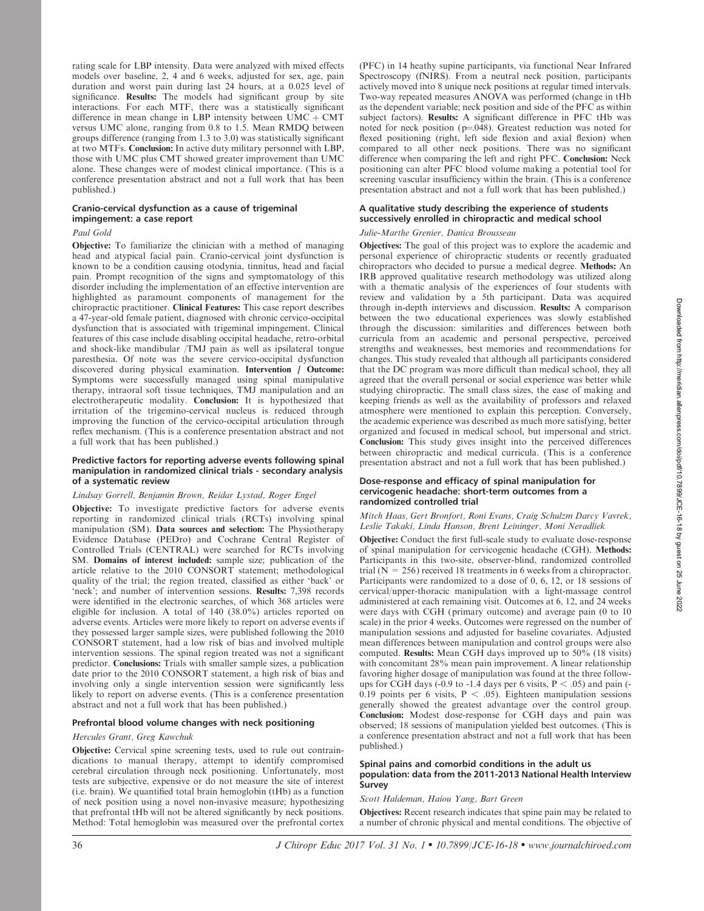rating scale for LBP intensity. Data were analyzed with mixed effects models over baseline, 2, 4 and 6 weeks, adjusted for sex, age, pain duration and worst pain during last 24 hours, at a 0.025 level of significance. **Results:** The models had significant group by site interactions. For each MTF, there was a statistically significant difference in mean change in LBP intensity between UMC + CMT versus UMC alone, ranging from 0.8 to 1.5. Mean RMDQ between groups difference (ranging from 1.3 to 3.0) was statistically significant at two MTFs. **Conclusion:** In active duty military personnel with LBP, those with UMC plus CMT showed greater improvement than UMC alone. These changes were of modest clinical importance. (This is a conference presentation abstract and not a full work that has been published.)

### Cranio-cervical dysfunction as a cause of trigeminal impingement: a case report

*Paul Gold*

**Objective:** To familiarize the clinician with a method of managing head and atypical facial pain. Cranio-cervical joint dysfunction is known to be a condition causing otodynia, tinnitus, head and facial pain. Prompt recognition of the signs and symptomatology of this disorder including the implementation of an effective intervention are highlighted as paramount components of management for the chiropractic practitioner. **Clinical Features:** This case report describes a 47-year-old female patient, diagnosed with chronic cervico-occipital dysfunction that is associated with trigeminal impingement. Clinical features of this case include disabling occipital headache, retro-orbital and shock-like mandibular /TMJ pain as well as ipsilateral tongue paresthesia. Of note was the severe cervico-occipital dysfunction discovered during physical examination. **Intervention / Outcome:** Symptoms were successfully managed using spinal manipulative therapy, intraoral soft tissue techniques, TMJ manipulation and an electrotherapeutic modality. **Conclusion:** It is hypothesized that irritation of the trigemino-cervical nucleus is reduced through improving the function of the cervico-occipital articulation through reflex mechanism. (This is a conference presentation abstract and not a full work that has been published.)

### Predictive factors for reporting adverse events following spinal manipulation in randomized clinical trials - secondary analysis of a systematic review

*Lindsay Gorrell, Benjamin Brown, Reidar Lystad, Roger Engel*

**Objective:** To investigate predictive factors for adverse events reporting in randomized clinical trials (RCTs) involving spinal manipulation (SM). **Data sources and selection:** The Physiotherapy Evidence Database (PEDro) and Cochrane Central Register of Controlled Trials (CENTRAL) were searched for RCTs involving SM. **Domains of interest included:** sample size; publication of the article relative to the 2010 CONSORT statement; methodological quality of the trial; the region treated, classified as either 'back' or 'neck'; and number of intervention sessions. **Results:** 7,398 records were identified in the electronic searches, of which 368 articles were eligible for inclusion. A total of 140 (38.0%) articles reported on adverse events. Articles were more likely to report on adverse events if they possessed larger sample sizes, were published following the 2010 CONSORT statement, had a low risk of bias and involved multiple intervention sessions. The spinal region treated was not a significant predictor. **Conclusions:** Trials with smaller sample sizes, a publication date prior to the 2010 CONSORT statement, a high risk of bias and involving only a single intervention session were significantly less likely to report on adverse events. (This is a conference presentation abstract and not a full work that has been published.)

### Prefrontal blood volume changes with neck positioning

*Hercules Grant, Greg Kawchuk*

**Objective:** Cervical spine screening tests, used to rule out contraindications to manual therapy, attempt to identify compromised cerebral circulation through neck positioning. Unfortunately, most tests are subjective, expensive or do not measure the site of interest (i.e. brain). We quantified total brain hemoglobin (tHb) as a function of neck position using a novel non-invasive measure; hypothesizing that prefrontal tHb will not be altered significantly by neck positions. Method: Total hemoglobin was measured over the prefrontal cortex (PFC) in 14 heathy supine participants, via functional Near Infrared Spectroscopy (fNIRS). From a neutral neck position, participants actively moved into 8 unique neck positions at regular timed intervals. Two-way repeated measures ANOVA was performed (change in tHb as the dependent variable; neck position and side of the PFC as within subject factors). **Results:** A significant difference in PFC tHb was noted for neck position (p=.048). Greatest reduction was noted for flexed positioning (right, left side flexion and axial flexion) when compared to all other neck positions. There was no significant difference when comparing the left and right PFC. **Conclusion:** Neck positioning can alter PFC blood volume making a potential tool for screening vascular insufficiency within the brain. (This is a conference presentation abstract and not a full work that has been published.)

### A qualitative study describing the experience of students successively enrolled in chiropractic and medical school

*Julie-Marthe Grenier, Danica Brousseau*

**Objectives:** The goal of this project was to explore the academic and personal experience of chiropractic students or recently graduated chiropractors who decided to pursue a medical degree. **Methods:** An IRB approved qualitative research methodology was utilized along with a thematic analysis of the experiences of four students with review and validation by a 5th participant. Data was acquired through in-depth interviews and discussion. **Results:** A comparison between the two educational experiences was slowly established through the discussion: similarities and differences between both curricula from an academic and personal perspective, perceived strengths and weaknesses, best memories and recommendations for changes. This study revealed that although all participants considered that the DC program was more difficult than medical school, they all agreed that the overall personal or social experience was better while studying chiropractic. The small class sizes, the ease of making and keeping friends as well as the availability of professors and relaxed atmosphere were mentioned to explain this perception. Conversely, the academic experience was described as much more satisfying, better organized and focused in medical school, but impersonal and strict. **Conclusion:** This study gives insight into the perceived differences between chiropractic and medical curricula. (This is a conference presentation abstract and not a full work that has been published.)

### Dose-response and efficacy of spinal manipulation for cervicogenic headache: short-term outcomes from a randomized controlled trial

*Mitch Haas, Gert Bronfort, Roni Evans, Craig Schulzm Darcy Vavrek, Leslie Takaki, Linda Hanson, Brent Leininger, Moni Neradliek*

**Objective:** Conduct the first full-scale study to evaluate dose-response of spinal manipulation for cervicogenic headache (CGH). **Methods:** Participants in this two-site, observer-blind, randomized controlled trial (N = 256) received 18 treatments in 6 weeks from a chiropractor. Participants were randomized to a dose of 0, 6, 12, or 18 sessions of cervical/upper-thoracic manipulation with a light-massage control administered at each remaining visit. Outcomes at 6, 12, and 24 weeks were days with CGH (primary outcome) and average pain (0 to 10 scale) in the prior 4 weeks. Outcomes were regressed on the number of manipulation sessions and adjusted for baseline covariates. Adjusted mean differences between manipulation and control groups were also computed. **Results:** Mean CGH days improved up to 50% (18 visits) with concomitant 28% mean pain improvement. A linear relationship favoring higher dosage of manipulation was found at the three follow-ups for CGH days (-0.9 to -1.4 days per 6 visits, $P < .05$) and pain (-0.19 points per 6 visits, $P < .05$). Eighteen manipulation sessions generally showed the greatest advantage over the control group. **Conclusion:** Modest dose-response for CGH days and pain was observed; 18 sessions of manipulation yielded best outcomes. (This is a conference presentation abstract and not a full work that has been published.)

### Spinal pains and comorbid conditions in the adult us population: data from the 2011-2013 National Health Interview Survey

*Scott Haldeman, Haiou Yang, Bart Green*

**Objectives:** Recent research indicates that spine pain may be related to a number of chronic physical and mental conditions. The objective of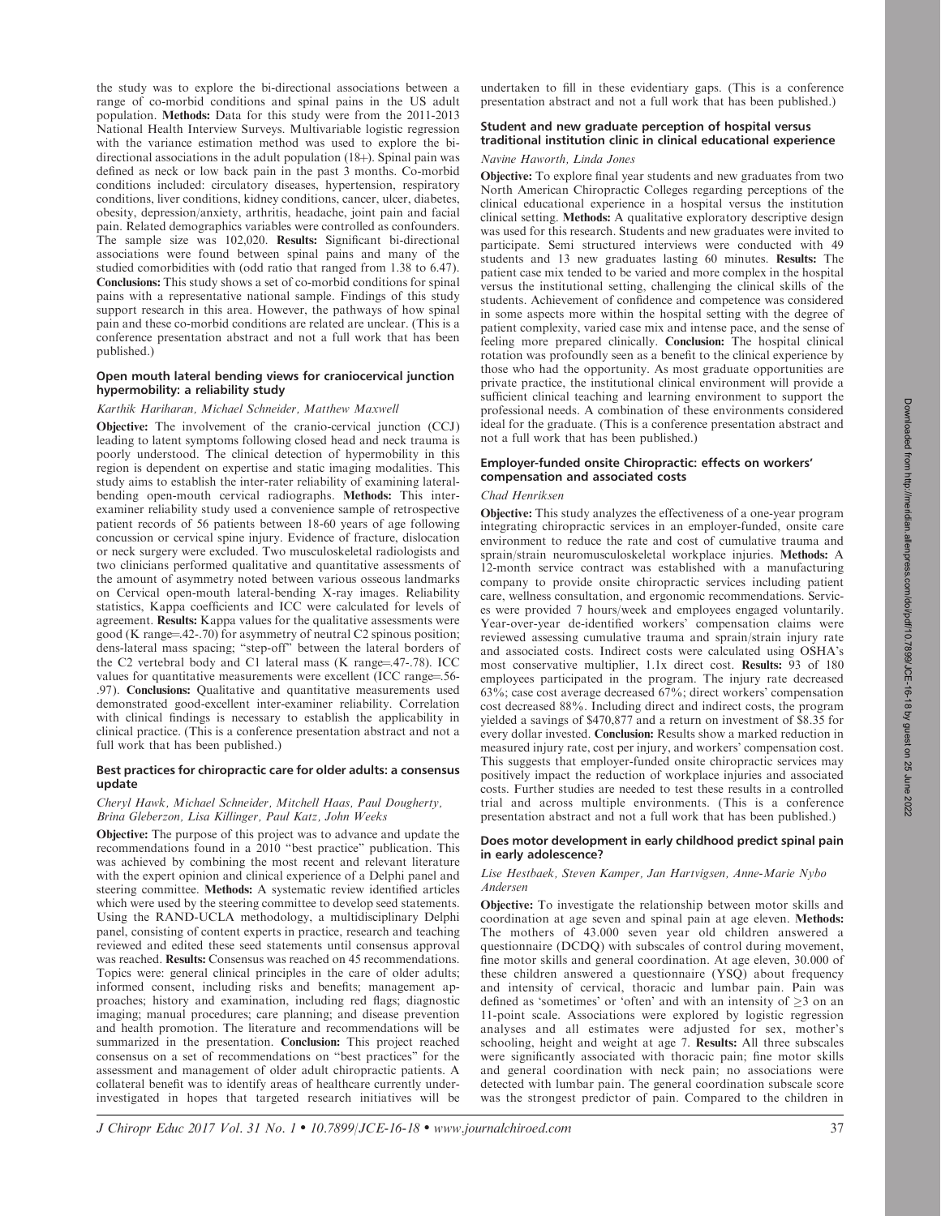the study was to explore the bi-directional associations between a range of co-morbid conditions and spinal pains in the US adult population. **Methods:** Data for this study were from the 2011-2013 National Health Interview Surveys. Multivariable logistic regression with the variance estimation method was used to explore the bi-directional associations in the adult population (18+). Spinal pain was defined as neck or low back pain in the past 3 months. Co-morbid conditions included: circulatory diseases, hypertension, respiratory conditions, liver conditions, kidney conditions, cancer, ulcer, diabetes, obesity, depression/anxiety, arthritis, headache, joint pain and facial pain. Related demographics variables were controlled as confounders. The sample size was 102,020. **Results:** Significant bi-directional associations were found between spinal pains and many of the studied comorbidities with (odd ratio that ranged from 1.38 to 6.47). **Conclusions:** This study shows a set of co-morbid conditions for spinal pains with a representative national sample. Findings of this study support research in this area. However, the pathways of how spinal pain and these co-morbid conditions are related are unclear. (This is a conference presentation abstract and not a full work that has been published.)

### Open mouth lateral bending views for craniocervical junction hypermobility: a reliability study

*Karthik Hariharan, Michael Schneider, Matthew Maxwell*

**Objective:** The involvement of the cranio-cervical junction (CCJ) leading to latent symptoms following closed head and neck trauma is poorly understood. The clinical detection of hypermobility in this region is dependent on expertise and static imaging modalities. This study aims to establish the inter-rater reliability of examining lateral-bending open-mouth cervical radiographs. **Methods:** This inter-examiner reliability study used a convenience sample of retrospective patient records of 56 patients between 18-60 years of age following concussion or cervical spine injury. Evidence of fracture, dislocation or neck surgery were excluded. Two musculoskeletal radiologists and two clinicians performed qualitative and quantitative assessments of the amount of asymmetry noted between various osseous landmarks on Cervical open-mouth lateral-bending X-ray images. Reliability statistics, Kappa coefficients and ICC were calculated for levels of agreement. **Results:** Kappa values for the qualitative assessments were good (K range=.42-.70) for asymmetry of neutral C2 spinous position; dens-lateral mass spacing; "step-off" between the lateral borders of the C2 vertebral body and C1 lateral mass (K range=.47-.78). ICC values for quantitative measurements were excellent (ICC range=.56-.97). **Conclusions:** Qualitative and quantitative measurements used demonstrated good-excellent inter-examiner reliability. Correlation with clinical findings is necessary to establish the applicability in clinical practice. (This is a conference presentation abstract and not a full work that has been published.)

### Best practices for chiropractic care for older adults: a consensus update

*Cheryl Hawk, Michael Schneider, Mitchell Haas, Paul Dougherty, Brina Gleberzon, Lisa Killinger, Paul Katz, John Weeks*

**Objective:** The purpose of this project was to advance and update the recommendations found in a 2010 "best practice" publication. This was achieved by combining the most recent and relevant literature with the expert opinion and clinical experience of a Delphi panel and steering committee. **Methods:** A systematic review identified articles which were used by the steering committee to develop seed statements. Using the RAND-UCLA methodology, a multidisciplinary Delphi panel, consisting of content experts in practice, research and teaching reviewed and edited these seed statements until consensus approval was reached. **Results:** Consensus was reached on 45 recommendations. Topics were: general clinical principles in the care of older adults; informed consent, including risks and benefits; management approaches; history and examination, including red flags; diagnostic imaging; manual procedures; care planning; and disease prevention and health promotion. The literature and recommendations will be summarized in the presentation. **Conclusion:** This project reached consensus on a set of recommendations on "best practices" for the assessment and management of older adult chiropractic patients. A collateral benefit was to identify areas of healthcare currently under-investigated in hopes that targeted research initiatives will be undertaken to fill in these evidentiary gaps. (This is a conference presentation abstract and not a full work that has been published.)

### Student and new graduate perception of hospital versus traditional institution clinic in clinical educational experience

*Navine Haworth, Linda Jones*

**Objective:** To explore final year students and new graduates from two North American Chiropractic Colleges regarding perceptions of the clinical educational experience in a hospital versus the institution clinical setting. **Methods:** A qualitative exploratory descriptive design was used for this research. Students and new graduates were invited to participate. Semi structured interviews were conducted with 49 students and 13 new graduates lasting 60 minutes. **Results:** The patient case mix tended to be varied and more complex in the hospital versus the institutional setting, challenging the clinical skills of the students. Achievement of confidence and competence was considered in some aspects more within the hospital setting with the degree of patient complexity, varied case mix and intense pace, and the sense of feeling more prepared clinically. **Conclusion:** The hospital clinical rotation was profoundly seen as a benefit to the clinical experience by those who had the opportunity. As most graduate opportunities are private practice, the institutional clinical environment will provide a sufficient clinical teaching and learning environment to support the professional needs. A combination of these environments considered ideal for the graduate. (This is a conference presentation abstract and not a full work that has been published.)

### Employer-funded onsite Chiropractic: effects on workers' compensation and associated costs

*Chad Henriksen*

**Objective:** This study analyzes the effectiveness of a one-year program integrating chiropractic services in an employer-funded, onsite care environment to reduce the rate and cost of cumulative trauma and sprain/strain neuromusculoskeletal workplace injuries. **Methods:** A 12-month service contract was established with a manufacturing company to provide onsite chiropractic services including patient care, wellness consultation, and ergonomic recommendations. Services were provided 7 hours/week and employees engaged voluntarily. Year-over-year de-identified workers' compensation claims were reviewed assessing cumulative trauma and sprain/strain injury rate and associated costs. Indirect costs were calculated using OSHA's most conservative multiplier, 1.1x direct cost. **Results:** 93 of 180 employees participated in the program. The injury rate decreased 63%; case cost average decreased 67%; direct workers' compensation cost decreased 88%. Including direct and indirect costs, the program yielded a savings of $470,877 and a return on investment of $8.35 for every dollar invested. **Conclusion:** Results show a marked reduction in measured injury rate, cost per injury, and workers' compensation cost. This suggests that employer-funded onsite chiropractic services may positively impact the reduction of workplace injuries and associated costs. Further studies are needed to test these results in a controlled trial and across multiple environments. (This is a conference presentation abstract and not a full work that has been published.)

### Does motor development in early childhood predict spinal pain in early adolescence?

*Lise Hestbaek, Steven Kamper, Jan Hartvigsen, Anne-Marie Nybo Andersen*

**Objective:** To investigate the relationship between motor skills and coordination at age seven and spinal pain at age eleven. **Methods:** The mothers of 43.000 seven year old children answered a questionnaire (DCDQ) with subscales of control during movement, fine motor skills and general coordination. At age eleven, 30.000 of these children answered a questionnaire (YSQ) about frequency and intensity of cervical, thoracic and lumbar pain. Pain was defined as 'sometimes' or 'often' and with an intensity of $\geq 3$ on an 11-point scale. Associations were explored by logistic regression analyses and all estimates were adjusted for sex, mother's schooling, height and weight at age 7. **Results:** All three subscales were significantly associated with thoracic pain; fine motor skills and general coordination with neck pain; no associations were detected with lumbar pain. The general coordination subscale score was the strongest predictor of pain. Compared to the children in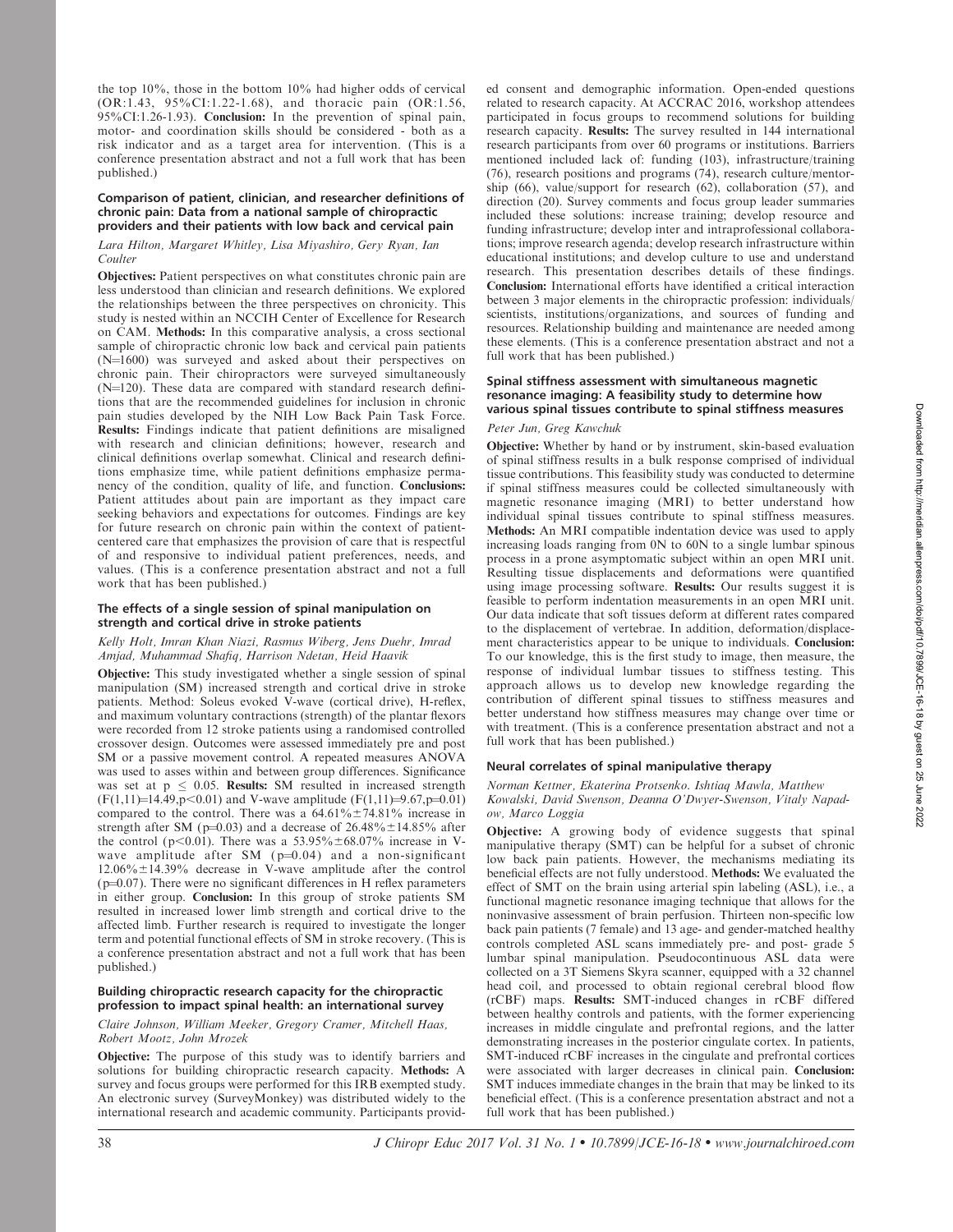the top 10%, those in the bottom 10% had higher odds of cervical (OR:1.43, 95%CI:1.22-1.68), and thoracic pain (OR:1.56, 95%CI:1.26-1.93). **Conclusion:** In the prevention of spinal pain, motor- and coordination skills should be considered - both as a risk indicator and as a target area for intervention. (This is a conference presentation abstract and not a full work that has been published.)

### Comparison of patient, clinician, and researcher definitions of chronic pain: Data from a national sample of chiropractic providers and their patients with low back and cervical pain

*Lara Hilton, Margaret Whitley, Lisa Miyashiro, Gery Ryan, Ian Coulter*

**Objectives:** Patient perspectives on what constitutes chronic pain are less understood than clinician and research definitions. We explored the relationships between the three perspectives on chronicity. This study is nested within an NCCIH Center of Excellence for Research on CAM. **Methods:** In this comparative analysis, a cross sectional sample of chiropractic chronic low back and cervical pain patients (N=1600) was surveyed and asked about their perspectives on chronic pain. Their chiropractors were surveyed simultaneously (N=120). These data are compared with standard research definitions that are the recommended guidelines for inclusion in chronic pain studies developed by the NIH Low Back Pain Task Force. **Results:** Findings indicate that patient definitions are misaligned with research and clinician definitions; however, research and clinical definitions overlap somewhat. Clinical and research definitions emphasize time, while patient definitions emphasize permanency of the condition, quality of life, and function. **Conclusions:** Patient attitudes about pain are important as they impact care seeking behaviors and expectations for outcomes. Findings are key for future research on chronic pain within the context of patient-centered care that emphasizes the provision of care that is respectful of and responsive to individual patient preferences, needs, and values. (This is a conference presentation abstract and not a full work that has been published.)

### The effects of a single session of spinal manipulation on strength and cortical drive in stroke patients

*Kelly Holt, Imran Khan Niazi, Rasmus Wiberg, Jens Duehr, Imrad Amjad, Muhammad Shafiq, Harrison Ndetan, Heid Haavik*

**Objective:** This study investigated whether a single session of spinal manipulation (SM) increased strength and cortical drive in stroke patients. Method: Soleus evoked V-wave (cortical drive), H-reflex, and maximum voluntary contractions (strength) of the plantar flexors were recorded from 12 stroke patients using a randomised controlled crossover design. Outcomes were assessed immediately pre and post SM or a passive movement control. A repeated measures ANOVA was used to asses within and between group differences. Significance was set at $p \leq 0.05$. **Results:** SM resulted in increased strength ($F(1,11)$=14.49,$p<0.01$) and V-wave amplitude ($F(1,11)$=9.67,$p$=0.01) compared to the control. There was a 64.61%±74.81% increase in strength after SM ($p$=0.03) and a decrease of 26.48%±14.85% after the control ($p<0.01$). There was a 53.95%±68.07% increase in V-wave amplitude after SM ($p$=0.04) and a non-significant 12.06%±14.39% decrease in V-wave amplitude after the control ($p$=0.07). There were no significant differences in H reflex parameters in either group. **Conclusion:** In this group of stroke patients SM resulted in increased lower limb strength and cortical drive to the affected limb. Further research is required to investigate the longer term and potential functional effects of SM in stroke recovery. (This is a conference presentation abstract and not a full work that has been published.)

### Building chiropractic research capacity for the chiropractic profession to impact spinal health: an international survey

*Claire Johnson, William Meeker, Gregory Cramer, Mitchell Haas, Robert Mootz, John Mrozek*

**Objective:** The purpose of this study was to identify barriers and solutions for building chiropractic research capacity. **Methods:** A survey and focus groups were performed for this IRB exempted study. An electronic survey (SurveyMonkey) was distributed widely to the international research and academic community. Participants provided consent and demographic information. Open-ended questions related to research capacity. At ACCRAC 2016, workshop attendees participated in focus groups to recommend solutions for building research capacity. **Results:** The survey resulted in 144 international research participants from over 60 programs or institutions. Barriers mentioned included lack of: funding (103), infrastructure/training (76), research positions and programs (74), research culture/mentorship (66), value/support for research (62), collaboration (57), and direction (20). Survey comments and focus group leader summaries included these solutions: increase training; develop resource and funding infrastructure; develop inter and intraprofessional collaborations; improve research agenda; develop research infrastructure within educational institutions; and develop culture to use and understand research. This presentation describes details of these findings. **Conclusion:** International efforts have identified a critical interaction between 3 major elements in the chiropractic profession: individuals/scientists, institutions/organizations, and sources of funding and resources. Relationship building and maintenance are needed among these elements. (This is a conference presentation abstract and not a full work that has been published.)

### Spinal stiffness assessment with simultaneous magnetic resonance imaging: A feasibility study to determine how various spinal tissues contribute to spinal stiffness measures

*Peter Jun, Greg Kawchuk*

**Objective:** Whether by hand or by instrument, skin-based evaluation of spinal stiffness results in a bulk response comprised of individual tissue contributions. This feasibility study was conducted to determine if spinal stiffness measures could be collected simultaneously with magnetic resonance imaging (MRI) to better understand how individual spinal tissues contribute to spinal stiffness measures. **Methods:** An MRI compatible indentation device was used to apply increasing loads ranging from 0N to 60N to a single lumbar spinous process in a prone asymptomatic subject within an open MRI unit. Resulting tissue displacements and deformations were quantified using image processing software. **Results:** Our results suggest it is feasible to perform indentation measurements in an open MRI unit. Our data indicate that soft tissues deform at different rates compared to the displacement of vertebrae. In addition, deformation/displacement characteristics appear to be unique to individuals. **Conclusion:** To our knowledge, this is the first study to image, then measure, the response of individual lumbar tissues to stiffness testing. This approach allows us to develop new knowledge regarding the contribution of different spinal tissues to stiffness measures and better understand how stiffness measures may change over time or with treatment. (This is a conference presentation abstract and not a full work that has been published.)

### Neural correlates of spinal manipulative therapy

*Norman Kettner, Ekaterina Protsenko. Ishtiaq Mawla, Matthew Kowalski, David Swenson, Deanna O'Dwyer-Swenson, Vitaly Napadow, Marco Loggia*

**Objective:** A growing body of evidence suggests that spinal manipulative therapy (SMT) can be helpful for a subset of chronic low back pain patients. However, the mechanisms mediating its beneficial effects are not fully understood. **Methods:** We evaluated the effect of SMT on the brain using arterial spin labeling (ASL), i.e., a functional magnetic resonance imaging technique that allows for the noninvasive assessment of brain perfusion. Thirteen non-specific low back pain patients (7 female) and 13 age- and gender-matched healthy controls completed ASL scans immediately pre- and post- grade 5 lumbar spinal manipulation. Pseudocontinuous ASL data were collected on a 3T Siemens Skyra scanner, equipped with a 32 channel head coil, and processed to obtain regional cerebral blood flow (rCBF) maps. **Results:** SMT-induced changes in rCBF differed between healthy controls and patients, with the former experiencing increases in middle cingulate and prefrontal regions, and the latter demonstrating increases in the posterior cingulate cortex. In patients, SMT-induced rCBF increases in the cingulate and prefrontal cortices were associated with larger decreases in clinical pain. **Conclusion:** SMT induces immediate changes in the brain that may be linked to its beneficial effect. (This is a conference presentation abstract and not a full work that has been published.)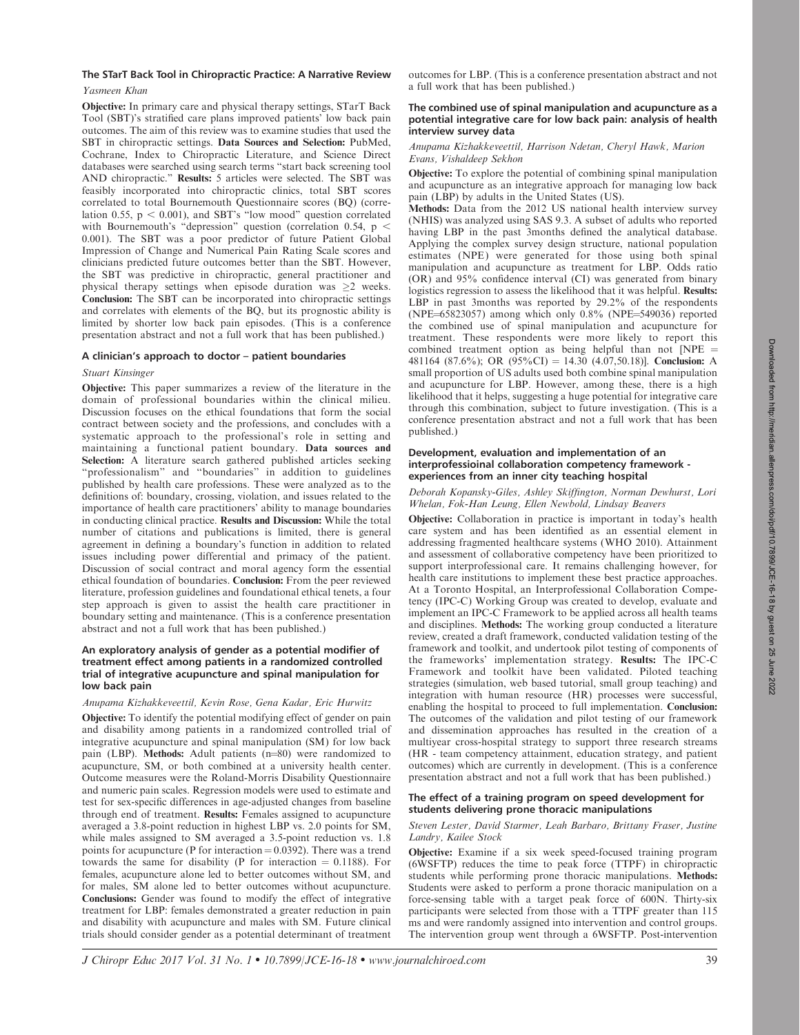### The STarT Back Tool in Chiropractic Practice: A Narrative Review

*Yasmeen Khan*

**Objective:** In primary care and physical therapy settings, STarT Back Tool (SBT)'s stratified care plans improved patients' low back pain outcomes. The aim of this review was to examine studies that used the SBT in chiropractic settings. **Data Sources and Selection:** PubMed, Cochrane, Index to Chiropractic Literature, and Science Direct databases were searched using search terms "start back screening tool AND chiropractic." **Results:** 5 articles were selected. The SBT was feasibly incorporated into chiropractic clinics, total SBT scores correlated to total Bournemouth Questionnaire scores (BQ) (correlation 0.55, $p < 0.001$), and SBT's "low mood" question correlated with Bournemouth's "depression" question (correlation 0.54, $p < 0.001$). The SBT was a poor predictor of future Patient Global Impression of Change and Numerical Pain Rating Scale scores and clinicians predicted future outcomes better than the SBT. However, the SBT was predictive in chiropractic, general practitioner and physical therapy settings when episode duration was $\geq 2$ weeks. **Conclusion:** The SBT can be incorporated into chiropractic settings and correlates with elements of the BQ, but its prognostic ability is limited by shorter low back pain episodes. (This is a conference presentation abstract and not a full work that has been published.)

### A clinician's approach to doctor – patient boundaries

*Stuart Kinsinger*

**Objective:** This paper summarizes a review of the literature in the domain of professional boundaries within the clinical milieu. Discussion focuses on the ethical foundations that form the social contract between society and the professions, and concludes with a systematic approach to the professional's role in setting and maintaining a functional patient boundary. **Data sources and Selection:** A literature search gathered published articles seeking "professionalism" and "boundaries" in addition to guidelines published by health care professions. These were analyzed as to the definitions of: boundary, crossing, violation, and issues related to the importance of health care practitioners' ability to manage boundaries in conducting clinical practice. **Results and Discussion:** While the total number of citations and publications is limited, there is general agreement in defining a boundary's function in addition to related issues including power differential and primacy of the patient. Discussion of social contract and moral agency form the essential ethical foundation of boundaries. **Conclusion:** From the peer reviewed literature, profession guidelines and foundational ethical tenets, a four step approach is given to assist the health care practitioner in boundary setting and maintenance. (This is a conference presentation abstract and not a full work that has been published.)

### An exploratory analysis of gender as a potential modifier of treatment effect among patients in a randomized controlled trial of integrative acupuncture and spinal manipulation for low back pain

*Anupama Kizhakkeveettil, Kevin Rose, Gena Kadar, Eric Hurwitz*

**Objective:** To identify the potential modifying effect of gender on pain and disability among patients in a randomized controlled trial of integrative acupuncture and spinal manipulation (SM) for low back pain (LBP). **Methods:** Adult patients (n=80) were randomized to acupuncture, SM, or both combined at a university health center. Outcome measures were the Roland-Morris Disability Questionnaire and numeric pain scales. Regression models were used to estimate and test for sex-specific differences in age-adjusted changes from baseline through end of treatment. **Results:** Females assigned to acupuncture averaged a 3.8-point reduction in highest LBP vs. 2.0 points for SM, while males assigned to SM averaged a 3.5-point reduction vs. 1.8 points for acupuncture (P for interaction = 0.0392). There was a trend towards the same for disability (P for interaction = 0.1188). For females, acupuncture alone led to better outcomes without SM, and for males, SM alone led to better outcomes without acupuncture. **Conclusions:** Gender was found to modify the effect of integrative treatment for LBP: females demonstrated a greater reduction in pain and disability with acupuncture and males with SM. Future clinical trials should consider gender as a potential determinant of treatment outcomes for LBP. (This is a conference presentation abstract and not a full work that has been published.)

### The combined use of spinal manipulation and acupuncture as a potential integrative care for low back pain: analysis of health interview survey data

*Anupama Kizhakkeveettil, Harrison Ndetan, Cheryl Hawk, Marion Evans, Vishaldeep Sekhon*

**Objective:** To explore the potential of combining spinal manipulation and acupuncture as an integrative approach for managing low back pain (LBP) by adults in the United States (US).

**Methods:** Data from the 2012 US national health interview survey (NHIS) was analyzed using SAS 9.3. A subset of adults who reported having LBP in the past 3months defined the analytical database. Applying the complex survey design structure, national population estimates (NPE) were generated for those using both spinal manipulation and acupuncture as treatment for LBP. Odds ratio (OR) and 95% confidence interval (CI) was generated from binary logistics regression to assess the likelihood that it was helpful. **Results:** LBP in past 3months was reported by 29.2% of the respondents (NPE=65823057) among which only 0.8% (NPE=549036) reported the combined use of spinal manipulation and acupuncture for treatment. These respondents were more likely to report this combined treatment option as being helpful than not [NPE = 481164 (87.6%); OR (95%CI) = 14.30 (4.07,50.18)]. **Conclusion:** A small proportion of US adults used both combine spinal manipulation and acupuncture for LBP. However, among these, there is a high likelihood that it helps, suggesting a huge potential for integrative care through this combination, subject to future investigation. (This is a conference presentation abstract and not a full work that has been published.)

### Development, evaluation and implementation of an interprofessioinal collaboration competency framework - experiences from an inner city teaching hospital

*Deborah Kopansky-Giles, Ashley Skiffington, Norman Dewhurst, Lori Whelan, Fok-Han Leung, Ellen Newbold, Lindsay Beavers*

**Objective:** Collaboration in practice is important in today's health care system and has been identified as an essential element in addressing fragmented healthcare systems (WHO 2010). Attainment and assessment of collaborative competency have been prioritized to support interprofessional care. It remains challenging however, for health care institutions to implement these best practice approaches. At a Toronto Hospital, an Interprofessional Collaboration Competency (IPC-C) Working Group was created to develop, evaluate and implement an IPC-C Framework to be applied across all health teams and disciplines. **Methods:** The working group conducted a literature review, created a draft framework, conducted validation testing of the framework and toolkit, and undertook pilot testing of components of the frameworks' implementation strategy. **Results:** The IPC-C Framework and toolkit have been validated. Piloted teaching strategies (simulation, web based tutorial, small group teaching) and integration with human resource (HR) processes were successful, enabling the hospital to proceed to full implementation. **Conclusion:** The outcomes of the validation and pilot testing of our framework and dissemination approaches has resulted in the creation of a multiyear cross-hospital strategy to support three research streams (HR - team competency attainment, education strategy, and patient outcomes) which are currently in development. (This is a conference presentation abstract and not a full work that has been published.)

### The effect of a training program on speed development for students delivering prone thoracic manipulations

*Steven Lester, David Starmer, Leah Barbaro, Brittany Fraser, Justine Landry, Kailee Stock*

**Objective:** Examine if a six week speed-focused training program (6WSFTP) reduces the time to peak force (TTPF) in chiropractic students while performing prone thoracic manipulations. **Methods:** Students were asked to perform a prone thoracic manipulation on a force-sensing table with a target peak force of 600N. Thirty-six participants were selected from those with a TTPF greater than 115 ms and were randomly assigned into intervention and control groups. The intervention group went through a 6WSFTP. Post-intervention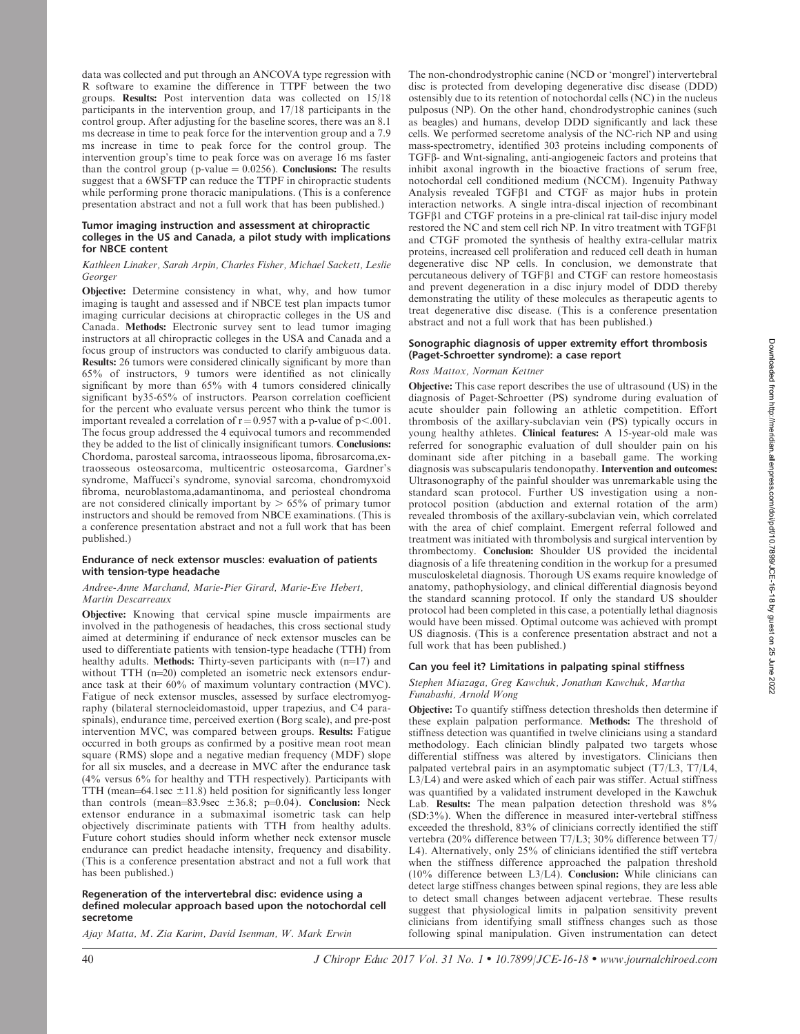data was collected and put through an ANCOVA type regression with R software to examine the difference in TTPF between the two groups. **Results:** Post intervention data was collected on 15/18 participants in the intervention group, and 17/18 participants in the control group. After adjusting for the baseline scores, there was an 8.1 ms decrease in time to peak force for the intervention group and a 7.9 ms increase in time to peak force for the control group. The intervention group's time to peak force was on average 16 ms faster than the control group (p-value = 0.0256). **Conclusions:** The results suggest that a 6WSFTP can reduce the TTPF in chiropractic students while performing prone thoracic manipulations. (This is a conference presentation abstract and not a full work that has been published.)

### Tumor imaging instruction and assessment at chiropractic colleges in the US and Canada, a pilot study with implications for NBCE content

*Kathleen Linaker, Sarah Arpin, Charles Fisher, Michael Sackett, Leslie Georger*

**Objective:** Determine consistency in what, why, and how tumor imaging is taught and assessed and if NBCE test plan impacts tumor imaging curricular decisions at chiropractic colleges in the US and Canada. **Methods:** Electronic survey sent to lead tumor imaging instructors at all chiropractic colleges in the USA and Canada and a focus group of instructors was conducted to clarify ambiguous data. **Results:** 26 tumors were considered clinically significant by more than 65% of instructors, 9 tumors were identified as not clinically significant by more than 65% with 4 tumors considered clinically significant by35-65% of instructors. Pearson correlation coefficient for the percent who evaluate versus percent who think the tumor is important revealed a correlation of $r = 0.957$ with a p-value of $p < .001$. The focus group addressed the 4 equivocal tumors and recommended they be added to the list of clinically insignificant tumors. **Conclusions:** Chordoma, parosteal sarcoma, intraosseous lipoma, fibrosarcoma,extraosseous osteosarcoma, multicentric osteosarcoma, Gardner's syndrome, Maffucci's syndrome, synovial sarcoma, chondromyxoid fibroma, neuroblastoma,adamantinoma, and periosteal chondroma are not considered clinically important by $> 65\%$ of primary tumor instructors and should be removed from NBCE examinations. (This is a conference presentation abstract and not a full work that has been published.)

### Endurance of neck extensor muscles: evaluation of patients with tension-type headache

*Andree-Anne Marchand, Marie-Pier Girard, Marie-Eve Hebert, Martin Descarreaux*

**Objective:** Knowing that cervical spine muscle impairments are involved in the pathogenesis of headaches, this cross sectional study aimed at determining if endurance of neck extensor muscles can be used to differentiate patients with tension-type headache (TTH) from healthy adults. **Methods:** Thirty-seven participants with (n=17) and without TTH (n=20) completed an isometric neck extensors endurance task at their 60% of maximum voluntary contraction (MVC). Fatigue of neck extensor muscles, assessed by surface electromyography (bilateral sternocleidomastoid, upper trapezius, and C4 paraspinals), endurance time, perceived exertion (Borg scale), and pre-post intervention MVC, was compared between groups. **Results:** Fatigue occurred in both groups as confirmed by a positive mean root mean square (RMS) slope and a negative median frequency (MDF) slope for all six muscles, and a decrease in MVC after the endurance task (4% versus 6% for healthy and TTH respectively). Participants with TTH (mean=64.1sec $\pm$11.8) held position for significantly less longer than controls (mean=83.9sec $\pm$36.8; p=0.04). **Conclusion:** Neck extensor endurance in a submaximal isometric task can help objectively discriminate patients with TTH from healthy adults. Future cohort studies should inform whether neck extensor muscle endurance can predict headache intensity, frequency and disability. (This is a conference presentation abstract and not a full work that has been published.)

### Regeneration of the intervertebral disc: evidence using a defined molecular approach based upon the notochordal cell secretome

*Ajay Matta, M. Zia Karim, David Isenman, W. Mark Erwin*

The non-chondrodystrophic canine (NCD or 'mongrel') intervertebral disc is protected from developing degenerative disc disease (DDD) ostensibly due to its retention of notochordal cells (NC) in the nucleus pulposus (NP). On the other hand, chondrodystrophic canines (such as beagles) and humans, develop DDD significantly and lack these cells. We performed secretome analysis of the NC-rich NP and using mass-spectrometry, identified 303 proteins including components of TGFβ- and Wnt-signaling, anti-angiogeneic factors and proteins that inhibit axonal ingrowth in the bioactive fractions of serum free, notochordal cell conditioned medium (NCCM). Ingenuity Pathway Analysis revealed TGFβ1 and CTGF as major hubs in protein interaction networks. A single intra-discal injection of recombinant TGFβ1 and CTGF proteins in a pre-clinical rat tail-disc injury model restored the NC and stem cell rich NP. In vitro treatment with TGFβ1 and CTGF promoted the synthesis of healthy extra-cellular matrix proteins, increased cell proliferation and reduced cell death in human degenerative disc NP cells. In conclusion, we demonstrate that percutaneous delivery of TGFβ1 and CTGF can restore homeostasis and prevent degeneration in a disc injury model of DDD thereby demonstrating the utility of these molecules as therapeutic agents to treat degenerative disc disease. (This is a conference presentation abstract and not a full work that has been published.)

### Sonographic diagnosis of upper extremity effort thrombosis (Paget-Schroetter syndrome): a case report

*Ross Mattox, Norman Kettner*

**Objective:** This case report describes the use of ultrasound (US) in the diagnosis of Paget-Schroetter (PS) syndrome during evaluation of acute shoulder pain following an athletic competition. Effort thrombosis of the axillary-subclavian vein (PS) typically occurs in young healthy athletes. **Clinical features:** A 15-year-old male was referred for sonographic evaluation of dull shoulder pain on his dominant side after pitching in a baseball game. The working diagnosis was subscapularis tendonopathy. **Intervention and outcomes:** Ultrasonography of the painful shoulder was unremarkable using the standard scan protocol. Further US investigation using a non-protocol position (abduction and external rotation of the arm) revealed thrombosis of the axillary-subclavian vein, which correlated with the area of chief complaint. Emergent referral followed and treatment was initiated with thrombolysis and surgical intervention by thrombectomy. **Conclusion:** Shoulder US provided the incidental diagnosis of a life threatening condition in the workup for a presumed musculoskeletal diagnosis. Thorough US exams require knowledge of anatomy, pathophysiology, and clinical differential diagnosis beyond the standard scanning protocol. If only the standard US shoulder protocol had been completed in this case, a potentially lethal diagnosis would have been missed. Optimal outcome was achieved with prompt US diagnosis. (This is a conference presentation abstract and not a full work that has been published.)

### Can you feel it? Limitations in palpating spinal stiffness

*Stephen Miazaga, Greg Kawchuk, Jonathan Kawchuk, Martha Funabashi, Arnold Wong*

**Objective:** To quantify stiffness detection thresholds then determine if these explain palpation performance. **Methods:** The threshold of stiffness detection was quantified in twelve clinicians using a standard methodology. Each clinician blindly palpated two targets whose differential stiffness was altered by investigators. Clinicians then palpated vertebral pairs in an asymptomatic subject (T7/L3, T7/L4, L3/L4) and were asked which of each pair was stiffer. Actual stiffness was quantified by a validated instrument developed in the Kawchuk Lab. **Results:** The mean palpation detection threshold was 8% (SD:3%). When the difference in measured inter-vertebral stiffness exceeded the threshold, 83% of clinicians correctly identified the stiff vertebra (20% difference between T7/L3; 30% difference between T7/L4). Alternatively, only 25% of clinicians identified the stiff vertebra when the stiffness difference approached the palpation threshold (10% difference between L3/L4). **Conclusion:** While clinicians can detect large stiffness changes between spinal regions, they are less able to detect small changes between adjacent vertebrae. These results suggest that physiological limits in palpation sensitivity prevent clinicians from identifying small stiffness changes such as those following spinal manipulation. Given instrumentation can detect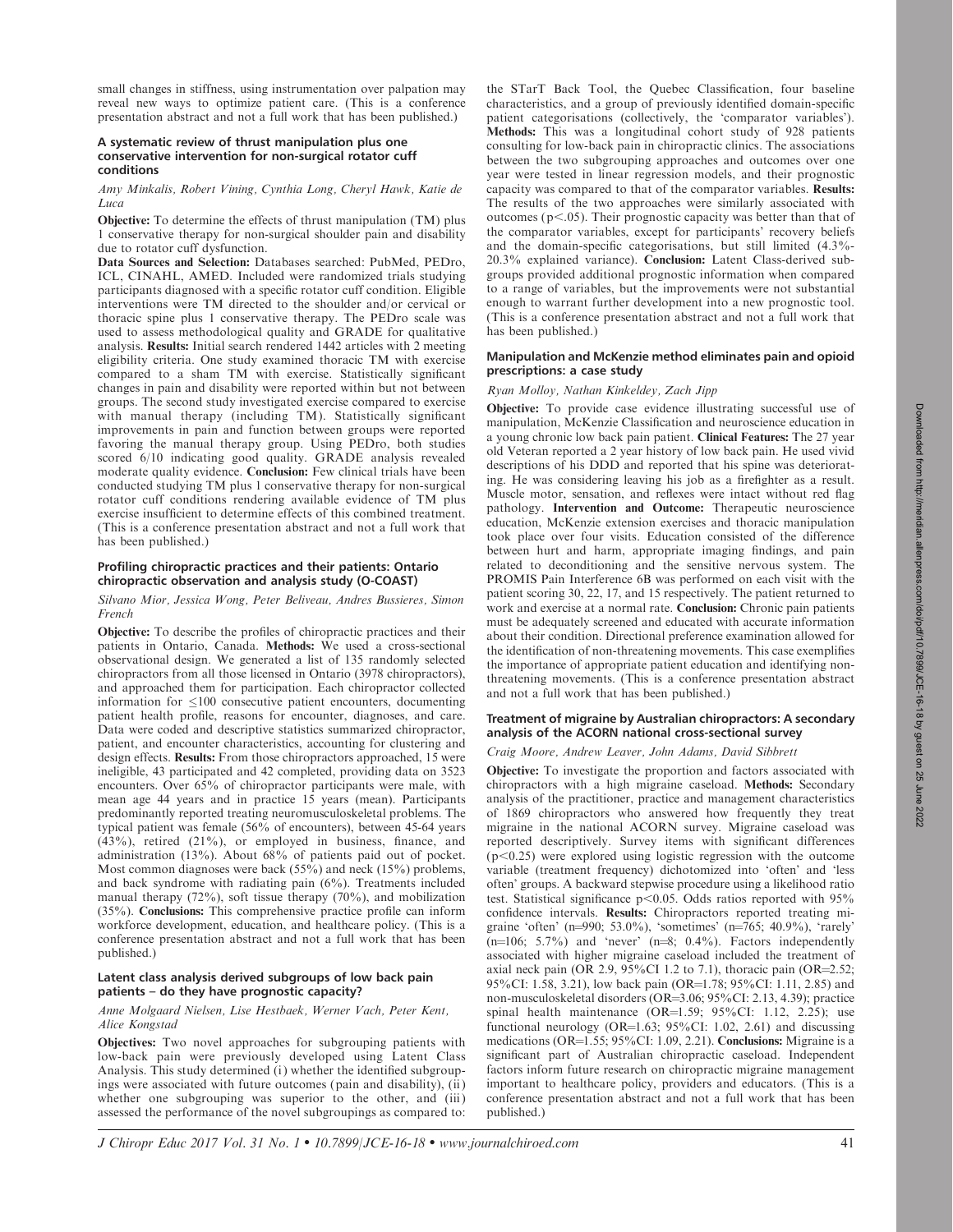small changes in stiffness, using instrumentation over palpation may reveal new ways to optimize patient care. (This is a conference presentation abstract and not a full work that has been published.)

### A systematic review of thrust manipulation plus one conservative intervention for non-surgical rotator cuff conditions

*Amy Minkalis, Robert Vining, Cynthia Long, Cheryl Hawk, Katie de Luca*

**Objective:** To determine the effects of thrust manipulation (TM) plus 1 conservative therapy for non-surgical shoulder pain and disability due to rotator cuff dysfunction.
**Data Sources and Selection:** Databases searched: PubMed, PEDro, ICL, CINAHL, AMED. Included were randomized trials studying participants diagnosed with a specific rotator cuff condition. Eligible interventions were TM directed to the shoulder and/or cervical or thoracic spine plus 1 conservative therapy. The PEDro scale was used to assess methodological quality and GRADE for qualitative analysis. **Results:** Initial search rendered 1442 articles with 2 meeting eligibility criteria. One study examined thoracic TM with exercise compared to a sham TM with exercise. Statistically significant changes in pain and disability were reported within but not between groups. The second study investigated exercise compared to exercise with manual therapy (including TM). Statistically significant improvements in pain and function between groups were reported favoring the manual therapy group. Using PEDro, both studies scored 6/10 indicating good quality. GRADE analysis revealed moderate quality evidence. **Conclusion:** Few clinical trials have been conducted studying TM plus 1 conservative therapy for non-surgical rotator cuff conditions rendering available evidence of TM plus exercise insufficient to determine effects of this combined treatment. (This is a conference presentation abstract and not a full work that has been published.)

### Profiling chiropractic practices and their patients: Ontario chiropractic observation and analysis study (O-COAST)

*Silvano Mior, Jessica Wong, Peter Beliveau, Andres Bussieres, Simon French*

**Objective:** To describe the profiles of chiropractic practices and their patients in Ontario, Canada. **Methods:** We used a cross-sectional observational design. We generated a list of 135 randomly selected chiropractors from all those licensed in Ontario (3978 chiropractors), and approached them for participation. Each chiropractor collected information for $\leq$100 consecutive patient encounters, documenting patient health profile, reasons for encounter, diagnoses, and care. Data were coded and descriptive statistics summarized chiropractor, patient, and encounter characteristics, accounting for clustering and design effects. **Results:** From those chiropractors approached, 15 were ineligible, 43 participated and 42 completed, providing data on 3523 encounters. Over 65% of chiropractor participants were male, with mean age 44 years and in practice 15 years (mean). Participants predominantly reported treating neuromusculoskeletal problems. The typical patient was female (56% of encounters), between 45-64 years (43%), retired (21%), or employed in business, finance, and administration (13%). About 68% of patients paid out of pocket. Most common diagnoses were back (55%) and neck (15%) problems, and back syndrome with radiating pain (6%). Treatments included manual therapy (72%), soft tissue therapy (70%), and mobilization (35%). **Conclusions:** This comprehensive practice profile can inform workforce development, education, and healthcare policy. (This is a conference presentation abstract and not a full work that has been published.)

### Latent class analysis derived subgroups of low back pain patients – do they have prognostic capacity?

*Anne Molgaard Nielsen, Lise Hestbaek, Werner Vach, Peter Kent, Alice Kongstad*

**Objectives:** Two novel approaches for subgrouping patients with low-back pain were previously developed using Latent Class Analysis. This study determined (i) whether the identified subgroupings were associated with future outcomes (pain and disability), (ii) whether one subgrouping was superior to the other, and (iii) assessed the performance of the novel subgroupings as compared to: the STarT Back Tool, the Quebec Classification, four baseline characteristics, and a group of previously identified domain-specific patient categorisations (collectively, the 'comparator variables'). **Methods:** This was a longitudinal cohort study of 928 patients consulting for low-back pain in chiropractic clinics. The associations between the two subgrouping approaches and outcomes over one year were tested in linear regression models, and their prognostic capacity was compared to that of the comparator variables. **Results:** The results of the two approaches were similarly associated with outcomes ($p<.05$). Their prognostic capacity was better than that of the comparator variables, except for participants' recovery beliefs and the domain-specific categorisations, but still limited (4.3%-20.3% explained variance). **Conclusion:** Latent Class-derived subgroups provided additional prognostic information when compared to a range of variables, but the improvements were not substantial enough to warrant further development into a new prognostic tool. (This is a conference presentation abstract and not a full work that has been published.)

### Manipulation and McKenzie method eliminates pain and opioid prescriptions: a case study

*Ryan Molloy, Nathan Kinkeldey, Zach Jipp*

**Objective:** To provide case evidence illustrating successful use of manipulation, McKenzie Classification and neuroscience education in a young chronic low back pain patient. **Clinical Features:** The 27 year old Veteran reported a 2 year history of low back pain. He used vivid descriptions of his DDD and reported that his spine was deteriorating. He was considering leaving his job as a firefighter as a result. Muscle motor, sensation, and reflexes were intact without red flag pathology. **Intervention and Outcome:** Therapeutic neuroscience education, McKenzie extension exercises and thoracic manipulation took place over four visits. Education consisted of the difference between hurt and harm, appropriate imaging findings, and pain related to deconditioning and the sensitive nervous system. The PROMIS Pain Interference 6B was performed on each visit with the patient scoring 30, 22, 17, and 15 respectively. The patient returned to work and exercise at a normal rate. **Conclusion:** Chronic pain patients must be adequately screened and educated with accurate information about their condition. Directional preference examination allowed for the identification of non-threatening movements. This case exemplifies the importance of appropriate patient education and identifying non-threatening movements. (This is a conference presentation abstract and not a full work that has been published.)

### Treatment of migraine by Australian chiropractors: A secondary analysis of the ACORN national cross-sectional survey

*Craig Moore, Andrew Leaver, John Adams, David Sibbrett*

**Objective:** To investigate the proportion and factors associated with chiropractors with a high migraine caseload. **Methods:** Secondary analysis of the practitioner, practice and management characteristics of 1869 chiropractors who answered how frequently they treat migraine in the national ACORN survey. Migraine caseload was reported descriptively. Survey items with significant differences ($p<0.25$) were explored using logistic regression with the outcome variable (treatment frequency) dichotomized into 'often' and 'less often' groups. A backward stepwise procedure using a likelihood ratio test. Statistical significance $p<0.05$. Odds ratios reported with 95% confidence intervals. **Results:** Chiropractors reported treating migraine 'often' (n=990; 53.0%), 'sometimes' (n=765; 40.9%), 'rarely' (n=106; 5.7%) and 'never' (n=8; 0.4%). Factors independently associated with higher migraine caseload included the treatment of axial neck pain (OR 2.9, 95%CI 1.2 to 7.1), thoracic pain (OR=2.52; 95%CI: 1.58, 3.21), low back pain (OR=1.78; 95%CI: 1.11, 2.85) and non-musculoskeletal disorders (OR=3.06; 95%CI: 2.13, 4.39); practice spinal health maintenance (OR=1.59; 95%CI: 1.12, 2.25); use functional neurology (OR=1.63; 95%CI: 1.02, 2.61) and discussing medications (OR=1.55; 95%CI: 1.09, 2.21). **Conclusions:** Migraine is a significant part of Australian chiropractic caseload. Independent factors inform future research on chiropractic migraine management important to healthcare policy, providers and educators. (This is a conference presentation abstract and not a full work that has been published.)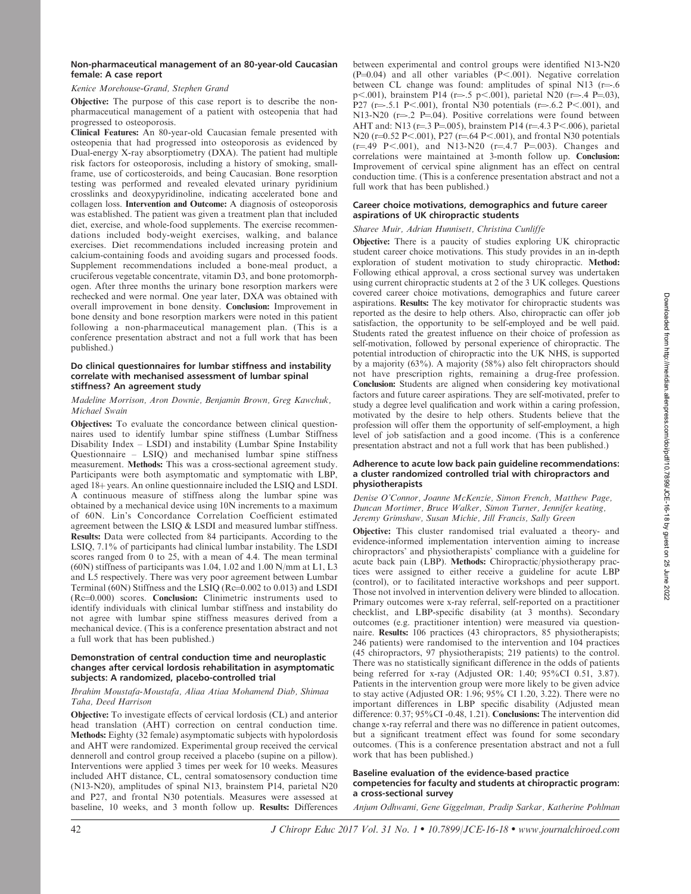### Non-pharmaceutical management of an 80-year-old Caucasian female: A case report

*Kenice Morehouse-Grand, Stephen Grand*

**Objective:** The purpose of this case report is to describe the non-pharmaceutical management of a patient with osteopenia that had progressed to osteoporosis.
**Clinical Features:** An 80-year-old Caucasian female presented with osteopenia that had progressed into osteoporosis as evidenced by Dual-energy X-ray absorptiometry (DXA). The patient had multiple risk factors for osteoporosis, including a history of smoking, small-frame, use of corticosteroids, and being Caucasian. Bone resorption testing was performed and revealed elevated urinary pyridinium crosslinks and deoxypyridinoline, indicating accelerated bone and collagen loss. **Intervention and Outcome:** A diagnosis of osteoporosis was established. The patient was given a treatment plan that included diet, exercise, and whole-food supplements. The exercise recommendations included body-weight exercises, walking, and balance exercises. Diet recommendations included increasing protein and calcium-containing foods and avoiding sugars and processed foods. Supplement recommendations included a bone-meal product, a cruciferous vegetable concentrate, vitamin D3, and bone protomorphogen. After three months the urinary bone resorption markers were rechecked and were normal. One year later, DXA was obtained with overall improvement in bone density. **Conclusion:** Improvement in bone density and bone resorption markers were noted in this patient following a non-pharmaceutical management plan. (This is a conference presentation abstract and not a full work that has been published.)

### Do clinical questionnaires for lumbar stiffness and instability correlate with mechanised assessment of lumbar spinal stiffness? An agreement study

*Madeline Morrison, Aron Downie, Benjamin Brown, Greg Kawchuk, Michael Swain*

**Objectives:** To evaluate the concordance between clinical questionnaires used to identify lumbar spine stiffness (Lumbar Stiffness Disability Index – LSDI) and instability (Lumbar Spine Instability Questionnaire – LSIQ) and mechanised lumbar spine stiffness measurement. **Methods:** This was a cross-sectional agreement study. Participants were both asymptomatic and symptomatic with LBP, aged 18+ years. An online questionnaire included the LSIQ and LSDI. A continuous measure of stiffness along the lumbar spine was obtained by a mechanical device using 10N increments to a maximum of 60N. Lin's Concordance Correlation Coefficient estimated agreement between the LSIQ & LSDI and measured lumbar stiffness. **Results:** Data were collected from 84 participants. According to the LSIQ, 7.1% of participants had clinical lumbar instability. The LSDI scores ranged from 0 to 25, with a mean of 4.4. The mean terminal (60N) stiffness of participants was 1.04, 1.02 and 1.00 N/mm at L1, L3 and L5 respectively. There was very poor agreement between Lumbar Terminal (60N) Stiffness and the LSIQ (Rc=0.002 to 0.013) and LSDI (Rc=0.000) scores. **Conclusion:** Clinimetric instruments used to identify individuals with clinical lumbar stiffness and instability do not agree with lumbar spine stiffness measures derived from a mechanical device. (This is a conference presentation abstract and not a full work that has been published.)

### Demonstration of central conduction time and neuroplastic changes after cervical lordosis rehabilitation in asymptomatic subjects: A randomized, placebo-controlled trial

*Ibrahim Moustafa-Moustafa, Aliaa Atiaa Mohamend Diab, Shimaa Taha, Deed Harrison*

**Objective:** To investigate effects of cervical lordosis (CL) and anterior head translation (AHT) correction on central conduction time. **Methods:** Eighty (32 female) asymptomatic subjects with hypolordosis and AHT were randomized. Experimental group received the cervical denneroll and control group received a placebo (supine on a pillow). Interventions were applied 3 times per week for 10 weeks. Measures included AHT distance, CL, central somatosensory conduction time (N13-N20), amplitudes of spinal N13, brainstem P14, parietal N20 and P27, and frontal N30 potentials. Measures were assessed at baseline, 10 weeks, and 3 month follow up. **Results:** Differences between experimental and control groups were identified N13-N20 ($P=0.04$) and all other variables ($P<.001$). Negative correlation between CL change was found: amplitudes of spinal N13 ($r=-.6$ $p<.001$), brainstem P14 ($r=-.5$ $p<.001$), parietal N20 ($r=-.4$ $P=.03$), P27 ($r=-.5.1$ $P<.001$), frontal N30 potentials ($r=-.6.2$ $P<.001$), and N13-N20 ($r=-.2$ $P=.04$). Positive correlations were found between AHT and: N13 ($r=.3$ $P=.005$), brainstem P14 ($r=.4.3$ $P<.006$), parietal N20 ($r=0.52$ $P<.001$), P27 ($r=.64$ $P<.001$), and frontal N30 potentials ($r=.49$ $P<.001$), and N13-N20 ($r=.4.7$ $P=.003$). Changes and correlations were maintained at 3-month follow up. **Conclusion:** Improvement of cervical spine alignment has an effect on central conduction time. (This is a conference presentation abstract and not a full work that has been published.)

### Career choice motivations, demographics and future career aspirations of UK chiropractic students

*Sharee Muir, Adrian Hunnisett, Christina Cunliffe*

**Objective:** There is a paucity of studies exploring UK chiropractic student career choice motivations. This study provides in an in-depth exploration of student motivation to study chiropractic. **Method:** Following ethical approval, a cross sectional survey was undertaken using current chiropractic students at 2 of the 3 UK colleges. Questions covered career choice motivations, demographics and future career aspirations. **Results:** The key motivator for chiropractic students was reported as the desire to help others. Also, chiropractic can offer job satisfaction, the opportunity to be self-employed and be well paid. Students rated the greatest influence on their choice of profession as self-motivation, followed by personal experience of chiropractic. The potential introduction of chiropractic into the UK NHS, is supported by a majority (63%). A majority (58%) also felt chiropractors should not have prescription rights, remaining a drug-free profession. **Conclusion:** Students are aligned when considering key motivational factors and future career aspirations. They are self-motivated, prefer to study a degree level qualification and work within a caring profession, motivated by the desire to help others. Students believe that the profession will offer them the opportunity of self-employment, a high level of job satisfaction and a good income. (This is a conference presentation abstract and not a full work that has been published.)

### Adherence to acute low back pain guideline recommendations: a cluster randomized controlled trial with chiropractors and physiotherapists

*Denise O'Connor, Joanne McKenzie, Simon French, Matthew Page, Duncan Mortimer, Bruce Walker, Simon Turner, Jennifer keating, Jeremy Grimshaw, Susan Michie, Jill Francis, Sally Green*

**Objective:** This cluster randomised trial evaluated a theory- and evidence-informed implementation intervention aiming to increase chiropractors' and physiotherapists' compliance with a guideline for acute back pain (LBP). **Methods:** Chiropractic/physiotherapy practices were assigned to either receive a guideline for acute LBP (control), or to facilitated interactive workshops and peer support. Those not involved in intervention delivery were blinded to allocation. Primary outcomes were x-ray referral, self-reported on a practitioner checklist, and LBP-specific disability (at 3 months). Secondary outcomes (e.g. practitioner intention) were measured via questionnaire. **Results:** 106 practices (43 chiropractors, 85 physiotherapists; 246 patients) were randomised to the intervention and 104 practices (45 chiropractors, 97 physiotherapists; 219 patients) to the control. There was no statistically significant difference in the odds of patients being referred for x-ray (Adjusted OR: 1.40; 95%CI 0.51, 3.87). Patients in the intervention group were more likely to be given advice to stay active (Adjusted OR: 1.96; 95% CI 1.20, 3.22). There were no important differences in LBP specific disability (Adjusted mean difference: 0.37; 95%CI -0.48, 1.21). **Conclusions:** The intervention did change x-ray referral and there was no difference in patient outcomes, but a significant treatment effect was found for some secondary outcomes. (This is a conference presentation abstract and not a full work that has been published.)

### Baseline evaluation of the evidence-based practice competencies for faculty and students at chiropractic program: a cross-sectional survey

*Anjum Odhwami, Gene Giggelman, Pradip Sarkar, Katherine Pohlman*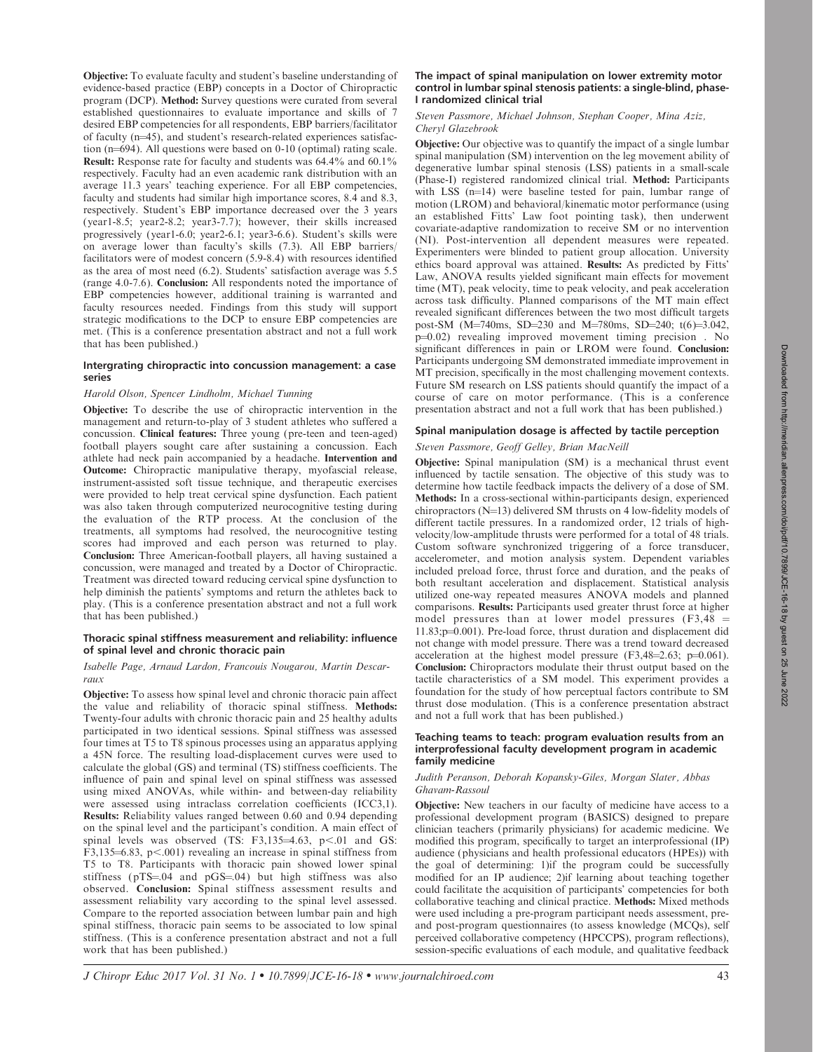**Objective:** To evaluate faculty and student's baseline understanding of evidence-based practice (EBP) concepts in a Doctor of Chiropractic program (DCP). **Method:** Survey questions were curated from several established questionnaires to evaluate importance and skills of 7 desired EBP competencies for all respondents, EBP barriers/facilitator of faculty (n=45), and student's research-related experiences satisfaction (n=694). All questions were based on 0-10 (optimal) rating scale. **Result:** Response rate for faculty and students was 64.4% and 60.1% respectively. Faculty had an even academic rank distribution with an average 11.3 years' teaching experience. For all EBP competencies, faculty and students had similar high importance scores, 8.4 and 8.3, respectively. Student's EBP importance decreased over the 3 years (year1-8.5; year2-8.2; year3-7.7); however, their skills increased progressively (year1-6.0; year2-6.1; year3-6.6). Student's skills were on average lower than faculty's skills (7.3). All EBP barriers/facilitators were of modest concern (5.9-8.4) with resources identified as the area of most need (6.2). Students' satisfaction average was 5.5 (range 4.0-7.6). **Conclusion:** All respondents noted the importance of EBP competencies however, additional training is warranted and faculty resources needed. Findings from this study will support strategic modifications to the DCP to ensure EBP competencies are met. (This is a conference presentation abstract and not a full work that has been published.)

### Intergrating chiropractic into concussion management: a case series

*Harold Olson, Spencer Lindholm, Michael Tunning*

**Objective:** To describe the use of chiropractic intervention in the management and return-to-play of 3 student athletes who suffered a concussion. **Clinical features:** Three young (pre-teen and teen-aged) football players sought care after sustaining a concussion. Each athlete had neck pain accompanied by a headache. **Intervention and Outcome:** Chiropractic manipulative therapy, myofascial release, instrument-assisted soft tissue technique, and therapeutic exercises were provided to help treat cervical spine dysfunction. Each patient was also taken through computerized neurocognitive testing during the evaluation of the RTP process. At the conclusion of the treatments, all symptoms had resolved, the neurocognitive testing scores had improved and each person was returned to play. **Conclusion:** Three American-football players, all having sustained a concussion, were managed and treated by a Doctor of Chiropractic. Treatment was directed toward reducing cervical spine dysfunction to help diminish the patients' symptoms and return the athletes back to play. (This is a conference presentation abstract and not a full work that has been published.)

### Thoracic spinal stiffness measurement and reliability: influence of spinal level and chronic thoracic pain

*Isabelle Page, Arnaud Lardon, Francouis Nougarou, Martin Descarraux*

**Objective:** To assess how spinal level and chronic thoracic pain affect the value and reliability of thoracic spinal stiffness. **Methods:** Twenty-four adults with chronic thoracic pain and 25 healthy adults participated in two identical sessions. Spinal stiffness was assessed four times at T5 to T8 spinous processes using an apparatus applying a 45N force. The resulting load-displacement curves were used to calculate the global (GS) and terminal (TS) stiffness coefficients. The influence of pain and spinal level on spinal stiffness was assessed using mixed ANOVAs, while within- and between-day reliability were assessed using intraclass correlation coefficients (ICC3,1). **Results:** Reliability values ranged between 0.60 and 0.94 depending on the spinal level and the participant's condition. A main effect of spinal levels was observed (TS: $F_{3,135}=4.63$, $p<.01$ and GS: $F_{3,135}=6.83$, $p<.001$) revealing an increase in spinal stiffness from T5 to T8. Participants with thoracic pain showed lower spinal stiffness ($p_{TS}=.04$ and $p_{GS}=.04$) but high stiffness was also observed. **Conclusion:** Spinal stiffness assessment results and assessment reliability vary according to the spinal level assessed. Compare to the reported association between lumbar pain and high spinal stiffness, thoracic pain seems to be associated to low spinal stiffness. (This is a conference presentation abstract and not a full work that has been published.)

### The impact of spinal manipulation on lower extremity motor control in lumbar spinal stenosis patients: a single-blind, phase-I randomized clinical trial

*Steven Passmore, Michael Johnson, Stephan Cooper, Mina Aziz, Cheryl Glazebrook*

**Objective:** Our objective was to quantify the impact of a single lumbar spinal manipulation (SM) intervention on the leg movement ability of degenerative lumbar spinal stenosis (LSS) patients in a small-scale (Phase-I) registered randomized clinical trial. **Method:** Participants with LSS (n=14) were baseline tested for pain, lumbar range of motion (LROM) and behavioral/kinematic motor performance (using an established Fitts' Law foot pointing task), then underwent covariate-adaptive randomization to receive SM or no intervention (NI). Post-intervention all dependent measures were repeated. Experimenters were blinded to patient group allocation. University ethics board approval was attained. **Results:** As predicted by Fitts' Law, ANOVA results yielded significant main effects for movement time (MT), peak velocity, time to peak velocity, and peak acceleration across task difficulty. Planned comparisons of the MT main effect revealed significant differences between the two most difficult targets post-SM (M=740ms, SD=230 and M=780ms, SD=240; $t(6)=3.042$, $p=0.02$) revealing improved movement timing precision . No significant differences in pain or LROM were found. **Conclusion:** Participants undergoing SM demonstrated immediate improvement in MT precision, specifically in the most challenging movement contexts. Future SM research on LSS patients should quantify the impact of a course of care on motor performance. (This is a conference presentation abstract and not a full work that has been published.)

### Spinal manipulation dosage is affected by tactile perception

*Steven Passmore, Geoff Gelley, Brian MacNeill*

**Objective:** Spinal manipulation (SM) is a mechanical thrust event influenced by tactile sensation. The objective of this study was to determine how tactile feedback impacts the delivery of a dose of SM. **Methods:** In a cross-sectional within-participants design, experienced chiropractors (N=13) delivered SM thrusts on 4 low-fidelity models of different tactile pressures. In a randomized order, 12 trials of high-velocity/low-amplitude thrusts were performed for a total of 48 trials. Custom software synchronized triggering of a force transducer, accelerometer, and motion analysis system. Dependent variables included preload force, thrust force and duration, and the peaks of both resultant acceleration and displacement. Statistical analysis utilized one-way repeated measures ANOVA models and planned comparisons. **Results:** Participants used greater thrust force at higher model pressures than at lower model pressures ($F_{3,48} = 11.83$; $p=0.001$). Pre-load force, thrust duration and displacement did not change with model pressure. There was a trend toward decreased acceleration at the highest model pressure ($F_{3,48}=2.63$; $p=0.061$). **Conclusion:** Chiropractors modulate their thrust output based on the tactile characteristics of a SM model. This experiment provides a foundation for the study of how perceptual factors contribute to SM thrust dose modulation. (This is a conference presentation abstract and not a full work that has been published.)

### Teaching teams to teach: program evaluation results from an interprofessional faculty development program in academic family medicine

*Judith Peranson, Deborah Kopansky-Giles, Morgan Slater, Abbas Ghavam-Rassoul*

**Objective:** New teachers in our faculty of medicine have access to a professional development program (BASICS) designed to prepare clinician teachers (primarily physicians) for academic medicine. We modified this program, specifically to target an interprofessional (IP) audience (physicians and health professional educators (HPEs)) with the goal of determining: 1)if the program could be successfully modified for an IP audience; 2)if learning about teaching together could facilitate the acquisition of participants' competencies for both collaborative teaching and clinical practice. **Methods:** Mixed methods were used including a pre-program participant needs assessment, pre- and post-program questionnaires (to assess knowledge (MCQs), self perceived collaborative competency (HPCCPS), program reflections), session-specific evaluations of each module, and qualitative feedback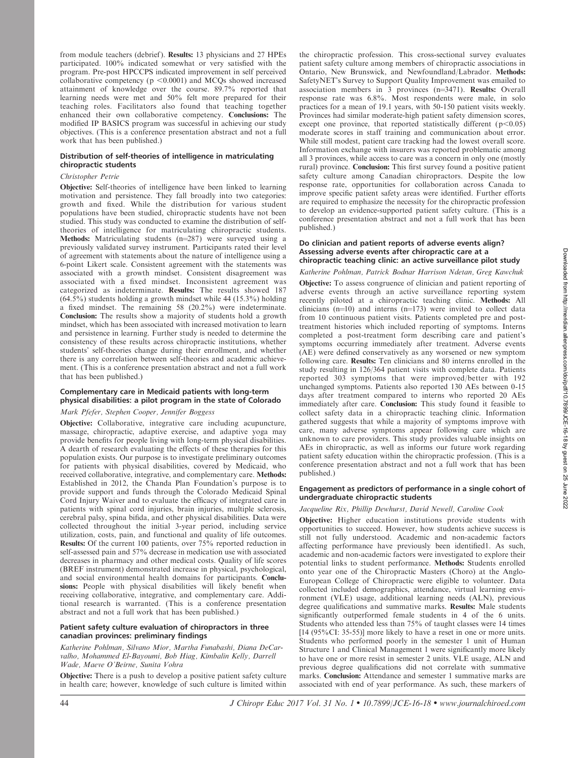from module teachers (debrief). **Results:** 13 physicians and 27 HPEs participated. 100% indicated somewhat or very satisfied with the program. Pre-post HPCCPS indicated improvement in self perceived collaborative competency ($p < 0.0001$) and MCQs showed increased attainment of knowledge over the course. 89.7% reported that learning needs were met and 50% felt more prepared for their teaching roles. Facilitators also found that teaching together enhanced their own collaborative competency. **Conclusions:** The modified IP BASICS program was successful in achieving our study objectives. (This is a conference presentation abstract and not a full work that has been published.)

### Distribution of self-theories of intelligence in matriculating chiropractic students

*Christopher Petrie*

**Objective:** Self-theories of intelligence have been linked to learning motivation and persistence. They fall broadly into two categories: growth and fixed. While the distribution for various student populations have been studied, chiropractic students have not been studied. This study was conducted to examine the distribution of self-theories of intelligence for matriculating chiropractic students. **Methods:** Matriculating students (n=287) were surveyed using a previously validated survey instrument. Participants rated their level of agreement with statements about the nature of intelligence using a 6-point Likert scale. Consistent agreement with the statements was associated with a growth mindset. Consistent disagreement was associated with a fixed mindset. Inconsistent agreement was categorized as indeterminate. **Results:** The results showed 187 (64.5%) students holding a growth mindset while 44 (15.3%) holding a fixed mindset. The remaining 58 (20.2%) were indeterminate. **Conclusion:** The results show a majority of students hold a growth mindset, which has been associated with increased motivation to learn and persistence in learning. Further study is needed to determine the consistency of these results across chiropractic institutions, whether students' self-theories change during their enrollment, and whether there is any correlation between self-theories and academic achievement. (This is a conference presentation abstract and not a full work that has been published.)

### Complementary care in Medicaid patients with long-term physical disabilities: a pilot program in the state of Colorado

*Mark Pfefer, Stephen Cooper, Jennifer Boggess*

**Objective:** Collaborative, integrative care including acupuncture, massage, chiropractic, adaptive exercise, and adaptive yoga may provide benefits for people living with long-term physical disabilities. A dearth of research evaluating the effects of these therapies for this population exists. Our purpose is to investigate preliminary outcomes for patients with physical disabilities, covered by Medicaid, who received collaborative, integrative, and complementary care. **Methods:** Established in 2012, the Chanda Plan Foundation's purpose is to provide support and funds through the Colorado Medicaid Spinal Cord Injury Waiver and to evaluate the efficacy of integrated care in patients with spinal cord injuries, brain injuries, multiple sclerosis, cerebral palsy, spina bifida, and other physical disabilities. Data were collected throughout the initial 3-year period, including service utilization, costs, pain, and functional and quality of life outcomes. **Results:** Of the current 100 patients, over 75% reported reduction in self-assessed pain and 57% decrease in medication use with associated decreases in pharmacy and other medical costs. Quality of life scores (BREF instrument) demonstrated increase in physical, psychological, and social environmental health domains for participants. **Conclusions:** People with physical disabilities will likely benefit when receiving collaborative, integrative, and complementary care. Additional research is warranted. (This is a conference presentation abstract and not a full work that has been published.)

### Patient safety culture evaluation of chiropractors in three canadian provinces: preliminary findings

*Katherine Pohlman, Silvano Mior, Martha Funabashi, Diana DeCarvalho, Mohammed El-Bayoumi, Bob Hiag, Kimbalin Kelly, Darrell Wade, Maeve O'Beirne, Sunita Vohra*

**Objective:** There is a push to develop a positive patient safety culture in health care; however, knowledge of such culture is limited within the chiropractic profession. This cross-sectional survey evaluates patient safety culture among members of chiropractic associations in Ontario, New Brunswick, and Newfoundland/Labrador. **Methods:** SafetyNET's Survey to Support Quality Improvement was emailed to association members in 3 provinces (n=3471). **Results:** Overall response rate was 6.8%. Most respondents were male, in solo practices for a mean of 19.1 years, with 50-150 patient visits weekly. Provinces had similar moderate-high patient safety dimension scores, except one province, that reported statistically different ($p < 0.05$) moderate scores in staff training and communication about error. While still modest, patient care tracking had the lowest overall score. Information exchange with insurers was reported problematic among all 3 provinces, while access to care was a concern in only one (mostly rural) province. **Conclusion:** This first survey found a positive patient safety culture among Canadian chiropractors. Despite the low response rate, opportunities for collaboration across Canada to improve specific patient safety areas were identified. Further efforts are required to emphasize the necessity for the chiropractic profession to develop an evidence-supported patient safety culture. (This is a conference presentation abstract and not a full work that has been published.)

### Do clinician and patient reports of adverse events align? Assessing adverse events after chiropractic care at a chiropractic teaching clinic: an active surveillance pilot study

*Katherine Pohlman, Patrick Bodnar Harrison Ndetan, Greg Kawchuk*

**Objective:** To assess congruence of clinician and patient reporting of adverse events through an active surveillance reporting system recently piloted at a chiropractic teaching clinic. **Methods:** All clinicians (n=10) and interns (n=173) were invited to collect data from 10 continuous patient visits. Patients completed pre and post-treatment histories which included reporting of symptoms. Interns completed a post-treatment form describing care and patient's symptoms occurring immediately after treatment. Adverse events (AE) were defined conservatively as any worsened or new symptom following care. **Results:** Ten clinicians and 80 interns enrolled in the study resulting in 126/364 patient visits with complete data. Patients reported 303 symptoms that were improved/better with 192 unchanged symptoms. Patients also reported 130 AEs between 0-15 days after treatment compared to interns who reported 20 AEs immediately after care. **Conclusion:** This study found it feasible to collect safety data in a chiropractic teaching clinic. Information gathered suggests that while a majority of symptoms improve with care, many adverse symptoms appear following care which are unknown to care providers. This study provides valuable insights on AEs in chiropractic, as well as informs our future work regarding patient safety education within the chiropractic profession. (This is a conference presentation abstract and not a full work that has been published.)

### Engagement as predictors of performance in a single cohort of undergraduate chiropractic students

*Jacqueline Rix, Phillip Dewhurst, David Newell, Caroline Cook*

**Objective:** Higher education institutions provide students with opportunities to succeed. However, how students achieve success is still not fully understood. Academic and non-academic factors affecting performance have previously been identified1. As such, academic and non-academic factors were investigated to explore their potential links to student performance. **Methods:** Students enrolled onto year one of the Chiropractic Masters (Choro) at the Anglo-European College of Chiropractic were eligible to volunteer. Data collected included demographics, attendance, virtual learning environment (VLE) usage, additional learning needs (ALN), previous degree qualifications and summative marks. **Results:** Male students significantly outperformed female students in 4 of the 6 units. Students who attended less than 75% of taught classes were 14 times [14 (95%CI: 35-55)] more likely to have a reset in one or more units. Students who performed poorly in the semester 1 unit of Human Structure 1 and Clinical Management 1 were significantly more likely to have one or more resist in semester 2 units. VLE usage, ALN and previous degree qualifications did not correlate with summative marks. **Conclusion:** Attendance and semester 1 summative marks are associated with end of year performance. As such, these markers of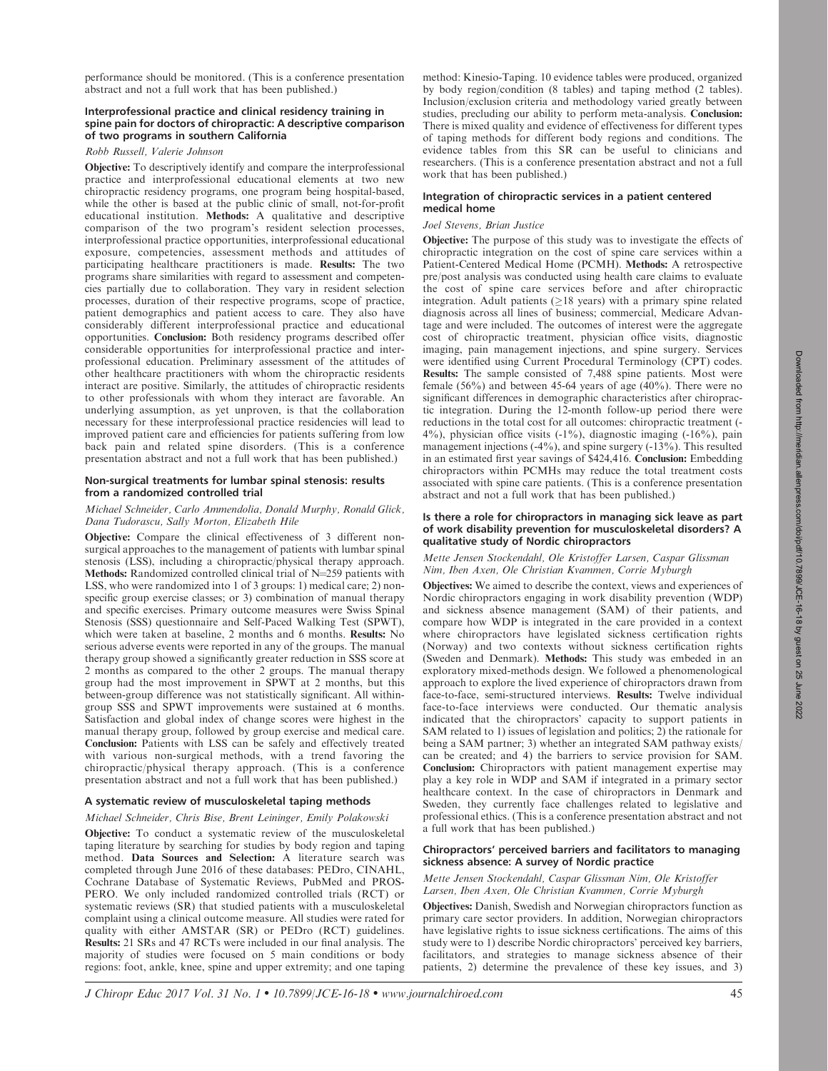performance should be monitored. (This is a conference presentation abstract and not a full work that has been published.)

### Interprofessional practice and clinical residency training in spine pain for doctors of chiropractic: A descriptive comparison of two programs in southern California

*Robb Russell, Valerie Johnson*

**Objective:** To descriptively identify and compare the interprofessional practice and interprofessional educational elements at two new chiropractic residency programs, one program being hospital-based, while the other is based at the public clinic of small, not-for-profit educational institution. **Methods:** A qualitative and descriptive comparison of the two program's resident selection processes, interprofessional practice opportunities, interprofessional educational exposure, competencies, assessment methods and attitudes of participating healthcare practitioners is made. **Results:** The two programs share similarities with regard to assessment and competencies partially due to collaboration. They vary in resident selection processes, duration of their respective programs, scope of practice, patient demographics and patient access to care. They also have considerably different interprofessional practice and educational opportunities. **Conclusion:** Both residency programs described offer considerable opportunities for interprofessional practice and interprofessional education. Preliminary assessment of the attitudes of other healthcare practitioners with whom the chiropractic residents interact are positive. Similarly, the attitudes of chiropractic residents to other professionals with whom they interact are favorable. An underlying assumption, as yet unproven, is that the collaboration necessary for these interprofessional practice residencies will lead to improved patient care and efficiencies for patients suffering from low back pain and related spine disorders. (This is a conference presentation abstract and not a full work that has been published.)

### Non-surgical treatments for lumbar spinal stenosis: results from a randomized controlled trial

*Michael Schneider, Carlo Ammendolia, Donald Murphy, Ronald Glick, Dana Tudorascu, Sally Morton, Elizabeth Hile*

**Objective:** Compare the clinical effectiveness of 3 different non-surgical approaches to the management of patients with lumbar spinal stenosis (LSS), including a chiropractic/physical therapy approach. **Methods:** Randomized controlled clinical trial of N=259 patients with LSS, who were randomized into 1 of 3 groups: 1) medical care; 2) non-specific group exercise classes; or 3) combination of manual therapy and specific exercises. Primary outcome measures were Swiss Spinal Stenosis (SSS) questionnaire and Self-Paced Walking Test (SPWT), which were taken at baseline, 2 months and 6 months. **Results:** No serious adverse events were reported in any of the groups. The manual therapy group showed a significantly greater reduction in SSS score at 2 months as compared to the other 2 groups. The manual therapy group had the most improvement in SPWT at 2 months, but this between-group difference was not statistically significant. All within-group SSS and SPWT improvements were sustained at 6 months. Satisfaction and global index of change scores were highest in the manual therapy group, followed by group exercise and medical care. **Conclusion:** Patients with LSS can be safely and effectively treated with various non-surgical methods, with a trend favoring the chiropractic/physical therapy approach. (This is a conference presentation abstract and not a full work that has been published.)

### A systematic review of musculoskeletal taping methods

*Michael Schneider, Chris Bise, Brent Leininger, Emily Polakowski*

**Objective:** To conduct a systematic review of the musculoskeletal taping literature by searching for studies by body region and taping method. **Data Sources and Selection:** A literature search was completed through June 2016 of these databases: PEDro, CINAHL, Cochrane Database of Systematic Reviews, PubMed and PROSPERO. We only included randomized controlled trials (RCT) or systematic reviews (SR) that studied patients with a musculoskeletal complaint using a clinical outcome measure. All studies were rated for quality with either AMSTAR (SR) or PEDro (RCT) guidelines. **Results:** 21 SRs and 47 RCTs were included in our final analysis. The majority of studies were focused on 5 main conditions or body regions: foot, ankle, knee, spine and upper extremity; and one taping method: Kinesio-Taping. 10 evidence tables were produced, organized by body region/condition (8 tables) and taping method (2 tables). Inclusion/exclusion criteria and methodology varied greatly between studies, precluding our ability to perform meta-analysis. **Conclusion:** There is mixed quality and evidence of effectiveness for different types of taping methods for different body regions and conditions. The evidence tables from this SR can be useful to clinicians and researchers. (This is a conference presentation abstract and not a full work that has been published.)

### Integration of chiropractic services in a patient centered medical home

*Joel Stevens, Brian Justice*

**Objective:** The purpose of this study was to investigate the effects of chiropractic integration on the cost of spine care services within a Patient-Centered Medical Home (PCMH). **Methods:** A retrospective pre/post analysis was conducted using health care claims to evaluate the cost of spine care services before and after chiropractic integration. Adult patients (≥18 years) with a primary spine related diagnosis across all lines of business; commercial, Medicare Advantage and were included. The outcomes of interest were the aggregate cost of chiropractic treatment, physician office visits, diagnostic imaging, pain management injections, and spine surgery. Services were identified using Current Procedural Terminology (CPT) codes. **Results:** The sample consisted of 7,488 spine patients. Most were female (56%) and between 45-64 years of age (40%). There were no significant differences in demographic characteristics after chiropractic integration. During the 12-month follow-up period there were reductions in the total cost for all outcomes: chiropractic treatment (-4%), physician office visits (-1%), diagnostic imaging (-16%), pain management injections (-4%), and spine surgery (-13%). This resulted in an estimated first year savings of $424,416. **Conclusion:** Embedding chiropractors within PCMHs may reduce the total treatment costs associated with spine care patients. (This is a conference presentation abstract and not a full work that has been published.)

### Is there a role for chiropractors in managing sick leave as part of work disability prevention for musculoskeletal disorders? A qualitative study of Nordic chiropractors

*Mette Jensen Stockendahl, Ole Kristoffer Larsen, Caspar Glissman Nim, Iben Axen, Ole Christian Kvammen, Corrie Myburgh*

**Objectives:** We aimed to describe the context, views and experiences of Nordic chiropractors engaging in work disability prevention (WDP) and sickness absence management (SAM) of their patients, and compare how WDP is integrated in the care provided in a context where chiropractors have legislated sickness certification rights (Norway) and two contexts without sickness certification rights (Sweden and Denmark). **Methods:** This study was embeded in an exploratory mixed-methods design. We followed a phenomenological approach to explore the lived experience of chiropractors drawn from face-to-face, semi-structured interviews. **Results:** Twelve individual face-to-face interviews were conducted. Our thematic analysis indicated that the chiropractors' capacity to support patients in SAM related to 1) issues of legislation and politics; 2) the rationale for being a SAM partner; 3) whether an integrated SAM pathway exists/can be created; and 4) the barriers to service provision for SAM. **Conclusion:** Chiropractors with patient management expertise may play a key role in WDP and SAM if integrated in a primary sector healthcare context. In the case of chiropractors in Denmark and Sweden, they currently face challenges related to legislative and professional ethics. (This is a conference presentation abstract and not a full work that has been published.)

### Chiropractors' perceived barriers and facilitators to managing sickness absence: A survey of Nordic practice

*Mette Jensen Stockendahl, Caspar Glissman Nim, Ole Kristoffer Larsen, Iben Axen, Ole Christian Kvammen, Corrie Myburgh*

**Objectives:** Danish, Swedish and Norwegian chiropractors function as primary care sector providers. In addition, Norwegian chiropractors have legislative rights to issue sickness certifications. The aims of this study were to 1) describe Nordic chiropractors' perceived key barriers, facilitators, and strategies to manage sickness absence of their patients, 2) determine the prevalence of these key issues, and 3)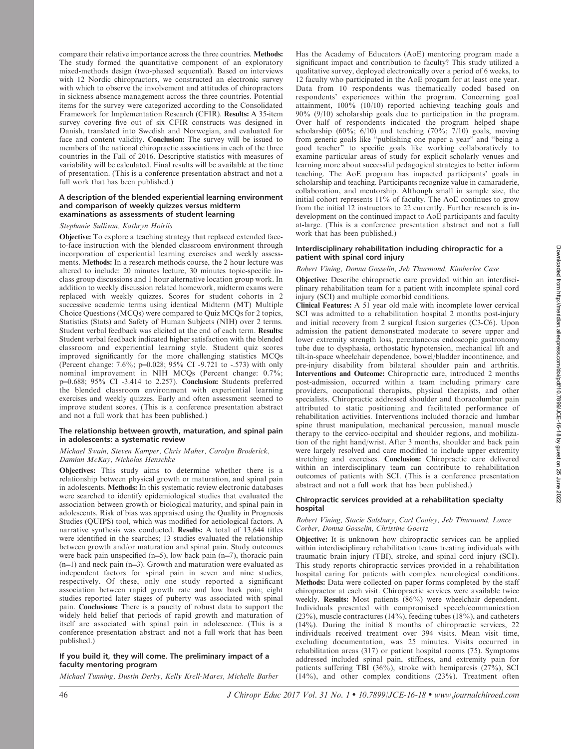compare their relative importance across the three countries. **Methods:** The study formed the quantitative component of an exploratory mixed-methods design (two-phased sequential). Based on interviews with 12 Nordic chiropractors, we constructed an electronic survey with which to observe the involvement and attitudes of chiropractors in sickness absence management across the three countries. Potential items for the survey were categorized according to the Consolidated Framework for Implementation Research (CFIR). **Results:** A 35-item survey covering five out of six CFIR constructs was designed in Danish, translated into Swedish and Norwegian, and evaluated for face and content validity. **Conclusion:** The survey will be issued to members of the national chiropractic associations in each of the three countries in the Fall of 2016. Descriptive statistics with measures of variability will be calculated. Final results will be available at the time of presentation. (This is a conference presentation abstract and not a full work that has been published.)

### A description of the blended experiential learning environment and comparison of weekly quizzes versus midterm examinations as assessments of student learning

*Stephanie Sullivan, Kathryn Hoiriis*

**Objective:** To explore a teaching strategy that replaced extended face-to-face instruction with the blended classroom environment through incorporation of experiential learning exercises and weekly assessments. **Methods:** In a research methods course, the 2 hour lecture was altered to include: 20 minutes lecture, 30 minutes topic-specific in-class group discussions and 1 hour alternative location group work. In addition to weekly discussion related homework, midterm exams were replaced with weekly quizzes. Scores for student cohorts in 2 successive academic terms using identical Midterm (MT) Multiple Choice Questions (MCQs) were compared to Quiz MCQs for 2 topics, Statistics (Stats) and Safety of Human Subjects (NIH) over 2 terms. Student verbal feedback was elicited at the end of each term. **Results:** Student verbal feedback indicated higher satisfaction with the blended classroom and experiential learning style. Student quiz scores improved significantly for the more challenging statistics MCQs (Percent change: 7.6%; p=0.028; 95% CI -9.721 to -.573) with only nominal improvement in NIH MCQs (Percent change: 0.7%; p=0.688; 95% CI -3.414 to 2.257). **Conclusion:** Students preferred the blended classroom environment with experiential learning exercises and weekly quizzes. Early and often assessment seemed to improve student scores. (This is a conference presentation abstract and not a full work that has been published.)

### The relationship between growth, maturation, and spinal pain in adolescents: a systematic review

*Michael Swain, Steven Kamper, Chris Maher, Carolyn Broderick, Damian McKay, Nicholas Henschke*

**Objectives:** This study aims to determine whether there is a relationship between physical growth or maturation, and spinal pain in adolescents. **Methods:** In this systematic review electronic databases were searched to identify epidemiological studies that evaluated the association between growth or biological maturity, and spinal pain in adolescents. Risk of bias was appraised using the Quality in Prognosis Studies (QUIPS) tool, which was modified for aetiological factors. A narrative synthesis was conducted. **Results:** A total of 13,644 titles were identified in the searches; 13 studies evaluated the relationship between growth and/or maturation and spinal pain. Study outcomes were back pain unspecified (n=5), low back pain (n=7), thoracic pain (n=1) and neck pain (n=3). Growth and maturation were evaluated as independent factors for spinal pain in seven and nine studies, respectively. Of these, only one study reported a significant association between rapid growth rate and low back pain; eight studies reported later stages of puberty was associated with spinal pain. **Conclusions:** There is a paucity of robust data to support the widely held belief that periods of rapid growth and maturation of itself are associated with spinal pain in adolescence. (This is a conference presentation abstract and not a full work that has been published.)

### If you build it, they will come. The preliminary impact of a faculty mentoring program

*Michael Tunning, Dustin Derby, Kelly Krell-Mares, Michelle Barber*

Has the Academy of Educators (AoE) mentoring program made a significant impact and contribution to faculty? This study utilized a qualitative survey, deployed electronically over a period of 6 weeks, to 12 faculty who participated in the AoE progam for at least one year. Data from 10 respondents was thematically coded based on respondents' experiences within the program. Concerning goal attainment, 100% (10/10) reported achieving teaching goals and 90% (9/10) scholarship goals due to participation in the program. Over half of respondents indicated the program helped shape scholarship (60%; 6/10) and teaching (70%; 7/10) goals, moving from generic goals like "publishing one paper a year" and "being a good teacher" to specific goals like working collaboratively to examine particular areas of study for explicit scholarly venues and learning more about successful pedagogical strategies to better inform teaching. The AoE program has impacted participants' goals in scholarship and teaching. Participants recognize value in camaraderie, collaboration, and mentorship. Although small in sample size, the initial cohort represents 11% of faculty. The AoE continues to grow from the initial 12 instructors to 22 currently. Further research is in-development on the continued impact to AoE participants and faculty at-large. (This is a conference presentation abstract and not a full work that has been published.)

### Interdisciplinary rehabilitation including chiropractic for a patient with spinal cord injury

*Robert Vining, Donna Gosselin, Jeb Thurmond, Kimberlee Case*

**Objective:** Describe chiropractic care provided within an interdisciplinary rehabilitation team for a patient with incomplete spinal cord injury (SCI) and multiple comorbid conditions.

**Clinical Features:** A 51 year old male with incomplete lower cervical SCI was admitted to a rehabilitation hospital 2 months post-injury and initial recovery from 2 surgical fusion surgeries (C3-C6). Upon admission the patient demonstrated moderate to severe upper and lower extremity strength loss, percutaneous endoscopic gastronomy tube due to dysphasia, orthostatic hypotension, mechanical lift and tilt-in-space wheelchair dependence, bowel/bladder incontinence, and pre-injury disability from bilateral shoulder pain and arthritis.

**Interventions and Outcome:** Chiropractic care, introduced 2 months post-admission, occurred within a team including primary care providers, occupational therapists, physical therapists, and other specialists. Chiropractic addressed shoulder and thoracolumbar pain attributed to static positioning and facilitated performance of rehabilitation activities. Interventions included thoracic and lumbar spine thrust manipulation, mechanical percussion, manual muscle therapy to the cervico-occipital and shoulder regions, and mobilization of the right hand/wrist. After 3 months, shoulder and back pain were largely resolved and care modified to include upper extremity stretching and exercises. **Conclusion:** Chiropractic care delivered within an interdisciplinary team can contribute to rehabilitation outcomes of patients with SCI. (This is a conference presentation abstract and not a full work that has been published.)

### Chiropractic services provided at a rehabilitation specialty hospital

*Robert Vining, Stacie Salsbury, Carl Cooley, Jeb Thurmond, Lance Corber, Donna Gosselin, Christine Goertz*

**Objective:** It is unknown how chiropractic services can be applied within interdisciplinary rehabilitation teams treating individuals with traumatic brain injury (TBI), stroke, and spinal cord injury (SCI). This study reports chiropractic services provided in a rehabilitation hospital caring for patients with complex neurological conditions. **Methods:** Data were collected on paper forms completed by the staff chiropractor at each visit. Chiropractic services were available twice weekly. **Results:** Most patients (86%) were wheelchair dependent. Individuals presented with compromised speech/communication (23%), muscle contractures (14%), feeding tubes (18%), and catheters (14%). During the initial 8 months of chiropractic services, 22 individuals received treatment over 394 visits. Mean visit time, excluding documentation, was 25 minutes. Visits occurred in rehabilitation areas (317) or patient hospital rooms (75). Symptoms addressed included spinal pain, stiffness, and extremity pain for patients suffering TBI (36%), stroke with hemiparesis (27%), SCI (14%), and other complex conditions (23%). Treatment often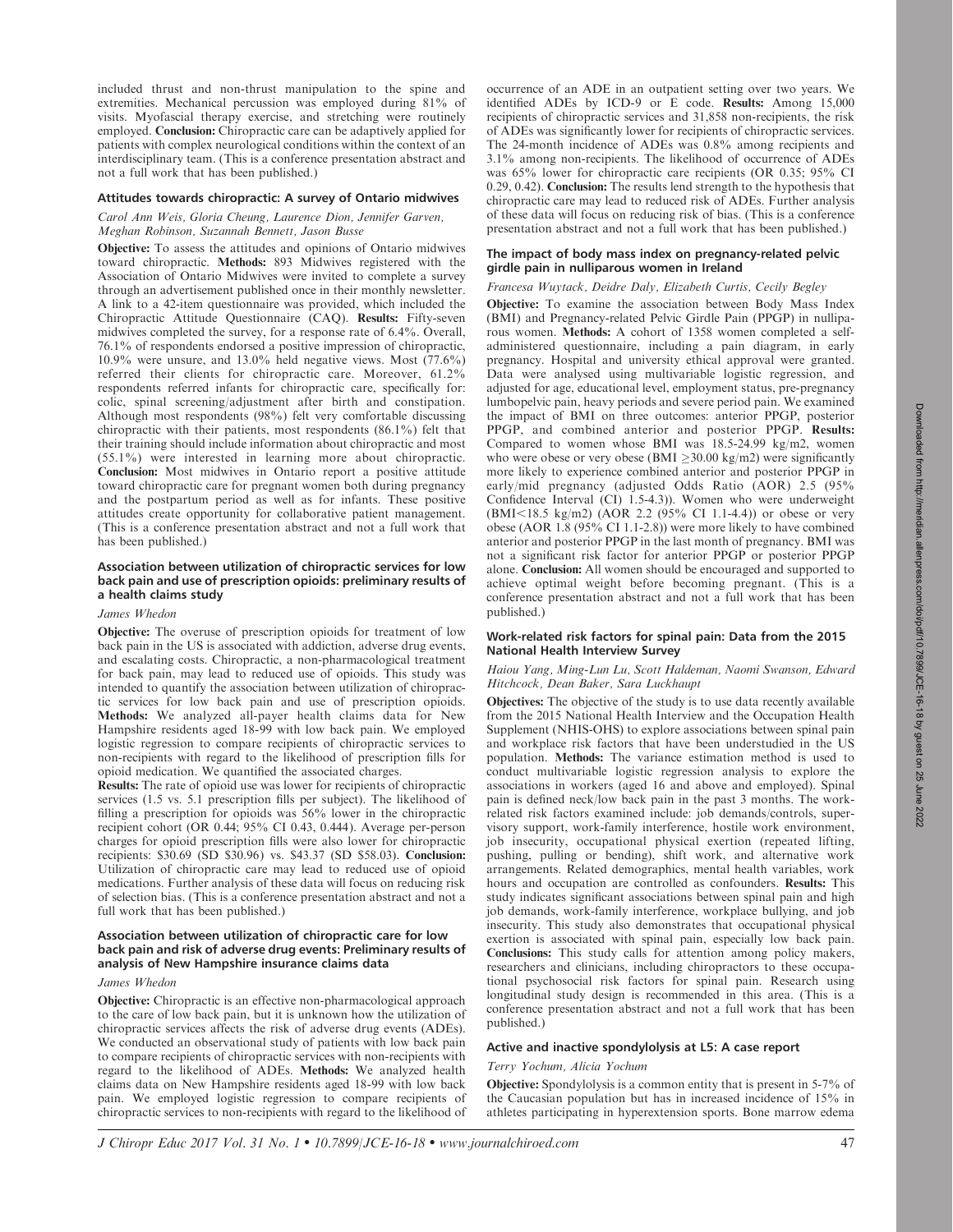included thrust and non-thrust manipulation to the spine and extremities. Mechanical percussion was employed during 81% of visits. Myofascial therapy exercise, and stretching were routinely employed. **Conclusion:** Chiropractic care can be adaptively applied for patients with complex neurological conditions within the context of an interdisciplinary team. (This is a conference presentation abstract and not a full work that has been published.)

### Attitudes towards chiropractic: A survey of Ontario midwives

*Carol Ann Weis, Gloria Cheung, Laurence Dion, Jennifer Garven, Meghan Robinson, Suzannah Bennett, Jason Busse*

**Objective:** To assess the attitudes and opinions of Ontario midwives toward chiropractic. **Methods:** 893 Midwives registered with the Association of Ontario Midwives were invited to complete a survey through an advertisement published once in their monthly newsletter. A link to a 42-item questionnaire was provided, which included the Chiropractic Attitude Questionnaire (CAQ). **Results:** Fifty-seven midwives completed the survey, for a response rate of 6.4%. Overall, 76.1% of respondents endorsed a positive impression of chiropractic, 10.9% were unsure, and 13.0% held negative views. Most (77.6%) referred their clients for chiropractic care. Moreover, 61.2% respondents referred infants for chiropractic care, specifically for: colic, spinal screening/adjustment after birth and constipation. Although most respondents (98%) felt very comfortable discussing chiropractic with their patients, most respondents (86.1%) felt that their training should include information about chiropractic and most (55.1%) were interested in learning more about chiropractic. **Conclusion:** Most midwives in Ontario report a positive attitude toward chiropractic care for pregnant women both during pregnancy and the postpartum period as well as for infants. These positive attitudes create opportunity for collaborative patient management. (This is a conference presentation abstract and not a full work that has been published.)

### Association between utilization of chiropractic services for low back pain and use of prescription opioids: preliminary results of a health claims study

*James Whedon*

**Objective:** The overuse of prescription opioids for treatment of low back pain in the US is associated with addiction, adverse drug events, and escalating costs. Chiropractic, a non-pharmacological treatment for back pain, may lead to reduced use of opioids. This study was intended to quantify the association between utilization of chiropractic services for low back pain and use of prescription opioids. **Methods:** We analyzed all-payer health claims data for New Hampshire residents aged 18-99 with low back pain. We employed logistic regression to compare recipients of chiropractic services to non-recipients with regard to the likelihood of prescription fills for opioid medication. We quantified the associated charges.

**Results:** The rate of opioid use was lower for recipients of chiropractic services (1.5 vs. 5.1 prescription fills per subject). The likelihood of filling a prescription for opioids was 56% lower in the chiropractic recipient cohort (OR 0.44; 95% CI 0.43, 0.444). Average per-person charges for opioid prescription fills were also lower for chiropractic recipients: $30.69 (SD $30.96) vs. $43.37 (SD $58.03). **Conclusion:** Utilization of chiropractic care may lead to reduced use of opioid medications. Further analysis of these data will focus on reducing risk of selection bias. (This is a conference presentation abstract and not a full work that has been published.)

### Association between utilization of chiropractic care for low back pain and risk of adverse drug events: Preliminary results of analysis of New Hampshire insurance claims data

*James Whedon*

**Objective:** Chiropractic is an effective non-pharmacological approach to the care of low back pain, but it is unknown how the utilization of chiropractic services affects the risk of adverse drug events (ADEs). We conducted an observational study of patients with low back pain to compare recipients of chiropractic services with non-recipients with regard to the likelihood of ADEs. **Methods:** We analyzed health claims data on New Hampshire residents aged 18-99 with low back pain. We employed logistic regression to compare recipients of chiropractic services to non-recipients with regard to the likelihood of occurrence of an ADE in an outpatient setting over two years. We identified ADEs by ICD-9 or E code. **Results:** Among 15,000 recipients of chiropractic services and 31,858 non-recipients, the risk of ADEs was significantly lower for recipients of chiropractic services. The 24-month incidence of ADEs was 0.8% among recipients and 3.1% among non-recipients. The likelihood of occurrence of ADEs was 65% lower for chiropractic care recipients (OR 0.35; 95% CI 0.29, 0.42). **Conclusion:** The results lend strength to the hypothesis that chiropractic care may lead to reduced risk of ADEs. Further analysis of these data will focus on reducing risk of bias. (This is a conference presentation abstract and not a full work that has been published.)

### The impact of body mass index on pregnancy-related pelvic girdle pain in nulliparous women in Ireland

*Francesa Wuytack, Deidre Daly, Elizabeth Curtis, Cecily Begley*

**Objective:** To examine the association between Body Mass Index (BMI) and Pregnancy-related Pelvic Girdle Pain (PPGP) in nulliparous women. **Methods:** A cohort of 1358 women completed a self-administered questionnaire, including a pain diagram, in early pregnancy. Hospital and university ethical approval were granted. Data were analysed using multivariable logistic regression, and adjusted for age, educational level, employment status, pre-pregnancy lumbopelvic pain, heavy periods and severe period pain. We examined the impact of BMI on three outcomes: anterior PPGP, posterior PPGP, and combined anterior and posterior PPGP. **Results:** Compared to women whose BMI was 18.5-24.99 kg/m2, women who were obese or very obese (BMI $\geq$30.00 kg/m2) were significantly more likely to experience combined anterior and posterior PPGP in early/mid pregnancy (adjusted Odds Ratio (AOR) 2.5 (95% Confidence Interval (CI) 1.5-4.3)). Women who were underweight (BMI<18.5 kg/m2) (AOR 2.2 (95% CI 1.1-4.4)) or obese or very obese (AOR 1.8 (95% CI 1.1-2.8)) were more likely to have combined anterior and posterior PPGP in the last month of pregnancy. BMI was not a significant risk factor for anterior PPGP or posterior PPGP alone. **Conclusion:** All women should be encouraged and supported to achieve optimal weight before becoming pregnant. (This is a conference presentation abstract and not a full work that has been published.)

### Work-related risk factors for spinal pain: Data from the 2015 National Health Interview Survey

*Haiou Yang, Ming-Lun Lu, Scott Haldeman, Naomi Swanson, Edward Hitchcock, Dean Baker, Sara Luckhaupt*

**Objectives:** The objective of the study is to use data recently available from the 2015 National Health Interview and the Occupation Health Supplement (NHIS-OHS) to explore associations between spinal pain and workplace risk factors that have been understudied in the US population. **Methods:** The variance estimation method is used to conduct multivariable logistic regression analysis to explore the associations in workers (aged 16 and above and employed). Spinal pain is defined neck/low back pain in the past 3 months. The work-related risk factors examined include: job demands/controls, supervisory support, work-family interference, hostile work environment, job insecurity, occupational physical exertion (repeated lifting, pushing, pulling or bending), shift work, and alternative work arrangements. Related demographics, mental health variables, work hours and occupation are controlled as confounders. **Results:** This study indicates significant associations between spinal pain and high job demands, work-family interference, workplace bullying, and job insecurity. This study also demonstrates that occupational physical exertion is associated with spinal pain, especially low back pain. **Conclusions:** This study calls for attention among policy makers, researchers and clinicians, including chiropractors to these occupational psychosocial risk factors for spinal pain. Research using longitudinal study design is recommended in this area. (This is a conference presentation abstract and not a full work that has been published.)

### Active and inactive spondylolysis at L5: A case report

*Terry Yochum, Alicia Yochum*

**Objective:** Spondylolysis is a common entity that is present in 5-7% of the Caucasian population but has in increased incidence of 15% in athletes participating in hyperextension sports. Bone marrow edema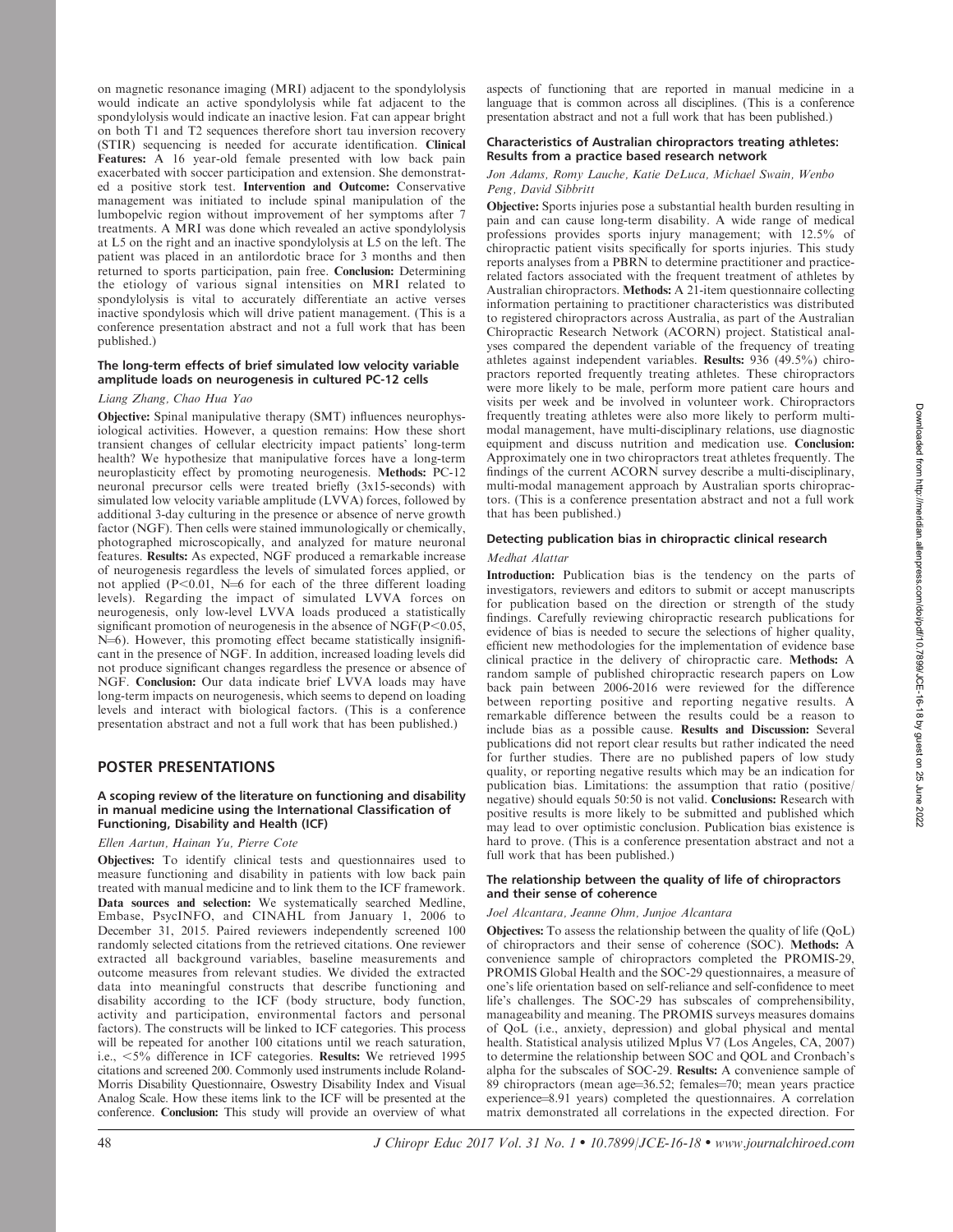on magnetic resonance imaging (MRI) adjacent to the spondylolysis would indicate an active spondylolysis while fat adjacent to the spondylolysis would indicate an inactive lesion. Fat can appear bright on both T1 and T2 sequences therefore short tau inversion recovery (STIR) sequencing is needed for accurate identification. **Clinical Features:** A 16 year-old female presented with low back pain exacerbated with soccer participation and extension. She demonstrated a positive stork test. **Intervention and Outcome:** Conservative management was initiated to include spinal manipulation of the lumbopelvic region without improvement of her symptoms after 7 treatments. A MRI was done which revealed an active spondylolysis at L5 on the right and an inactive spondylolysis at L5 on the left. The patient was placed in an antilordotic brace for 3 months and then returned to sports participation, pain free. **Conclusion:** Determining the etiology of various signal intensities on MRI related to spondylolysis is vital to accurately differentiate an active verses inactive spondylosis which will drive patient management. (This is a conference presentation abstract and not a full work that has been published.)

### The long-term effects of brief simulated low velocity variable amplitude loads on neurogenesis in cultured PC-12 cells

*Liang Zhang, Chao Hua Yao*

**Objective:** Spinal manipulative therapy (SMT) influences neurophysiological activities. However, a question remains: How these short transient changes of cellular electricity impact patients' long-term health? We hypothesize that manipulative forces have a long-term neuroplasticity effect by promoting neurogenesis. **Methods:** PC-12 neuronal precursor cells were treated briefly (3x15-seconds) with simulated low velocity variable amplitude (LVVA) forces, followed by additional 3-day culturing in the presence or absence of nerve growth factor (NGF). Then cells were stained immunologically or chemically, photographed microscopically, and analyzed for mature neuronal features. **Results:** As expected, NGF produced a remarkable increase of neurogenesis regardless the levels of simulated forces applied, or not applied ($P<0.01$, N=6 for each of the three different loading levels). Regarding the impact of simulated LVVA forces on neurogenesis, only low-level LVVA loads produced a statistically significant promotion of neurogenesis in the absence of NGF($P<0.05$, N=6). However, this promoting effect became statistically insignificant in the presence of NGF. In addition, increased loading levels did not produce significant changes regardless the presence or absence of NGF. **Conclusion:** Our data indicate brief LVVA loads may have long-term impacts on neurogenesis, which seems to depend on loading levels and interact with biological factors. (This is a conference presentation abstract and not a full work that has been published.)

## POSTER PRESENTATIONS

### A scoping review of the literature on functioning and disability in manual medicine using the International Classification of Functioning, Disability and Health (ICF)

*Ellen Aartun, Hainan Yu, Pierre Cote*

**Objectives:** To identify clinical tests and questionnaires used to measure functioning and disability in patients with low back pain treated with manual medicine and to link them to the ICF framework. **Data sources and selection:** We systematically searched Medline, Embase, PsycINFO, and CINAHL from January 1, 2006 to December 31, 2015. Paired reviewers independently screened 100 randomly selected citations from the retrieved citations. One reviewer extracted all background variables, baseline measurements and outcome measures from relevant studies. We divided the extracted data into meaningful constructs that describe functioning and disability according to the ICF (body structure, body function, activity and participation, environmental factors and personal factors). The constructs will be linked to ICF categories. This process will be repeated for another 100 citations until we reach saturation, i.e., <5% difference in ICF categories. **Results:** We retrieved 1995 citations and screened 200. Commonly used instruments include Roland-Morris Disability Questionnaire, Oswestry Disability Index and Visual Analog Scale. How these items link to the ICF will be presented at the conference. **Conclusion:** This study will provide an overview of what aspects of functioning that are reported in manual medicine in a language that is common across all disciplines. (This is a conference presentation abstract and not a full work that has been published.)

### Characteristics of Australian chiropractors treating athletes: Results from a practice based research network

*Jon Adams, Romy Lauche, Katie DeLuca, Michael Swain, Wenbo Peng, David Sibbritt*

**Objective:** Sports injuries pose a substantial health burden resulting in pain and can cause long-term disability. A wide range of medical professions provides sports injury management; with 12.5% of chiropractic patient visits specifically for sports injuries. This study reports analyses from a PBRN to determine practitioner and practice-related factors associated with the frequent treatment of athletes by Australian chiropractors. **Methods:** A 21-item questionnaire collecting information pertaining to practitioner characteristics was distributed to registered chiropractors across Australia, as part of the Australian Chiropractic Research Network (ACORN) project. Statistical analyses compared the dependent variable of the frequency of treating athletes against independent variables. **Results:** 936 (49.5%) chiropractors reported frequently treating athletes. These chiropractors were more likely to be male, perform more patient care hours and visits per week and be involved in volunteer work. Chiropractors frequently treating athletes were also more likely to perform multi-modal management, have multi-disciplinary relations, use diagnostic equipment and discuss nutrition and medication use. **Conclusion:** Approximately one in two chiropractors treat athletes frequently. The findings of the current ACORN survey describe a multi-disciplinary, multi-modal management approach by Australian sports chiropractors. (This is a conference presentation abstract and not a full work that has been published.)

### Detecting publication bias in chiropractic clinical research

*Medhat Alattar*

**Introduction:** Publication bias is the tendency on the parts of investigators, reviewers and editors to submit or accept manuscripts for publication based on the direction or strength of the study findings. Carefully reviewing chiropractic research publications for evidence of bias is needed to secure the selections of higher quality, efficient new methodologies for the implementation of evidence base clinical practice in the delivery of chiropractic care. **Methods:** A random sample of published chiropractic research papers on Low back pain between 2006-2016 were reviewed for the difference between reporting positive and reporting negative results. A remarkable difference between the results could be a reason to include bias as a possible cause. **Results and Discussion:** Several publications did not report clear results but rather indicated the need for further studies. There are no published papers of low study quality, or reporting negative results which may be an indication for publication bias. Limitations: the assumption that ratio (positive/negative) should equals 50:50 is not valid. **Conclusions:** Research with positive results is more likely to be submitted and published which may lead to over optimistic conclusion. Publication bias existence is hard to prove. (This is a conference presentation abstract and not a full work that has been published.)

### The relationship between the quality of life of chiropractors and their sense of coherence

*Joel Alcantara, Jeanne Ohm, Junjoe Alcantara*

**Objectives:** To assess the relationship between the quality of life (QoL) of chiropractors and their sense of coherence (SOC). **Methods:** A convenience sample of chiropractors completed the PROMIS-29, PROMIS Global Health and the SOC-29 questionnaires, a measure of one's life orientation based on self-reliance and self-confidence to meet life's challenges. The SOC-29 has subscales of comprehensibility, manageability and meaning. The PROMIS surveys measures domains of QoL (i.e., anxiety, depression) and global physical and mental health. Statistical analysis utilized Mplus V7 (Los Angeles, CA, 2007) to determine the relationship between SOC and QOL and Cronbach's alpha for the subscales of SOC-29. **Results:** A convenience sample of 89 chiropractors (mean age=36.52; females=70; mean years practice experience=8.91 years) completed the questionnaires. A correlation matrix demonstrated all correlations in the expected direction. For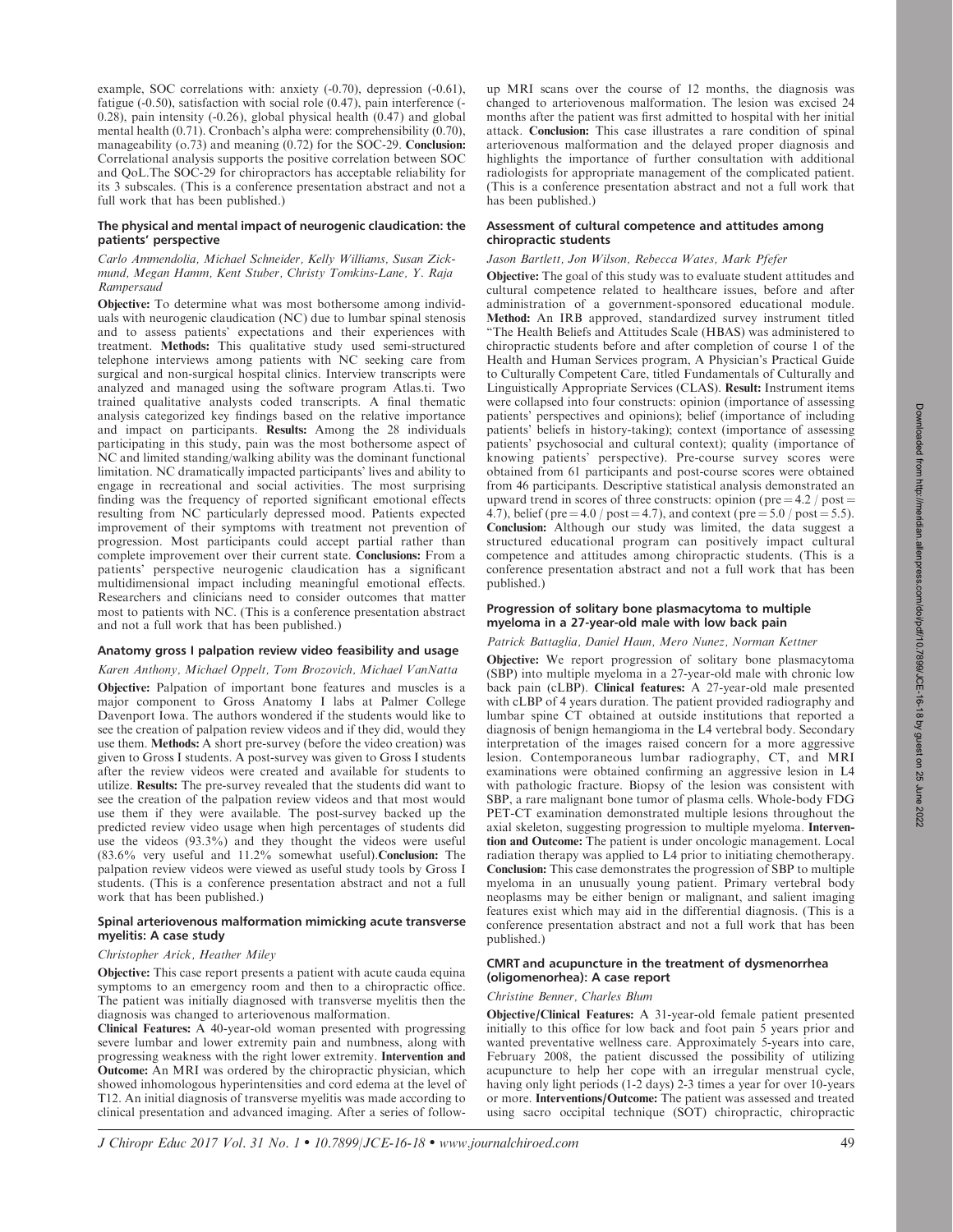example, SOC correlations with: anxiety (-0.70), depression (-0.61), fatigue (-0.50), satisfaction with social role (0.47), pain interference (-0.28), pain intensity (-0.26), global physical health (0.47) and global mental health (0.71). Cronbach's alpha were: comprehensibility (0.70), manageability (o.73) and meaning (0.72) for the SOC-29. **Conclusion:** Correlational analysis supports the positive correlation between SOC and QoL.The SOC-29 for chiropractors has acceptable reliability for its 3 subscales. (This is a conference presentation abstract and not a full work that has been published.)

### The physical and mental impact of neurogenic claudication: the patients' perspective

*Carlo Ammendolia, Michael Schneider, Kelly Williams, Susan Zickmund, Megan Hamm, Kent Stuber, Christy Tomkins-Lane, Y. Raja Rampersaud*

**Objective:** To determine what was most bothersome among individuals with neurogenic claudication (NC) due to lumbar spinal stenosis and to assess patients' expectations and their experiences with treatment. **Methods:** This qualitative study used semi-structured telephone interviews among patients with NC seeking care from surgical and non-surgical hospital clinics. Interview transcripts were analyzed and managed using the software program Atlas.ti. Two trained qualitative analysts coded transcripts. A final thematic analysis categorized key findings based on the relative importance and impact on participants. **Results:** Among the 28 individuals participating in this study, pain was the most bothersome aspect of NC and limited standing/walking ability was the dominant functional limitation. NC dramatically impacted participants' lives and ability to engage in recreational and social activities. The most surprising finding was the frequency of reported significant emotional effects resulting from NC particularly depressed mood. Patients expected improvement of their symptoms with treatment not prevention of progression. Most participants could accept partial rather than complete improvement over their current state. **Conclusions:** From a patients' perspective neurogenic claudication has a significant multidimensional impact including meaningful emotional effects. Researchers and clinicians need to consider outcomes that matter most to patients with NC. (This is a conference presentation abstract and not a full work that has been published.)

### Anatomy gross I palpation review video feasibility and usage

*Karen Anthony, Michael Oppelt, Tom Brozovich, Michael VanNatta*

**Objective:** Palpation of important bone features and muscles is a major component to Gross Anatomy I labs at Palmer College Davenport Iowa. The authors wondered if the students would like to see the creation of palpation review videos and if they did, would they use them. **Methods:** A short pre-survey (before the video creation) was given to Gross I students. A post-survey was given to Gross I students after the review videos were created and available for students to utilize. **Results:** The pre-survey revealed that the students did want to see the creation of the palpation review videos and that most would use them if they were available. The post-survey backed up the predicted review video usage when high percentages of students did use the videos (93.3%) and they thought the videos were useful (83.6% very useful and 11.2% somewhat useful).**Conclusion:** The palpation review videos were viewed as useful study tools by Gross I students. (This is a conference presentation abstract and not a full work that has been published.)

### Spinal arteriovenous malformation mimicking acute transverse myelitis: A case study

*Christopher Arick, Heather Miley*

**Objective:** This case report presents a patient with acute cauda equina symptoms to an emergency room and then to a chiropractic office. The patient was initially diagnosed with transverse myelitis then the diagnosis was changed to arteriovenous malformation.

**Clinical Features:** A 40-year-old woman presented with progressing severe lumbar and lower extremity pain and numbness, along with progressing weakness with the right lower extremity. **Intervention and Outcome:** An MRI was ordered by the chiropractic physician, which showed inhomologous hyperintensities and cord edema at the level of T12. An initial diagnosis of transverse myelitis was made according to clinical presentation and advanced imaging. After a series of follow-up MRI scans over the course of 12 months, the diagnosis was changed to arteriovenous malformation. The lesion was excised 24 months after the patient was first admitted to hospital with her initial attack. **Conclusion:** This case illustrates a rare condition of spinal arteriovenous malformation and the delayed proper diagnosis and highlights the importance of further consultation with additional radiologists for appropriate management of the complicated patient. (This is a conference presentation abstract and not a full work that has been published.)

### Assessment of cultural competence and attitudes among chiropractic students

*Jason Bartlett, Jon Wilson, Rebecca Wates, Mark Pfefer*

**Objective:** The goal of this study was to evaluate student attitudes and cultural competence related to healthcare issues, before and after administration of a government-sponsored educational module. **Method:** An IRB approved, standardized survey instrument titled "The Health Beliefs and Attitudes Scale (HBAS) was administered to chiropractic students before and after completion of course 1 of the Health and Human Services program, A Physician's Practical Guide to Culturally Competent Care, titled Fundamentals of Culturally and Linguistically Appropriate Services (CLAS). **Result:** Instrument items were collapsed into four constructs: opinion (importance of assessing patients' perspectives and opinions); belief (importance of including patients' beliefs in history-taking); context (importance of assessing patients' psychosocial and cultural context); quality (importance of knowing patients' perspective). Pre-course survey scores were obtained from 61 participants and post-course scores were obtained from 46 participants. Descriptive statistical analysis demonstrated an upward trend in scores of three constructs: opinion (pre = 4.2 / post = 4.7), belief (pre = 4.0 / post = 4.7), and context (pre = 5.0 / post = 5.5). **Conclusion:** Although our study was limited, the data suggest a structured educational program can positively impact cultural competence and attitudes among chiropractic students. (This is a conference presentation abstract and not a full work that has been published.)

### Progression of solitary bone plasmacytoma to multiple myeloma in a 27-year-old male with low back pain

*Patrick Battaglia, Daniel Haun, Mero Nunez, Norman Kettner*

**Objective:** We report progression of solitary bone plasmacytoma (SBP) into multiple myeloma in a 27-year-old male with chronic low back pain (cLBP). **Clinical features:** A 27-year-old male presented with cLBP of 4 years duration. The patient provided radiography and lumbar spine CT obtained at outside institutions that reported a diagnosis of benign hemangioma in the L4 vertebral body. Secondary interpretation of the images raised concern for a more aggressive lesion. Contemporaneous lumbar radiography, CT, and MRI examinations were obtained confirming an aggressive lesion in L4 with pathologic fracture. Biopsy of the lesion was consistent with SBP, a rare malignant bone tumor of plasma cells. Whole-body FDG PET-CT examination demonstrated multiple lesions throughout the axial skeleton, suggesting progression to multiple myeloma. **Intervention and Outcome:** The patient is under oncologic management. Local radiation therapy was applied to L4 prior to initiating chemotherapy. **Conclusion:** This case demonstrates the progression of SBP to multiple myeloma in an unusually young patient. Primary vertebral body neoplasms may be either benign or malignant, and salient imaging features exist which may aid in the differential diagnosis. (This is a conference presentation abstract and not a full work that has been published.)

### CMRT and acupuncture in the treatment of dysmenorrhea (oligomenorrhea): A case report

*Christine Benner, Charles Blum*

**Objective/Clinical Features:** A 31-year-old female patient presented initially to this office for low back and foot pain 5 years prior and wanted preventative wellness care. Approximately 5-years into care, February 2008, the patient discussed the possibility of utilizing acupuncture to help her cope with an irregular menstrual cycle, having only light periods (1-2 days) 2-3 times a year for over 10-years or more. **Interventions/Outcome:** The patient was assessed and treated using sacro occipital technique (SOT) chiropractic, chiropractic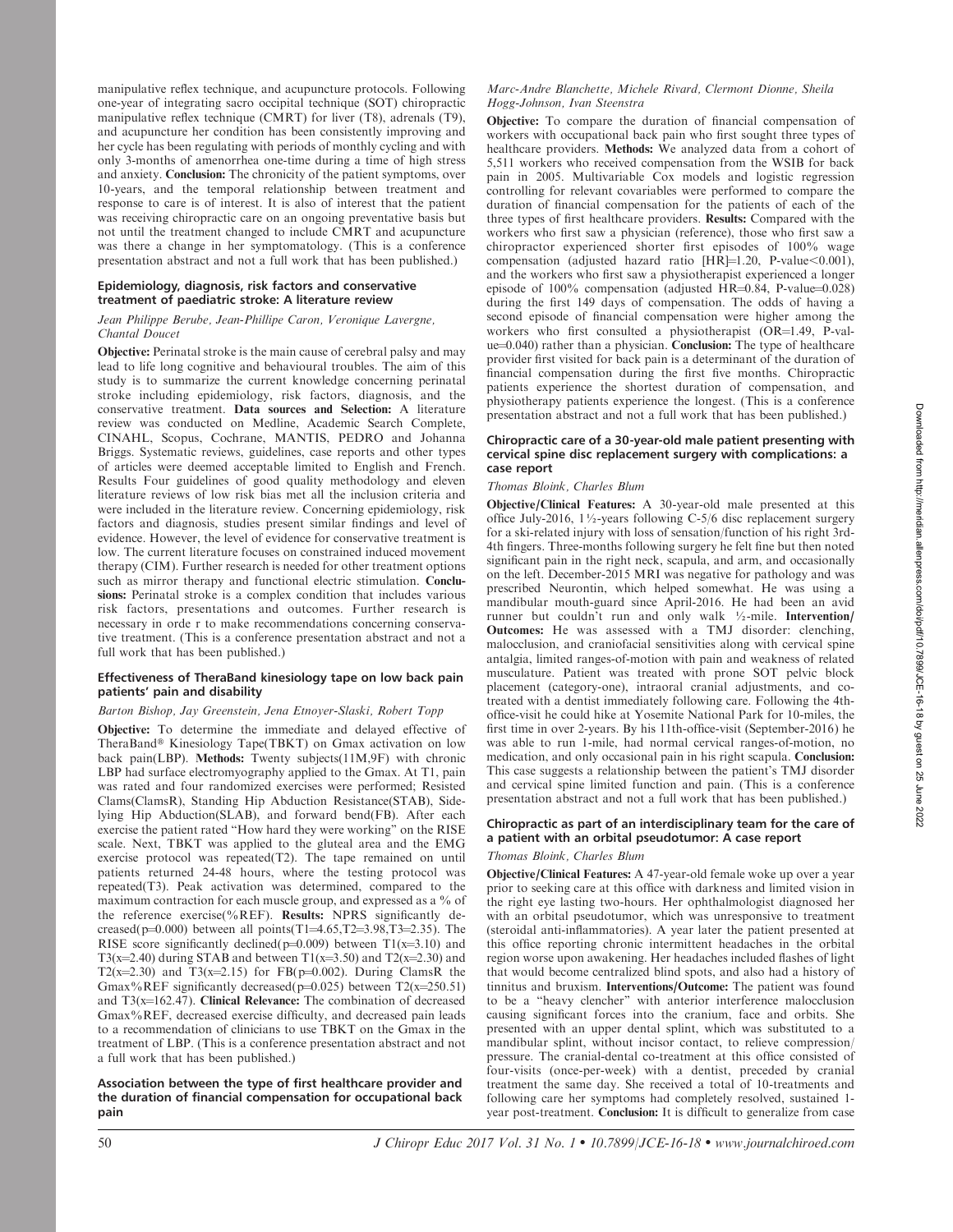manipulative reflex technique, and acupuncture protocols. Following one-year of integrating sacro occipital technique (SOT) chiropractic manipulative reflex technique (CMRT) for liver (T8), adrenals (T9), and acupuncture her condition has been consistently improving and her cycle has been regulating with periods of monthly cycling and with only 3-months of amenorrhea one-time during a time of high stress and anxiety. **Conclusion:** The chronicity of the patient symptoms, over 10-years, and the temporal relationship between treatment and response to care is of interest. It is also of interest that the patient was receiving chiropractic care on an ongoing preventative basis but not until the treatment changed to include CMRT and acupuncture was there a change in her symptomatology. (This is a conference presentation abstract and not a full work that has been published.)

### Epidemiology, diagnosis, risk factors and conservative treatment of paediatric stroke: A literature review

*Jean Philippe Berube, Jean-Phillipe Caron, Veronique Lavergne, Chantal Doucet*

**Objective:** Perinatal stroke is the main cause of cerebral palsy and may lead to life long cognitive and behavioural troubles. The aim of this study is to summarize the current knowledge concerning perinatal stroke including epidemiology, risk factors, diagnosis, and the conservative treatment. **Data sources and Selection:** A literature review was conducted on Medline, Academic Search Complete, CINAHL, Scopus, Cochrane, MANTIS, PEDRO and Johanna Briggs. Systematic reviews, guidelines, case reports and other types of articles were deemed acceptable limited to English and French. Results Four guidelines of good quality methodology and eleven literature reviews of low risk bias met all the inclusion criteria and were included in the literature review. Concerning epidemiology, risk factors and diagnosis, studies present similar findings and level of evidence. However, the level of evidence for conservative treatment is low. The current literature focuses on constrained induced movement therapy (CIM). Further research is needed for other treatment options such as mirror therapy and functional electric stimulation. **Conclusions:** Perinatal stroke is a complex condition that includes various risk factors, presentations and outcomes. Further research is necessary in orde r to make recommendations concerning conservative treatment. (This is a conference presentation abstract and not a full work that has been published.)

### Effectiveness of TheraBand kinesiology tape on low back pain patients' pain and disability

*Barton Bishop, Jay Greenstein, Jena Etnoyer-Slaski, Robert Topp*

**Objective:** To determine the immediate and delayed effective of TheraBand® Kinesiology Tape(TBKT) on Gmax activation on low back pain(LBP). **Methods:** Twenty subjects(11M,9F) with chronic LBP had surface electromyography applied to the Gmax. At T1, pain was rated and four randomized exercises were performed; Resisted Clams(ClamsR), Standing Hip Abduction Resistance(STAB), Side-lying Hip Abduction(SLAB), and forward bend(FB). After each exercise the patient rated "How hard they were working" on the RISE scale. Next, TBKT was applied to the gluteal area and the EMG exercise protocol was repeated(T2). The tape remained on until patients returned 24-48 hours, where the testing protocol was repeated(T3). Peak activation was determined, compared to the maximum contraction for each muscle group, and expressed as a % of the reference exercise(%REF). **Results:** NPRS significantly decreased($p$=0.000) between all points(T1=4.65,T2=3.98,T3=2.35). The RISE score significantly declined($p$=0.009) between T1($x$=3.10) and T3($x$=2.40) during STAB and between T1($x$=3.50) and T2($x$=2.30) and T2($x$=2.30) and T3($x$=2.15) for FB($p$=0.002). During ClamsR the Gmax%REF significantly decreased($p$=0.025) between T2($x$=250.51) and T3($x$=162.47). **Clinical Relevance:** The combination of decreased Gmax%REF, decreased exercise difficulty, and decreased pain leads to a recommendation of clinicians to use TBKT on the Gmax in the treatment of LBP. (This is a conference presentation abstract and not a full work that has been published.)

### Association between the type of first healthcare provider and the duration of financial compensation for occupational back pain

*Marc-Andre Blanchette, Michele Rivard, Clermont Dionne, Sheila Hogg-Johnson, Ivan Steenstra*

**Objective:** To compare the duration of financial compensation of workers with occupational back pain who first sought three types of healthcare providers. **Methods:** We analyzed data from a cohort of 5,511 workers who received compensation from the WSIB for back pain in 2005. Multivariable Cox models and logistic regression controlling for relevant covariables were performed to compare the duration of financial compensation for the patients of each of the three types of first healthcare providers. **Results:** Compared with the workers who first saw a physician (reference), those who first saw a chiropractor experienced shorter first episodes of 100% wage compensation (adjusted hazard ratio [HR]=1.20, P-value<0.001), and the workers who first saw a physiotherapist experienced a longer episode of 100% compensation (adjusted HR=0.84, P-value=0.028) during the first 149 days of compensation. The odds of having a second episode of financial compensation were higher among the workers who first consulted a physiotherapist (OR=1.49, P-value=0.040) rather than a physician. **Conclusion:** The type of healthcare provider first visited for back pain is a determinant of the duration of financial compensation during the first five months. Chiropractic patients experience the shortest duration of compensation, and physiotherapy patients experience the longest. (This is a conference presentation abstract and not a full work that has been published.)

### Chiropractic care of a 30-year-old male patient presenting with cervical spine disc replacement surgery with complications: a case report

*Thomas Bloink, Charles Blum*

**Objective/Clinical Features:** A 30-year-old male presented at this office July-2016, 1½-years following C-5/6 disc replacement surgery for a ski-related injury with loss of sensation/function of his right 3rd-4th fingers. Three-months following surgery he felt fine but then noted significant pain in the right neck, scapula, and arm, and occasionally on the left. December-2015 MRI was negative for pathology and was prescribed Neurontin, which helped somewhat. He was using a mandibular mouth-guard since April-2016. He had been an avid runner but couldn't run and only walk ½-mile. **Intervention/Outcomes:** He was assessed with a TMJ disorder: clenching, malocclusion, and craniofacial sensitivities along with cervical spine antalgia, limited ranges-of-motion with pain and weakness of related musculature. Patient was treated with prone SOT pelvic block placement (category-one), intraoral cranial adjustments, and co-treated with a dentist immediately following care. Following the 4th-office-visit he could hike at Yosemite National Park for 10-miles, the first time in over 2-years. By his 11th-office-visit (September-2016) he was able to run 1-mile, had normal cervical ranges-of-motion, no medication, and only occasional pain in his right scapula. **Conclusion:** This case suggests a relationship between the patient's TMJ disorder and cervical spine limited function and pain. (This is a conference presentation abstract and not a full work that has been published.)

### Chiropractic as part of an interdisciplinary team for the care of a patient with an orbital pseudotumor: A case report

*Thomas Bloink, Charles Blum*

**Objective/Clinical Features:** A 47-year-old female woke up over a year prior to seeking care at this office with darkness and limited vision in the right eye lasting two-hours. Her ophthalmologist diagnosed her with an orbital pseudotumor, which was unresponsive to treatment (steroidal anti-inflammatories). A year later the patient presented at this office reporting chronic intermittent headaches in the orbital region worse upon awakening. Her headaches included flashes of light that would become centralized blind spots, and also had a history of tinnitus and bruxism. **Interventions/Outcome:** The patient was found to be a "heavy clencher" with anterior interference malocclusion causing significant forces into the cranium, face and orbits. She presented with an upper dental splint, which was substituted to a mandibular splint, without incisor contact, to relieve compression/pressure. The cranial-dental co-treatment at this office consisted of four-visits (once-per-week) with a dentist, preceded by cranial treatment the same day. She received a total of 10-treatments and following care her symptoms had completely resolved, sustained 1-year post-treatment. **Conclusion:** It is difficult to generalize from case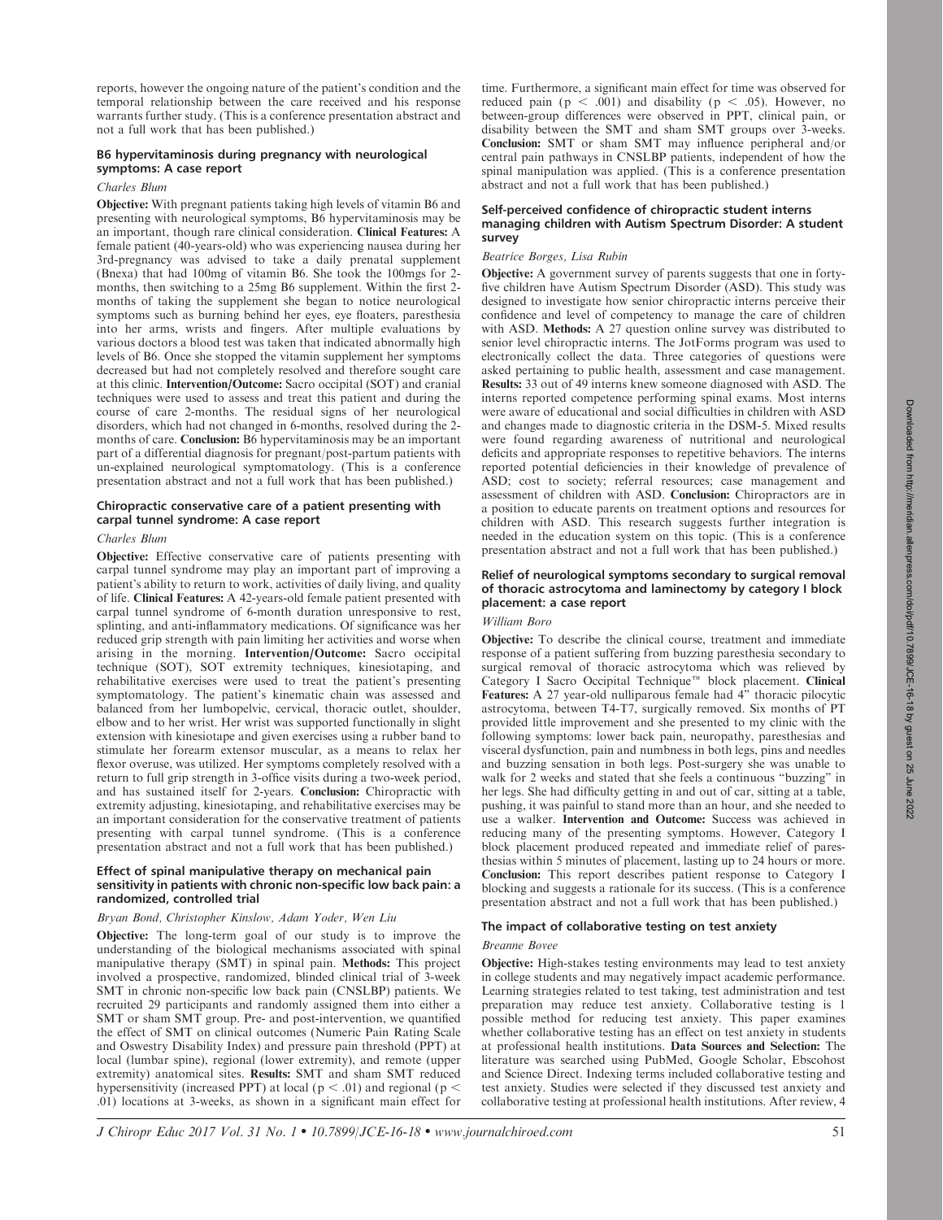reports, however the ongoing nature of the patient's condition and the temporal relationship between the care received and his response warrants further study. (This is a conference presentation abstract and not a full work that has been published.)

### B6 hypervitaminosis during pregnancy with neurological symptoms: A case report

*Charles Blum*

**Objective:** With pregnant patients taking high levels of vitamin B6 and presenting with neurological symptoms, B6 hypervitaminosis may be an important, though rare clinical consideration. **Clinical Features:** A female patient (40-years-old) who was experiencing nausea during her 3rd-pregnancy was advised to take a daily prenatal supplement (Bnexa) that had 100mg of vitamin B6. She took the 100mgs for 2-months, then switching to a 25mg B6 supplement. Within the first 2-months of taking the supplement she began to notice neurological symptoms such as burning behind her eyes, eye floaters, paresthesia into her arms, wrists and fingers. After multiple evaluations by various doctors a blood test was taken that indicated abnormally high levels of B6. Once she stopped the vitamin supplement her symptoms decreased but had not completely resolved and therefore sought care at this clinic. **Intervention/Outcome:** Sacro occipital (SOT) and cranial techniques were used to assess and treat this patient and during the course of care 2-months. The residual signs of her neurological disorders, which had not changed in 6-months, resolved during the 2-months of care. **Conclusion:** B6 hypervitaminosis may be an important part of a differential diagnosis for pregnant/post-partum patients with un-explained neurological symptomatology. (This is a conference presentation abstract and not a full work that has been published.)

### Chiropractic conservative care of a patient presenting with carpal tunnel syndrome: A case report

*Charles Blum*

**Objective:** Effective conservative care of patients presenting with carpal tunnel syndrome may play an important part of improving a patient's ability to return to work, activities of daily living, and quality of life. **Clinical Features:** A 42-years-old female patient presented with carpal tunnel syndrome of 6-month duration unresponsive to rest, splinting, and anti-inflammatory medications. Of significance was her reduced grip strength with pain limiting her activities and worse when arising in the morning. **Intervention/Outcome:** Sacro occipital technique (SOT), SOT extremity techniques, kinesiotaping, and rehabilitative exercises were used to treat the patient's presenting symptomatology. The patient's kinematic chain was assessed and balanced from her lumbopelvic, cervical, thoracic outlet, shoulder, elbow and to her wrist. Her wrist was supported functionally in slight extension with kinesiotape and given exercises using a rubber band to stimulate her forearm extensor muscular, as a means to relax her flexor overuse, was utilized. Her symptoms completely resolved with a return to full grip strength in 3-office visits during a two-week period, and has sustained itself for 2-years. **Conclusion:** Chiropractic with extremity adjusting, kinesiotaping, and rehabilitative exercises may be an important consideration for the conservative treatment of patients presenting with carpal tunnel syndrome. (This is a conference presentation abstract and not a full work that has been published.)

### Effect of spinal manipulative therapy on mechanical pain sensitivity in patients with chronic non-specific low back pain: a randomized, controlled trial

*Bryan Bond, Christopher Kinslow, Adam Yoder, Wen Liu*

**Objective:** The long-term goal of our study is to improve the understanding of the biological mechanisms associated with spinal manipulative therapy (SMT) in spinal pain. **Methods:** This project involved a prospective, randomized, blinded clinical trial of 3-week SMT in chronic non-specific low back pain (CNSLBP) patients. We recruited 29 participants and randomly assigned them into either a SMT or sham SMT group. Pre- and post-intervention, we quantified the effect of SMT on clinical outcomes (Numeric Pain Rating Scale and Oswestry Disability Index) and pressure pain threshold (PPT) at local (lumbar spine), regional (lower extremity), and remote (upper extremity) anatomical sites. **Results:** SMT and sham SMT reduced hypersensitivity (increased PPT) at local ($p < .01$) and regional ($p < .01$) locations at 3-weeks, as shown in a significant main effect for time. Furthermore, a significant main effect for time was observed for reduced pain ($p < .001$) and disability ($p < .05$). However, no between-group differences were observed in PPT, clinical pain, or disability between the SMT and sham SMT groups over 3-weeks. **Conclusion:** SMT or sham SMT may influence peripheral and/or central pain pathways in CNSLBP patients, independent of how the spinal manipulation was applied. (This is a conference presentation abstract and not a full work that has been published.)

### Self-perceived confidence of chiropractic student interns managing children with Autism Spectrum Disorder: A student survey

*Beatrice Borges, Lisa Rubin*

**Objective:** A government survey of parents suggests that one in forty-five children have Autism Spectrum Disorder (ASD). This study was designed to investigate how senior chiropractic interns perceive their confidence and level of competency to manage the care of children with ASD. **Methods:** A 27 question online survey was distributed to senior level chiropractic interns. The JotForms program was used to electronically collect the data. Three categories of questions were asked pertaining to public health, assessment and case management. **Results:** 33 out of 49 interns knew someone diagnosed with ASD. The interns reported competence performing spinal exams. Most interns were aware of educational and social difficulties in children with ASD and changes made to diagnostic criteria in the DSM-5. Mixed results were found regarding awareness of nutritional and neurological deficits and appropriate responses to repetitive behaviors. The interns reported potential deficiencies in their knowledge of prevalence of ASD; cost to society; referral resources; case management and assessment of children with ASD. **Conclusion:** Chiropractors are in a position to educate parents on treatment options and resources for children with ASD. This research suggests further integration is needed in the education system on this topic. (This is a conference presentation abstract and not a full work that has been published.)

### Relief of neurological symptoms secondary to surgical removal of thoracic astrocytoma and laminectomy by category I block placement: a case report

*William Boro*

**Objective:** To describe the clinical course, treatment and immediate response of a patient suffering from buzzing paresthesia secondary to surgical removal of thoracic astrocytoma which was relieved by Category I Sacro Occipital Technique™ block placement. **Clinical Features:** A 27 year-old nulliparous female had 4" thoracic pilocytic astrocytoma, between T4-T7, surgically removed. Six months of PT provided little improvement and she presented to my clinic with the following symptoms: lower back pain, neuropathy, paresthesias and visceral dysfunction, pain and numbness in both legs, pins and needles and buzzing sensation in both legs. Post-surgery she was unable to walk for 2 weeks and stated that she feels a continuous "buzzing" in her legs. She had difficulty getting in and out of car, sitting at a table, pushing, it was painful to stand more than an hour, and she needed to use a walker. **Intervention and Outcome:** Success was achieved in reducing many of the presenting symptoms. However, Category I block placement produced repeated and immediate relief of paresthesias within 5 minutes of placement, lasting up to 24 hours or more. **Conclusion:** This report describes patient response to Category I blocking and suggests a rationale for its success. (This is a conference presentation abstract and not a full work that has been published.)

### The impact of collaborative testing on test anxiety

*Breanne Bovee*

**Objective:** High-stakes testing environments may lead to test anxiety in college students and may negatively impact academic performance. Learning strategies related to test taking, test administration and test preparation may reduce test anxiety. Collaborative testing is 1 possible method for reducing test anxiety. This paper examines whether collaborative testing has an effect on test anxiety in students at professional health institutions. **Data Sources and Selection:** The literature was searched using PubMed, Google Scholar, Ebscohost and Science Direct. Indexing terms included collaborative testing and test anxiety. Studies were selected if they discussed test anxiety and collaborative testing at professional health institutions. After review, 4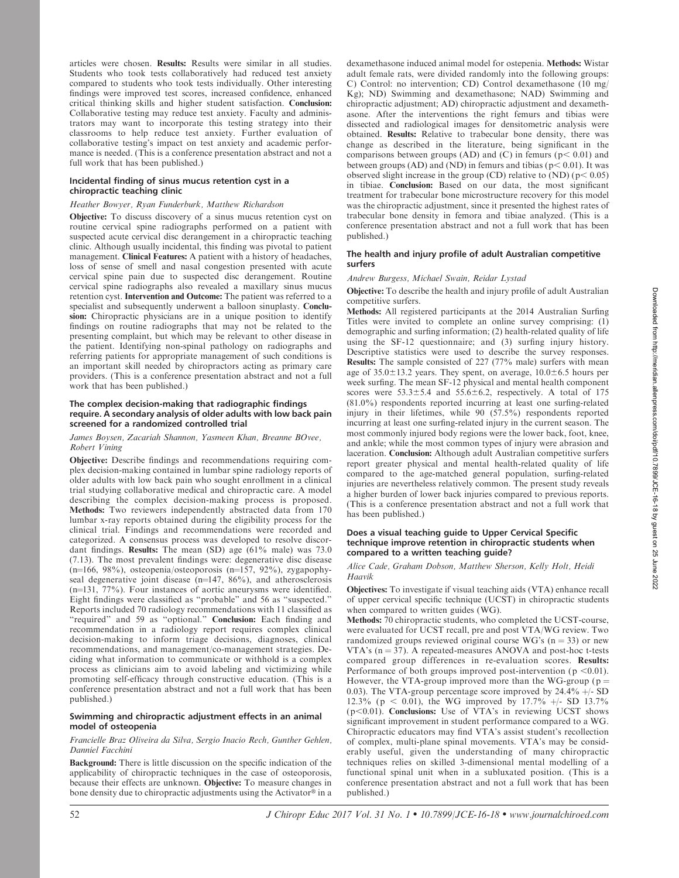articles were chosen. **Results:** Results were similar in all studies. Students who took tests collaboratively had reduced test anxiety compared to students who took tests individually. Other interesting findings were improved test scores, increased confidence, enhanced critical thinking skills and higher student satisfaction. **Conclusion:** Collaborative testing may reduce test anxiety. Faculty and administrators may want to incorporate this testing strategy into their classrooms to help reduce test anxiety. Further evaluation of collaborative testing's impact on test anxiety and academic performance is needed. (This is a conference presentation abstract and not a full work that has been published.)

### Incidental finding of sinus mucus retention cyst in a chiropractic teaching clinic

*Heather Bowyer, Ryan Funderburk, Matthew Richardson*

**Objective:** To discuss discovery of a sinus mucus retention cyst on routine cervical spine radiographs performed on a patient with suspected acute cervical disc derangement in a chiropractic teaching clinic. Although usually incidental, this finding was pivotal to patient management. **Clinical Features:** A patient with a history of headaches, loss of sense of smell and nasal congestion presented with acute cervical spine pain due to suspected disc derangement. Routine cervical spine radiographs also revealed a maxillary sinus mucus retention cyst. **Intervention and Outcome:** The patient was referred to a specialist and subsequently underwent a balloon sinuplasty. **Conclusion:** Chiropractic physicians are in a unique position to identify findings on routine radiographs that may not be related to the presenting complaint, but which may be relevant to other disease in the patient. Identifying non-spinal pathology on radiographs and referring patients for appropriate management of such conditions is an important skill needed by chiropractors acting as primary care providers. (This is a conference presentation abstract and not a full work that has been published.)

### The complex decision-making that radiographic findings require. A secondary analysis of older adults with low back pain screened for a randomized controlled trial

*James Boysen, Zacariah Shannon, Yasmeen Khan, Breanne BOvee, Robert Vining*

**Objective:** Describe findings and recommendations requiring complex decision-making contained in lumbar spine radiology reports of older adults with low back pain who sought enrollment in a clinical trial studying collaborative medical and chiropractic care. A model describing the complex decision-making process is proposed. **Methods:** Two reviewers independently abstracted data from 170 lumbar x-ray reports obtained during the eligibility process for the clinical trial. Findings and recommendations were recorded and categorized. A consensus process was developed to resolve discordant findings. **Results:** The mean (SD) age (61% male) was 73.0 (7.13). The most prevalent findings were: degenerative disc disease (n=166, 98%), osteopenia/osteoporosis (n=157, 92%), zygapophyseal degenerative joint disease (n=147, 86%), and atherosclerosis (n=131, 77%). Four instances of aortic aneurysms were identified. Eight findings were classified as "probable" and 56 as "suspected." Reports included 70 radiology recommendations with 11 classified as "required" and 59 as "optional." **Conclusion:** Each finding and recommendation in a radiology report requires complex clinical decision-making to inform triage decisions, diagnoses, clinical recommendations, and management/co-management strategies. Deciding what information to communicate or withhold is a complex process as clinicians aim to avoid labeling and victimizing while promoting self-efficacy through constructive education. (This is a conference presentation abstract and not a full work that has been published.)

### Swimming and chiropractic adjustment effects in an animal model of osteopenia

*Francielle Braz Oliveira da Silva, Sergio Inacio Rech, Gunther Gehlen, Danniel Facchini*

**Background:** There is little discussion on the specific indication of the applicability of chiropractic techniques in the case of osteoporosis, because their effects are unknown. **Objective:** To measure changes in bone density due to chiropractic adjustments using the Activator® in a dexamethasone induced animal model for ostepenia. **Methods:** Wistar adult female rats, were divided randomly into the following groups: C) Control: no intervention; CD) Control dexamethasone (10 mg/Kg); ND) Swimming and dexamethasone; NAD) Swimming and chiropractic adjustment; AD) chiropractic adjustment and dexamethasone. After the interventions the right femurs and tibias were dissected and radiological images for densitometric analysis were obtained. **Results:** Relative to trabecular bone density, there was change as described in the literature, being significant in the comparisons between groups (AD) and (C) in femurs ($p < 0.01$) and between groups (AD) and (ND) in femurs and tibias ($p < 0.01$). It was observed slight increase in the group (CD) relative to (ND) ($p < 0.05$) in tibiae. **Conclusion:** Based on our data, the most significant treatment for trabecular bone microstructure recovery for this model was the chiropractic adjustment, since it presented the highest rates of trabecular bone density in femora and tibiae analyzed. (This is a conference presentation abstract and not a full work that has been published.)

### The health and injury profile of adult Australian competitive surfers

*Andrew Burgess, Michael Swain, Reidar Lystad*

**Objective:** To describe the health and injury profile of adult Australian competitive surfers.

**Methods:** All registered participants at the 2014 Australian Surfing Titles were invited to complete an online survey comprising: (1) demographic and surfing information; (2) health-related quality of life using the SF-12 questionnaire; and (3) surfing injury history. Descriptive statistics were used to describe the survey responses. **Results:** The sample consisted of 227 (77% male) surfers with mean age of $35.0 \pm 13.2$ years. They spent, on average, $10.0 \pm 6.5$ hours per week surfing. The mean SF-12 physical and mental health component scores were $53.3 \pm 5.4$ and $55.6 \pm 6.2$, respectively. A total of 175 (81.0%) respondents reported incurring at least one surfing-related injury in their lifetimes, while 90 (57.5%) respondents reported incurring at least one surfing-related injury in the current season. The most commonly injured body regions were the lower back, foot, knee, and ankle; while the most common types of injury were abrasion and laceration. **Conclusion:** Although adult Australian competitive surfers report greater physical and mental health-related quality of life compared to the age-matched general population, surfing-related injuries are nevertheless relatively common. The present study reveals a higher burden of lower back injuries compared to previous reports. (This is a conference presentation abstract and not a full work that has been published.)

### Does a visual teaching guide to Upper Cervical Specific technique improve retention in chiropractic students when compared to a written teaching guide?

*Alice Cade, Graham Dobson, Matthew Sherson, Kelly Holt, Heidi Haavik*

**Objectives:** To investigate if visual teaching aids (VTA) enhance recall of upper cervical specific technique (UCST) in chiropractic students when compared to written guides (WG).

**Methods:** 70 chiropractic students, who completed the UCST-course, were evaluated for UCST recall, pre and post VTA/WG review. Two randomized groups reviewed original course WG's (n = 33) or new VTA's (n = 37). A repeated-measures ANOVA and post-hoc t-tests compared group differences in re-evaluation scores. **Results:** Performance of both groups improved post-intervention ($p < 0.01$). However, the VTA-group improved more than the WG-group ($p = 0.03$). The VTA-group percentage score improved by 24.4% +/- SD 12.3% ($p < 0.01$), the WG improved by 17.7% +/- SD 13.7% ($p < 0.01$). **Conclusions:** Use of VTA's in reviewing UCST shows significant improvement in student performance compared to a WG. Chiropractic educators may find VTA's assist student's recollection of complex, multi-plane spinal movements. VTA's may be considerably useful, given the understanding of many chiropractic techniques relies on skilled 3-dimensional mental modelling of a functional spinal unit when in a subluxated position. (This is a conference presentation abstract and not a full work that has been published.)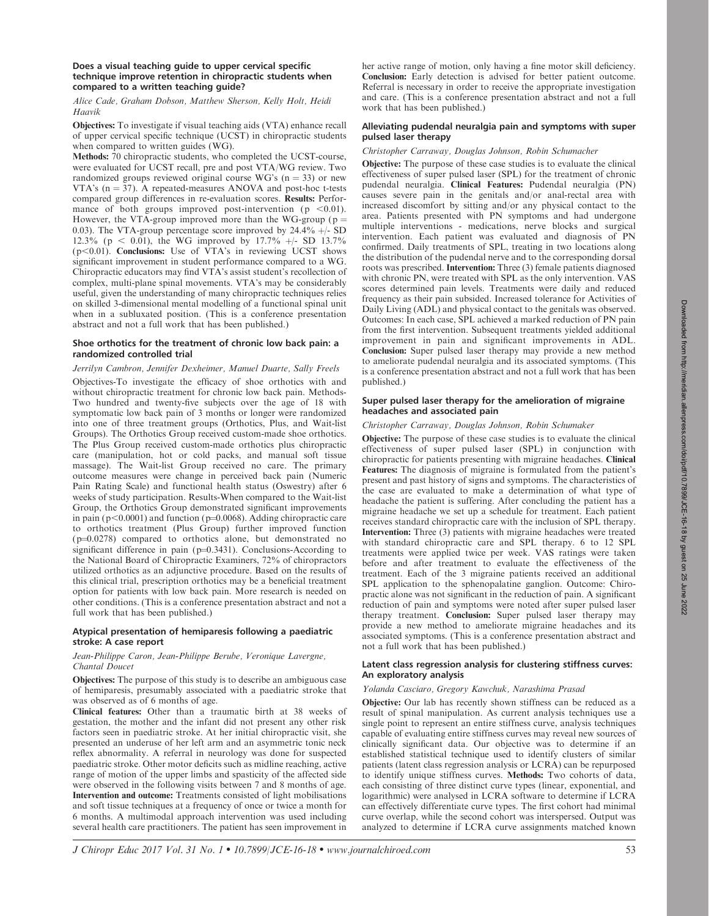### Does a visual teaching guide to upper cervical specific technique improve retention in chiropractic students when compared to a written teaching guide?

*Alice Cade, Graham Dobson, Matthew Sherson, Kelly Holt, Heidi Haavik*

**Objectives:** To investigate if visual teaching aids (VTA) enhance recall of upper cervical specific technique (UCST) in chiropractic students when compared to written guides (WG).

**Methods:** 70 chiropractic students, who completed the UCST-course, were evaluated for UCST recall, pre and post VTA/WG review. Two randomized groups reviewed original course WG's ($n = 33$) or new VTA's ($n = 37$). A repeated-measures ANOVA and post-hoc t-tests compared group differences in re-evaluation scores. **Results:** Performance of both groups improved post-intervention ($p < 0.01$). However, the VTA-group improved more than the WG-group ($p = 0.03$). The VTA-group percentage score improved by 24.4% +/- SD 12.3% ($p < 0.01$), the WG improved by 17.7% +/- SD 13.7% ($p < 0.01$). **Conclusions:** Use of VTA's in reviewing UCST shows significant improvement in student performance compared to a WG. Chiropractic educators may find VTA's assist student's recollection of complex, multi-plane spinal movements. VTA's may be considerably useful, given the understanding of many chiropractic techniques relies on skilled 3-dimensional mental modelling of a functional spinal unit when in a subluxated position. (This is a conference presentation abstract and not a full work that has been published.)

### Shoe orthotics for the treatment of chronic low back pain: a randomized controlled trial

*Jerrilyn Cambron, Jennifer Dexheimer, Manuel Duarte, Sally Freels*

Objectives-To investigate the efficacy of shoe orthotics with and without chiropractic treatment for chronic low back pain. Methods-Two hundred and twenty-five subjects over the age of 18 with symptomatic low back pain of 3 months or longer were randomized into one of three treatment groups (Orthotics, Plus, and Wait-list Groups). The Orthotics Group received custom-made shoe orthotics. The Plus Group received custom-made orthotics plus chiropractic care (manipulation, hot or cold packs, and manual soft tissue massage). The Wait-list Group received no care. The primary outcome measures were change in perceived back pain (Numeric Pain Rating Scale) and functional health status (Oswestry) after 6 weeks of study participation. Results-When compared to the Wait-list Group, the Orthotics Group demonstrated significant improvements in pain ($p < 0.0001$) and function ($p = 0.0068$). Adding chiropractic care to orthotics treatment (Plus Group) further improved function ($p = 0.0278$) compared to orthotics alone, but demonstrated no significant difference in pain ($p = 0.3431$). Conclusions-According to the National Board of Chiropractic Examiners, 72% of chiropractors utilized orthotics as an adjunctive procedure. Based on the results of this clinical trial, prescription orthotics may be a beneficial treatment option for patients with low back pain. More research is needed on other conditions. (This is a conference presentation abstract and not a full work that has been published.)

### Atypical presentation of hemiparesis following a paediatric stroke: A case report

*Jean-Philippe Caron, Jean-Philippe Berube, Veronique Lavergne, Chantal Doucet*

**Objectives:** The purpose of this study is to describe an ambiguous case of hemiparesis, presumably associated with a paediatric stroke that was observed as of 6 months of age.

**Clinical features:** Other than a traumatic birth at 38 weeks of gestation, the mother and the infant did not present any other risk factors seen in paediatric stroke. At her initial chiropractic visit, she presented an underuse of her left arm and an asymmetric tonic neck reflex abnormality. A referral in neurology was done for suspected paediatric stroke. Other motor deficits such as midline reaching, active range of motion of the upper limbs and spasticity of the affected side were observed in the following visits between 7 and 8 months of age.

**Intervention and outcome:** Treatments consisted of light mobilisations and soft tissue techniques at a frequency of once or twice a month for 6 months. A multimodal approach intervention was used including several health care practitioners. The patient has seen improvement in her active range of motion, only having a fine motor skill deficiency. **Conclusion:** Early detection is advised for better patient outcome. Referral is necessary in order to receive the appropriate investigation and care. (This is a conference presentation abstract and not a full work that has been published.)

### Alleviating pudendal neuralgia pain and symptoms with super pulsed laser therapy

*Christopher Carraway, Douglas Johnson, Robin Schumacher*

**Objective:** The purpose of these case studies is to evaluate the clinical effectiveness of super pulsed laser (SPL) for the treatment of chronic pudendal neuralgia. **Clinical Features:** Pudendal neuralgia (PN) causes severe pain in the genitals and/or anal-rectal area with increased discomfort by sitting and/or any physical contact to the area. Patients presented with PN symptoms and had undergone multiple interventions - medications, nerve blocks and surgical intervention. Each patient was evaluated and diagnosis of PN confirmed. Daily treatments of SPL, treating in two locations along the distribution of the pudendal nerve and to the corresponding dorsal roots was prescribed. **Intervention:** Three (3) female patients diagnosed with chronic PN, were treated with SPL as the only intervention. VAS scores determined pain levels. Treatments were daily and reduced frequency as their pain subsided. Increased tolerance for Activities of Daily Living (ADL) and physical contact to the genitals was observed. Outcomes: In each case, SPL achieved a marked reduction of PN pain from the first intervention. Subsequent treatments yielded additional improvement in pain and significant improvements in ADL. **Conclusion:** Super pulsed laser therapy may provide a new method to ameliorate pudendal neuralgia and its associated symptoms. (This is a conference presentation abstract and not a full work that has been published.)

### Super pulsed laser therapy for the amelioration of migraine headaches and associated pain

*Christopher Carraway, Douglas Johnson, Robin Schumaker*

**Objective:** The purpose of these case studies is to evaluate the clinical effectiveness of super pulsed laser (SPL) in conjunction with chiropractic for patients presenting with migraine headaches. **Clinical Features:** The diagnosis of migraine is formulated from the patient's present and past history of signs and symptoms. The characteristics of the case are evaluated to make a determination of what type of headache the patient is suffering. After concluding the patient has a migraine headache we set up a schedule for treatment. Each patient receives standard chiropractic care with the inclusion of SPL therapy. **Intervention:** Three (3) patients with migraine headaches were treated with standard chiropractic care and SPL therapy. 6 to 12 SPL treatments were applied twice per week. VAS ratings were taken before and after treatment to evaluate the effectiveness of the treatment. Each of the 3 migraine patients received an additional SPL application to the sphenopalatine ganglion. Outcome: Chiropractic alone was not significant in the reduction of pain. A significant reduction of pain and symptoms were noted after super pulsed laser therapy treatment. **Conclusion:** Super pulsed laser therapy may provide a new method to ameliorate migraine headaches and its associated symptoms. (This is a conference presentation abstract and not a full work that has been published.)

### Latent class regression analysis for clustering stiffness curves: An exploratory analysis

*Yolanda Casciaro, Gregory Kawchuk, Narashima Prasad*

**Objective:** Our lab has recently shown stiffness can be reduced as a result of spinal manipulation. As current analysis techniques use a single point to represent an entire stiffness curve, analysis techniques capable of evaluating entire stiffness curves may reveal new sources of clinically significant data. Our objective was to determine if an established statistical technique used to identify clusters of similar patients (latent class regression analysis or LCRA) can be repurposed to identify unique stiffness curves. **Methods:** Two cohorts of data, each consisting of three distinct curve types (linear, exponential, and logarithmic) were analysed in LCRA software to determine if LCRA can effectively differentiate curve types. The first cohort had minimal curve overlap, while the second cohort was interspersed. Output was analyzed to determine if LCRA curve assignments matched known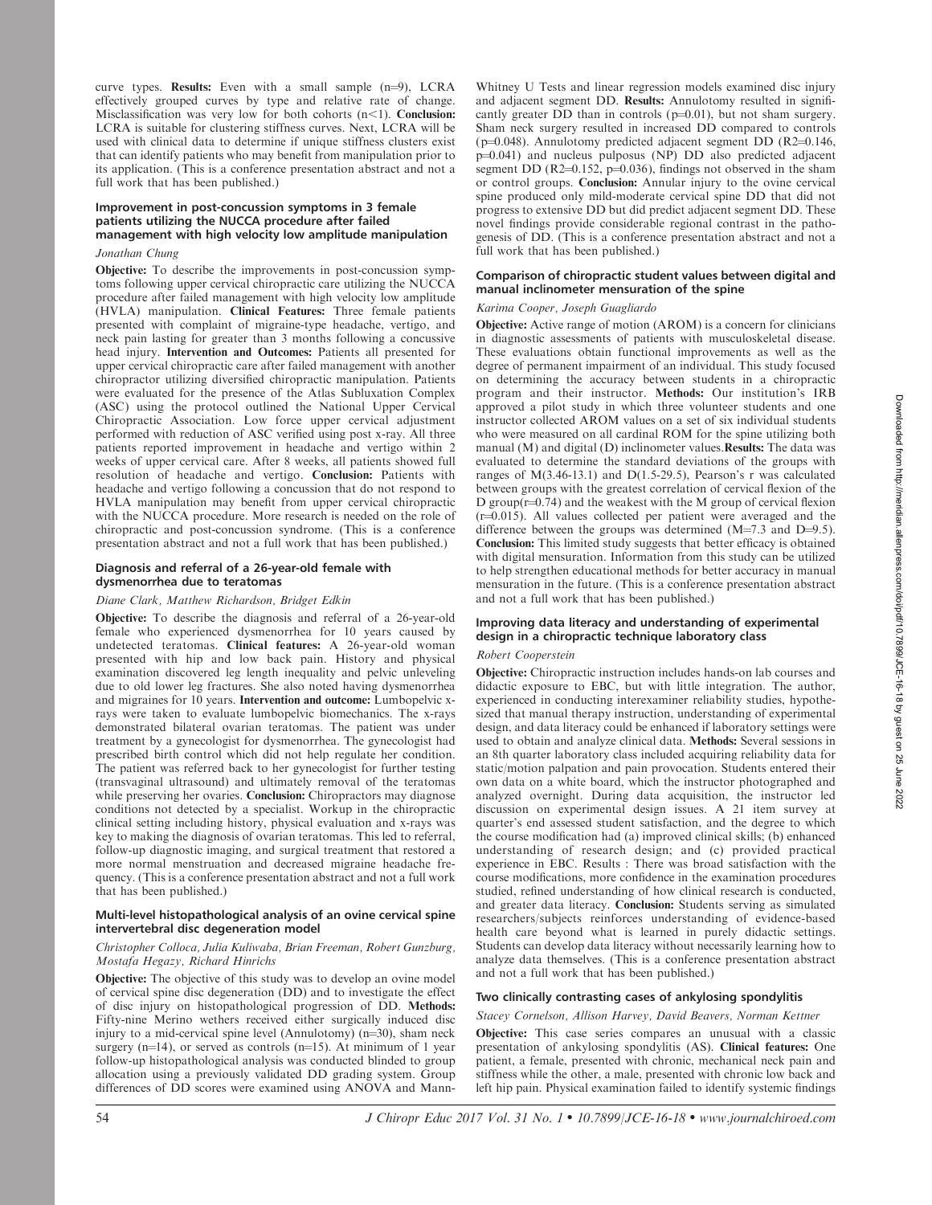curve types. **Results:** Even with a small sample (n=9), LCRA effectively grouped curves by type and relative rate of change. Misclassification was very low for both cohorts (n<1). **Conclusion:** LCRA is suitable for clustering stiffness curves. Next, LCRA will be used with clinical data to determine if unique stiffness clusters exist that can identify patients who may benefit from manipulation prior to its application. (This is a conference presentation abstract and not a full work that has been published.)

### Improvement in post-concussion symptoms in 3 female patients utilizing the NUCCA procedure after failed management with high velocity low amplitude manipulation

*Jonathan Chung*

**Objective:** To describe the improvements in post-concussion symptoms following upper cervical chiropractic care utilizing the NUCCA procedure after failed management with high velocity low amplitude (HVLA) manipulation. **Clinical Features:** Three female patients presented with complaint of migraine-type headache, vertigo, and neck pain lasting for greater than 3 months following a concussive head injury. **Intervention and Outcomes:** Patients all presented for upper cervical chiropractic care after failed management with another chiropractor utilizing diversified chiropractic manipulation. Patients were evaluated for the presence of the Atlas Subluxation Complex (ASC) using the protocol outlined the National Upper Cervical Chiropractic Association. Low force upper cervical adjustment performed with reduction of ASC verified using post x-ray. All three patients reported improvement in headache and vertigo within 2 weeks of upper cervical care. After 8 weeks, all patients showed full resolution of headache and vertigo. **Conclusion:** Patients with headache and vertigo following a concussion that do not respond to HVLA manipulation may benefit from upper cervical chiropractic with the NUCCA procedure. More research is needed on the role of chiropractic and post-concussion syndrome. (This is a conference presentation abstract and not a full work that has been published.)

### Diagnosis and referral of a 26-year-old female with dysmenorrhea due to teratomas

*Diane Clark, Matthew Richardson, Bridget Edkin*

**Objective:** To describe the diagnosis and referral of a 26-year-old female who experienced dysmenorrhea for 10 years caused by undetected teratomas. **Clinical features:** A 26-year-old woman presented with hip and low back pain. History and physical examination discovered leg length inequality and pelvic unleveling due to old lower leg fractures. She also noted having dysmenorrhea and migraines for 10 years. **Intervention and outcome:** Lumbopelvic x-rays were taken to evaluate lumbopelvic biomechanics. The x-rays demonstrated bilateral ovarian teratomas. The patient was under treatment by a gynecologist for dysmenorrhea. The gynecologist had prescribed birth control which did not help regulate her condition. The patient was referred back to her gynecologist for further testing (transvaginal ultrasound) and ultimately removal of the teratomas while preserving her ovaries. **Conclusion:** Chiropractors may diagnose conditions not detected by a specialist. Workup in the chiropractic clinical setting including history, physical evaluation and x-rays was key to making the diagnosis of ovarian teratomas. This led to referral, follow-up diagnostic imaging, and surgical treatment that restored a more normal menstruation and decreased migraine headache frequency. (This is a conference presentation abstract and not a full work that has been published.)

### Multi-level histopathological analysis of an ovine cervical spine intervertebral disc degeneration model

*Christopher Colloca, Julia Kuliwaba, Brian Freeman, Robert Gunzburg, Mostafa Hegazy, Richard Hinrichs*

**Objective:** The objective of this study was to develop an ovine model of cervical spine disc degeneration (DD) and to investigate the effect of disc injury on histopathological progression of DD. **Methods:** Fifty-nine Merino wethers received either surgically induced disc injury to a mid-cervical spine level (Annulotomy) (n=30), sham neck surgery (n=14), or served as controls (n=15). At minimum of 1 year follow-up histopathological analysis was conducted blinded to group allocation using a previously validated DD grading system. Group differences of DD scores were examined using ANOVA and Mann-Whitney U Tests and linear regression models examined disc injury and adjacent segment DD. **Results:** Annulotomy resulted in significantly greater DD than in controls ($p=0.01$), but not sham surgery. Sham neck surgery resulted in increased DD compared to controls ($p=0.048$). Annulotomy predicted adjacent segment DD ($R2=0.146$, $p=0.041$) and nucleus pulposus (NP) DD also predicted adjacent segment DD ($R2=0.152$, $p=0.036$), findings not observed in the sham or control groups. **Conclusion:** Annular injury to the ovine cervical spine produced only mild-moderate cervical spine DD that did not progress to extensive DD but did predict adjacent segment DD. These novel findings provide considerable regional contrast in the pathogenesis of DD. (This is a conference presentation abstract and not a full work that has been published.)

### Comparison of chiropractic student values between digital and manual inclinometer mensuration of the spine

*Karima Cooper, Joseph Guagliardo*

**Objective:** Active range of motion (AROM) is a concern for clinicians in diagnostic assessments of patients with musculoskeletal disease. These evaluations obtain functional improvements as well as the degree of permanent impairment of an individual. This study focused on determining the accuracy between students in a chiropractic program and their instructor. **Methods:** Our institution's IRB approved a pilot study in which three volunteer students and one instructor collected AROM values on a set of six individual students who were measured on all cardinal ROM for the spine utilizing both manual (M) and digital (D) inclinometer values.**Results:** The data was evaluated to determine the standard deviations of the groups with ranges of M(3.46-13.1) and D(1.5-29.5), Pearson's r was calculated between groups with the greatest correlation of cervical flexion of the D group($r=0.74$) and the weakest with the M group of cervical flexion ($r=0.015$). All values collected per patient were averaged and the difference between the groups was determined (M=7.3 and D=9.5). **Conclusion:** This limited study suggests that better efficacy is obtained with digital mensuration. Information from this study can be utilized to help strengthen educational methods for better accuracy in manual mensuration in the future. (This is a conference presentation abstract and not a full work that has been published.)

### Improving data literacy and understanding of experimental design in a chiropractic technique laboratory class

*Robert Cooperstein*

**Objective:** Chiropractic instruction includes hands-on lab courses and didactic exposure to EBC, but with little integration. The author, experienced in conducting interexaminer reliability studies, hypothesized that manual therapy instruction, understanding of experimental design, and data literacy could be enhanced if laboratory settings were used to obtain and analyze clinical data. **Methods:** Several sessions in an 8th quarter laboratory class included acquiring reliability data for static/motion palpation and pain provocation. Students entered their own data on a white board, which the instructor photographed and analyzed overnight. During data acquisition, the instructor led discussion on experimental design issues. A 21 item survey at quarter's end assessed student satisfaction, and the degree to which the course modification had (a) improved clinical skills; (b) enhanced understanding of research design; and (c) provided practical experience in EBC. Results : There was broad satisfaction with the course modifications, more confidence in the examination procedures studied, refined understanding of how clinical research is conducted, and greater data literacy. **Conclusion:** Students serving as simulated researchers/subjects reinforces understanding of evidence-based health care beyond what is learned in purely didactic settings. Students can develop data literacy without necessarily learning how to analyze data themselves. (This is a conference presentation abstract and not a full work that has been published.)

### Two clinically contrasting cases of ankylosing spondylitis

*Stacey Cornelson, Allison Harvey, David Beavers, Norman Kettner*

**Objective:** This case series compares an unusual with a classic presentation of ankylosing spondylitis (AS). **Clinical features:** One patient, a female, presented with chronic, mechanical neck pain and stiffness while the other, a male, presented with chronic low back and left hip pain. Physical examination failed to identify systemic findings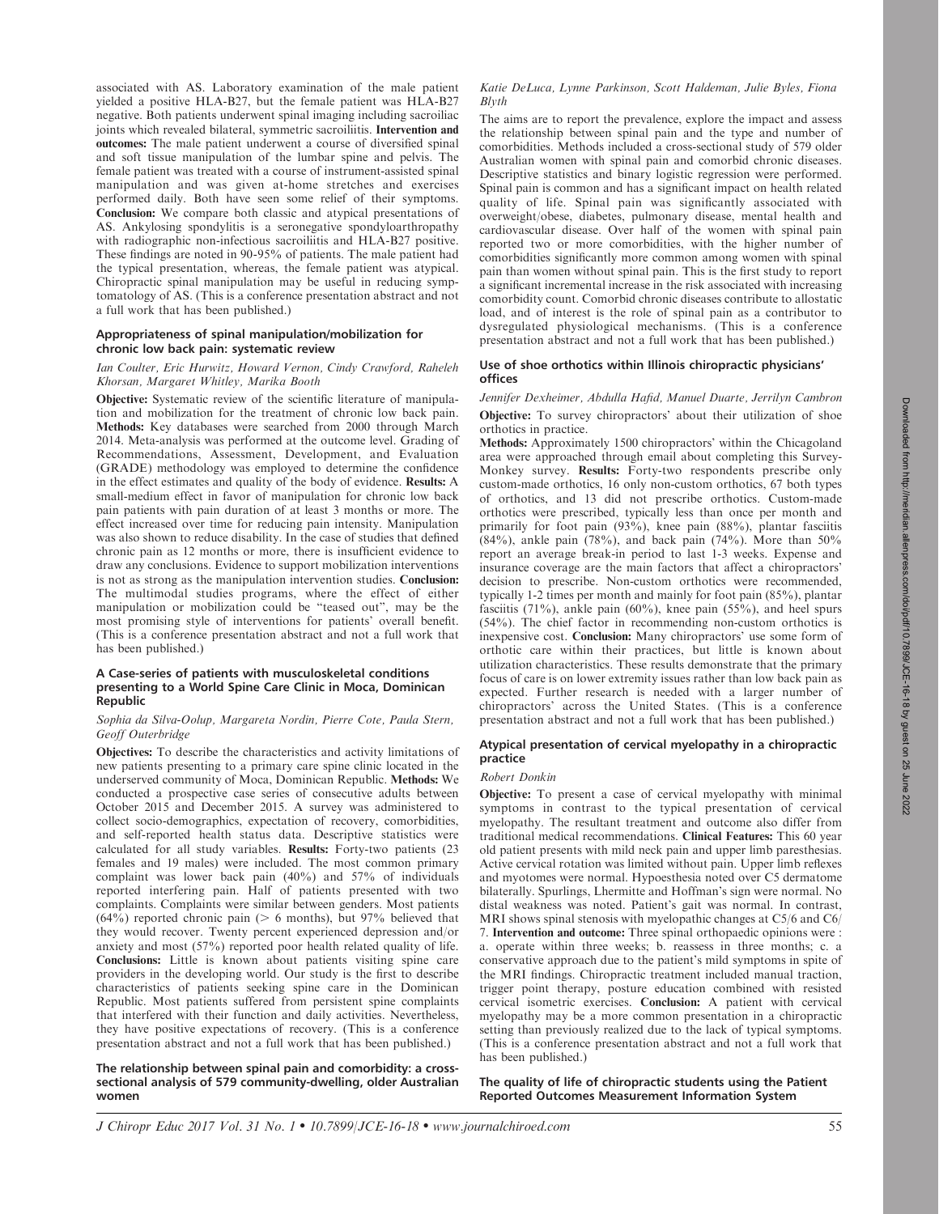associated with AS. Laboratory examination of the male patient yielded a positive HLA-B27, but the female patient was HLA-B27 negative. Both patients underwent spinal imaging including sacroiliac joints which revealed bilateral, symmetric sacroiliitis. **Intervention and outcomes:** The male patient underwent a course of diversified spinal and soft tissue manipulation of the lumbar spine and pelvis. The female patient was treated with a course of instrument-assisted spinal manipulation and was given at-home stretches and exercises performed daily. Both have seen some relief of their symptoms. **Conclusion:** We compare both classic and atypical presentations of AS. Ankylosing spondylitis is a seronegative spondyloarthropathy with radiographic non-infectious sacroiliitis and HLA-B27 positive. These findings are noted in 90-95% of patients. The male patient had the typical presentation, whereas, the female patient was atypical. Chiropractic spinal manipulation may be useful in reducing symptomatology of AS. (This is a conference presentation abstract and not a full work that has been published.)

### Appropriateness of spinal manipulation/mobilization for chronic low back pain: systematic review

*Ian Coulter, Eric Hurwitz, Howard Vernon, Cindy Crawford, Raheleh Khorsan, Margaret Whitley, Marika Booth*

**Objective:** Systematic review of the scientific literature of manipulation and mobilization for the treatment of chronic low back pain. **Methods:** Key databases were searched from 2000 through March 2014. Meta-analysis was performed at the outcome level. Grading of Recommendations, Assessment, Development, and Evaluation (GRADE) methodology was employed to determine the confidence in the effect estimates and quality of the body of evidence. **Results:** A small-medium effect in favor of manipulation for chronic low back pain patients with pain duration of at least 3 months or more. The effect increased over time for reducing pain intensity. Manipulation was also shown to reduce disability. In the case of studies that defined chronic pain as 12 months or more, there is insufficient evidence to draw any conclusions. Evidence to support mobilization interventions is not as strong as the manipulation intervention studies. **Conclusion:** The multimodal studies programs, where the effect of either manipulation or mobilization could be "teased out", may be the most promising style of interventions for patients' overall benefit. (This is a conference presentation abstract and not a full work that has been published.)

### A Case-series of patients with musculoskeletal conditions presenting to a World Spine Care Clinic in Moca, Dominican Republic

*Sophia da Silva-Oolup, Margareta Nordin, Pierre Cote, Paula Stern, Geoff Outerbridge*

**Objectives:** To describe the characteristics and activity limitations of new patients presenting to a primary care spine clinic located in the underserved community of Moca, Dominican Republic. **Methods:** We conducted a prospective case series of consecutive adults between October 2015 and December 2015. A survey was administered to collect socio-demographics, expectation of recovery, comorbidities, and self-reported health status data. Descriptive statistics were calculated for all study variables. **Results:** Forty-two patients (23 females and 19 males) were included. The most common primary complaint was lower back pain (40%) and 57% of individuals reported interfering pain. Half of patients presented with two complaints. Complaints were similar between genders. Most patients (64%) reported chronic pain (> 6 months), but 97% believed that they would recover. Twenty percent experienced depression and/or anxiety and most (57%) reported poor health related quality of life. **Conclusions:** Little is known about patients visiting spine care providers in the developing world. Our study is the first to describe characteristics of patients seeking spine care in the Dominican Republic. Most patients suffered from persistent spine complaints that interfered with their function and daily activities. Nevertheless, they have positive expectations of recovery. (This is a conference presentation abstract and not a full work that has been published.)

### The relationship between spinal pain and comorbidity: a cross-sectional analysis of 579 community-dwelling, older Australian women

*Katie DeLuca, Lynne Parkinson, Scott Haldeman, Julie Byles, Fiona Blyth*

The aims are to report the prevalence, explore the impact and assess the relationship between spinal pain and the type and number of comorbidities. Methods included a cross-sectional study of 579 older Australian women with spinal pain and comorbid chronic diseases. Descriptive statistics and binary logistic regression were performed. Spinal pain is common and has a significant impact on health related quality of life. Spinal pain was significantly associated with overweight/obese, diabetes, pulmonary disease, mental health and cardiovascular disease. Over half of the women with spinal pain reported two or more comorbidities, with the higher number of comorbidities significantly more common among women with spinal pain than women without spinal pain. This is the first study to report a significant incremental increase in the risk associated with increasing comorbidity count. Comorbid chronic diseases contribute to allostatic load, and of interest is the role of spinal pain as a contributor to dysregulated physiological mechanisms. (This is a conference presentation abstract and not a full work that has been published.)

### Use of shoe orthotics within Illinois chiropractic physicians' offices

*Jennifer Dexheimer, Abdulla Hafid, Manuel Duarte, Jerrilyn Cambron*

**Objective:** To survey chiropractors' about their utilization of shoe orthotics in practice.

**Methods:** Approximately 1500 chiropractors' within the Chicagoland area were approached through email about completing this Survey-Monkey survey. **Results:** Forty-two respondents prescribe only custom-made orthotics, 16 only non-custom orthotics, 67 both types of orthotics, and 13 did not prescribe orthotics. Custom-made orthotics were prescribed, typically less than once per month and primarily for foot pain (93%), knee pain (88%), plantar fasciitis (84%), ankle pain (78%), and back pain (74%). More than 50% report an average break-in period to last 1-3 weeks. Expense and insurance coverage are the main factors that affect a chiropractors' decision to prescribe. Non-custom orthotics were recommended, typically 1-2 times per month and mainly for foot pain (85%), plantar fasciitis (71%), ankle pain (60%), knee pain (55%), and heel spurs (54%). The chief factor in recommending non-custom orthotics is inexpensive cost. **Conclusion:** Many chiropractors' use some form of orthotic care within their practices, but little is known about utilization characteristics. These results demonstrate that the primary focus of care is on lower extremity issues rather than low back pain as expected. Further research is needed with a larger number of chiropractors' across the United States. (This is a conference presentation abstract and not a full work that has been published.)

### Atypical presentation of cervical myelopathy in a chiropractic practice

*Robert Donkin*

**Objective:** To present a case of cervical myelopathy with minimal symptoms in contrast to the typical presentation of cervical myelopathy. The resultant treatment and outcome also differ from traditional medical recommendations. **Clinical Features:** This 60 year old patient presents with mild neck pain and upper limb paresthesias. Active cervical rotation was limited without pain. Upper limb reflexes and myotomes were normal. Hypoesthesia noted over C5 dermatome bilaterally. Spurlings, Lhermitte and Hoffman's sign were normal. No distal weakness was noted. Patient's gait was normal. In contrast, MRI shows spinal stenosis with myelopathic changes at C5/6 and C6/7. **Intervention and outcome:** Three spinal orthopaedic opinions were : a. operate within three weeks; b. reassess in three months; c. a conservative approach due to the patient's mild symptoms in spite of the MRI findings. Chiropractic treatment included manual traction, trigger point therapy, posture education combined with resisted cervical isometric exercises. **Conclusion:** A patient with cervical myelopathy may be a more common presentation in a chiropractic setting than previously realized due to the lack of typical symptoms. (This is a conference presentation abstract and not a full work that has been published.)

### The quality of life of chiropractic students using the Patient Reported Outcomes Measurement Information System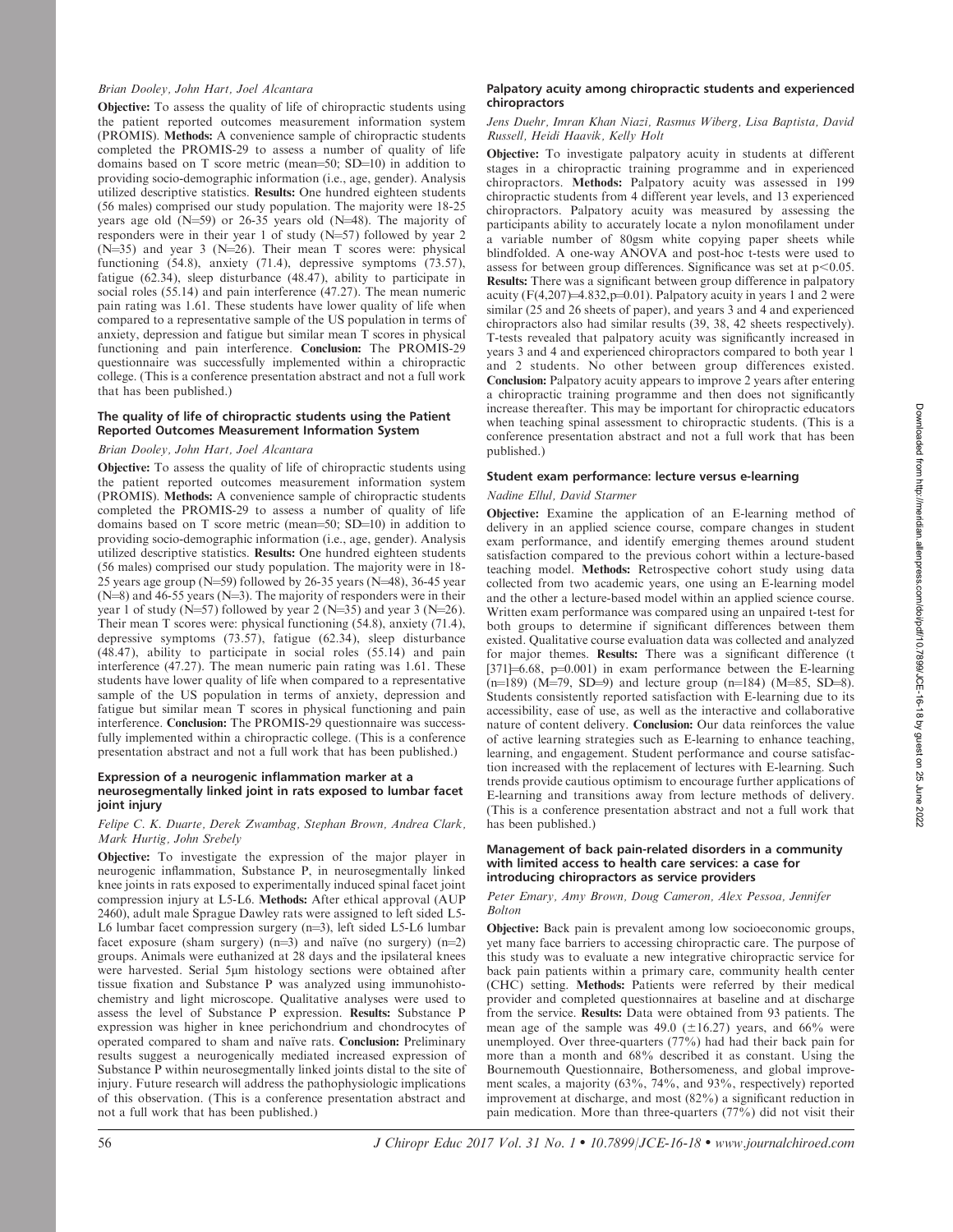*Brian Dooley, John Hart, Joel Alcantara*

**Objective:** To assess the quality of life of chiropractic students using the patient reported outcomes measurement information system (PROMIS). **Methods:** A convenience sample of chiropractic students completed the PROMIS-29 to assess a number of quality of life domains based on T score metric (mean=50; SD=10) in addition to providing socio-demographic information (i.e., age, gender). Analysis utilized descriptive statistics. **Results:** One hundred eighteen students (56 males) comprised our study population. The majority were 18-25 years age old (N=59) or 26-35 years old (N=48). The majority of responders were in their year 1 of study (N=57) followed by year 2 (N=35) and year 3 (N=26). Their mean T scores were: physical functioning (54.8), anxiety (71.4), depressive symptoms (73.57), fatigue (62.34), sleep disturbance (48.47), ability to participate in social roles (55.14) and pain interference (47.27). The mean numeric pain rating was 1.61. These students have lower quality of life when compared to a representative sample of the US population in terms of anxiety, depression and fatigue but similar mean T scores in physical functioning and pain interference. **Conclusion:** The PROMIS-29 questionnaire was successfully implemented within a chiropractic college. (This is a conference presentation abstract and not a full work that has been published.)

### The quality of life of chiropractic students using the Patient Reported Outcomes Measurement Information System

*Brian Dooley, John Hart, Joel Alcantara*

**Objective:** To assess the quality of life of chiropractic students using the patient reported outcomes measurement information system (PROMIS). **Methods:** A convenience sample of chiropractic students completed the PROMIS-29 to assess a number of quality of life domains based on T score metric (mean=50; SD=10) in addition to providing socio-demographic information (i.e., age, gender). Analysis utilized descriptive statistics. **Results:** One hundred eighteen students (56 males) comprised our study population. The majority were in 18-25 years age group (N=59) followed by 26-35 years (N=48), 36-45 year (N=8) and 46-55 years (N=3). The majority of responders were in their year 1 of study (N=57) followed by year 2 (N=35) and year 3 (N=26). Their mean T scores were: physical functioning (54.8), anxiety (71.4), depressive symptoms (73.57), fatigue (62.34), sleep disturbance (48.47), ability to participate in social roles (55.14) and pain interference (47.27). The mean numeric pain rating was 1.61. These students have lower quality of life when compared to a representative sample of the US population in terms of anxiety, depression and fatigue but similar mean T scores in physical functioning and pain interference. **Conclusion:** The PROMIS-29 questionnaire was successfully implemented within a chiropractic college. (This is a conference presentation abstract and not a full work that has been published.)

### Expression of a neurogenic inflammation marker at a neurosegmentally linked joint in rats exposed to lumbar facet joint injury

*Felipe C. K. Duarte, Derek Zwambag, Stephan Brown, Andrea Clark, Mark Hurtig, John Srebely*

**Objective:** To investigate the expression of the major player in neurogenic inflammation, Substance P, in neurosegmentally linked knee joints in rats exposed to experimentally induced spinal facet joint compression injury at L5-L6. **Methods:** After ethical approval (AUP 2460), adult male Sprague Dawley rats were assigned to left sided L5-L6 lumbar facet compression surgery (n=3), left sided L5-L6 lumbar facet exposure (sham surgery) (n=3) and naïve (no surgery) (n=2) groups. Animals were euthanized at 28 days and the ipsilateral knees were harvested. Serial 5μm histology sections were obtained after tissue fixation and Substance P was analyzed using immunohistochemistry and light microscope. Qualitative analyses were used to assess the level of Substance P expression. **Results:** Substance P expression was higher in knee perichondrium and chondrocytes of operated compared to sham and naïve rats. **Conclusion:** Preliminary results suggest a neurogenically mediated increased expression of Substance P within neurosegmentally linked joints distal to the site of injury. Future research will address the pathophysiologic implications of this observation. (This is a conference presentation abstract and not a full work that has been published.)

### Palpatory acuity among chiropractic students and experienced chiropractors

*Jens Duehr, Imran Khan Niazi, Rasmus Wiberg, Lisa Baptista, David Russell, Heidi Haavik, Kelly Holt*

**Objective:** To investigate palpatory acuity in students at different stages in a chiropractic training programme and in experienced chiropractors. **Methods:** Palpatory acuity was assessed in 199 chiropractic students from 4 different year levels, and 13 experienced chiropractors. Palpatory acuity was measured by assessing the participants ability to accurately locate a nylon monofilament under a variable number of 80gsm white copying paper sheets while blindfolded. A one-way ANOVA and post-hoc t-tests were used to assess for between group differences. Significance was set at $p<0.05$. **Results:** There was a significant between group difference in palpatory acuity ($F(4,207)=4.832, p=0.01$). Palpatory acuity in years 1 and 2 were similar (25 and 26 sheets of paper), and years 3 and 4 and experienced chiropractors also had similar results (39, 38, 42 sheets respectively). T-tests revealed that palpatory acuity was significantly increased in years 3 and 4 and experienced chiropractors compared to both year 1 and 2 students. No other between group differences existed. **Conclusion:** Palpatory acuity appears to improve 2 years after entering a chiropractic training programme and then does not significantly increase thereafter. This may be important for chiropractic educators when teaching spinal assessment to chiropractic students. (This is a conference presentation abstract and not a full work that has been published.)

### Student exam performance: lecture versus e-learning

*Nadine Ellul, David Starmer*

**Objective:** Examine the application of an E-learning method of delivery in an applied science course, compare changes in student exam performance, and identify emerging themes around student satisfaction compared to the previous cohort within a lecture-based teaching model. **Methods:** Retrospective cohort study using data collected from two academic years, one using an E-learning model and the other a lecture-based model within an applied science course. Written exam performance was compared using an unpaired t-test for both groups to determine if significant differences between them existed. Qualitative course evaluation data was collected and analyzed for major themes. **Results:** There was a significant difference ($t[371]=6.68$, $p=0.001$) in exam performance between the E-learning (n=189) (M=79, SD=9) and lecture group (n=184) (M=85, SD=8). Students consistently reported satisfaction with E-learning due to its accessibility, ease of use, as well as the interactive and collaborative nature of content delivery. **Conclusion:** Our data reinforces the value of active learning strategies such as E-learning to enhance teaching, learning, and engagement. Student performance and course satisfaction increased with the replacement of lectures with E-learning. Such trends provide cautious optimism to encourage further applications of E-learning and transitions away from lecture methods of delivery. (This is a conference presentation abstract and not a full work that has been published.)

### Management of back pain-related disorders in a community with limited access to health care services: a case for introducing chiropractors as service providers

*Peter Emary, Amy Brown, Doug Cameron, Alex Pessoa, Jennifer Bolton*

**Objective:** Back pain is prevalent among low socioeconomic groups, yet many face barriers to accessing chiropractic care. The purpose of this study was to evaluate a new integrative chiropractic service for back pain patients within a primary care, community health center (CHC) setting. **Methods:** Patients were referred by their medical provider and completed questionnaires at baseline and at discharge from the service. **Results:** Data were obtained from 93 patients. The mean age of the sample was 49.0 (±16.27) years, and 66% were unemployed. Over three-quarters (77%) had had their back pain for more than a month and 68% described it as constant. Using the Bournemouth Questionnaire, Bothersomeness, and global improvement scales, a majority (63%, 74%, and 93%, respectively) reported improvement at discharge, and most (82%) a significant reduction in pain medication. More than three-quarters (77%) did not visit their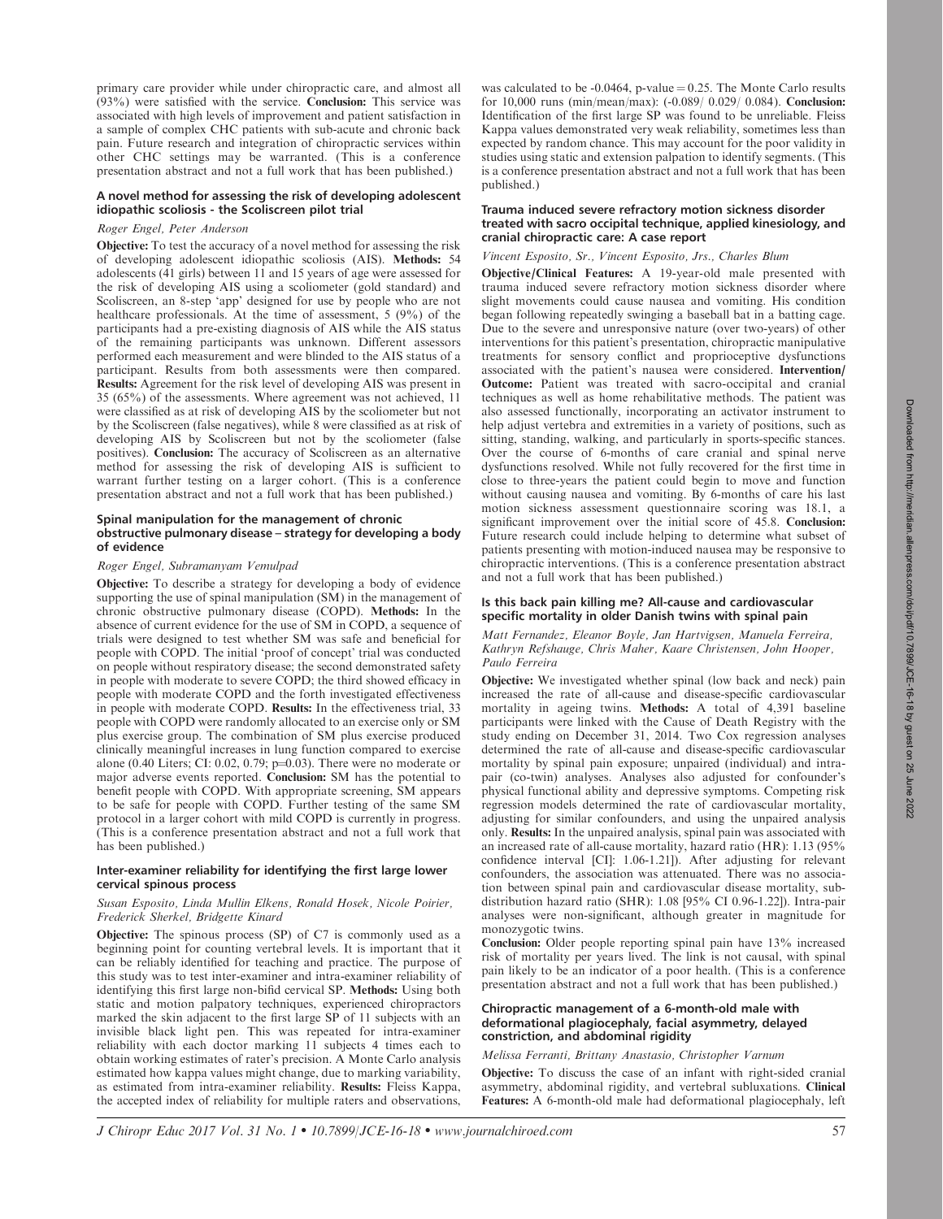primary care provider while under chiropractic care, and almost all (93%) were satisfied with the service. **Conclusion:** This service was associated with high levels of improvement and patient satisfaction in a sample of complex CHC patients with sub-acute and chronic back pain. Future research and integration of chiropractic services within other CHC settings may be warranted. (This is a conference presentation abstract and not a full work that has been published.)

### A novel method for assessing the risk of developing adolescent idiopathic scoliosis - the Scoliscreen pilot trial

*Roger Engel, Peter Anderson*

**Objective:** To test the accuracy of a novel method for assessing the risk of developing adolescent idiopathic scoliosis (AIS). **Methods:** 54 adolescents (41 girls) between 11 and 15 years of age were assessed for the risk of developing AIS using a scoliometer (gold standard) and Scoliscreen, an 8-step 'app' designed for use by people who are not healthcare professionals. At the time of assessment, 5 (9%) of the participants had a pre-existing diagnosis of AIS while the AIS status of the remaining participants was unknown. Different assessors performed each measurement and were blinded to the AIS status of a participant. Results from both assessments were then compared. **Results:** Agreement for the risk level of developing AIS was present in 35 (65%) of the assessments. Where agreement was not achieved, 11 were classified as at risk of developing AIS by the scoliometer but not by the Scoliscreen (false negatives), while 8 were classified as at risk of developing AIS by Scoliscreen but not by the scoliometer (false positives). **Conclusion:** The accuracy of Scoliscreen as an alternative method for assessing the risk of developing AIS is sufficient to warrant further testing on a larger cohort. (This is a conference presentation abstract and not a full work that has been published.)

### Spinal manipulation for the management of chronic obstructive pulmonary disease – strategy for developing a body of evidence

*Roger Engel, Subramanyam Vemulpad*

**Objective:** To describe a strategy for developing a body of evidence supporting the use of spinal manipulation (SM) in the management of chronic obstructive pulmonary disease (COPD). **Methods:** In the absence of current evidence for the use of SM in COPD, a sequence of trials were designed to test whether SM was safe and beneficial for people with COPD. The initial 'proof of concept' trial was conducted on people without respiratory disease; the second demonstrated safety in people with moderate to severe COPD; the third showed efficacy in people with moderate COPD and the forth investigated effectiveness in people with moderate COPD. **Results:** In the effectiveness trial, 33 people with COPD were randomly allocated to an exercise only or SM plus exercise group. The combination of SM plus exercise produced clinically meaningful increases in lung function compared to exercise alone (0.40 Liters; CI: 0.02, 0.79; p=0.03). There were no moderate or major adverse events reported. **Conclusion:** SM has the potential to benefit people with COPD. With appropriate screening, SM appears to be safe for people with COPD. Further testing of the same SM protocol in a larger cohort with mild COPD is currently in progress. (This is a conference presentation abstract and not a full work that has been published.)

### Inter-examiner reliability for identifying the first large lower cervical spinous process

*Susan Esposito, Linda Mullin Elkens, Ronald Hosek, Nicole Poirier, Frederick Sherkel, Bridgette Kinard*

**Objective:** The spinous process (SP) of C7 is commonly used as a beginning point for counting vertebral levels. It is important that it can be reliably identified for teaching and practice. The purpose of this study was to test inter-examiner and intra-examiner reliability of identifying this first large non-bifid cervical SP. **Methods:** Using both static and motion palpatory techniques, experienced chiropractors marked the skin adjacent to the first large SP of 11 subjects with an invisible black light pen. This was repeated for intra-examiner reliability with each doctor marking 11 subjects 4 times each to obtain working estimates of rater's precision. A Monte Carlo analysis estimated how kappa values might change, due to marking variability, as estimated from intra-examiner reliability. **Results:** Fleiss Kappa, the accepted index of reliability for multiple raters and observations, was calculated to be -0.0464, p-value = 0.25. The Monte Carlo results for 10,000 runs (min/mean/max): (-0.089/ 0.029/ 0.084). **Conclusion:** Identification of the first large SP was found to be unreliable. Fleiss Kappa values demonstrated very weak reliability, sometimes less than expected by random chance. This may account for the poor validity in studies using static and extension palpation to identify segments. (This is a conference presentation abstract and not a full work that has been published.)

### Trauma induced severe refractory motion sickness disorder treated with sacro occipital technique, applied kinesiology, and cranial chiropractic care: A case report

*Vincent Esposito, Sr., Vincent Esposito, Jrs., Charles Blum*

**Objective/Clinical Features:** A 19-year-old male presented with trauma induced severe refractory motion sickness disorder where slight movements could cause nausea and vomiting. His condition began following repeatedly swinging a baseball bat in a batting cage. Due to the severe and unresponsive nature (over two-years) of other interventions for this patient's presentation, chiropractic manipulative treatments for sensory conflict and proprioceptive dysfunctions associated with the patient's nausea were considered. **Intervention/ Outcome:** Patient was treated with sacro-occipital and cranial techniques as well as home rehabilitative methods. The patient was also assessed functionally, incorporating an activator instrument to help adjust vertebra and extremities in a variety of positions, such as sitting, standing, walking, and particularly in sports-specific stances. Over the course of 6-months of care cranial and spinal nerve dysfunctions resolved. While not fully recovered for the first time in close to three-years the patient could begin to move and function without causing nausea and vomiting. By 6-months of care his last motion sickness assessment questionnaire scoring was 18.1, a significant improvement over the initial score of 45.8. **Conclusion:** Future research could include helping to determine what subset of patients presenting with motion-induced nausea may be responsive to chiropractic interventions. (This is a conference presentation abstract and not a full work that has been published.)

### Is this back pain killing me? All-cause and cardiovascular specific mortality in older Danish twins with spinal pain

*Matt Fernandez, Eleanor Boyle, Jan Hartvigsen, Manuela Ferreira, Kathryn Refshauge, Chris Maher, Kaare Christensen, John Hooper, Paulo Ferreira*

**Objective:** We investigated whether spinal (low back and neck) pain increased the rate of all-cause and disease-specific cardiovascular mortality in ageing twins. **Methods:** A total of 4,391 baseline participants were linked with the Cause of Death Registry with the study ending on December 31, 2014. Two Cox regression analyses determined the rate of all-cause and disease-specific cardiovascular mortality by spinal pain exposure; unpaired (individual) and intra-pair (co-twin) analyses. Analyses also adjusted for confounder's physical functional ability and depressive symptoms. Competing risk regression models determined the rate of cardiovascular mortality, adjusting for similar confounders, and using the unpaired analysis only. **Results:** In the unpaired analysis, spinal pain was associated with an increased rate of all-cause mortality, hazard ratio (HR): 1.13 (95% confidence interval [CI]: 1.06-1.21]). After adjusting for relevant confounders, the association was attenuated. There was no association between spinal pain and cardiovascular disease mortality, sub-distribution hazard ratio (SHR): 1.08 [95% CI 0.96-1.22]). Intra-pair analyses were non-significant, although greater in magnitude for monozygotic twins.

**Conclusion:** Older people reporting spinal pain have 13% increased risk of mortality per years lived. The link is not causal, with spinal pain likely to be an indicator of a poor health. (This is a conference presentation abstract and not a full work that has been published.)

### Chiropractic management of a 6-month-old male with deformational plagiocephaly, facial asymmetry, delayed constriction, and abdominal rigidity

*Melissa Ferranti, Brittany Anastasio, Christopher Varnum*

**Objective:** To discuss the case of an infant with right-sided cranial asymmetry, abdominal rigidity, and vertebral subluxations. **Clinical Features:** A 6-month-old male had deformational plagiocephaly, left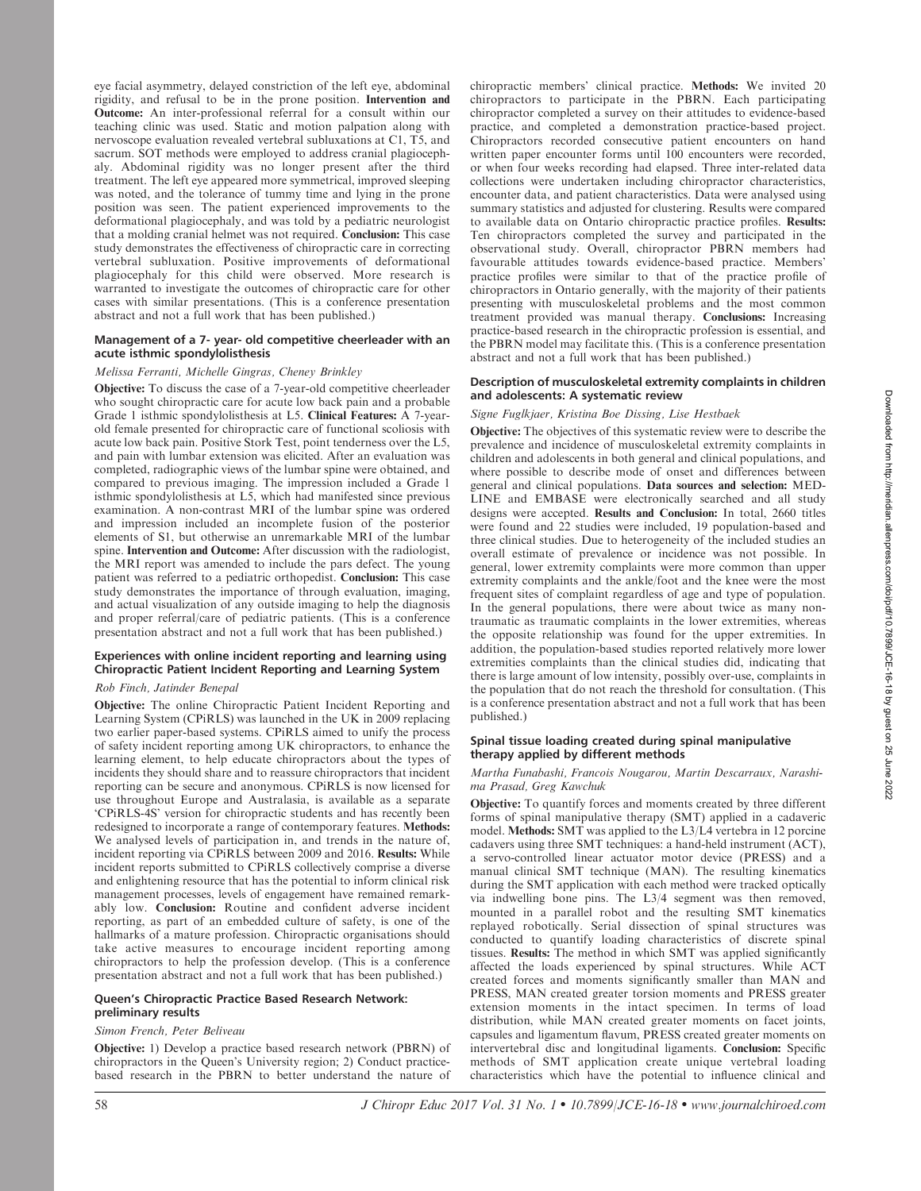eye facial asymmetry, delayed constriction of the left eye, abdominal rigidity, and refusal to be in the prone position. **Intervention and Outcome:** An inter-professional referral for a consult within our teaching clinic was used. Static and motion palpation along with nervoscope evaluation revealed vertebral subluxations at C1, T5, and sacrum. SOT methods were employed to address cranial plagiocephaly. Abdominal rigidity was no longer present after the third treatment. The left eye appeared more symmetrical, improved sleeping was noted, and the tolerance of tummy time and lying in the prone position was seen. The patient experienced improvements to the deformational plagiocephaly, and was told by a pediatric neurologist that a molding cranial helmet was not required. **Conclusion:** This case study demonstrates the effectiveness of chiropractic care in correcting vertebral subluxation. Positive improvements of deformational plagiocephaly for this child were observed. More research is warranted to investigate the outcomes of chiropractic care for other cases with similar presentations. (This is a conference presentation abstract and not a full work that has been published.)

### Management of a 7- year- old competitive cheerleader with an acute isthmic spondylolisthesis

*Melissa Ferranti, Michelle Gingras, Cheney Brinkley*

**Objective:** To discuss the case of a 7-year-old competitive cheerleader who sought chiropractic care for acute low back pain and a probable Grade 1 isthmic spondylolisthesis at L5. **Clinical Features:** A 7-year-old female presented for chiropractic care of functional scoliosis with acute low back pain. Positive Stork Test, point tenderness over the L5, and pain with lumbar extension was elicited. After an evaluation was completed, radiographic views of the lumbar spine were obtained, and compared to previous imaging. The impression included a Grade 1 isthmic spondylolisthesis at L5, which had manifested since previous examination. A non-contrast MRI of the lumbar spine was ordered and impression included an incomplete fusion of the posterior elements of S1, but otherwise an unremarkable MRI of the lumbar spine. **Intervention and Outcome:** After discussion with the radiologist, the MRI report was amended to include the pars defect. The young patient was referred to a pediatric orthopedist. **Conclusion:** This case study demonstrates the importance of through evaluation, imaging, and actual visualization of any outside imaging to help the diagnosis and proper referral/care of pediatric patients. (This is a conference presentation abstract and not a full work that has been published.)

### Experiences with online incident reporting and learning using Chiropractic Patient Incident Reporting and Learning System

*Rob Finch, Jatinder Benepal*

**Objective:** The online Chiropractic Patient Incident Reporting and Learning System (CPiRLS) was launched in the UK in 2009 replacing two earlier paper-based systems. CPiRLS aimed to unify the process of safety incident reporting among UK chiropractors, to enhance the learning element, to help educate chiropractors about the types of incidents they should share and to reassure chiropractors that incident reporting can be secure and anonymous. CPiRLS is now licensed for use throughout Europe and Australasia, is available as a separate 'CPiRLS-4S' version for chiropractic students and has recently been redesigned to incorporate a range of contemporary features. **Methods:** We analysed levels of participation in, and trends in the nature of, incident reporting via CPiRLS between 2009 and 2016. **Results:** While incident reports submitted to CPiRLS collectively comprise a diverse and enlightening resource that has the potential to inform clinical risk management processes, levels of engagement have remained remarkably low. **Conclusion:** Routine and confident adverse incident reporting, as part of an embedded culture of safety, is one of the hallmarks of a mature profession. Chiropractic organisations should take active measures to encourage incident reporting among chiropractors to help the profession develop. (This is a conference presentation abstract and not a full work that has been published.)

### Queen's Chiropractic Practice Based Research Network: preliminary results

*Simon French, Peter Beliveau*

**Objective:** 1) Develop a practice based research network (PBRN) of chiropractors in the Queen's University region; 2) Conduct practice-based research in the PBRN to better understand the nature of chiropractic members' clinical practice. **Methods:** We invited 20 chiropractors to participate in the PBRN. Each participating chiropractor completed a survey on their attitudes to evidence-based practice, and completed a demonstration practice-based project. Chiropractors recorded consecutive patient encounters on hand written paper encounter forms until 100 encounters were recorded, or when four weeks recording had elapsed. Three inter-related data collections were undertaken including chiropractor characteristics, encounter data, and patient characteristics. Data were analysed using summary statistics and adjusted for clustering. Results were compared to available data on Ontario chiropractic practice profiles. **Results:** Ten chiropractors completed the survey and participated in the observational study. Overall, chiropractor PBRN members had favourable attitudes towards evidence-based practice. Members' practice profiles were similar to that of the practice profile of chiropractors in Ontario generally, with the majority of their patients presenting with musculoskeletal problems and the most common treatment provided was manual therapy. **Conclusions:** Increasing practice-based research in the chiropractic profession is essential, and the PBRN model may facilitate this. (This is a conference presentation abstract and not a full work that has been published.)

### Description of musculoskeletal extremity complaints in children and adolescents: A systematic review

*Signe Fuglkjaer, Kristina Boe Dissing, Lise Hestbaek*

**Objective:** The objectives of this systematic review were to describe the prevalence and incidence of musculoskeletal extremity complaints in children and adolescents in both general and clinical populations, and where possible to describe mode of onset and differences between general and clinical populations. **Data sources and selection:** MEDLINE and EMBASE were electronically searched and all study designs were accepted. **Results and Conclusion:** In total, 2660 titles were found and 22 studies were included, 19 population-based and three clinical studies. Due to heterogeneity of the included studies an overall estimate of prevalence or incidence was not possible. In general, lower extremity complaints were more common than upper extremity complaints and the ankle/foot and the knee were the most frequent sites of complaint regardless of age and type of population. In the general populations, there were about twice as many non-traumatic as traumatic complaints in the lower extremities, whereas the opposite relationship was found for the upper extremities. In addition, the population-based studies reported relatively more lower extremities complaints than the clinical studies did, indicating that there is large amount of low intensity, possibly over-use, complaints in the population that do not reach the threshold for consultation. (This is a conference presentation abstract and not a full work that has been published.)

### Spinal tissue loading created during spinal manipulative therapy applied by different methods

*Martha Funabashi, Francois Nougarou, Martin Descarraux, Narasihma Prasad, Greg Kawchuk*

**Objective:** To quantify forces and moments created by three different forms of spinal manipulative therapy (SMT) applied in a cadaveric model. **Methods:** SMT was applied to the L3/L4 vertebra in 12 porcine cadavers using three SMT techniques: a hand-held instrument (ACT), a servo-controlled linear actuator motor device (PRESS) and a manual clinical SMT technique (MAN). The resulting kinematics during the SMT application with each method were tracked optically via indwelling bone pins. The L3/4 segment was then removed, mounted in a parallel robot and the resulting SMT kinematics replayed robotically. Serial dissection of spinal structures was conducted to quantify loading characteristics of discrete spinal tissues. **Results:** The method in which SMT was applied significantly affected the loads experienced by spinal structures. While ACT created forces and moments significantly smaller than MAN and PRESS, MAN created greater torsion moments and PRESS greater extension moments in the intact specimen. In terms of load distribution, while MAN created greater moments on facet joints, capsules and ligamentum flavum, PRESS created greater moments on intervertebral disc and longitudinal ligaments. **Conclusion:** Specific methods of SMT application create unique vertebral loading characteristics which have the potential to influence clinical and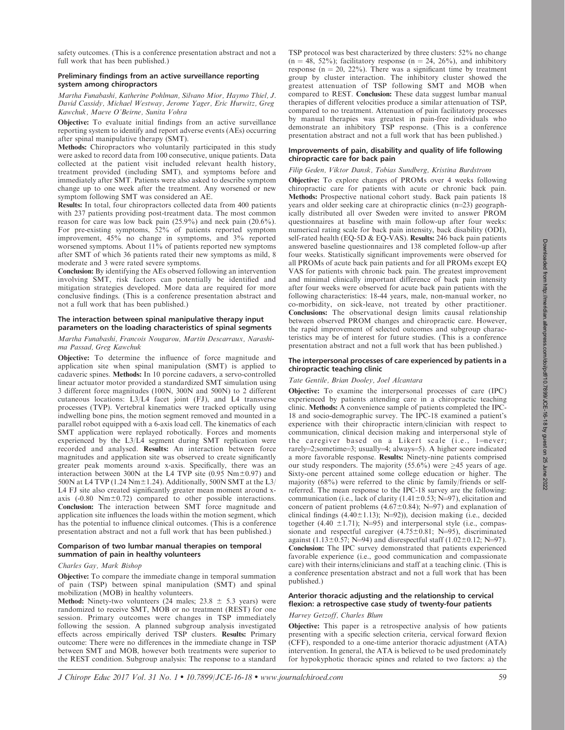safety outcomes. (This is a conference presentation abstract and not a full work that has been published.)

### Preliminary findings from an active surveillance reporting system among chiropractors

*Martha Funabashi, Katherine Pohlman, Silvano Mior, Haymo Thiel, J. David Cassidy, Michael Westway, Jerome Yager, Eric Hurwitz, Greg Kawchuk, Maeve O'Beirne, Sunita Vohra*

**Objective:** To evaluate initial findings from an active surveillance reporting system to identify and report adverse events (AEs) occurring after spinal manipulative therapy (SMT).

**Methods:** Chiropractors who voluntarily participated in this study were asked to record data from 100 consecutive, unique patients. Data collected at the patient visit included relevant health history, treatment provided (including SMT), and symptoms before and immediately after SMT. Patients were also asked to describe symptom change up to one week after the treatment. Any worsened or new symptom following SMT was considered an AE.

**Results:** In total, four chiropractors collected data from 400 patients with 237 patients providing post-treatment data. The most common reason for care was low back pain (25.9%) and neck pain (20.6%). For pre-existing symptoms, 52% of patients reported symptom improvement, 45% no change in symptoms, and 3% reported worsened symptoms. About 11% of patients reported new symptoms after SMT of which 36 patients rated their new symptoms as mild, 8 moderate and 3 were rated severe symptoms.

**Conclusion:** By identifying the AEs observed following an intervention involving SMT, risk factors can potentially be identified and mitigation strategies developed. More data are required for more conclusive findings. (This is a conference presentation abstract and not a full work that has been published.)

### The interaction between spinal manipulative therapy input parameters on the loading characteristics of spinal segments

*Martha Funabashi, Francois Nougarou, Martin Descarraux, Narashima Passad, Greg Kawchuk*

**Objective:** To determine the influence of force magnitude and application site when spinal manipulation (SMT) is applied to cadaveric spines. **Methods:** In 10 porcine cadavers, a servo-controlled linear actuator motor provided a standardized SMT simulation using 3 different force magnitudes (100N, 300N and 500N) to 2 different cutaneous locations: L3/L4 facet joint (FJ), and L4 transverse processes (TVP). Vertebral kinematics were tracked optically using indwelling bone pins, the motion segment removed and mounted in a parallel robot equipped with a 6-axis load cell. The kinematics of each SMT application were replayed robotically. Forces and moments experienced by the L3/L4 segment during SMT replication were recorded and analysed. **Results:** An interaction between force magnitudes and application site was observed to create significantly greater peak moments around x-axis. Specifically, there was an interaction between 300N at the L4 TVP site (0.95 Nm±0.97) and 500N at L4 TVP (1.24 Nm±1.24). Additionally, 500N SMT at the L3/L4 FJ site also created significantly greater mean moment around x-axis (-0.80 Nm±0.72) compared to other possible interactions. **Conclusion:** The interaction between SMT force magnitude and application site influences the loads within the motion segment, which has the potential to influence clinical outcomes. (This is a conference presentation abstract and not a full work that has been published.)

### Comparison of two lumbar manual therapies on temporal summation of pain in healthy volunteers

*Charles Gay, Mark Bishop*

**Objective:** To compare the immediate change in temporal summation of pain (TSP) between spinal manipulation (SMT) and spinal mobilization (MOB) in healthy volunteers.

**Method:** Ninety-two volunteers (24 males; 23.8 ± 5.3 years) were randomized to receive SMT, MOB or no treatment (REST) for one session. Primary outcomes were changes in TSP immediately following the session. A planned subgroup analysis investigated effects across empirically derived TSP clusters. **Results:** Primary outcome: There were no differences in the immediate change in TSP between SMT and MOB, however both treatments were superior to the REST condition. Subgroup analysis: The response to a standard TSP protocol was best characterized by three clusters: 52% no change (n = 48, 52%); facilitatory response (n = 24, 26%), and inhibitory response (n = 20, 22%). There was a significant time by treatment group by cluster interaction. The inhibitory cluster showed the greatest attenuation of TSP following SMT and MOB when compared to REST. **Conclusion:** These data suggest lumbar manual therapies of different velocities produce a similar attenuation of TSP, compared to no treatment. Attenuation of pain facilitatory processes by manual therapies was greatest in pain-free individuals who demonstrate an inhibitory TSP response. (This is a conference presentation abstract and not a full work that has been published.)

### Improvements of pain, disability and quality of life following chiropractic care for back pain

*Filip Geden, Viktor Dansk, Tobias Sundberg, Kristina Burdstrom*

**Objective:** To explore changes of PROMs over 4 weeks following chiropractic care for patients with acute or chronic back pain. **Methods:** Prospective national cohort study. Back pain patients 18 years and older seeking care at chiropractic clinics (n=23) geographically distributed all over Sweden were invited to answer PROM questionnaires at baseline with main follow-up after four weeks: numerical rating scale for back pain intensity, back disability (ODI), self-rated health (EQ-5D & EQ-VAS). **Results:** 246 back pain patients answered baseline questionnaires and 138 completed follow-up after four weeks. Statistically significant improvements were observed for all PROMs of acute back pain patients and for all PROMs except EQ VAS for patients with chronic back pain. The greatest improvement and minimal clinically important difference of back pain intensity after four weeks were observed for acute back pain patients with the following characteristics: 18-44 years, male, non-manual worker, no co-morbidity, on sick-leave, not treated by other practitioner. **Conclusions:** The observational design limits causal relationship between observed PROM changes and chiropractic care. However, the rapid improvement of selected outcomes and subgroup characteristics may be of interest for future studies. (This is a conference presentation abstract and not a full work that has been published.)

### The interpersonal processes of care experienced by patients in a chiropractic teaching clinic

*Tate Gentile, Brian Dooley, Joel Alcantara*

**Objective:** To examine the interpersonal processes of care (IPC) experienced by patients attending care in a chiropractic teaching clinic. **Methods:** A convenience sample of patients completed the IPC-18 and socio-demographic survey. The IPC-18 examined a patient's experience with their chiropractic intern/clinician with respect to communication, clinical decision making and interpersonal style of the caregiver based on a Likert scale (i.e., 1=never; rarely=2;sometime=3; usually=4; always=5). A higher score indicated a more favorable response. **Results:** Ninety-nine patients comprised our study responders. The majority (55.6%) were ≥45 years of age. Sixty-one percent attained some college education or higher. The majority (68%) were referred to the clinic by family/friends or self-referred. The mean response to the IPC-18 survey are the following: communication (i.e., lack of clarity (1.41±0.53; N=97), elicitation and concern of patient problems (4.67±0.84); N=97) and explanation of clinical findings (4.40±1.13); N=92)), decision making (i.e., decided together (4.40 ±1.71); N=95) and interpersonal style (i.e., compassionate and respectful caregiver (4.75±0.81; N=95), discriminated against (1.13±0.57; N=94) and disrespectful staff (1.02±0.12; N=97). **Conclusion:** The IPC survey demonstrated that patients experienced favorable experience (i.e., good communication and compassionate care) with their interns/clinicians and staff at a teaching clinic. (This is a conference presentation abstract and not a full work that has been published.)

### Anterior thoracic adjusting and the relationship to cervical flexion: a retrospective case study of twenty-four patients

*Harvey Getzoff, Charles Blum*

**Objective:** This paper is a retrospective analysis of how patients presenting with a specific selection criteria, cervical forward flexion (CFF), responded to a one-time anterior thoracic adjustment (ATA) intervention. In general, the ATA is believed to be used predominately for hypokyphotic thoracic spines and related to two factors: a) the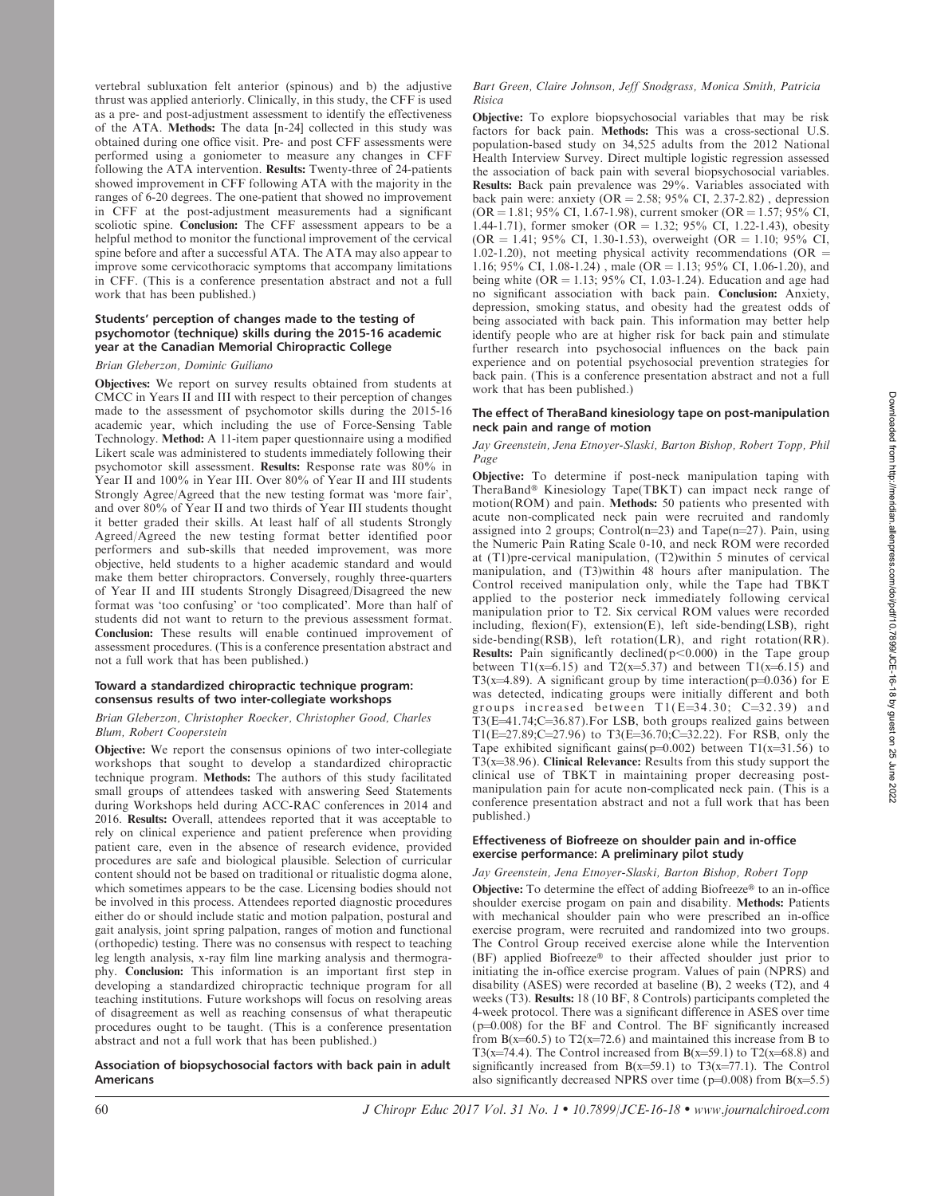vertebral subluxation felt anterior (spinous) and b) the adjustive thrust was applied anteriorly. Clinically, in this study, the CFF is used as a pre- and post-adjustment assessment to identify the effectiveness of the ATA. **Methods:** The data [n-24] collected in this study was obtained during one office visit. Pre- and post CFF assessments were performed using a goniometer to measure any changes in CFF following the ATA intervention. **Results:** Twenty-three of 24-patients showed improvement in CFF following ATA with the majority in the ranges of 6-20 degrees. The one-patient that showed no improvement in CFF at the post-adjustment measurements had a significant scoliotic spine. **Conclusion:** The CFF assessment appears to be a helpful method to monitor the functional improvement of the cervical spine before and after a successful ATA. The ATA may also appear to improve some cervicothoracic symptoms that accompany limitations in CFF. (This is a conference presentation abstract and not a full work that has been published.)

### Students' perception of changes made to the testing of psychomotor (technique) skills during the 2015-16 academic year at the Canadian Memorial Chiropractic College

*Brian Gleberzon, Dominic Guiliano*

**Objectives:** We report on survey results obtained from students at CMCC in Years II and III with respect to their perception of changes made to the assessment of psychomotor skills during the 2015-16 academic year, which including the use of Force-Sensing Table Technology. **Method:** A 11-item paper questionnaire using a modified Likert scale was administered to students immediately following their psychomotor skill assessment. **Results:** Response rate was 80% in Year II and 100% in Year III. Over 80% of Year II and III students Strongly Agree/Agreed that the new testing format was 'more fair', and over 80% of Year II and two thirds of Year III students thought it better graded their skills. At least half of all students Strongly Agreed/Agreed the new testing format better identified poor performers and sub-skills that needed improvement, was more objective, held students to a higher academic standard and would make them better chiropractors. Conversely, roughly three-quarters of Year II and III students Strongly Disagreed/Disagreed the new format was 'too confusing' or 'too complicated'. More than half of students did not want to return to the previous assessment format. **Conclusion:** These results will enable continued improvement of assessment procedures. (This is a conference presentation abstract and not a full work that has been published.)

### Toward a standardized chiropractic technique program: consensus results of two inter-collegiate workshops

*Brian Gleberzon, Christopher Roecker, Christopher Good, Charles Blum, Robert Cooperstein*

**Objective:** We report the consensus opinions of two inter-collegiate workshops that sought to develop a standardized chiropractic technique program. **Methods:** The authors of this study facilitated small groups of attendees tasked with answering Seed Statements during Workshops held during ACC-RAC conferences in 2014 and 2016. **Results:** Overall, attendees reported that it was acceptable to rely on clinical experience and patient preference when providing patient care, even in the absence of research evidence, provided procedures are safe and biological plausible. Selection of curricular content should not be based on traditional or ritualistic dogma alone, which sometimes appears to be the case. Licensing bodies should not be involved in this process. Attendees reported diagnostic procedures either do or should include static and motion palpation, postural and gait analysis, joint spring palpation, ranges of motion and functional (orthopedic) testing. There was no consensus with respect to teaching leg length analysis, x-ray film line marking analysis and thermography. **Conclusion:** This information is an important first step in developing a standardized chiropractic technique program for all teaching institutions. Future workshops will focus on resolving areas of disagreement as well as reaching consensus of what therapeutic procedures ought to be taught. (This is a conference presentation abstract and not a full work that has been published.)

### Association of biopsychosocial factors with back pain in adult Americans

*Bart Green, Claire Johnson, Jeff Snodgrass, Monica Smith, Patricia Risica*

**Objective:** To explore biopsychosocial variables that may be risk factors for back pain. **Methods:** This was a cross-sectional U.S. population-based study on 34,525 adults from the 2012 National Health Interview Survey. Direct multiple logistic regression assessed the association of back pain with several biopsychosocial variables. **Results:** Back pain prevalence was 29%. Variables associated with back pain were: anxiety (OR = 2.58; 95% CI, 2.37-2.82) , depression (OR = 1.81; 95% CI, 1.67-1.98), current smoker (OR = 1.57; 95% CI, 1.44-1.71), former smoker (OR = 1.32; 95% CI, 1.22-1.43), obesity (OR = 1.41; 95% CI, 1.30-1.53), overweight (OR = 1.10; 95% CI, 1.02-1.20), not meeting physical activity recommendations (OR = 1.16; 95% CI, 1.08-1.24) , male (OR = 1.13; 95% CI, 1.06-1.20), and being white (OR = 1.13; 95% CI, 1.03-1.24). Education and age had no significant association with back pain. **Conclusion:** Anxiety, depression, smoking status, and obesity had the greatest odds of being associated with back pain. This information may better help identify people who are at higher risk for back pain and stimulate further research into psychosocial influences on the back pain experience and on potential psychosocial prevention strategies for back pain. (This is a conference presentation abstract and not a full work that has been published.)

### The effect of TheraBand kinesiology tape on post-manipulation neck pain and range of motion

*Jay Greenstein, Jena Etnoyer-Slaski, Barton Bishop, Robert Topp, Phil Page*

**Objective:** To determine if post-neck manipulation taping with TheraBand® Kinesiology Tape(TBKT) can impact neck range of motion(ROM) and pain. **Methods:** 50 patients who presented with acute non-complicated neck pain were recruited and randomly assigned into 2 groups; Control(n=23) and Tape(n=27). Pain, using the Numeric Pain Rating Scale 0-10, and neck ROM were recorded at (T1)pre-cervical manipulation, (T2)within 5 minutes of cervical manipulation, and (T3)within 48 hours after manipulation. The Control received manipulation only, while the Tape had TBKT applied to the posterior neck immediately following cervical manipulation prior to T2. Six cervical ROM values were recorded including, flexion(F), extension(E), left side-bending(LSB), right side-bending(RSB), left rotation(LR), and right rotation(RR). **Results:** Pain significantly declined($p<0.000$) in the Tape group between T1(x=6.15) and T2(x=5.37) and between T1(x=6.15) and T3(x=4.89). A significant group by time interaction($p=0.036$) for E was detected, indicating groups were initially different and both groups increased between T1(E=34.30; C=32.39) and T3(E=41.74;C=36.87).For LSB, both groups realized gains between T1(E=27.89;C=27.96) to T3(E=36.70;C=32.22). For RSB, only the Tape exhibited significant gains($p=0.002$) between T1(x=31.56) to T3(x=38.96). **Clinical Relevance:** Results from this study support the clinical use of TBKT in maintaining proper decreasing post-manipulation pain for acute non-complicated neck pain. (This is a conference presentation abstract and not a full work that has been published.)

### Effectiveness of Biofreeze on shoulder pain and in-office exercise performance: A preliminary pilot study

*Jay Greenstein, Jena Etnoyer-Slaski, Barton Bishop, Robert Topp*

**Objective:** To determine the effect of adding Biofreeze® to an in-office shoulder exercise progam on pain and disability. **Methods:** Patients with mechanical shoulder pain who were prescribed an in-office exercise program, were recruited and randomized into two groups. The Control Group received exercise alone while the Intervention (BF) applied Biofreeze® to their affected shoulder just prior to initiating the in-office exercise program. Values of pain (NPRS) and disability (ASES) were recorded at baseline (B), 2 weeks (T2), and 4 weeks (T3). **Results:** 18 (10 BF, 8 Controls) participants completed the 4-week protocol. There was a significant difference in ASES over time ($p=0.008$) for the BF and Control. The BF significantly increased from B(x=60.5) to T2(x=72.6) and maintained this increase from B to T3(x=74.4). The Control increased from B(x=59.1) to T2(x=68.8) and significantly increased from B(x=59.1) to T3(x=77.1). The Control also significantly decreased NPRS over time ($p=0.008$) from B(x=5.5)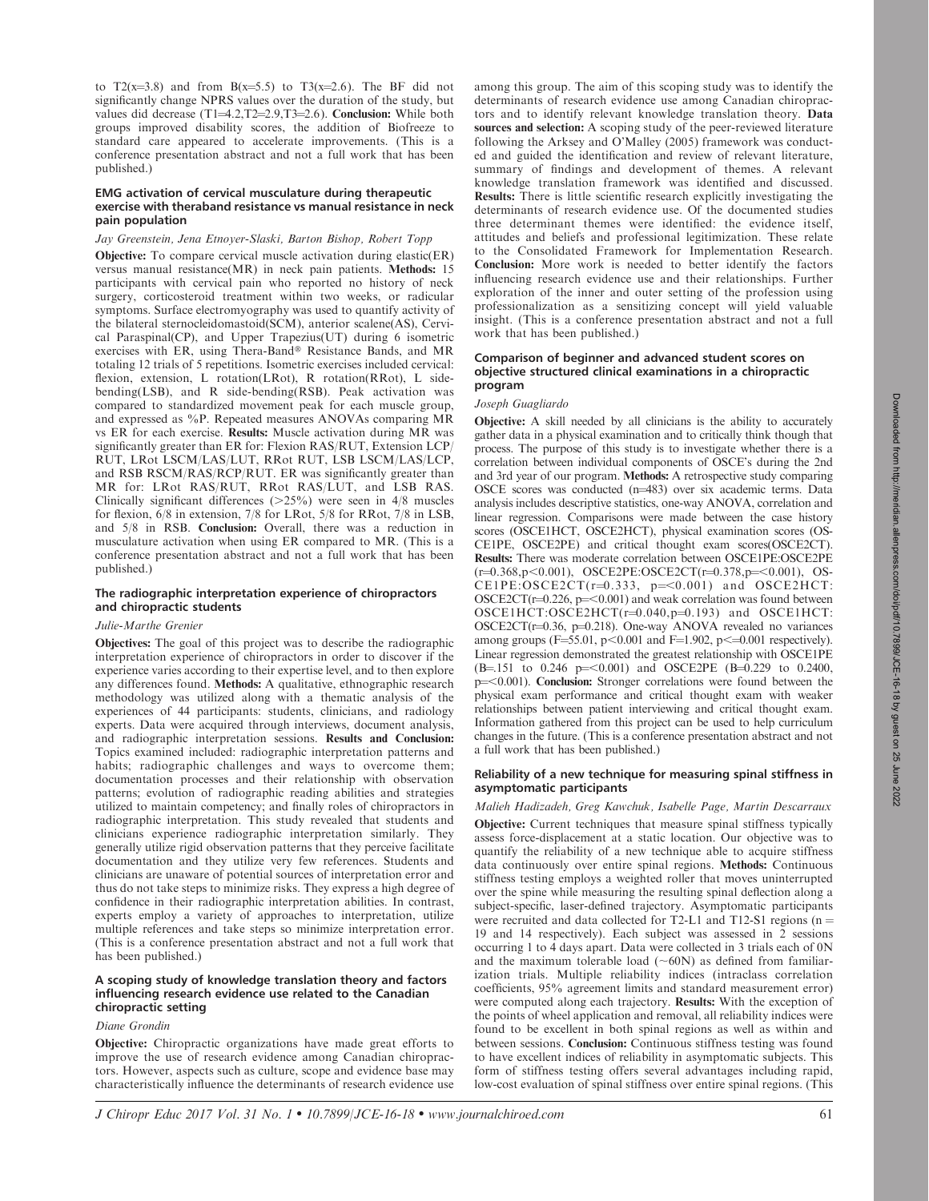to T2(x=3.8) and from B(x=5.5) to T3(x=2.6). The BF did not significantly change NPRS values over the duration of the study, but values did decrease (T1=4.2,T2=2.9,T3=2.6). **Conclusion:** While both groups improved disability scores, the addition of Biofreeze to standard care appeared to accelerate improvements. (This is a conference presentation abstract and not a full work that has been published.)

### EMG activation of cervical musculature during therapeutic exercise with theraband resistance vs manual resistance in neck pain population

*Jay Greenstein, Jena Etnoyer-Slaski, Barton Bishop, Robert Topp*

**Objective:** To compare cervical muscle activation during elastic(ER) versus manual resistance(MR) in neck pain patients. **Methods:** 15 participants with cervical pain who reported no history of neck surgery, corticosteroid treatment within two weeks, or radicular symptoms. Surface electromyography was used to quantify activity of the bilateral sternocleidomastoid(SCM), anterior scalene(AS), Cervical Paraspinal(CP), and Upper Trapezius(UT) during 6 isometric exercises with ER, using Thera-Band® Resistance Bands, and MR totaling 12 trials of 5 repetitions. Isometric exercises included cervical: flexion, extension, L rotation(LRot), R rotation(RRot), L side-bending(LSB), and R side-bending(RSB). Peak activation was compared to standardized movement peak for each muscle group, and expressed as %P. Repeated measures ANOVAs comparing MR vs ER for each exercise. **Results:** Muscle activation during MR was significantly greater than ER for: Flexion RAS/RUT, Extension LCP/RUT, LRot LSCM/LAS/LUT, RRot RUT, LSB LSCM/LAS/LCP, and RSB RSCM/RAS/RCP/RUT. ER was significantly greater than MR for: LRot RAS/RUT, RRot RAS/LUT, and LSB RAS. Clinically significant differences (>25%) were seen in 4/8 muscles for flexion, 6/8 in extension, 7/8 for LRot, 5/8 for RRot, 7/8 in LSB, and 5/8 in RSB. **Conclusion:** Overall, there was a reduction in musculature activation when using ER compared to MR. (This is a conference presentation abstract and not a full work that has been published.)

### The radiographic interpretation experience of chiropractors and chiropractic students

*Julie-Marthe Grenier*

**Objectives:** The goal of this project was to describe the radiographic interpretation experience of chiropractors in order to discover if the experience varies according to their expertise level, and to then explore any differences found. **Methods:** A qualitative, ethnographic research methodology was utilized along with a thematic analysis of the experiences of 44 participants: students, clinicians, and radiology experts. Data were acquired through interviews, document analysis, and radiographic interpretation sessions. **Results and Conclusion:** Topics examined included: radiographic interpretation patterns and habits; radiographic challenges and ways to overcome them; documentation processes and their relationship with observation patterns; evolution of radiographic reading abilities and strategies utilized to maintain competency; and finally roles of chiropractors in radiographic interpretation. This study revealed that students and clinicians experience radiographic interpretation similarly. They generally utilize rigid observation patterns that they perceive facilitate documentation and they utilize very few references. Students and clinicians are unaware of potential sources of interpretation error and thus do not take steps to minimize risks. They express a high degree of confidence in their radiographic interpretation abilities. In contrast, experts employ a variety of approaches to interpretation, utilize multiple references and take steps so minimize interpretation error. (This is a conference presentation abstract and not a full work that has been published.)

### A scoping study of knowledge translation theory and factors influencing research evidence use related to the Canadian chiropractic setting

*Diane Grondin*

**Objective:** Chiropractic organizations have made great efforts to improve the use of research evidence among Canadian chiropractors. However, aspects such as culture, scope and evidence base may characteristically influence the determinants of research evidence use among this group. The aim of this scoping study was to identify the determinants of research evidence use among Canadian chiropractors and to identify relevant knowledge translation theory. **Data sources and selection:** A scoping study of the peer-reviewed literature following the Arksey and O'Malley (2005) framework was conducted and guided the identification and review of relevant literature, summary of findings and development of themes. A relevant knowledge translation framework was identified and discussed. **Results:** There is little scientific research explicitly investigating the determinants of research evidence use. Of the documented studies three determinant themes were identified: the evidence itself, attitudes and beliefs and professional legitimization. These relate to the Consolidated Framework for Implementation Research. **Conclusion:** More work is needed to better identify the factors influencing research evidence use and their relationships. Further exploration of the inner and outer setting of the profession using professionalization as a sensitizing concept will yield valuable insight. (This is a conference presentation abstract and not a full work that has been published.)

### Comparison of beginner and advanced student scores on objective structured clinical examinations in a chiropractic program

*Joseph Guagliardo*

**Objective:** A skill needed by all clinicians is the ability to accurately gather data in a physical examination and to critically think though that process. The purpose of this study is to investigate whether there is a correlation between individual components of OSCE's during the 2nd and 3rd year of our program. **Methods:** A retrospective study comparing OSCE scores was conducted (n=483) over six academic terms. Data analysis includes descriptive statistics, one-way ANOVA, correlation and linear regression. Comparisons were made between the case history scores (OSCE1HCT, OSCE2HCT), physical examination scores (OSCE1PE, OSCE2PE) and critical thought exam scores(OSCE2CT). **Results:** There was moderate correlation between OSCE1PE:OSCE2PE ($r=0.368, p<0.001$), OSCE2PE:OSCE2CT ($r=0.378, p=<0.001$), OSCE1PE:OSCE2CT ($r=0.333$, $p=<0.001$) and OSCE2HCT:OSCE2CT ($r=0.226$, $p=<0.001$) and weak correlation was found between OSCE1HCT:OSCE2HCT ($r=0.040, p=0.193$) and OSCE1HCT:OSCE2CT ($r=0.36$, $p=0.218$). One-way ANOVA revealed no variances among groups ($F=55.01$, $p<0.001$ and $F=1.902$, $p<=0.001$ respectively). Linear regression demonstrated the greatest relationship with OSCE1PE ($B=.151$ to $0.246$ $p=<0.001$) and OSCE2PE ($B=0.229$ to $0.2400$, $p=<0.001$). **Conclusion:** Stronger correlations were found between the physical exam performance and critical thought exam with weaker relationships between patient interviewing and critical thought exam. Information gathered from this project can be used to help curriculum changes in the future. (This is a conference presentation abstract and not a full work that has been published.)

### Reliability of a new technique for measuring spinal stiffness in asymptomatic participants

*Malieh Hadizadeh, Greg Kawchuk, Isabelle Page, Martin Descarreaux*

**Objective:** Current techniques that measure spinal stiffness typically assess force-displacement at a static location. Our objective was to quantify the reliability of a new technique able to acquire stiffness data continuously over entire spinal regions. **Methods:** Continuous stiffness testing employs a weighted roller that moves uninterrupted over the spine while measuring the resulting spinal deflection along a subject-specific, laser-defined trajectory. Asymptomatic participants were recruited and data collected for T2-L1 and T12-S1 regions ($n = 19$ and 14 respectively). Each subject was assessed in 2 sessions occurring 1 to 4 days apart. Data were collected in 3 trials each of 0N and the maximum tolerable load (~60N) as defined from familiarization trials. Multiple reliability indices (intraclass correlation coefficients, 95% agreement limits and standard measurement error) were computed along each trajectory. **Results:** With the exception of the points of wheel application and removal, all reliability indices were found to be excellent in both spinal regions as well as within and between sessions. **Conclusion:** Continuous stiffness testing was found to have excellent indices of reliability in asymptomatic subjects. This form of stiffness testing offers several advantages including rapid, low-cost evaluation of spinal stiffness over entire spinal regions. (This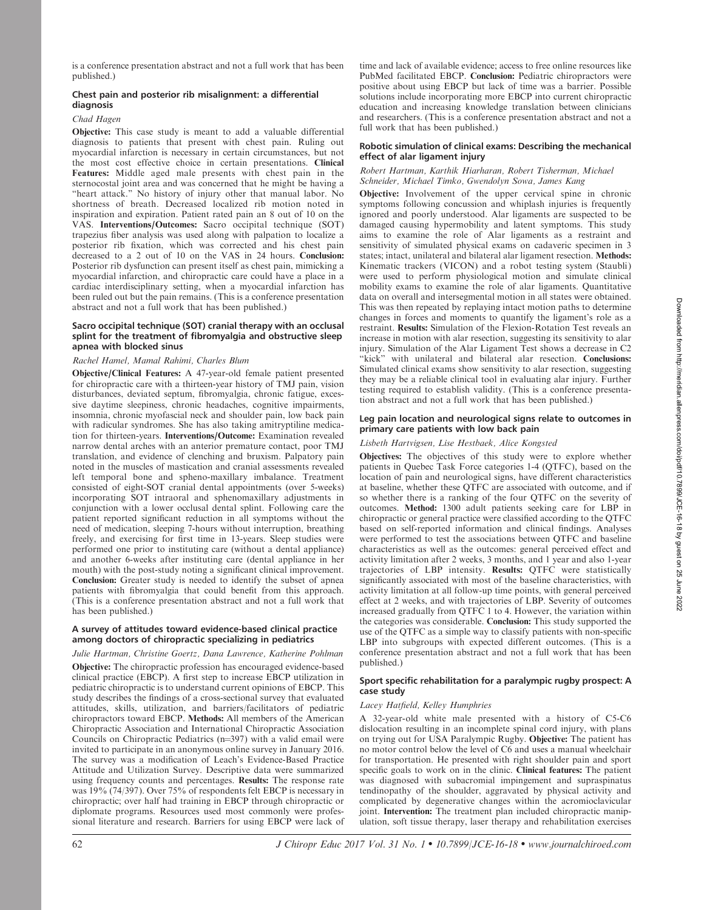is a conference presentation abstract and not a full work that has been published.)

### Chest pain and posterior rib misalignment: a differential diagnosis

*Chad Hagen*

**Objective:** This case study is meant to add a valuable differential diagnosis to patients that present with chest pain. Ruling out myocardial infarction is necessary in certain circumstances, but not the most cost effective choice in certain presentations. **Clinical Features:** Middle aged male presents with chest pain in the sternocostal joint area and was concerned that he might be having a "heart attack." No history of injury other that manual labor. No shortness of breath. Decreased localized rib motion noted in inspiration and expiration. Patient rated pain an 8 out of 10 on the VAS. **Interventions/Outcomes:** Sacro occipital technique (SOT) trapezius fiber analysis was used along with palpation to localize a posterior rib fixation, which was corrected and his chest pain decreased to a 2 out of 10 on the VAS in 24 hours. **Conclusion:** Posterior rib dysfunction can present itself as chest pain, mimicking a myocardial infarction, and chiropractic care could have a place in a cardiac interdisciplinary setting, when a myocardial infarction has been ruled out but the pain remains. (This is a conference presentation abstract and not a full work that has been published.)

### Sacro occipital technique (SOT) cranial therapy with an occlusal splint for the treatment of fibromyalgia and obstructive sleep apnea with blocked sinus

*Rachel Hamel, Mamal Rahimi, Charles Blum*

**Objective/Clinical Features:** A 47-year-old female patient presented for chiropractic care with a thirteen-year history of TMJ pain, vision disturbances, deviated septum, fibromyalgia, chronic fatigue, excessive daytime sleepiness, chronic headaches, cognitive impairments, insomnia, chronic myofascial neck and shoulder pain, low back pain with radicular syndromes. She has also taking amitryptiline medication for thirteen-years. **Interventions/Outcome:** Examination revealed narrow dental arches with an anterior premature contact, poor TMJ translation, and evidence of clenching and bruxism. Palpatory pain noted in the muscles of mastication and cranial assessments revealed left temporal bone and spheno-maxillary imbalance. Treatment consisted of eight-SOT cranial dental appointments (over 5-weeks) incorporating SOT intraoral and sphenomaxillary adjustments in conjunction with a lower occlusal dental splint. Following care the patient reported significant reduction in all symptoms without the need of medication, sleeping 7-hours without interruption, breathing freely, and exercising for first time in 13-years. Sleep studies were performed one prior to instituting care (without a dental appliance) and another 6-weeks after instituting care (dental appliance in her mouth) with the post-study noting a significant clinical improvement. **Conclusion:** Greater study is needed to identify the subset of apnea patients with fibromyalgia that could benefit from this approach. (This is a conference presentation abstract and not a full work that has been published.)

### A survey of attitudes toward evidence-based clinical practice among doctors of chiropractic specializing in pediatrics

*Julie Hartman, Christine Goertz, Dana Lawrence, Katherine Pohlman*

**Objective:** The chiropractic profession has encouraged evidence-based clinical practice (EBCP). A first step to increase EBCP utilization in pediatric chiropractic is to understand current opinions of EBCP. This study describes the findings of a cross-sectional survey that evaluated attitudes, skills, utilization, and barriers/facilitators of pediatric chiropractors toward EBCP. **Methods:** All members of the American Chiropractic Association and International Chiropractic Association Councils on Chiropractic Pediatrics (n=397) with a valid email were invited to participate in an anonymous online survey in January 2016. The survey was a modification of Leach's Evidence-Based Practice Attitude and Utilization Survey. Descriptive data were summarized using frequency counts and percentages. **Results:** The response rate was 19% (74/397). Over 75% of respondents felt EBCP is necessary in chiropractic; over half had training in EBCP through chiropractic or diplomate programs. Resources used most commonly were professional literature and research. Barriers for using EBCP were lack of time and lack of available evidence; access to free online resources like PubMed facilitated EBCP. **Conclusion:** Pediatric chiropractors were positive about using EBCP but lack of time was a barrier. Possible solutions include incorporating more EBCP into current chiropractic education and increasing knowledge translation between clinicians and researchers. (This is a conference presentation abstract and not a full work that has been published.)

### Robotic simulation of clinical exams: Describing the mechanical effect of alar ligament injury

*Robert Hartman, Karthik Hiarharan, Robert Tisherman, Michael Schneider, Michael Timko, Gwendolyn Sowa, James Kang*

**Objective:** Involvement of the upper cervical spine in chronic symptoms following concussion and whiplash injuries is frequently ignored and poorly understood. Alar ligaments are suspected to be damaged causing hypermobility and latent symptoms. This study aims to examine the role of Alar ligaments as a restraint and sensitivity of simulated physical exams on cadaveric specimen in 3 states; intact, unilateral and bilateral alar ligament resection. **Methods:** Kinematic trackers (VICON) and a robot testing system (Staubli) were used to perform physiological motion and simulate clinical mobility exams to examine the role of alar ligaments. Quantitative data on overall and intersegmental motion in all states were obtained. This was then repeated by replaying intact motion paths to determine changes in forces and moments to quantify the ligament's role as a restraint. **Results:** Simulation of the Flexion-Rotation Test reveals an increase in motion with alar resection, suggesting its sensitivity to alar injury. Simulation of the Alar Ligament Test shows a decrease in C2 "kick" with unilateral and bilateral alar resection. **Conclusions:** Simulated clinical exams show sensitivity to alar resection, suggesting they may be a reliable clinical tool in evaluating alar injury. Further testing required to establish validity. (This is a conference presentation abstract and not a full work that has been published.)

### Leg pain location and neurological signs relate to outcomes in primary care patients with low back pain

*Lisbeth Hartvigsen, Lise Hestbaek, Alice Kongsted*

**Objectives:** The objectives of this study were to explore whether patients in Quebec Task Force categories 1-4 (QTFC), based on the location of pain and neurological signs, have different characteristics at baseline, whether these QTFC are associated with outcome, and if so whether there is a ranking of the four QTFC on the severity of outcomes. **Method:** 1300 adult patients seeking care for LBP in chiropractic or general practice were classified according to the QTFC based on self-reported information and clinical findings. Analyses were performed to test the associations between QTFC and baseline characteristics as well as the outcomes: general perceived effect and activity limitation after 2 weeks, 3 months, and 1 year and also 1-year trajectories of LBP intensity. **Results:** QTFC were statistically significantly associated with most of the baseline characteristics, with activity limitation at all follow-up time points, with general perceived effect at 2 weeks, and with trajectories of LBP. Severity of outcomes increased gradually from QTFC 1 to 4. However, the variation within the categories was considerable. **Conclusion:** This study supported the use of the QTFC as a simple way to classify patients with non-specific LBP into subgroups with expected different outcomes. (This is a conference presentation abstract and not a full work that has been published.)

### Sport specific rehabilitation for a paralympic rugby prospect: A case study

*Lacey Hatfield, Kelley Humphries*

A 32-year-old white male presented with a history of C5-C6 dislocation resulting in an incomplete spinal cord injury, with plans on trying out for USA Paralympic Rugby. **Objective:** The patient has no motor control below the level of C6 and uses a manual wheelchair for transportation. He presented with right shoulder pain and sport specific goals to work on in the clinic. **Clinical features:** The patient was diagnosed with subacromial impingement and supraspinatus tendinopathy of the shoulder, aggravated by physical activity and complicated by degenerative changes within the acromioclavicular joint. **Intervention:** The treatment plan included chiropractic manipulation, soft tissue therapy, laser therapy and rehabilitation exercises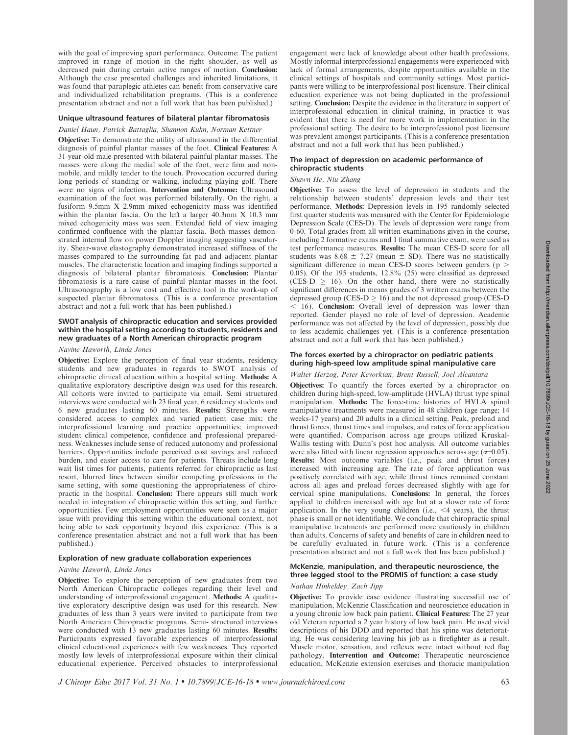with the goal of improving sport performance. Outcome: The patient improved in range of motion in the right shoulder, as well as decreased pain during certain active ranges of motion. **Conclusion:** Although the case presented challenges and inherited limitations, it was found that paraplegic athletes can benefit from conservative care and individualized rehabilitation programs. (This is a conference presentation abstract and not a full work that has been published.)

### Unique ultrasound features of bilateral plantar fibromatosis

*Daniel Haun, Patrick Battaglia, Shannon Kuhn, Norman Kettner*

**Objective:** To demonstrate the utility of ultrasound in the differential diagnosis of painful plantar masses of the foot. **Clinical Features:** A 31-year-old male presented with bilateral painful plantar masses. The masses were along the medial sole of the foot, were firm and non-mobile, and mildly tender to the touch. Provocation occurred during long periods of standing or walking, including playing golf. There were no signs of infection. **Intervention and Outcome:** Ultrasound examination of the foot was performed bilaterally. On the right, a fusiform 9.5mm X 2.9mm mixed echogenicity mass was identified within the plantar fascia. On the left a larger 40.3mm X 10.3 mm mixed echogenicity mass was seen. Extended field of view imaging confirmed confluence with the plantar fascia. Both masses demonstrated internal flow on power Doppler imaging suggesting vascularity. Shear-wave elastography demonstrated increased stiffness of the masses compared to the surrounding fat pad and adjacent plantar muscles. The characteristic location and imaging findings supported a diagnosis of bilateral plantar fibromatosis. **Conclusion:** Plantar fibromatosis is a rare cause of painful plantar masses in the foot. Ultrasonography is a low cost and effective tool in the work-up of suspected plantar fibromatosis. (This is a conference presentation abstract and not a full work that has been published.)

### SWOT analysis of chiropractic education and services provided within the hospital setting according to students, residents and new graduates of a North American chiropractic program

*Navine Haworth, Linda Jones*

**Objective:** Explore the perception of final year students, residency students and new graduates in regards to SWOT analysis of chiropractic clinical education within a hospital setting. **Methods:** A qualitative exploratory descriptive design was used for this research. All cohorts were invited to participate via email. Semi structured interviews were conducted with 23 final year, 6 residency students and 6 new graduates lasting 60 minutes. **Results:** Strengths were considered access to complex and varied patient case mix; the interprofessional learning and practice opportunities; improved student clinical competence, confidence and professional preparedness. Weaknesses include sense of reduced autonomy and professional barriers. Opportunities include perceived cost savings and reduced burden, and easier access to care for patients. Threats include long wait list times for patients, patients referred for chiropractic as last resort, blurred lines between similar competing professions in the same setting, with some questioning the appropriateness of chiropractic in the hospital. **Conclusion:** There appears still much work needed in integration of chiropractic within this setting, and further opportunities. Few employment opportunities were seen as a major issue with providing this setting within the educational context, not being able to seek opportunity beyond this experience. (This is a conference presentation abstract and not a full work that has been published.)

### Exploration of new graduate collaboration experiences

*Navine Haworth, Linda Jones*

**Objective:** To explore the perception of new graduates from two North American Chiropractic colleges regarding their level and understanding of interprofessional engagement. **Methods:** A qualitative exploratory descriptive design was used for this research. New graduates of less than 3 years were invited to participate from two North American Chiropractic programs. Semi- structured interviews were conducted with 13 new graduates lasting 60 minutes. **Results:** Participants expressed favorable experiences of interprofessional clinical educational experiences with few weaknesses. They reported mostly low levels of interprofessional exposure within their clinical educational experience. Perceived obstacles to interprofessional engagement were lack of knowledge about other health professions. Mostly informal interprofessional engagements were experienced with lack of formal arrangements, despite opportunities available in the clinical settings of hospitals and community settings. Most participants were willing to be interprofessional post licensure. Their clinical education experience was not being duplicated in the professional setting. **Conclusion:** Despite the evidence in the literature in support of interprofessional education in clinical training, in practice it was evident that there is need for more work in implementation in the professional setting. The desire to be interprofessional post licensure was prevalent amongst participants. (This is a conference presentation abstract and not a full work that has been published.)

### The impact of depression on academic performance of chiropractic students

*Shawn He, Niu Zhang*

**Objective:** To assess the level of depression in students and the relationship between students' depression levels and their test performance. **Methods:** Depression levels in 195 randomly selected first quarter students was measured with the Center for Epidemiologic Depression Scale (CES-D). The levels of depression were range from 0-60. Total grades from all written examinations given in the course, including 2 formative exams and 1 final summative exam, were used as test performance measures. **Results:** The mean CES-D score for all students was $8.68 \pm 7.27$ (mean $\pm$ SD). There was no statistically significant difference in mean CES-D scores between genders ($p > 0.05$). Of the 195 students, 12.8% (25) were classified as depressed (CES-D $\geq 16$). On the other hand, there were no statistically significant differences in means grades of 3 written exams between the depressed group (CES-D $\geq 16$) and the not depressed group (CES-D $< 16$). **Conclusion:** Overall level of depression was lower than reported. Gender played no role of level of depression. Academic performance was not affected by the level of depression, possibly due to less academic challenges yet. (This is a conference presentation abstract and not a full work that has been published.)

### The forces exerted by a chiropractor on pediatric patients during high-speed low amplitude spinal manipulative care

*Walter Herzog, Peter Kevorkian, Brent Russell, Joel Alcantara*

**Objectives:** To quantify the forces exerted by a chiropractor on children during high-speed, low-amplitude (HVLA) thrust type spinal manipulation. **Methods:** The force-time histories of HVLA spinal manipulative treatments were measured in 48 children (age range; 14 weeks-17 years) and 20 adults in a clinical setting. Peak, preload and thrust forces, thrust times and impulses, and rates of force application were quantified. Comparison across age groups utilized Kruskal-Wallis testing with Dunn's post hoc analysis. All outcome variables were also fitted with linear regression approaches across age ($\alpha$=0.05). **Results:** Most outcome variables (i.e., peak and thrust forces) increased with increasing age. The rate of force application was positively correlated with age, while thrust times remained constant across all ages and preload forces decreased slightly with age for cervical spine manipulations. **Conclusions:** In general, the forces applied to children increased with age but at a slower rate of force application. In the very young children (i.e., $<$4 years), the thrust phase is small or not identifiable. We conclude that chiropractic spinal manipulative treatments are performed more cautiously in children than adults. Concerns of safety and benefits of care in children need to be carefully evaluated in future work. (This is a conference presentation abstract and not a full work that has been published.)

### McKenzie, manipulation, and therapeutic neuroscience, the three legged stool to the PROMIS of function: a case study

*Nathan Hinkeldey, Zach Jipp*

**Objective:** To provide case evidence illustrating successful use of manipulation, McKenzie Classification and neuroscience education in a young chronic low back pain patient. **Clinical Features:** The 27 year old Veteran reported a 2 year history of low back pain. He used vivid descriptions of his DDD and reported that his spine was deteriorating. He was considering leaving his job as a firefighter as a result. Muscle motor, sensation, and reflexes were intact without red flag pathology. **Intervention and Outcome:** Therapeutic neuroscience education, McKenzie extension exercises and thoracic manipulation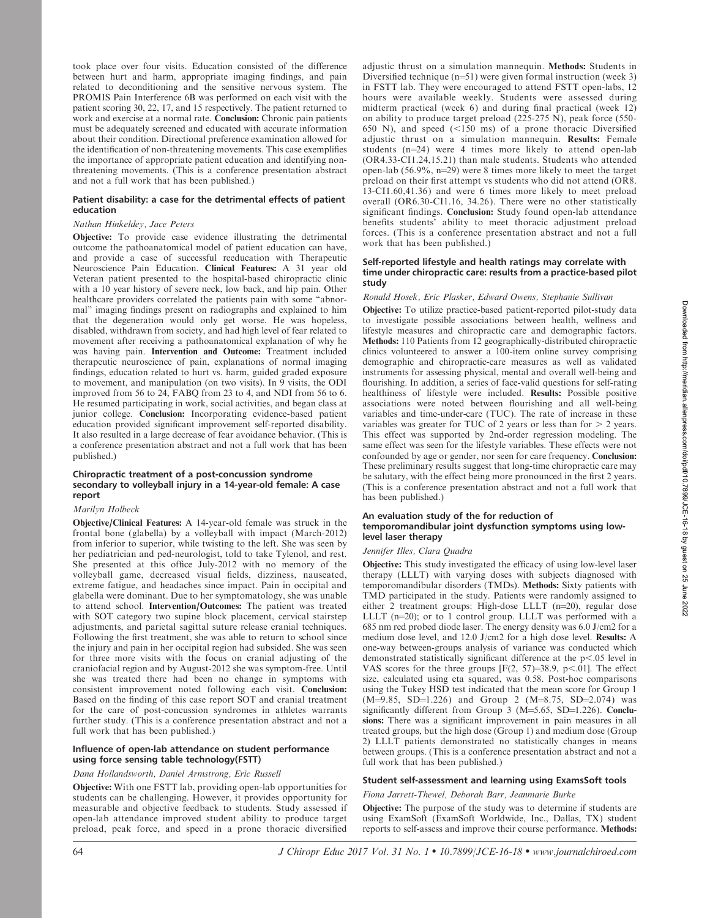took place over four visits. Education consisted of the difference between hurt and harm, appropriate imaging findings, and pain related to deconditioning and the sensitive nervous system. The PROMIS Pain Interference 6B was performed on each visit with the patient scoring 30, 22, 17, and 15 respectively. The patient returned to work and exercise at a normal rate. **Conclusion:** Chronic pain patients must be adequately screened and educated with accurate information about their condition. Directional preference examination allowed for the identification of non-threatening movements. This case exemplifies the importance of appropriate patient education and identifying non-threatening movements. (This is a conference presentation abstract and not a full work that has been published.)

### Patient disability: a case for the detrimental effects of patient education

*Nathan Hinkeldey, Jace Peters*

**Objective:** To provide case evidence illustrating the detrimental outcome the pathoanatomical model of patient education can have, and provide a case of successful reeducation with Therapeutic Neuroscience Pain Education. **Clinical Features:** A 31 year old Veteran patient presented to the hospital-based chiropractic clinic with a 10 year history of severe neck, low back, and hip pain. Other healthcare providers correlated the patients pain with some "abnormal" imaging findings present on radiographs and explained to him that the degeneration would only get worse. He was hopeless, disabled, withdrawn from society, and had high level of fear related to movement after receiving a pathoanatomical explanation of why he was having pain. **Intervention and Outcome:** Treatment included therapeutic neuroscience of pain, explanations of normal imaging findings, education related to hurt vs. harm, guided graded exposure to movement, and manipulation (on two visits). In 9 visits, the ODI improved from 56 to 24, FABQ from 23 to 4, and NDI from 56 to 6. He resumed participating in work, social activities, and began class at junior college. **Conclusion:** Incorporating evidence-based patient education provided significant improvement self-reported disability. It also resulted in a large decrease of fear avoidance behavior. (This is a conference presentation abstract and not a full work that has been published.)

### Chiropractic treatment of a post-concussion syndrome secondary to volleyball injury in a 14-year-old female: A case report

*Marilyn Holbeck*

**Objective/Clinical Features:** A 14-year-old female was struck in the frontal bone (glabella) by a volleyball with impact (March-2012) from inferior to superior, while twisting to the left. She was seen by her pediatrician and ped-neurologist, told to take Tylenol, and rest. She presented at this office July-2012 with no memory of the volleyball game, decreased visual fields, dizziness, nauseated, extreme fatigue, and headaches since impact. Pain in occipital and glabella were dominant. Due to her symptomatology, she was unable to attend school. **Intervention/Outcomes:** The patient was treated with SOT category two supine block placement, cervical stairstep adjustments, and parietal sagittal suture release cranial techniques. Following the first treatment, she was able to return to school since the injury and pain in her occipital region had subsided. She was seen for three more visits with the focus on cranial adjusting of the craniofacial region and by August-2012 she was symptom-free. Until she was treated there had been no change in symptoms with consistent improvement noted following each visit. **Conclusion:** Based on the finding of this case report SOT and cranial treatment for the care of post-concussion syndromes in athletes warrants further study. (This is a conference presentation abstract and not a full work that has been published.)

### Influence of open-lab attendance on student performance using force sensing table technology(FSTT)

*Dana Hollandsworth, Daniel Armstrong, Eric Russell*

**Objective:** With one FSTT lab, providing open-lab opportunities for students can be challenging. However, it provides opportunity for measurable and objective feedback to students. Study assessed if open-lab attendance improved student ability to produce target preload, peak force, and speed in a prone thoracic diversified adjustic thrust on a simulation mannequin. **Methods:** Students in Diversified technique (n=51) were given formal instruction (week 3) in FSTT lab. They were encouraged to attend FSTT open-labs, 12 hours were available weekly. Students were assessed during midterm practical (week 6) and during final practical (week 12) on ability to produce target preload (225-275 N), peak force (550-650 N), and speed (<150 ms) of a prone thoracic Diversified adjustic thrust on a simulation mannequin. **Results:** Female students (n=24) were 4 times more likely to attend open-lab (OR4.33-CI1.24,15.21) than male students. Students who attended open-lab (56.9%, n=29) were 8 times more likely to meet the target preload on their first attempt vs students who did not attend (OR8.13-CI1.60,41.36) and were 6 times more likely to meet preload overall (OR6.30-CI1.16, 34.26). There were no other statistically significant findings. **Conclusion:** Study found open-lab attendance benefits students' ability to meet thoracic adjustment preload forces. (This is a conference presentation abstract and not a full work that has been published.)

### Self-reported lifestyle and health ratings may correlate with time under chiropractic care: results from a practice-based pilot study

*Ronald Hosek, Eric Plasker, Edward Owens, Stephanie Sullivan*

**Objective:** To utilize practice-based patient-reported pilot-study data to investigate possible associations between health, wellness and lifestyle measures and chiropractic care and demographic factors. **Methods:** 110 Patients from 12 geographically-distributed chiropractic clinics volunteered to answer a 100-item online survey comprising demographic and chiropractic-care measures as well as validated instruments for assessing physical, mental and overall well-being and flourishing. In addition, a series of face-valid questions for self-rating healthiness of lifestyle were included. **Results:** Possible positive associations were noted between flourishing and all well-being variables and time-under-care (TUC). The rate of increase in these variables was greater for TUC of 2 years or less than for > 2 years. This effect was supported by 2nd-order regression modeling. The same effect was seen for the lifestyle variables. These effects were not confounded by age or gender, nor seen for care frequency. **Conclusion:** These preliminary results suggest that long-time chiropractic care may be salutary, with the effect being more pronounced in the first 2 years. (This is a conference presentation abstract and not a full work that has been published.)

### An evaluation study of the for reduction of temporomandibular joint dysfunction symptoms using low-level laser therapy

*Jennifer Illes, Clara Quadra*

**Objective:** This study investigated the efficacy of using low-level laser therapy (LLLT) with varying doses with subjects diagnosed with temporomandibular disorders (TMDs). **Methods:** Sixty patients with TMD participated in the study. Patients were randomly assigned to either 2 treatment groups: High-dose LLLT (n=20), regular dose LLLT (n=20); or to 1 control group. LLLT was performed with a 685 nm red probed diode laser. The energy density was 6.0 J/cm2 for a medium dose level, and 12.0 J/cm2 for a high dose level. **Results:** A one-way between-groups analysis of variance was conducted which demonstrated statistically significant difference at the $p<.05$ level in VAS scores for the three groups [$F(2, 57)=38.9$, $p<.01$]. The effect size, calculated using eta squared, was 0.58. Post-hoc comparisons using the Tukey HSD test indicated that the mean score for Group 1 (M=9.85, SD=1.226) and Group 2 (M=8.75, SD=2.074) was significantly different from Group 3 (M=5.65, SD=1.226). **Conclusions:** There was a significant improvement in pain measures in all treated groups, but the high dose (Group 1) and medium dose (Group 2) LLLT patients demonstrated no statistically changes in means between groups. (This is a conference presentation abstract and not a full work that has been published.)

### Student self-assessment and learning using ExamsSoft tools

*Fiona Jarrett-Thewel, Deborah Barr, Jeanmarie Burke*

**Objective:** The purpose of the study was to determine if students are using ExamSoft (ExamSoft Worldwide, Inc., Dallas, TX) student reports to self-assess and improve their course performance. **Methods:**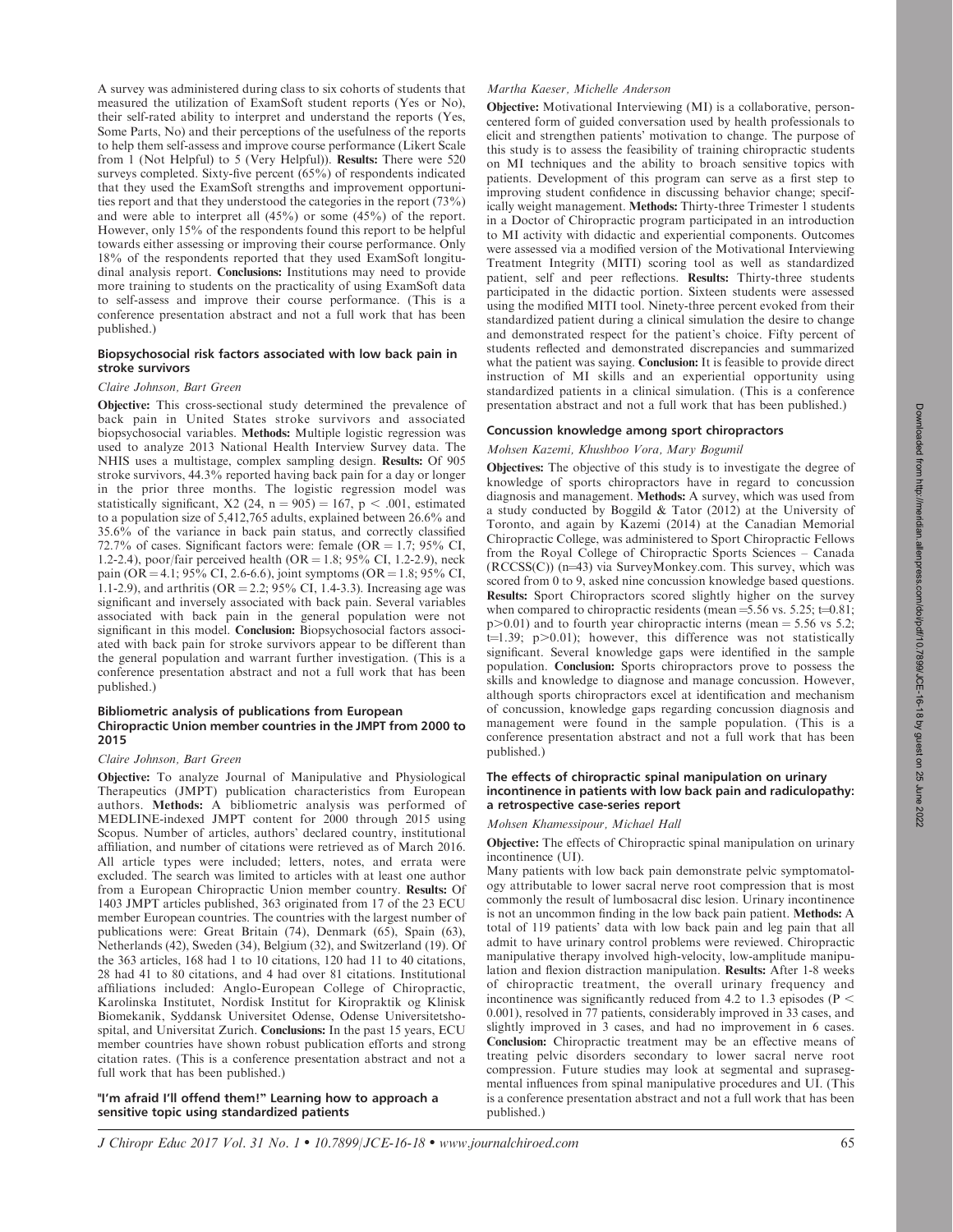A survey was administered during class to six cohorts of students that measured the utilization of ExamSoft student reports (Yes or No), their self-rated ability to interpret and understand the reports (Yes, Some Parts, No) and their perceptions of the usefulness of the reports to help them self-assess and improve course performance (Likert Scale from 1 (Not Helpful) to 5 (Very Helpful)). **Results:** There were 520 surveys completed. Sixty-five percent (65%) of respondents indicated that they used the ExamSoft strengths and improvement opportunities report and that they understood the categories in the report (73%) and were able to interpret all (45%) or some (45%) of the report. However, only 15% of the respondents found this report to be helpful towards either assessing or improving their course performance. Only 18% of the respondents reported that they used ExamSoft longitudinal analysis report. **Conclusions:** Institutions may need to provide more training to students on the practicality of using ExamSoft data to self-assess and improve their course performance. (This is a conference presentation abstract and not a full work that has been published.)

### Biopsychosocial risk factors associated with low back pain in stroke survivors

*Claire Johnson, Bart Green*

**Objective:** This cross-sectional study determined the prevalence of back pain in United States stroke survivors and associated biopsychosocial variables. **Methods:** Multiple logistic regression was used to analyze 2013 National Health Interview Survey data. The NHIS uses a multistage, complex sampling design. **Results:** Of 905 stroke survivors, 44.3% reported having back pain for a day or longer in the prior three months. The logistic regression model was statistically significant, X2 (24, n = 905) = 167, $p < .001$, estimated to a population size of 5,412,765 adults, explained between 26.6% and 35.6% of the variance in back pain status, and correctly classified 72.7% of cases. Significant factors were: female (OR = 1.7; 95% CI, 1.2-2.4), poor/fair perceived health (OR = 1.8; 95% CI, 1.2-2.9), neck pain (OR = 4.1; 95% CI, 2.6-6.6), joint symptoms (OR = 1.8; 95% CI, 1.1-2.9), and arthritis (OR = 2.2; 95% CI, 1.4-3.3). Increasing age was significant and inversely associated with back pain. Several variables associated with back pain in the general population were not significant in this model. **Conclusion:** Biopsychosocial factors associated with back pain for stroke survivors appear to be different than the general population and warrant further investigation. (This is a conference presentation abstract and not a full work that has been published.)

### Bibliometric analysis of publications from European Chiropractic Union member countries in the JMPT from 2000 to 2015

*Claire Johnson, Bart Green*

**Objective:** To analyze Journal of Manipulative and Physiological Therapeutics (JMPT) publication characteristics from European authors. **Methods:** A bibliometric analysis was performed of MEDLINE-indexed JMPT content for 2000 through 2015 using Scopus. Number of articles, authors' declared country, institutional affiliation, and number of citations were retrieved as of March 2016. All article types were included; letters, notes, and errata were excluded. The search was limited to articles with at least one author from a European Chiropractic Union member country. **Results:** Of 1403 JMPT articles published, 363 originated from 17 of the 23 ECU member European countries. The countries with the largest number of publications were: Great Britain (74), Denmark (65), Spain (63), Netherlands (42), Sweden (34), Belgium (32), and Switzerland (19). Of the 363 articles, 168 had 1 to 10 citations, 120 had 11 to 40 citations, 28 had 41 to 80 citations, and 4 had over 81 citations. Institutional affiliations included: Anglo-European College of Chiropractic, Karolinska Institutet, Nordisk Institut for Kiropraktik og Klinisk Biomekanik, Syddansk Universitet Odense, Odense Universitetshospital, and Universitat Zurich. **Conclusions:** In the past 15 years, ECU member countries have shown robust publication efforts and strong citation rates. (This is a conference presentation abstract and not a full work that has been published.)

### "I'm afraid I'll offend them!" Learning how to approach a sensitive topic using standardized patients

*Martha Kaeser, Michelle Anderson*

**Objective:** Motivational Interviewing (MI) is a collaborative, person-centered form of guided conversation used by health professionals to elicit and strengthen patients' motivation to change. The purpose of this study is to assess the feasibility of training chiropractic students on MI techniques and the ability to broach sensitive topics with patients. Development of this program can serve as a first step to improving student confidence in discussing behavior change; specifically weight management. **Methods:** Thirty-three Trimester 1 students in a Doctor of Chiropractic program participated in an introduction to MI activity with didactic and experiential components. Outcomes were assessed via a modified version of the Motivational Interviewing Treatment Integrity (MITI) scoring tool as well as standardized patient, self and peer reflections. **Results:** Thirty-three students participated in the didactic portion. Sixteen students were assessed using the modified MITI tool. Ninety-three percent evoked from their standardized patient during a clinical simulation the desire to change and demonstrated respect for the patient's choice. Fifty percent of students reflected and demonstrated discrepancies and summarized what the patient was saying. **Conclusion:** It is feasible to provide direct instruction of MI skills and an experiential opportunity using standardized patients in a clinical simulation. (This is a conference presentation abstract and not a full work that has been published.)

### Concussion knowledge among sport chiropractors

*Mohsen Kazemi, Khushboo Vora, Mary Bogumil*

**Objectives:** The objective of this study is to investigate the degree of knowledge of sports chiropractors have in regard to concussion diagnosis and management. **Methods:** A survey, which was used from a study conducted by Boggild & Tator (2012) at the University of Toronto, and again by Kazemi (2014) at the Canadian Memorial Chiropractic College, was administered to Sport Chiropractic Fellows from the Royal College of Chiropractic Sports Sciences – Canada (RCCSS(C)) (n=43) via SurveyMonkey.com. This survey, which was scored from 0 to 9, asked nine concussion knowledge based questions. **Results:** Sport Chiropractors scored slightly higher on the survey when compared to chiropractic residents (mean =5.56 vs. 5.25; t=0.81; $p>0.01$) and to fourth year chiropractic interns (mean = 5.56 vs 5.2; t=1.39; $p>0.01$); however, this difference was not statistically significant. Several knowledge gaps were identified in the sample population. **Conclusion:** Sports chiropractors prove to possess the skills and knowledge to diagnose and manage concussion. However, although sports chiropractors excel at identification and mechanism of concussion, knowledge gaps regarding concussion diagnosis and management were found in the sample population. (This is a conference presentation abstract and not a full work that has been published.)

### The effects of chiropractic spinal manipulation on urinary incontinence in patients with low back pain and radiculopathy: a retrospective case-series report

*Mohsen Khamessipour, Michael Hall*

**Objective:** The effects of Chiropractic spinal manipulation on urinary incontinence (UI).

Many patients with low back pain demonstrate pelvic symptomatology attributable to lower sacral nerve root compression that is most commonly the result of lumbosacral disc lesion. Urinary incontinence is not an uncommon finding in the low back pain patient. **Methods:** A total of 119 patients' data with low back pain and leg pain that all admit to have urinary control problems were reviewed. Chiropractic manipulative therapy involved high-velocity, low-amplitude manipulation and flexion distraction manipulation. **Results:** After 1-8 weeks of chiropractic treatment, the overall urinary frequency and incontinence was significantly reduced from 4.2 to 1.3 episodes ($P < 0.001$), resolved in 77 patients, considerably improved in 33 cases, and slightly improved in 3 cases, and had no improvement in 6 cases. **Conclusion:** Chiropractic treatment may be an effective means of treating pelvic disorders secondary to lower sacral nerve root compression. Future studies may look at segmental and suprasegmental influences from spinal manipulative procedures and UI. (This is a conference presentation abstract and not a full work that has been published.)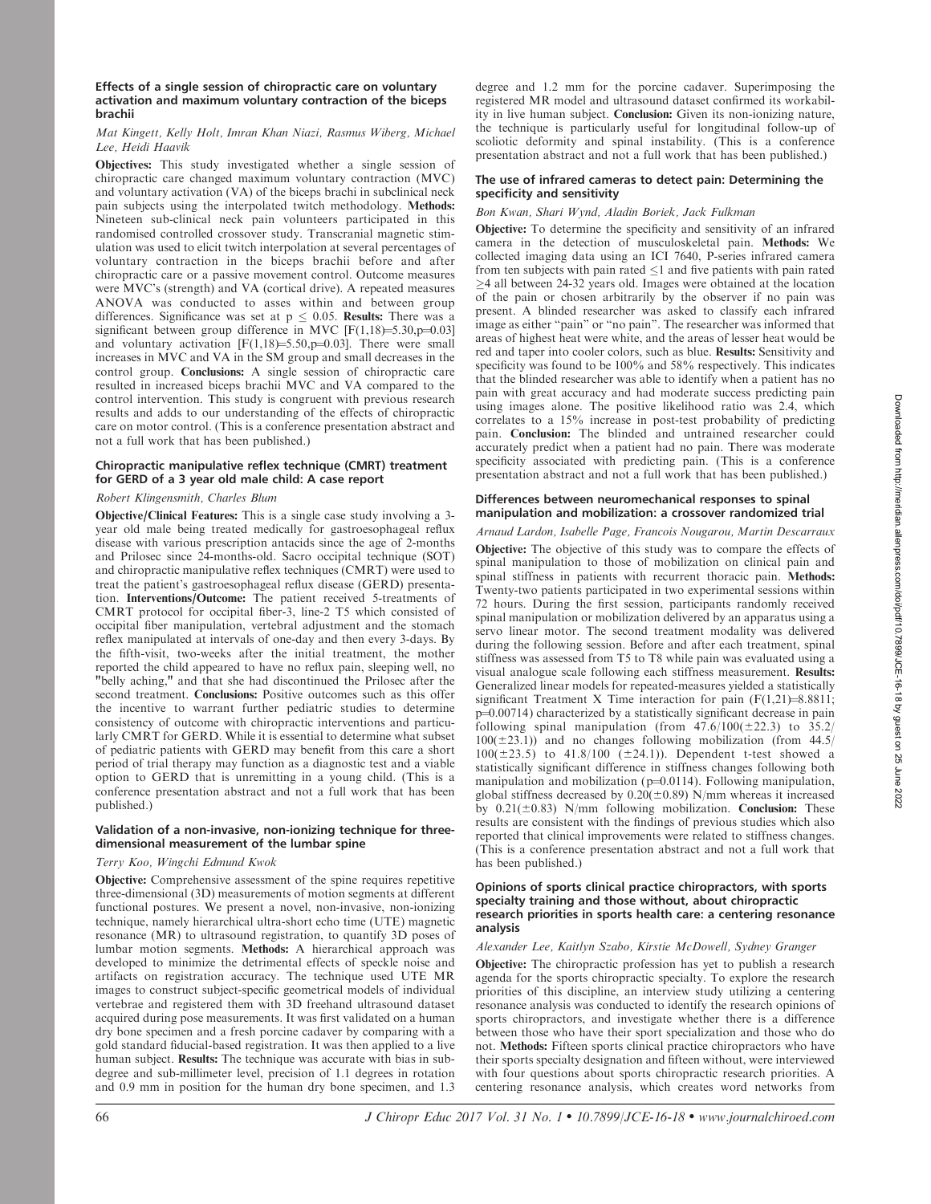### Effects of a single session of chiropractic care on voluntary activation and maximum voluntary contraction of the biceps brachii

*Mat Kingett, Kelly Holt, Imran Khan Niazi, Rasmus Wiberg, Michael Lee, Heidi Haavik*

**Objectives:** This study investigated whether a single session of chiropractic care changed maximum voluntary contraction (MVC) and voluntary activation (VA) of the biceps brachi in subclinical neck pain subjects using the interpolated twitch methodology. **Methods:** Nineteen sub-clinical neck pain volunteers participated in this randomised controlled crossover study. Transcranial magnetic stimulation was used to elicit twitch interpolation at several percentages of voluntary contraction in the biceps brachii before and after chiropractic care or a passive movement control. Outcome measures were MVC's (strength) and VA (cortical drive). A repeated measures ANOVA was conducted to asses within and between group differences. Significance was set at $p \leq 0.05$. **Results:** There was a significant between group difference in MVC [$F(1,18)=5.30, p=0.03$] and voluntary activation [$F(1,18)=5.50, p=0.03$]. There were small increases in MVC and VA in the SM group and small decreases in the control group. **Conclusions:** A single session of chiropractic care resulted in increased biceps brachii MVC and VA compared to the control intervention. This study is congruent with previous research results and adds to our understanding of the effects of chiropractic care on motor control. (This is a conference presentation abstract and not a full work that has been published.)

### Chiropractic manipulative reflex technique (CMRT) treatment for GERD of a 3 year old male child: A case report

*Robert Klingensmith, Charles Blum*

**Objective/Clinical Features:** This is a single case study involving a 3-year old male being treated medically for gastroesophageal reflux disease with various prescription antacids since the age of 2-months and Prilosec since 24-months-old. Sacro occipital technique (SOT) and chiropractic manipulative reflex techniques (CMRT) were used to treat the patient's gastroesophageal reflux disease (GERD) presentation. **Interventions/Outcome:** The patient received 5-treatments of CMRT protocol for occipital fiber-3, line-2 T5 which consisted of occipital fiber manipulation, vertebral adjustment and the stomach reflex manipulated at intervals of one-day and then every 3-days. By the fifth-visit, two-weeks after the initial treatment, the mother reported the child appeared to have no reflux pain, sleeping well, no "belly aching," and that she had discontinued the Prilosec after the second treatment. **Conclusions:** Positive outcomes such as this offer the incentive to warrant further pediatric studies to determine consistency of outcome with chiropractic interventions and particularly CMRT for GERD. While it is essential to determine what subset of pediatric patients with GERD may benefit from this care a short period of trial therapy may function as a diagnostic test and a viable option to GERD that is unremitting in a young child. (This is a conference presentation abstract and not a full work that has been published.)

### Validation of a non-invasive, non-ionizing technique for three-dimensional measurement of the lumbar spine

*Terry Koo, Wingchi Edmund Kwok*

**Objective:** Comprehensive assessment of the spine requires repetitive three-dimensional (3D) measurements of motion segments at different functional postures. We present a novel, non-invasive, non-ionizing technique, namely hierarchical ultra-short echo time (UTE) magnetic resonance (MR) to ultrasound registration, to quantify 3D poses of lumbar motion segments. **Methods:** A hierarchical approach was developed to minimize the detrimental effects of speckle noise and artifacts on registration accuracy. The technique used UTE MR images to construct subject-specific geometrical models of individual vertebrae and registered them with 3D freehand ultrasound dataset acquired during pose measurements. It was first validated on a human dry bone specimen and a fresh porcine cadaver by comparing with a gold standard fiducial-based registration. It was then applied to a live human subject. **Results:** The technique was accurate with bias in sub-degree and sub-millimeter level, precision of 1.1 degrees in rotation and 0.9 mm in position for the human dry bone specimen, and 1.3 degree and 1.2 mm for the porcine cadaver. Superimposing the registered MR model and ultrasound dataset confirmed its workability in live human subject. **Conclusion:** Given its non-ionizing nature, the technique is particularly useful for longitudinal follow-up of scoliotic deformity and spinal instability. (This is a conference presentation abstract and not a full work that has been published.)

### The use of infrared cameras to detect pain: Determining the specificity and sensitivity

*Bon Kwan, Shari Wynd, Aladin Boriek, Jack Fulkman*

**Objective:** To determine the specificity and sensitivity of an infrared camera in the detection of musculoskeletal pain. **Methods:** We collected imaging data using an ICI 7640, P-series infrared camera from ten subjects with pain rated $\leq 1$ and five patients with pain rated $\geq 4$ all between 24-32 years old. Images were obtained at the location of the pain or chosen arbitrarily by the observer if no pain was present. A blinded researcher was asked to classify each infrared image as either "pain" or "no pain". The researcher was informed that areas of highest heat were white, and the areas of lesser heat would be red and taper into cooler colors, such as blue. **Results:** Sensitivity and specificity was found to be 100% and 58% respectively. This indicates that the blinded researcher was able to identify when a patient has no pain with great accuracy and had moderate success predicting pain using images alone. The positive likelihood ratio was 2.4, which correlates to a 15% increase in post-test probability of predicting pain. **Conclusion:** The blinded and untrained researcher could accurately predict when a patient had no pain. There was moderate specificity associated with predicting pain. (This is a conference presentation abstract and not a full work that has been published.)

### Differences between neuromechanical responses to spinal manipulation and mobilization: a crossover randomized trial

*Arnaud Lardon, Isabelle Page, Francois Nougarou, Martin Descarraux*

**Objective:** The objective of this study was to compare the effects of spinal manipulation to those of mobilization on clinical pain and spinal stiffness in patients with recurrent thoracic pain. **Methods:** Twenty-two patients participated in two experimental sessions within 72 hours. During the first session, participants randomly received spinal manipulation or mobilization delivered by an apparatus using a servo linear motor. The second treatment modality was delivered during the following session. Before and after each treatment, spinal stiffness was assessed from T5 to T8 while pain was evaluated using a visual analogue scale following each stiffness measurement. **Results:** Generalized linear models for repeated-measures yielded a statistically significant Treatment X Time interaction for pain ($F(1,21)=8.8811$; $p=0.00714$) characterized by a statistically significant decrease in pain following spinal manipulation (from $47.6/100(\pm 22.3)$ to $35.2/100(\pm 23.1)$) and no changes following mobilization (from $44.5/100(\pm 23.5)$ to $41.8/100$ ($\pm 24.1$)). Dependent t-test showed a statistically significant difference in stiffness changes following both manipulation and mobilization ($p=0.0114$). Following manipulation, global stiffness decreased by $0.20(\pm 0.89)$ N/mm whereas it increased by $0.21(\pm 0.83)$ N/mm following mobilization. **Conclusion:** These results are consistent with the findings of previous studies which also reported that clinical improvements were related to stiffness changes. (This is a conference presentation abstract and not a full work that has been published.)

### Opinions of sports clinical practice chiropractors, with sports specialty training and those without, about chiropractic research priorities in sports health care: a centering resonance analysis

*Alexander Lee, Kaitlyn Szabo, Kirstie McDowell, Sydney Granger*

**Objective:** The chiropractic profession has yet to publish a research agenda for the sports chiropractic specialty. To explore the research priorities of this discipline, an interview study utilizing a centering resonance analysis was conducted to identify the research opinions of sports chiropractors, and investigate whether there is a difference between those who have their sport specialization and those who do not. **Methods:** Fifteen sports clinical practice chiropractors who have their sports specialty designation and fifteen without, were interviewed with four questions about sports chiropractic research priorities. A centering resonance analysis, which creates word networks from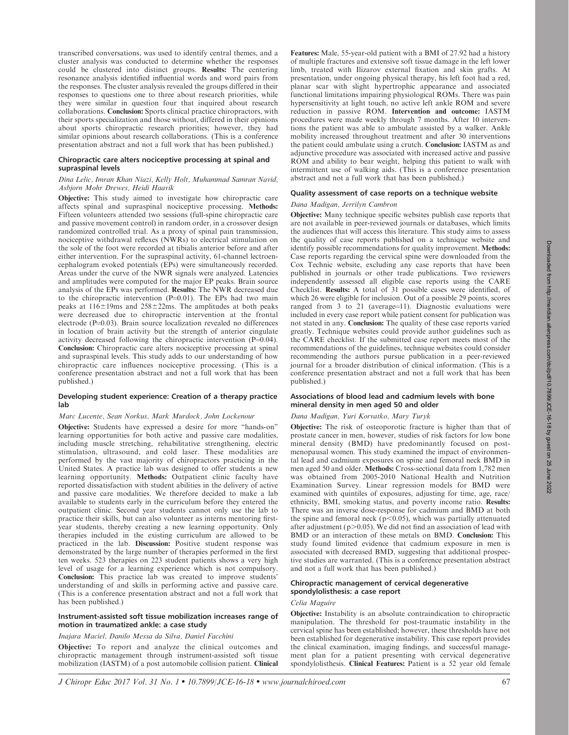transcribed conversations, was used to identify central themes, and a cluster analysis was conducted to determine whether the responses could be clustered into distinct groups. **Results:** The centering resonance analysis identified influential words and word pairs from the responses. The cluster analysis revealed the groups differed in their responses to questions one to three about research priorities, while they were similar in question four that inquired about research collaborations. **Conclusion:** Sports clinical practice chiropractors, with their sports specialization and those without, differed in their opinions about sports chiropractic research priorities; however, they had similar opinions about research collaborations. (This is a conference presentation abstract and not a full work that has been published.)

### Chiropractic care alters nociceptive processing at spinal and supraspinal levels

*Dina Lelic, Imran Khan Niazi, Kelly Holt, Muhammad Samran Navid, Asbjorn Mohr Drewes, Heidi Haavik*

**Objective:** This study aimed to investigate how chiropractic care affects spinal and supraspinal nociceptive processing. **Methods:** Fifteen volunteers attended two sessions (full-spine chiropractic care and passive movement control) in random order, in a crossover design randomized controlled trial. As a proxy of spinal pain transmission, nociceptive withdrawal reflexes (NWRs) to electrical stimulation on the sole of the foot were recorded at tibialis anterior before and after either intervention. For the supraspinal activity, 61-channel lectroencephalogram evoked potentials (EPs) were simultaneously recorded. Areas under the curve of the NWR signals were analyzed. Latencies and amplitudes were computed for the major EP peaks. Brain source analysis of the EPs was performed. **Results:** The NWR decreased due to the chiropractic intervention ($P=0.01$). The EPs had two main peaks at $116\pm19$ms and $258\pm22$ms. The amplitudes at both peaks were decreased due to chiropractic intervention at the frontal electrode ($P=0.03$). Brain source localization revealed no differences in location of brain activity but the strength of anterior cingulate activity decreased following the chiropractic intervention ($P=0.04$). **Conclusion:** Chiropractic care alters nociceptive processing at spinal and supraspinal levels. This study adds to our understanding of how chiropractic care influences nociceptive processing. (This is a conference presentation abstract and not a full work that has been published.)

### Developing student experience: Creation of a therapy practice lab

*Marc Lucente, Sean Norkus, Mark Murdock, John Lockenour*

**Objective:** Students have expressed a desire for more "hands-on" learning opportunities for both active and passive care modalities, including muscle stretching, rehabilitative strengthening, electric stimulation, ultrasound, and cold laser. These modalities are performed by the vast majority of chiropractors practicing in the United States. A practice lab was designed to offer students a new learning opportunity. **Methods:** Outpatient clinic faculty have reported dissatisfaction with student abilities in the delivery of active and passive care modalities. We therefore decided to make a lab available to students early in the curriculum before they entered the outpatient clinic. Second year students cannot only use the lab to practice their skills, but can also volunteer as interns mentoring first-year students, thereby creating a new learning opportunity. Only therapies included in the existing curriculum are allowed to be practiced in the lab. **Discussion:** Positive student response was demonstrated by the large number of therapies performed in the first ten weeks. 523 therapies on 223 student patients shows a very high level of usage for a learning experience which is not compulsory. **Conclusion:** This practice lab was created to improve students' understanding of and skills in performing active and passive care. (This is a conference presentation abstract and not a full work that has been published.)

### Instrument-assisted soft tissue mobilization increases range of motion in traumatized ankle: a case study

*Inajara Maciel, Danilo Messa da Silva, Daniel Facchini*

**Objective:** To report and analyze the clinical outcomes and chiropractic management through instrument-assisted soft tissue mobilization (IASTM) of a post automobile collision patient. **Clinical Features:** Male, 55-year-old patient with a BMI of 27.92 had a history of multiple fractures and extensive soft tissue damage in the left lower limb, treated with Ilizarov external fixation and skin grafts. At presentation, under ongoing physical therapy, his left foot had a red, planar scar with slight hypertrophic appearance and associated functional limitations impairing physiological ROMs. There was pain hypersensitivity at light touch, no active left ankle ROM and severe reduction in passive ROM. **Intervention and outcome:** IASTM procedures were made weekly through 7 months. After 10 interventions the patient was able to ambulate assisted by a walker. Ankle mobility increased throughout treatment and after 30 interventions the patient could ambulate using a crutch. **Conclusion:** IASTM as and adjunctive procedure was associated with increased active and passive ROM and ability to bear weight, helping this patient to walk with intermittent use of walking aids. (This is a conference presentation abstract and not a full work that has been published.)

### Quality assessment of case reports on a technique website

*Dana Madigan, Jerrilyn Cambron*

**Objective:** Many technique specific websites publish case reports that are not available in peer-reviewed journals or databases, which limits the audiences that will access this literature. This study aims to assess the quality of case reports published on a technique website and identify possible recommendations for quality improvement. **Methods:** Case reports regarding the cervical spine were downloaded from the Cox Technic website, excluding any case reports that have been published in journals or other trade publications. Two reviewers independently assessed all eligible case reports using the CARE Checklist. **Results:** A total of 31 possible cases were identified, of which 26 were eligible for inclusion. Out of a possible 29 points, scores ranged from 3 to 21 (average=11). Diagnostic evaluations were included in every case report while patient consent for publication was not stated in any. **Conclusion:** The quality of these case reports varied greatly. Technique websites could provide author guidelines such as the CARE checklist. If the submitted case report meets most of the recommendations of the guidelines, technique websites could consider recommending the authors pursue publication in a peer-reviewed journal for a broader distribution of clinical information. (This is a conference presentation abstract and not a full work that has been published.)

### Associations of blood lead and cadmium levels with bone mineral density in men aged 50 and older

*Dana Madigan, Yuri Korvatko, Mary Turyk*

**Objective:** The risk of osteoporotic fracture is higher than that of prostate cancer in men, however, studies of risk factors for low bone mineral density (BMD) have predominantly focused on postmenopausal women. This study examined the impact of environmental lead and cadmium exposures on spine and femoral neck BMD in men aged 50 and older. **Methods:** Cross-sectional data from 1,782 men was obtained from 2005-2010 National Health and Nutrition Examination Survey. Linear regression models for BMD were examined with quintiles of exposures, adjusting for time, age, race/ethnicity, BMI, smoking status, and poverty income ratio. **Results:** There was an inverse dose-response for cadmium and BMD at both the spine and femoral neck ($p<0.05$), which was partially attenuated after adjustment ($p>0.05$). We did not find an association of lead with BMD or an interaction of these metals on BMD. **Conclusion:** This study found limited evidence that cadmium exposure in men is associated with decreased BMD, suggesting that additional prospective studies are warranted. (This is a conference presentation abstract and not a full work that has been published.)

### Chiropractic management of cervical degenerative spondylolisthesis: a case report

*Celia Maguire*

**Objective:** Instability is an absolute contraindication to chiropractic manipulation. The threshold for post-traumatic instability in the cervical spine has been established; however, these thresholds have not been established for degenerative instability. This case report provides the clinical examination, imaging findings, and successful management plan for a patient presenting with cervical degenerative spondylolisthesis. **Clinical Features:** Patient is a 52 year old female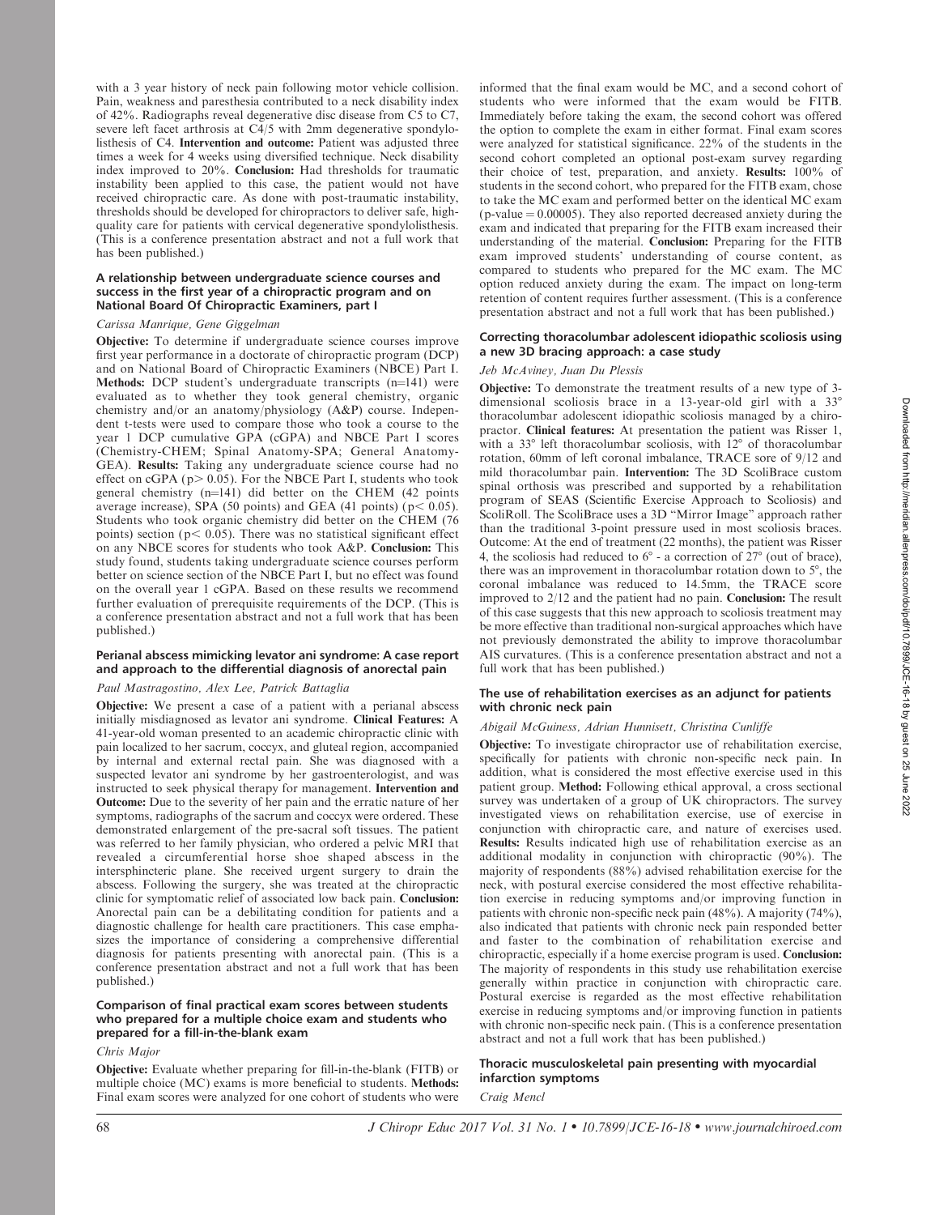with a 3 year history of neck pain following motor vehicle collision. Pain, weakness and paresthesia contributed to a neck disability index of 42%. Radiographs reveal degenerative disc disease from C5 to C7, severe left facet arthrosis at C4/5 with 2mm degenerative spondylolisthesis of C4. **Intervention and outcome:** Patient was adjusted three times a week for 4 weeks using diversified technique. Neck disability index improved to 20%. **Conclusion:** Had thresholds for traumatic instability been applied to this case, the patient would not have received chiropractic care. As done with post-traumatic instability, thresholds should be developed for chiropractors to deliver safe, high-quality care for patients with cervical degenerative spondylolisthesis. (This is a conference presentation abstract and not a full work that has been published.)

### A relationship between undergraduate science courses and success in the first year of a chiropractic program and on National Board Of Chiropractic Examiners, part I

*Carissa Manrique, Gene Giggelman*

**Objective:** To determine if undergraduate science courses improve first year performance in a doctorate of chiropractic program (DCP) and on National Board of Chiropractic Examiners (NBCE) Part I. **Methods:** DCP student's undergraduate transcripts (n=141) were evaluated as to whether they took general chemistry, organic chemistry and/or an anatomy/physiology (A&P) course. Independent t-tests were used to compare those who took a course to the year 1 DCP cumulative GPA (cGPA) and NBCE Part I scores (Chemistry-CHEM; Spinal Anatomy-SPA; General Anatomy-GEA). **Results:** Taking any undergraduate science course had no effect on cGPA ($p > 0.05$). For the NBCE Part I, students who took general chemistry (n=141) did better on the CHEM (42 points average increase), SPA (50 points) and GEA (41 points) ($p < 0.05$). Students who took organic chemistry did better on the CHEM (76 points) section ($p < 0.05$). There was no statistical significant effect on any NBCE scores for students who took A&P. **Conclusion:** This study found, students taking undergraduate science courses perform better on science section of the NBCE Part I, but no effect was found on the overall year 1 cGPA. Based on these results we recommend further evaluation of prerequisite requirements of the DCP. (This is a conference presentation abstract and not a full work that has been published.)

### Perianal abscess mimicking levator ani syndrome: A case report and approach to the differential diagnosis of anorectal pain

*Paul Mastragostino, Alex Lee, Patrick Battaglia*

**Objective:** We present a case of a patient with a perianal abscess initially misdiagnosed as levator ani syndrome. **Clinical Features:** A 41-year-old woman presented to an academic chiropractic clinic with pain localized to her sacrum, coccyx, and gluteal region, accompanied by internal and external rectal pain. She was diagnosed with a suspected levator ani syndrome by her gastroenterologist, and was instructed to seek physical therapy for management. **Intervention and Outcome:** Due to the severity of her pain and the erratic nature of her symptoms, radiographs of the sacrum and coccyx were ordered. These demonstrated enlargement of the pre-sacral soft tissues. The patient was referred to her family physician, who ordered a pelvic MRI that revealed a circumferential horse shoe shaped abscess in the intersphincteric plane. She received urgent surgery to drain the abscess. Following the surgery, she was treated at the chiropractic clinic for symptomatic relief of associated low back pain. **Conclusion:** Anorectal pain can be a debilitating condition for patients and a diagnostic challenge for health care practitioners. This case emphasizes the importance of considering a comprehensive differential diagnosis for patients presenting with anorectal pain. (This is a conference presentation abstract and not a full work that has been published.)

### Comparison of final practical exam scores between students who prepared for a multiple choice exam and students who prepared for a fill-in-the-blank exam

*Chris Major*

**Objective:** Evaluate whether preparing for fill-in-the-blank (FITB) or multiple choice (MC) exams is more beneficial to students. **Methods:** Final exam scores were analyzed for one cohort of students who were informed that the final exam would be MC, and a second cohort of students who were informed that the exam would be FITB. Immediately before taking the exam, the second cohort was offered the option to complete the exam in either format. Final exam scores were analyzed for statistical significance. 22% of the students in the second cohort completed an optional post-exam survey regarding their choice of test, preparation, and anxiety. **Results:** 100% of students in the second cohort, who prepared for the FITB exam, chose to take the MC exam and performed better on the identical MC exam (p-value = 0.00005). They also reported decreased anxiety during the exam and indicated that preparing for the FITB exam increased their understanding of the material. **Conclusion:** Preparing for the FITB exam improved students' understanding of course content, as compared to students who prepared for the MC exam. The MC option reduced anxiety during the exam. The impact on long-term retention of content requires further assessment. (This is a conference presentation abstract and not a full work that has been published.)

### Correcting thoracolumbar adolescent idiopathic scoliosis using a new 3D bracing approach: a case study

*Jeb McAviney, Juan Du Plessis*

**Objective:** To demonstrate the treatment results of a new type of 3-dimensional scoliosis brace in a 13-year-old girl with a 33° thoracolumbar adolescent idiopathic scoliosis managed by a chiropractor. **Clinical features:** At presentation the patient was Risser 1, with a 33° left thoracolumbar scoliosis, with 12° of thoracolumbar rotation, 60mm of left coronal imbalance, TRACE sore of 9/12 and mild thoracolumbar pain. **Intervention:** The 3D ScoliBrace custom spinal orthosis was prescribed and supported by a rehabilitation program of SEAS (Scientific Exercise Approach to Scoliosis) and ScoliRoll. The ScoliBrace uses a 3D "Mirror Image" approach rather than the traditional 3-point pressure used in most scoliosis braces. Outcome: At the end of treatment (22 months), the patient was Risser 4, the scoliosis had reduced to 6° - a correction of 27° (out of brace), there was an improvement in thoracolumbar rotation down to 5°, the coronal imbalance was reduced to 14.5mm, the TRACE score improved to 2/12 and the patient had no pain. **Conclusion:** The result of this case suggests that this new approach to scoliosis treatment may be more effective than traditional non-surgical approaches which have not previously demonstrated the ability to improve thoracolumbar AIS curvatures. (This is a conference presentation abstract and not a full work that has been published.)

### The use of rehabilitation exercises as an adjunct for patients with chronic neck pain

*Abigail McGuiness, Adrian Hunnisett, Christina Cunliffe*

**Objective:** To investigate chiropractor use of rehabilitation exercise, specifically for patients with chronic non-specific neck pain. In addition, what is considered the most effective exercise used in this patient group. **Method:** Following ethical approval, a cross sectional survey was undertaken of a group of UK chiropractors. The survey investigated views on rehabilitation exercise, use of exercise in conjunction with chiropractic care, and nature of exercises used. **Results:** Results indicated high use of rehabilitation exercise as an additional modality in conjunction with chiropractic (90%). The majority of respondents (88%) advised rehabilitation exercise for the neck, with postural exercise considered the most effective rehabilitation exercise in reducing symptoms and/or improving function in patients with chronic non-specific neck pain (48%). A majority (74%), also indicated that patients with chronic neck pain responded better and faster to the combination of rehabilitation exercise and chiropractic, especially if a home exercise program is used. **Conclusion:** The majority of respondents in this study use rehabilitation exercise generally within practice in conjunction with chiropractic care. Postural exercise is regarded as the most effective rehabilitation exercise in reducing symptoms and/or improving function in patients with chronic non-specific neck pain. (This is a conference presentation abstract and not a full work that has been published.)

### Thoracic musculoskeletal pain presenting with myocardial infarction symptoms

*Craig Mencl*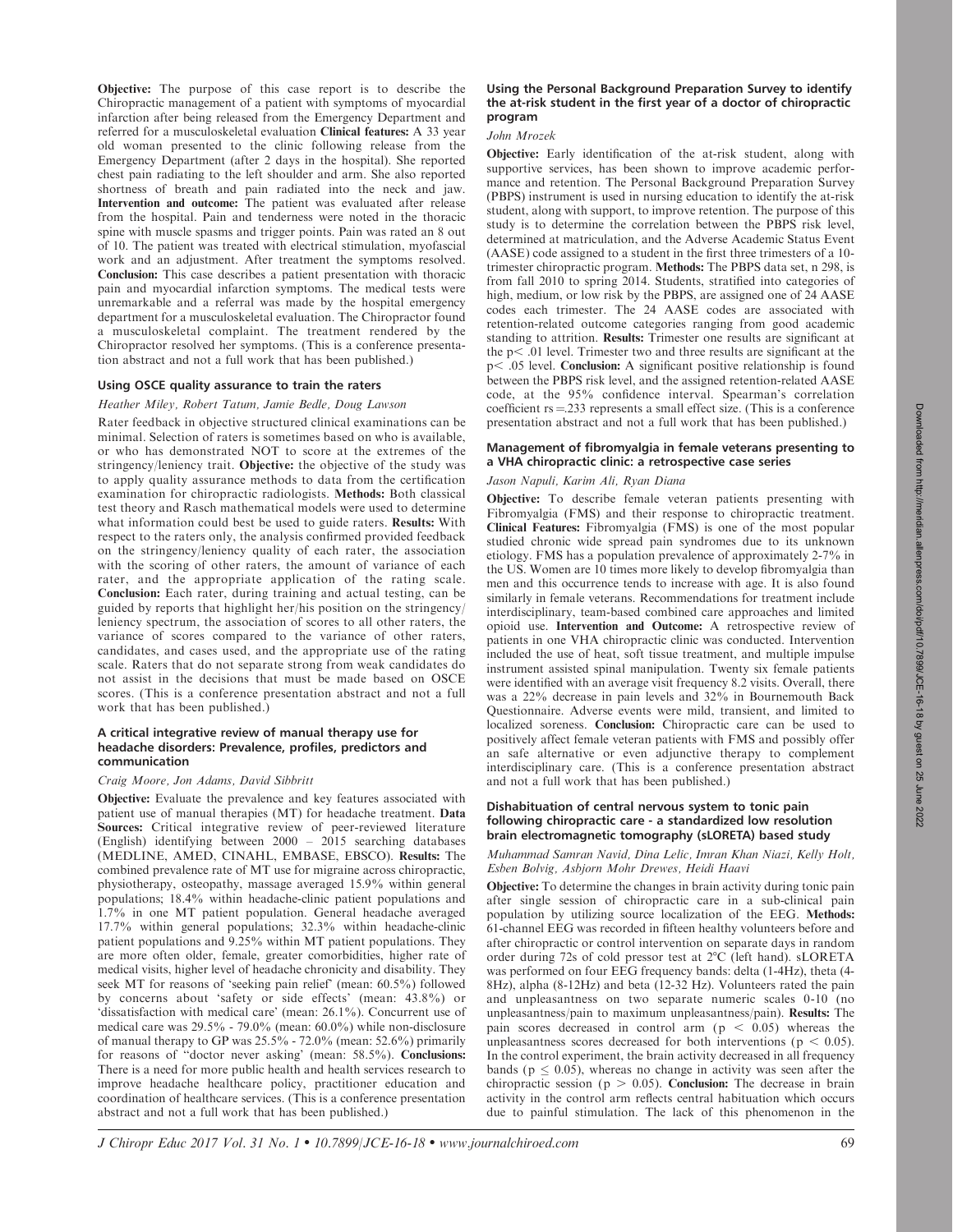**Objective:** The purpose of this case report is to describe the Chiropractic management of a patient with symptoms of myocardial infarction after being released from the Emergency Department and referred for a musculoskeletal evaluation **Clinical features:** A 33 year old woman presented to the clinic following release from the Emergency Department (after 2 days in the hospital). She reported chest pain radiating to the left shoulder and arm. She also reported shortness of breath and pain radiated into the neck and jaw. **Intervention and outcome:** The patient was evaluated after release from the hospital. Pain and tenderness were noted in the thoracic spine with muscle spasms and trigger points. Pain was rated an 8 out of 10. The patient was treated with electrical stimulation, myofascial work and an adjustment. After treatment the symptoms resolved. **Conclusion:** This case describes a patient presentation with thoracic pain and myocardial infarction symptoms. The medical tests were unremarkable and a referral was made by the hospital emergency department for a musculoskeletal evaluation. The Chiropractor found a musculoskeletal complaint. The treatment rendered by the Chiropractor resolved her symptoms. (This is a conference presentation abstract and not a full work that has been published.)

### Using OSCE quality assurance to train the raters

*Heather Miley, Robert Tatum, Jamie Bedle, Doug Lawson*

Rater feedback in objective structured clinical examinations can be minimal. Selection of raters is sometimes based on who is available, or who has demonstrated NOT to score at the extremes of the stringency/leniency trait. **Objective:** the objective of the study was to apply quality assurance methods to data from the certification examination for chiropractic radiologists. **Methods:** Both classical test theory and Rasch mathematical models were used to determine what information could best be used to guide raters. **Results:** With respect to the raters only, the analysis confirmed provided feedback on the stringency/leniency quality of each rater, the association with the scoring of other raters, the amount of variance of each rater, and the appropriate application of the rating scale. **Conclusion:** Each rater, during training and actual testing, can be guided by reports that highlight her/his position on the stringency/leniency spectrum, the association of scores to all other raters, the variance of scores compared to the variance of other raters, candidates, and cases used, and the appropriate use of the rating scale. Raters that do not separate strong from weak candidates do not assist in the decisions that must be made based on OSCE scores. (This is a conference presentation abstract and not a full work that has been published.)

### A critical integrative review of manual therapy use for headache disorders: Prevalence, profiles, predictors and communication

*Craig Moore, Jon Adams, David Sibbritt*

**Objective:** Evaluate the prevalence and key features associated with patient use of manual therapies (MT) for headache treatment. **Data Sources:** Critical integrative review of peer-reviewed literature (English) identifying between 2000 – 2015 searching databases (MEDLINE, AMED, CINAHL, EMBASE, EBSCO). **Results:** The combined prevalence rate of MT use for migraine across chiropractic, physiotherapy, osteopathy, massage averaged 15.9% within general populations; 18.4% within headache-clinic patient populations and 1.7% in one MT patient population. General headache averaged 17.7% within general populations; 32.3% within headache-clinic patient populations and 9.25% within MT patient populations. They are more often older, female, greater comorbidities, higher rate of medical visits, higher level of headache chronicity and disability. They seek MT for reasons of 'seeking pain relief' (mean: 60.5%) followed by concerns about 'safety or side effects' (mean: 43.8%) or 'dissatisfaction with medical care' (mean: 26.1%). Concurrent use of medical care was 29.5% - 79.0% (mean: 60.0%) while non-disclosure of manual therapy to GP was 25.5% - 72.0% (mean: 52.6%) primarily for reasons of "doctor never asking' (mean: 58.5%). **Conclusions:** There is a need for more public health and health services research to improve headache healthcare policy, practitioner education and coordination of healthcare services. (This is a conference presentation abstract and not a full work that has been published.)

### Using the Personal Background Preparation Survey to identify the at-risk student in the first year of a doctor of chiropractic program

*John Mrozek*

**Objective:** Early identification of the at-risk student, along with supportive services, has been shown to improve academic performance and retention. The Personal Background Preparation Survey (PBPS) instrument is used in nursing education to identify the at-risk student, along with support, to improve retention. The purpose of this study is to determine the correlation between the PBPS risk level, determined at matriculation, and the Adverse Academic Status Event (AASE) code assigned to a student in the first three trimesters of a 10-trimester chiropractic program. **Methods:** The PBPS data set, n 298, is from fall 2010 to spring 2014. Students, stratified into categories of high, medium, or low risk by the PBPS, are assigned one of 24 AASE codes each trimester. The 24 AASE codes are associated with retention-related outcome categories ranging from good academic standing to attrition. **Results:** Trimester one results are significant at the $p < .01$ level. Trimester two and three results are significant at the $p < .05$ level. **Conclusion:** A significant positive relationship is found between the PBPS risk level, and the assigned retention-related AASE code, at the 95% confidence interval. Spearman's correlation coefficient $rs = .233$ represents a small effect size. (This is a conference presentation abstract and not a full work that has been published.)

### Management of fibromyalgia in female veterans presenting to a VHA chiropractic clinic: a retrospective case series

*Jason Napuli, Karim Ali, Ryan Diana*

**Objective:** To describe female veteran patients presenting with Fibromyalgia (FMS) and their response to chiropractic treatment. **Clinical Features:** Fibromyalgia (FMS) is one of the most popular studied chronic wide spread pain syndromes due to its unknown etiology. FMS has a population prevalence of approximately 2-7% in the US. Women are 10 times more likely to develop fibromyalgia than men and this occurrence tends to increase with age. It is also found similarly in female veterans. Recommendations for treatment include interdisciplinary, team-based combined care approaches and limited opioid use. **Intervention and Outcome:** A retrospective review of patients in one VHA chiropractic clinic was conducted. Intervention included the use of heat, soft tissue treatment, and multiple impulse instrument assisted spinal manipulation. Twenty six female patients were identified with an average visit frequency 8.2 visits. Overall, there was a 22% decrease in pain levels and 32% in Bournemouth Back Questionnaire. Adverse events were mild, transient, and limited to localized soreness. **Conclusion:** Chiropractic care can be used to positively affect female veteran patients with FMS and possibly offer an safe alternative or even adjunctive therapy to complement interdisciplinary care. (This is a conference presentation abstract and not a full work that has been published.)

### Dishabituation of central nervous system to tonic pain following chiropractic care - a standardized low resolution brain electromagnetic tomography (sLORETA) based study

*Muhammad Samran Navid, Dina Lelic, Imran Khan Niazi, Kelly Holt, Esben Bolvig, Asbjorn Mohr Drewes, Heidi Haavi*

**Objective:** To determine the changes in brain activity during tonic pain after single session of chiropractic care in a sub-clinical pain population by utilizing source localization of the EEG. **Methods:** 61-channel EEG was recorded in fifteen healthy volunteers before and after chiropractic or control intervention on separate days in random order during 72s of cold pressor test at 2ºC (left hand). sLORETA was performed on four EEG frequency bands: delta (1-4Hz), theta (4-8Hz), alpha (8-12Hz) and beta (12-32 Hz). Volunteers rated the pain and unpleasantness on two separate numeric scales 0-10 (no unpleasantness/pain to maximum unpleasantness/pain). **Results:** The pain scores decreased in control arm ($p < 0.05$) whereas the unpleasantness scores decreased for both interventions ($p < 0.05$). In the control experiment, the brain activity decreased in all frequency bands ($p \leq 0.05$), whereas no change in activity was seen after the chiropractic session ($p > 0.05$). **Conclusion:** The decrease in brain activity in the control arm reflects central habituation which occurs due to painful stimulation. The lack of this phenomenon in the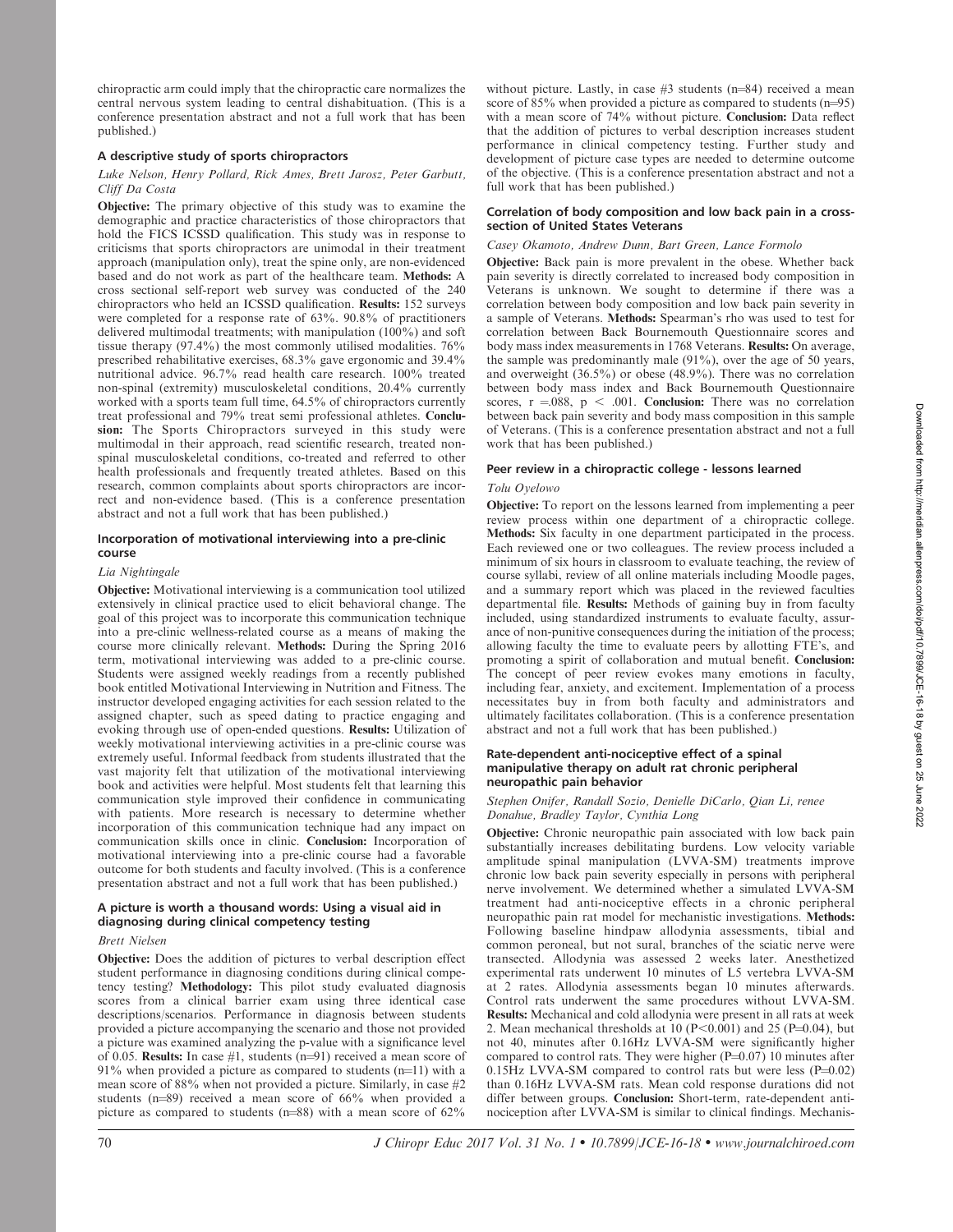chiropractic arm could imply that the chiropractic care normalizes the central nervous system leading to central dishabituation. (This is a conference presentation abstract and not a full work that has been published.)

### A descriptive study of sports chiropractors

*Luke Nelson, Henry Pollard, Rick Ames, Brett Jarosz, Peter Garbutt, Cliff Da Costa*

**Objective:** The primary objective of this study was to examine the demographic and practice characteristics of those chiropractors that hold the FICS ICSSD qualification. This study was in response to criticisms that sports chiropractors are unimodal in their treatment approach (manipulation only), treat the spine only, are non-evidenced based and do not work as part of the healthcare team. **Methods:** A cross sectional self-report web survey was conducted of the 240 chiropractors who held an ICSSD qualification. **Results:** 152 surveys were completed for a response rate of 63%. 90.8% of practitioners delivered multimodal treatments; with manipulation (100%) and soft tissue therapy (97.4%) the most commonly utilised modalities. 76% prescribed rehabilitative exercises, 68.3% gave ergonomic and 39.4% nutritional advice. 96.7% read health care research. 100% treated non-spinal (extremity) musculoskeletal conditions, 20.4% currently worked with a sports team full time, 64.5% of chiropractors currently treat professional and 79% treat semi professional athletes. **Conclusion:** The Sports Chiropractors surveyed in this study were multimodal in their approach, read scientific research, treated non-spinal musculoskeletal conditions, co-treated and referred to other health professionals and frequently treated athletes. Based on this research, common complaints about sports chiropractors are incorrect and non-evidence based. (This is a conference presentation abstract and not a full work that has been published.)

### Incorporation of motivational interviewing into a pre-clinic course

*Lia Nightingale*

**Objective:** Motivational interviewing is a communication tool utilized extensively in clinical practice used to elicit behavioral change. The goal of this project was to incorporate this communication technique into a pre-clinic wellness-related course as a means of making the course more clinically relevant. **Methods:** During the Spring 2016 term, motivational interviewing was added to a pre-clinic course. Students were assigned weekly readings from a recently published book entitled Motivational Interviewing in Nutrition and Fitness. The instructor developed engaging activities for each session related to the assigned chapter, such as speed dating to practice engaging and evoking through use of open-ended questions. **Results:** Utilization of weekly motivational interviewing activities in a pre-clinic course was extremely useful. Informal feedback from students illustrated that the vast majority felt that utilization of the motivational interviewing book and activities were helpful. Most students felt that learning this communication style improved their confidence in communicating with patients. More research is necessary to determine whether incorporation of this communication technique had any impact on communication skills once in clinic. **Conclusion:** Incorporation of motivational interviewing into a pre-clinic course had a favorable outcome for both students and faculty involved. (This is a conference presentation abstract and not a full work that has been published.)

### A picture is worth a thousand words: Using a visual aid in diagnosing during clinical competency testing

*Brett Nielsen*

**Objective:** Does the addition of pictures to verbal description effect student performance in diagnosing conditions during clinical competency testing? **Methodology:** This pilot study evaluated diagnosis scores from a clinical barrier exam using three identical case descriptions/scenarios. Performance in diagnosis between students provided a picture accompanying the scenario and those not provided a picture was examined analyzing the p-value with a significance level of 0.05. **Results:** In case #1, students (n=91) received a mean score of 91% when provided a picture as compared to students (n=11) with a mean score of 88% when not provided a picture. Similarly, in case #2 students (n=89) received a mean score of 66% when provided a picture as compared to students (n=88) with a mean score of 62% without picture. Lastly, in case #3 students (n=84) received a mean score of 85% when provided a picture as compared to students (n=95) with a mean score of 74% without picture. **Conclusion:** Data reflect that the addition of pictures to verbal description increases student performance in clinical competency testing. Further study and development of picture case types are needed to determine outcome of the objective. (This is a conference presentation abstract and not a full work that has been published.)

### Correlation of body composition and low back pain in a cross-section of United States Veterans

*Casey Okamoto, Andrew Dunn, Bart Green, Lance Formolo*

**Objective:** Back pain is more prevalent in the obese. Whether back pain severity is directly correlated to increased body composition in Veterans is unknown. We sought to determine if there was a correlation between body composition and low back pain severity in a sample of Veterans. **Methods:** Spearman's rho was used to test for correlation between Back Bournemouth Questionnaire scores and body mass index measurements in 1768 Veterans. **Results:** On average, the sample was predominantly male (91%), over the age of 50 years, and overweight (36.5%) or obese (48.9%). There was no correlation between body mass index and Back Bournemouth Questionnaire scores, $r = .088$, $p < .001$. **Conclusion:** There was no correlation between back pain severity and body mass composition in this sample of Veterans. (This is a conference presentation abstract and not a full work that has been published.)

### Peer review in a chiropractic college - lessons learned

*Tolu Oyelowo*

**Objective:** To report on the lessons learned from implementing a peer review process within one department of a chiropractic college. **Methods:** Six faculty in one department participated in the process. Each reviewed one or two colleagues. The review process included a minimum of six hours in classroom to evaluate teaching, the review of course syllabi, review of all online materials including Moodle pages, and a summary report which was placed in the reviewed faculties departmental file. **Results:** Methods of gaining buy in from faculty included, using standardized instruments to evaluate faculty, assurance of non-punitive consequences during the initiation of the process; allowing faculty the time to evaluate peers by allotting FTE's, and promoting a spirit of collaboration and mutual benefit. **Conclusion:** The concept of peer review evokes many emotions in faculty, including fear, anxiety, and excitement. Implementation of a process necessitates buy in from both faculty and administrators and ultimately facilitates collaboration. (This is a conference presentation abstract and not a full work that has been published.)

### Rate-dependent anti-nociceptive effect of a spinal manipulative therapy on adult rat chronic peripheral neuropathic pain behavior

*Stephen Onifer, Randall Sozio, Denielle DiCarlo, Qian Li, renee Donahue, Bradley Taylor, Cynthia Long*

**Objective:** Chronic neuropathic pain associated with low back pain substantially increases debilitating burdens. Low velocity variable amplitude spinal manipulation (LVVA-SM) treatments improve chronic low back pain severity especially in persons with peripheral nerve involvement. We determined whether a simulated LVVA-SM treatment had anti-nociceptive effects in a chronic peripheral neuropathic pain rat model for mechanistic investigations. **Methods:** Following baseline hindpaw allodynia assessments, tibial and common peroneal, but not sural, branches of the sciatic nerve were transected. Allodynia was assessed 2 weeks later. Anesthetized experimental rats underwent 10 minutes of L5 vertebra LVVA-SM at 2 rates. Allodynia assessments began 10 minutes afterwards. Control rats underwent the same procedures without LVVA-SM. **Results:** Mechanical and cold allodynia were present in all rats at week 2. Mean mechanical thresholds at 10 ($P<0.001$) and 25 ($P=0.04$), but not 40, minutes after 0.16Hz LVVA-SM were significantly higher compared to control rats. They were higher ($P=0.07$) 10 minutes after 0.15Hz LVVA-SM compared to control rats but were less ($P=0.02$) than 0.16Hz LVVA-SM rats. Mean cold response durations did not differ between groups. **Conclusion:** Short-term, rate-dependent anti-nociception after LVVA-SM is similar to clinical findings. Mechanis-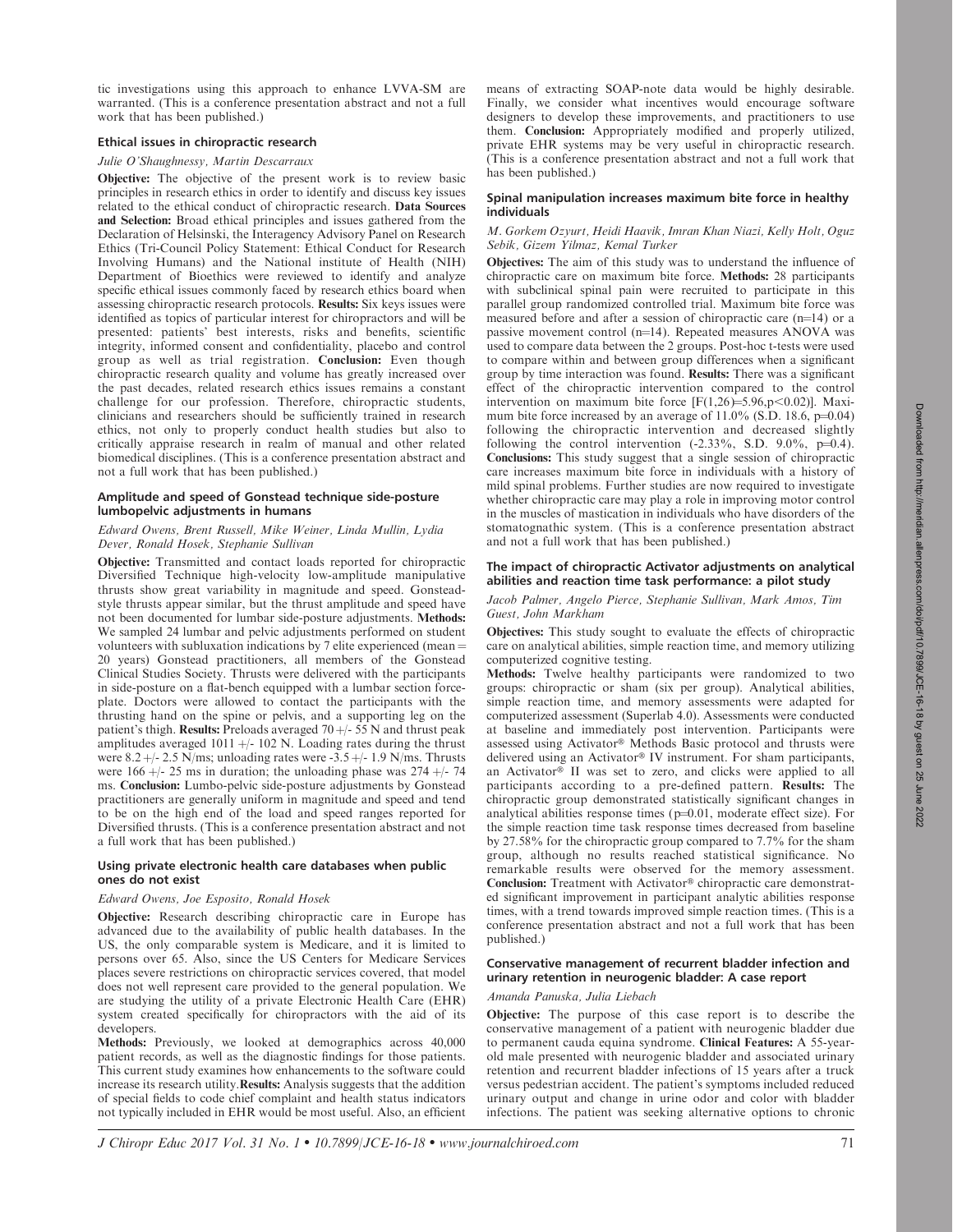tic investigations using this approach to enhance LVVA-SM are warranted. (This is a conference presentation abstract and not a full work that has been published.)

### Ethical issues in chiropractic research

*Julie O'Shaughnessy, Martin Descarreaux*

**Objective:** The objective of the present work is to review basic principles in research ethics in order to identify and discuss key issues related to the ethical conduct of chiropractic research. **Data Sources and Selection:** Broad ethical principles and issues gathered from the Declaration of Helsinski, the Interagency Advisory Panel on Research Ethics (Tri-Council Policy Statement: Ethical Conduct for Research Involving Humans) and the National institute of Health (NIH) Department of Bioethics were reviewed to identify and analyze specific ethical issues commonly faced by research ethics board when assessing chiropractic research protocols. **Results:** Six keys issues were identified as topics of particular interest for chiropractors and will be presented: patients' best interests, risks and benefits, scientific integrity, informed consent and confidentiality, placebo and control group as well as trial registration. **Conclusion:** Even though chiropractic research quality and volume has greatly increased over the past decades, related research ethics issues remains a constant challenge for our profession. Therefore, chiropractic students, clinicians and researchers should be sufficiently trained in research ethics, not only to properly conduct health studies but also to critically appraise research in realm of manual and other related biomedical disciplines. (This is a conference presentation abstract and not a full work that has been published.)

### Amplitude and speed of Gonstead technique side-posture lumbopelvic adjustments in humans

*Edward Owens, Brent Russell, Mike Weiner, Linda Mullin, Lydia Dever, Ronald Hosek, Stephanie Sullivan*

**Objective:** Transmitted and contact loads reported for chiropractic Diversified Technique high-velocity low-amplitude manipulative thrusts show great variability in magnitude and speed. Gonstead-style thrusts appear similar, but the thrust amplitude and speed have not been documented for lumbar side-posture adjustments. **Methods:** We sampled 24 lumbar and pelvic adjustments performed on student volunteers with subluxation indications by 7 elite experienced (mean = 20 years) Gonstead practitioners, all members of the Gonstead Clinical Studies Society. Thrusts were delivered with the participants in side-posture on a flat-bench equipped with a lumbar section force-plate. Doctors were allowed to contact the participants with the thrusting hand on the spine or pelvis, and a supporting leg on the patient's thigh. **Results:** Preloads averaged 70 +/- 55 N and thrust peak amplitudes averaged 1011 +/- 102 N. Loading rates during the thrust were 8.2 +/- 2.5 N/ms; unloading rates were -3.5 +/- 1.9 N/ms. Thrusts were 166 +/- 25 ms in duration; the unloading phase was 274 +/- 74 ms. **Conclusion:** Lumbo-pelvic side-posture adjustments by Gonstead practitioners are generally uniform in magnitude and speed and tend to be on the high end of the load and speed ranges reported for Diversified thrusts. (This is a conference presentation abstract and not a full work that has been published.)

### Using private electronic health care databases when public ones do not exist

*Edward Owens, Joe Esposito, Ronald Hosek*

**Objective:** Research describing chiropractic care in Europe has advanced due to the availability of public health databases. In the US, the only comparable system is Medicare, and it is limited to persons over 65. Also, since the US Centers for Medicare Services places severe restrictions on chiropractic services covered, that model does not well represent care provided to the general population. We are studying the utility of a private Electronic Health Care (EHR) system created specifically for chiropractors with the aid of its developers.

**Methods:** Previously, we looked at demographics across 40,000 patient records, as well as the diagnostic findings for those patients. This current study examines how enhancements to the software could increase its research utility.**Results:** Analysis suggests that the addition of special fields to code chief complaint and health status indicators not typically included in EHR would be most useful. Also, an efficient means of extracting SOAP-note data would be highly desirable. Finally, we consider what incentives would encourage software designers to develop these improvements, and practitioners to use them. **Conclusion:** Appropriately modified and properly utilized, private EHR systems may be very useful in chiropractic research. (This is a conference presentation abstract and not a full work that has been published.)

### Spinal manipulation increases maximum bite force in healthy individuals

*M. Gorkem Ozyurt, Heidi Haavik, Imran Khan Niazi, Kelly Holt, Oguz Sebik, Gizem Yilmaz, Kemal Turker*

**Objectives:** The aim of this study was to understand the influence of chiropractic care on maximum bite force. **Methods:** 28 participants with subclinical spinal pain were recruited to participate in this parallel group randomized controlled trial. Maximum bite force was measured before and after a session of chiropractic care (n=14) or a passive movement control (n=14). Repeated measures ANOVA was used to compare data between the 2 groups. Post-hoc t-tests were used to compare within and between group differences when a significant group by time interaction was found. **Results:** There was a significant effect of the chiropractic intervention compared to the control intervention on maximum bite force [$F(1,26)=5.96, p<0.02$)]. Maximum bite force increased by an average of 11.0% (S.D. 18.6, $p=0.04$) following the chiropractic intervention and decreased slightly following the control intervention (-2.33%, S.D. 9.0%, $p=0.4$). **Conclusions:** This study suggest that a single session of chiropractic care increases maximum bite force in individuals with a history of mild spinal problems. Further studies are now required to investigate whether chiropractic care may play a role in improving motor control in the muscles of mastication in individuals who have disorders of the stomatognathic system. (This is a conference presentation abstract and not a full work that has been published.)

### The impact of chiropractic Activator adjustments on analytical abilities and reaction time task performance: a pilot study

*Jacob Palmer, Angelo Pierce, Stephanie Sullivan, Mark Amos, Tim Guest, John Markham*

**Objectives:** This study sought to evaluate the effects of chiropractic care on analytical abilities, simple reaction time, and memory utilizing computerized cognitive testing.

**Methods:** Twelve healthy participants were randomized to two groups: chiropractic or sham (six per group). Analytical abilities, simple reaction time, and memory assessments were adapted for computerized assessment (Superlab 4.0). Assessments were conducted at baseline and immediately post intervention. Participants were assessed using Activator® Methods Basic protocol and thrusts were delivered using an Activator® IV instrument. For sham participants, an Activator® II was set to zero, and clicks were applied to all participants according to a pre-defined pattern. **Results:** The chiropractic group demonstrated statistically significant changes in analytical abilities response times ($p=0.01$, moderate effect size). For the simple reaction time task response times decreased from baseline by 27.58% for the chiropractic group compared to 7.7% for the sham group, although no results reached statistical significance. No remarkable results were observed for the memory assessment. **Conclusion:** Treatment with Activator® chiropractic care demonstrated significant improvement in participant analytic abilities response times, with a trend towards improved simple reaction times. (This is a conference presentation abstract and not a full work that has been published.)

### Conservative management of recurrent bladder infection and urinary retention in neurogenic bladder: A case report

*Amanda Panuska, Julia Liebach*

**Objective:** The purpose of this case report is to describe the conservative management of a patient with neurogenic bladder due to permanent cauda equina syndrome. **Clinical Features:** A 55-year-old male presented with neurogenic bladder and associated urinary retention and recurrent bladder infections of 15 years after a truck versus pedestrian accident. The patient's symptoms included reduced urinary output and change in urine odor and color with bladder infections. The patient was seeking alternative options to chronic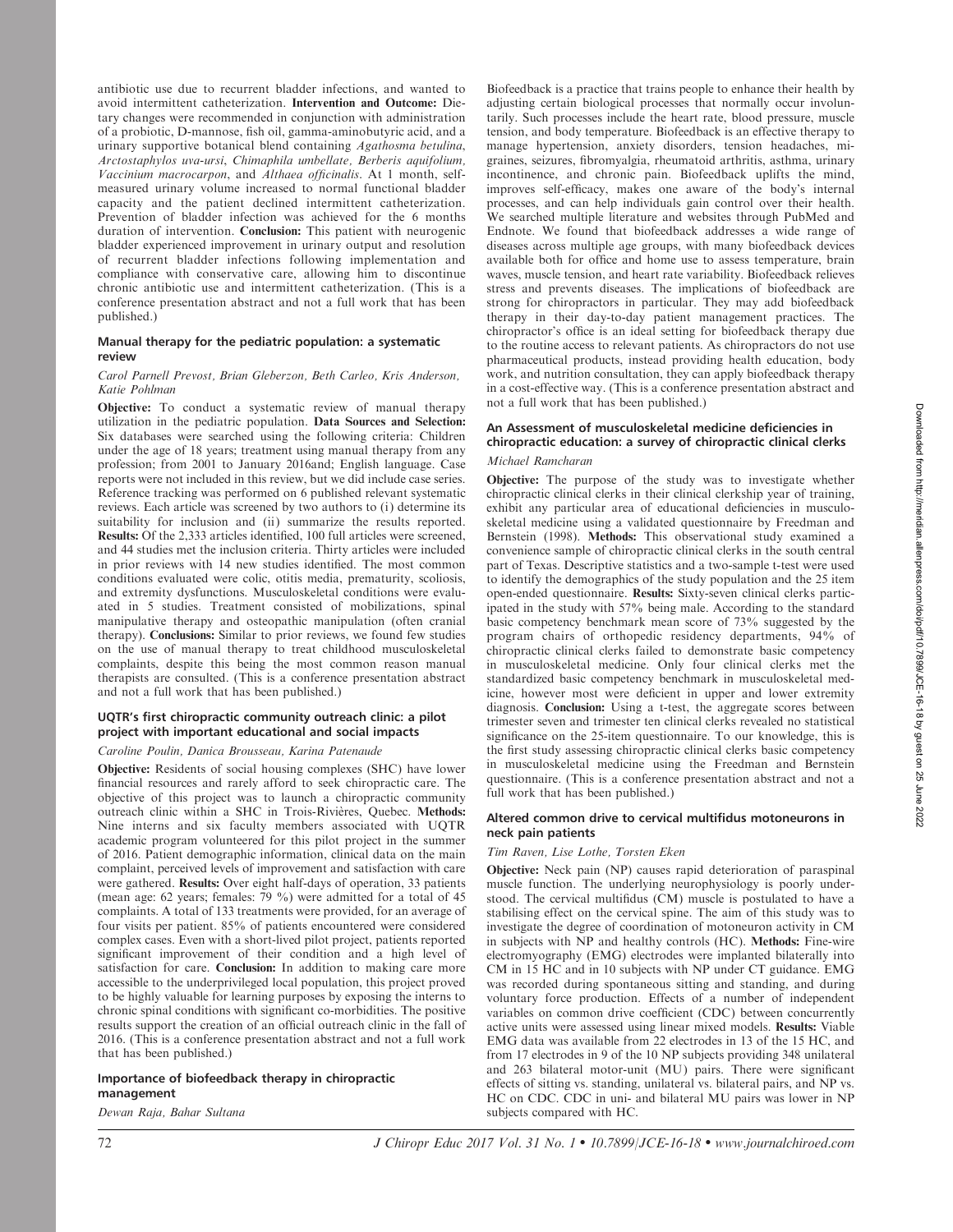antibiotic use due to recurrent bladder infections, and wanted to avoid intermittent catheterization. **Intervention and Outcome:** Dietary changes were recommended in conjunction with administration of a probiotic, D-mannose, fish oil, gamma-aminobutyric acid, and a urinary supportive botanical blend containing *Agathosma betulina*, *Arctostaphylos uva-ursi*, *Chimaphila umbellate, Berberis aquifolium*, *Vaccinium macrocarpon*, and *Althaea officinalis*. At 1 month, self-measured urinary volume increased to normal functional bladder capacity and the patient declined intermittent catheterization. Prevention of bladder infection was achieved for the 6 months duration of intervention. **Conclusion:** This patient with neurogenic bladder experienced improvement in urinary output and resolution of recurrent bladder infections following implementation and compliance with conservative care, allowing him to discontinue chronic antibiotic use and intermittent catheterization. (This is a conference presentation abstract and not a full work that has been published.)

### Manual therapy for the pediatric population: a systematic review

*Carol Parnell Prevost, Brian Gleberzon, Beth Carleo, Kris Anderson, Katie Pohlman*

**Objective:** To conduct a systematic review of manual therapy utilization in the pediatric population. **Data Sources and Selection:** Six databases were searched using the following criteria: Children under the age of 18 years; treatment using manual therapy from any profession; from 2001 to January 2016and; English language. Case reports were not included in this review, but we did include case series. Reference tracking was performed on 6 published relevant systematic reviews. Each article was screened by two authors to (i) determine its suitability for inclusion and (ii) summarize the results reported. **Results:** Of the 2,333 articles identified, 100 full articles were screened, and 44 studies met the inclusion criteria. Thirty articles were included in prior reviews with 14 new studies identified. The most common conditions evaluated were colic, otitis media, prematurity, scoliosis, and extremity dysfunctions. Musculoskeletal conditions were evaluated in 5 studies. Treatment consisted of mobilizations, spinal manipulative therapy and osteopathic manipulation (often cranial therapy). **Conclusions:** Similar to prior reviews, we found few studies on the use of manual therapy to treat childhood musculoskeletal complaints, despite this being the most common reason manual therapists are consulted. (This is a conference presentation abstract and not a full work that has been published.)

### UQTR's first chiropractic community outreach clinic: a pilot project with important educational and social impacts

*Caroline Poulin, Danica Brousseau, Karina Patenaude*

**Objective:** Residents of social housing complexes (SHC) have lower financial resources and rarely afford to seek chiropractic care. The objective of this project was to launch a chiropractic community outreach clinic within a SHC in Trois-Rivières, Quebec. **Methods:** Nine interns and six faculty members associated with UQTR academic program volunteered for this pilot project in the summer of 2016. Patient demographic information, clinical data on the main complaint, perceived levels of improvement and satisfaction with care were gathered. **Results:** Over eight half-days of operation, 33 patients (mean age: 62 years; females: 79 %) were admitted for a total of 45 complaints. A total of 133 treatments were provided, for an average of four visits per patient. 85% of patients encountered were considered complex cases. Even with a short-lived pilot project, patients reported significant improvement of their condition and a high level of satisfaction for care. **Conclusion:** In addition to making care more accessible to the underprivileged local population, this project proved to be highly valuable for learning purposes by exposing the interns to chronic spinal conditions with significant co-morbidities. The positive results support the creation of an official outreach clinic in the fall of 2016. (This is a conference presentation abstract and not a full work that has been published.)

### Importance of biofeedback therapy in chiropractic management

*Dewan Raja, Bahar Sultana*

Biofeedback is a practice that trains people to enhance their health by adjusting certain biological processes that normally occur involuntarily. Such processes include the heart rate, blood pressure, muscle tension, and body temperature. Biofeedback is an effective therapy to manage hypertension, anxiety disorders, tension headaches, migraines, seizures, fibromyalgia, rheumatoid arthritis, asthma, urinary incontinence, and chronic pain. Biofeedback uplifts the mind, improves self-efficacy, makes one aware of the body's internal processes, and can help individuals gain control over their health. We searched multiple literature and websites through PubMed and Endnote. We found that biofeedback addresses a wide range of diseases across multiple age groups, with many biofeedback devices available both for office and home use to assess temperature, brain waves, muscle tension, and heart rate variability. Biofeedback relieves stress and prevents diseases. The implications of biofeedback are strong for chiropractors in particular. They may add biofeedback therapy in their day-to-day patient management practices. The chiropractor's office is an ideal setting for biofeedback therapy due to the routine access to relevant patients. As chiropractors do not use pharmaceutical products, instead providing health education, body work, and nutrition consultation, they can apply biofeedback therapy in a cost-effective way. (This is a conference presentation abstract and not a full work that has been published.)

### An Assessment of musculoskeletal medicine deficiencies in chiropractic education: a survey of chiropractic clinical clerks

*Michael Ramcharan*

**Objective:** The purpose of the study was to investigate whether chiropractic clinical clerks in their clinical clerkship year of training, exhibit any particular area of educational deficiencies in musculoskeletal medicine using a validated questionnaire by Freedman and Bernstein (1998). **Methods:** This observational study examined a convenience sample of chiropractic clinical clerks in the south central part of Texas. Descriptive statistics and a two-sample t-test were used to identify the demographics of the study population and the 25 item open-ended questionnaire. **Results:** Sixty-seven clinical clerks participated in the study with 57% being male. According to the standard basic competency benchmark mean score of 73% suggested by the program chairs of orthopedic residency departments, 94% of chiropractic clinical clerks failed to demonstrate basic competency in musculoskeletal medicine. Only four clinical clerks met the standardized basic competency benchmark in musculoskeletal medicine, however most were deficient in upper and lower extremity diagnosis. **Conclusion:** Using a t-test, the aggregate scores between trimester seven and trimester ten clinical clerks revealed no statistical significance on the 25-item questionnaire. To our knowledge, this is the first study assessing chiropractic clinical clerks basic competency in musculoskeletal medicine using the Freedman and Bernstein questionnaire. (This is a conference presentation abstract and not a full work that has been published.)

### Altered common drive to cervical multifidus motoneurons in neck pain patients

*Tim Raven, Lise Lothe, Torsten Eken*

**Objective:** Neck pain (NP) causes rapid deterioration of paraspinal muscle function. The underlying neurophysiology is poorly understood. The cervical multifidus (CM) muscle is postulated to have a stabilising effect on the cervical spine. The aim of this study was to investigate the degree of coordination of motoneuron activity in CM in subjects with NP and healthy controls (HC). **Methods:** Fine-wire electromyography (EMG) electrodes were implanted bilaterally into CM in 15 HC and in 10 subjects with NP under CT guidance. EMG was recorded during spontaneous sitting and standing, and during voluntary force production. Effects of a number of independent variables on common drive coefficient (CDC) between concurrently active units were assessed using linear mixed models. **Results:** Viable EMG data was available from 22 electrodes in 13 of the 15 HC, and from 17 electrodes in 9 of the 10 NP subjects providing 348 unilateral and 263 bilateral motor-unit (MU) pairs. There were significant effects of sitting vs. standing, unilateral vs. bilateral pairs, and NP vs. HC on CDC. CDC in uni- and bilateral MU pairs was lower in NP subjects compared with HC.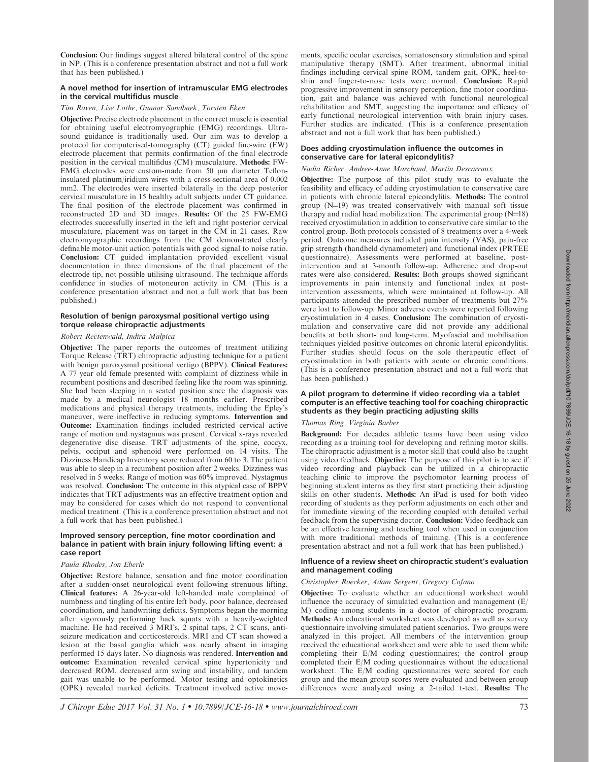**Conclusion:** Our findings suggest altered bilateral control of the spine in NP. (This is a conference presentation abstract and not a full work that has been published.)

### A novel method for insertion of intramuscular EMG electrodes in the cervical multifidus muscle

*Tim Raven, Lise Lothe, Gunnar Sandbaek, Torsten Eken*

**Objective:** Precise electrode placement in the correct muscle is essential for obtaining useful electromyographic (EMG) recordings. Ultrasound guidance is traditionally used. Our aim was to develop a protocol for computerised-tomography (CT) guided fine-wire (FW) electrode placement that permits confirmation of the final electrode position in the cervical multifidus (CM) musculature. **Methods:** FW-EMG electrodes were custom-made from 50 μm diameter Teflon-insulated platinum/iridium wires with a cross-sectional area of 0.002 mm2. The electrodes were inserted bilaterally in the deep posterior cervical musculature in 15 healthy adult subjects under CT guidance. The final position of the electrode placement was confirmed in reconstructed 2D and 3D images. **Results:** Of the 25 FW-EMG electrodes successfully inserted in the left and right posterior cervical musculature, placement was on target in the CM in 21 cases. Raw electromyographic recordings from the CM demonstrated clearly definable motor-unit action potentials with good signal to noise ratio. **Conclusion:** CT guided implantation provided excellent visual documentation in three dimensions of the final placement of the electrode tip, not possible utilising ultrasound. The technique affords confidence in studies of motoneuron activity in CM. (This is a conference presentation abstract and not a full work that has been published.)

### Resolution of benign paroxysmal positional vertigo using torque release chiropractic adjustments

*Robert Rectenwald, Indira Malpica*

**Objective:** The paper reports the outcomes of treatment utilizing Torque Release (TRT) chiropractic adjusting technique for a patient with benign paroxysmal positional vertigo (BPPV). **Clinical Features:** A 77 year old female presented with complaint of dizziness while in recumbent positions and described feeling like the room was spinning. She had been sleeping in a seated position since the diagnosis was made by a medical neurologist 18 months earlier. Prescribed medications and physical therapy treatments, including the Epley's maneuver, were ineffective in reducing symptoms. **Intervention and Outcome:** Examination findings included restricted cervical active range of motion and nystagmus was present. Cervical x-rays revealed degenerative disc disease. TRT adjustments of the spine, coccyx, pelvis, occiput and sphenoid were performed on 14 visits. The Dizziness Handicap Inventory score reduced from 60 to 3. The patient was able to sleep in a recumbent position after 2 weeks. Dizziness was resolved in 5 weeks. Range of motion was 60% improved. Nystagmus was resolved. **Conclusion:** The outcome in this atypical case of BPPV indicates that TRT adjustments was an effective treatment option and may be considered for cases which do not respond to conventional medical treatment. (This is a conference presentation abstract and not a full work that has been published.)

### Improved sensory perception, fine motor coordination and balance in patient with brain injury following lifting event: a case report

*Paula Rhodes, Jon Eberle*

**Objective:** Restore balance, sensation and fine motor coordination after a sudden-onset neurological event following strenuous lifting. **Clinical features:** A 26-year-old left-handed male complained of numbness and tingling of his entire left body, poor balance, decreased coordination, and handwriting deficits. Symptoms began the morning after vigorously performing hack squats with a heavily-weighted machine. He had received 3 MRI's, 2 spinal taps, 2 CT scans, anti-seizure medication and corticosteroids. MRI and CT scan showed a lesion at the basal ganglia which was nearly absent in imaging performed 15 days later. No diagnosis was rendered. **Intervention and outcome:** Examination revealed cervical spine hypertonicity and decreased ROM, decreased arm swing and instability, and tandem gait was unable to be performed. Motor testing and optokinetics (OPK) revealed marked deficits. Treatment involved active movements, specific ocular exercises, somatosensory stimulation and spinal manipulative therapy (SMT). After treatment, abnormal initial findings including cervical spine ROM, tandem gait, OPK, heel-to-shin and finger-to-nose tests were normal. **Conclusion:** Rapid progressive improvement in sensory perception, fine motor coordination, gait and balance was achieved with functional neurological rehabilitation and SMT, suggesting the importance and efficacy of early functional neurological intervention with brain injury cases. Further studies are indicated. (This is a conference presentation abstract and not a full work that has been published.)

### Does adding cryostimulation influence the outcomes in conservative care for lateral epicondylitis?

*Nadia Richer, Andree-Anne Marchand, Martin Descarreaux*

**Objective:** The purpose of this pilot study was to evaluate the feasibility and efficacy of adding cryostimulation to conservative care in patients with chronic lateral epicondylitis. **Methods:** The control group (N=19) was treated conservatively with manual soft tissue therapy and radial head mobilization. The experimental group (N=18) received cryostimulation in addition to conservative care similar to the control group. Both protocols consisted of 8 treatments over a 4-week period. Outcome measures included pain intensity (VAS), pain-free grip strength (handheld dynamometer) and functional index (PRTEE questionnaire). Assessments were performed at baseline, post-intervention and at 3-month follow-up. Adherence and drop-out rates were also considered. **Results:** Both groups showed significant improvements in pain intensity and functional index at post-intervention assessments, which were maintained at follow-up. All participants attended the prescribed number of treatments but 27% were lost to follow-up. Minor adverse events were reported following cryostimulation in 4 cases. **Conclusion:** The combination of cryostimulation and conservative care did not provide any additional benefits at both short- and long-term. Myofascial and mobilisation techniques yielded positive outcomes on chronic lateral epicondylitis. Further studies should focus on the sole therapeutic effect of cryostimulation in both patients with acute or chronic conditions. (This is a conference presentation abstract and not a full work that has been published.)

### A pilot program to determine if video recording via a tablet computer is an effective teaching tool for coaching chiropractic students as they begin practicing adjusting skills

*Thomas Ring, Virginia Barber*

**Background:** For decades athletic teams have been using video recording as a training tool for developing and refining motor skills. The chiropractic adjustment is a motor skill that could also be taught using video feedback. **Objective:** The purpose of this pilot is to see if video recording and playback can be utilized in a chiropractic teaching clinic to improve the psychomotor learning process of beginning student interns as they first start practicing their adjusting skills on other students. **Methods:** An iPad is used for both video recording of students as they perform adjustments on each other and for immediate viewing of the recording coupled with detailed verbal feedback from the supervising doctor. **Conclusion:** Video feedback can be an effective learning and teaching tool when used in conjunction with more traditional methods of training. (This is a conference presentation abstract and not a full work that has been published.)

### Influence of a review sheet on chiropractic student's evaluation and management coding

*Christopher Roecker, Adam Sergent, Gregory Cofano*

**Objective:** To evaluate whether an educational worksheet would influence the accuracy of simulated evaluation and management (E/M) coding among students in a doctor of chiropractic program. **Methods:** An educational worksheet was developed as well as survey questionnaire involving simulated patient scenarios. Two groups were analyzed in this project. All members of the intervention group received the educational worksheet and were able to used them while completing their E/M coding questionnaires; the control group completed their E/M coding questionnaires without the educational worksheet. The E/M coding questionnaires were scored for each group and the mean group scores were evaluated and between group differences were analyzed using a 2-tailed t-test. **Results:** The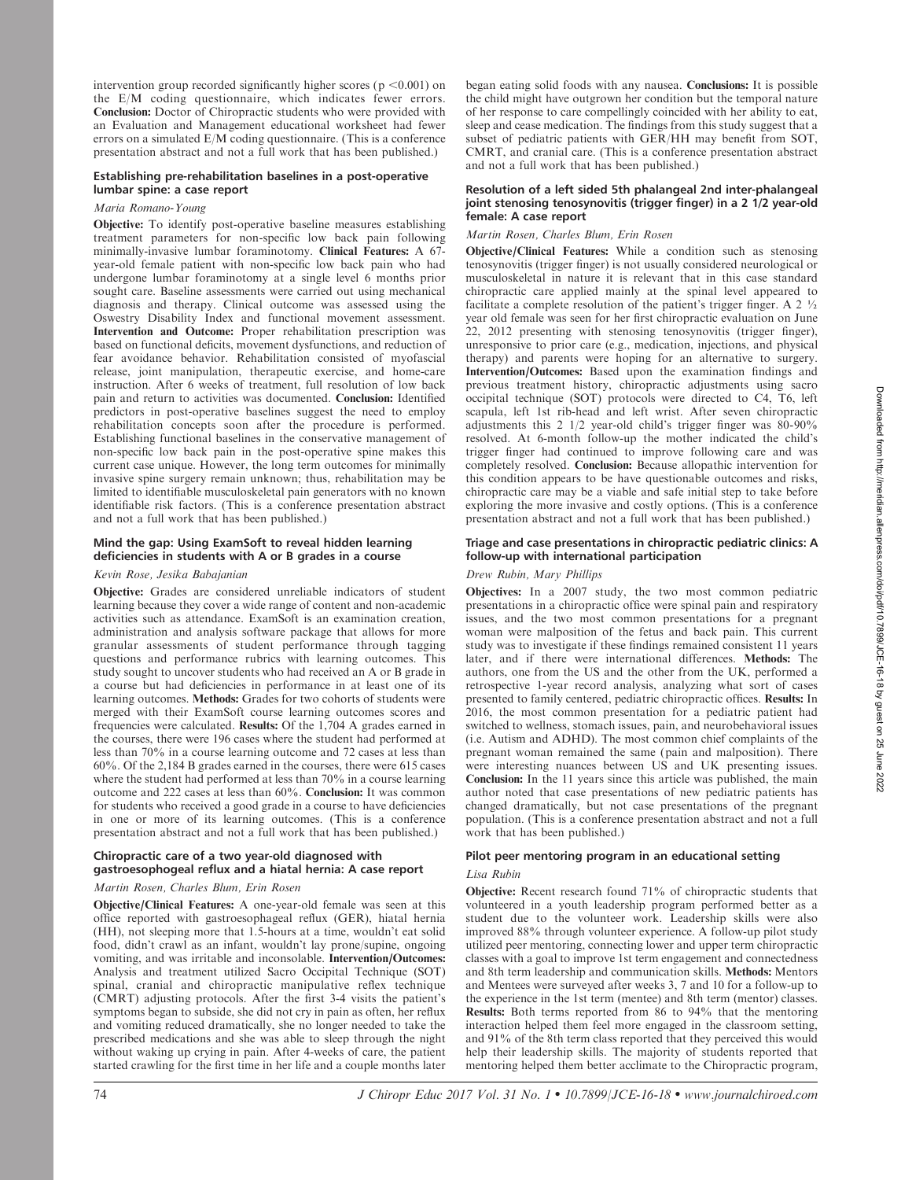intervention group recorded significantly higher scores ($p < 0.001$) on the E/M coding questionnaire, which indicates fewer errors. **Conclusion:** Doctor of Chiropractic students who were provided with an Evaluation and Management educational worksheet had fewer errors on a simulated E/M coding questionnaire. (This is a conference presentation abstract and not a full work that has been published.)

### Establishing pre-rehabilitation baselines in a post-operative lumbar spine: a case report

*Maria Romano-Young*

**Objective:** To identify post-operative baseline measures establishing treatment parameters for non-specific low back pain following minimally-invasive lumbar foraminotomy. **Clinical Features:** A 67-year-old female patient with non-specific low back pain who had undergone lumbar foraminotomy at a single level 6 months prior sought care. Baseline assessments were carried out using mechanical diagnosis and therapy. Clinical outcome was assessed using the Oswestry Disability Index and functional movement assessment. **Intervention and Outcome:** Proper rehabilitation prescription was based on functional deficits, movement dysfunctions, and reduction of fear avoidance behavior. Rehabilitation consisted of myofascial release, joint manipulation, therapeutic exercise, and home-care instruction. After 6 weeks of treatment, full resolution of low back pain and return to activities was documented. **Conclusion:** Identified predictors in post-operative baselines suggest the need to employ rehabilitation concepts soon after the procedure is performed. Establishing functional baselines in the conservative management of non-specific low back pain in the post-operative spine makes this current case unique. However, the long term outcomes for minimally invasive spine surgery remain unknown; thus, rehabilitation may be limited to identifiable musculoskeletal pain generators with no known identifiable risk factors. (This is a conference presentation abstract and not a full work that has been published.)

### Mind the gap: Using ExamSoft to reveal hidden learning deficiencies in students with A or B grades in a course

*Kevin Rose, Jesika Babajanian*

**Objective:** Grades are considered unreliable indicators of student learning because they cover a wide range of content and non-academic activities such as attendance. ExamSoft is an examination creation, administration and analysis software package that allows for more granular assessments of student performance through tagging questions and performance rubrics with learning outcomes. This study sought to uncover students who had received an A or B grade in a course but had deficiencies in performance in at least one of its learning outcomes. **Methods:** Grades for two cohorts of students were merged with their ExamSoft course learning outcomes scores and frequencies were calculated. **Results:** Of the 1,704 A grades earned in the courses, there were 196 cases where the student had performed at less than 70% in a course learning outcome and 72 cases at less than 60%. Of the 2,184 B grades earned in the courses, there were 615 cases where the student had performed at less than 70% in a course learning outcome and 222 cases at less than 60%. **Conclusion:** It was common for students who received a good grade in a course to have deficiencies in one or more of its learning outcomes. (This is a conference presentation abstract and not a full work that has been published.)

### Chiropractic care of a two year-old diagnosed with gastroesophogeal reflux and a hiatal hernia: A case report

*Martin Rosen, Charles Blum, Erin Rosen*

**Objective/Clinical Features:** A one-year-old female was seen at this office reported with gastroesophageal reflux (GER), hiatal hernia (HH), not sleeping more that 1.5-hours at a time, wouldn't eat solid food, didn't crawl as an infant, wouldn't lay prone/supine, ongoing vomiting, and was irritable and inconsolable. **Intervention/Outcomes:** Analysis and treatment utilized Sacro Occipital Technique (SOT) spinal, cranial and chiropractic manipulative reflex technique (CMRT) adjusting protocols. After the first 3-4 visits the patient's symptoms began to subside, she did not cry in pain as often, her reflux and vomiting reduced dramatically, she no longer needed to take the prescribed medications and she was able to sleep through the night without waking up crying in pain. After 4-weeks of care, the patient started crawling for the first time in her life and a couple months later began eating solid foods with any nausea. **Conclusions:** It is possible the child might have outgrown her condition but the temporal nature of her response to care compellingly coincided with her ability to eat, sleep and cease medication. The findings from this study suggest that a subset of pediatric patients with GER/HH may benefit from SOT, CMRT, and cranial care. (This is a conference presentation abstract and not a full work that has been published.)

### Resolution of a left sided 5th phalangeal 2nd inter-phalangeal joint stenosing tenosynovitis (trigger finger) in a 2 1/2 year-old female: A case report

*Martin Rosen, Charles Blum, Erin Rosen*

**Objective/Clinical Features:** While a condition such as stenosing tenosynovitis (trigger finger) is not usually considered neurological or musculoskeletal in nature it is relevant that in this case standard chiropractic care applied mainly at the spinal level appeared to facilitate a complete resolution of the patient's trigger finger. A 2 ½ year old female was seen for her first chiropractic evaluation on June 22, 2012 presenting with stenosing tenosynovitis (trigger finger), unresponsive to prior care (e.g., medication, injections, and physical therapy) and parents were hoping for an alternative to surgery. **Intervention/Outcomes:** Based upon the examination findings and previous treatment history, chiropractic adjustments using sacro occipital technique (SOT) protocols were directed to C4, T6, left scapula, left 1st rib-head and left wrist. After seven chiropractic adjustments this 2 1/2 year-old child's trigger finger was 80-90% resolved. At 6-month follow-up the mother indicated the child's trigger finger had continued to improve following care and was completely resolved. **Conclusion:** Because allopathic intervention for this condition appears to be have questionable outcomes and risks, chiropractic care may be a viable and safe initial step to take before exploring the more invasive and costly options. (This is a conference presentation abstract and not a full work that has been published.)

### Triage and case presentations in chiropractic pediatric clinics: A follow-up with international participation

*Drew Rubin, Mary Phillips*

**Objectives:** In a 2007 study, the two most common pediatric presentations in a chiropractic office were spinal pain and respiratory issues, and the two most common presentations for a pregnant woman were malposition of the fetus and back pain. This current study was to investigate if these findings remained consistent 11 years later, and if there were international differences. **Methods:** The authors, one from the US and the other from the UK, performed a retrospective 1-year record analysis, analyzing what sort of cases presented to family centered, pediatric chiropractic offices. **Results:** In 2016, the most common presentation for a pediatric patient had switched to wellness, stomach issues, pain, and neurobehavioral issues (i.e. Autism and ADHD). The most common chief complaints of the pregnant woman remained the same (pain and malposition). There were interesting nuances between US and UK presenting issues. **Conclusion:** In the 11 years since this article was published, the main author noted that case presentations of new pediatric patients has changed dramatically, but not case presentations of the pregnant population. (This is a conference presentation abstract and not a full work that has been published.)

### Pilot peer mentoring program in an educational setting

*Lisa Rubin*

**Objective:** Recent research found 71% of chiropractic students that volunteered in a youth leadership program performed better as a student due to the volunteer work. Leadership skills were also improved 88% through volunteer experience. A follow-up pilot study utilized peer mentoring, connecting lower and upper term chiropractic classes with a goal to improve 1st term engagement and connectedness and 8th term leadership and communication skills. **Methods:** Mentors and Mentees were surveyed after weeks 3, 7 and 10 for a follow-up to the experience in the 1st term (mentee) and 8th term (mentor) classes. **Results:** Both terms reported from 86 to 94% that the mentoring interaction helped them feel more engaged in the classroom setting, and 91% of the 8th term class reported that they perceived this would help their leadership skills. The majority of students reported that mentoring helped them better acclimate to the Chiropractic program,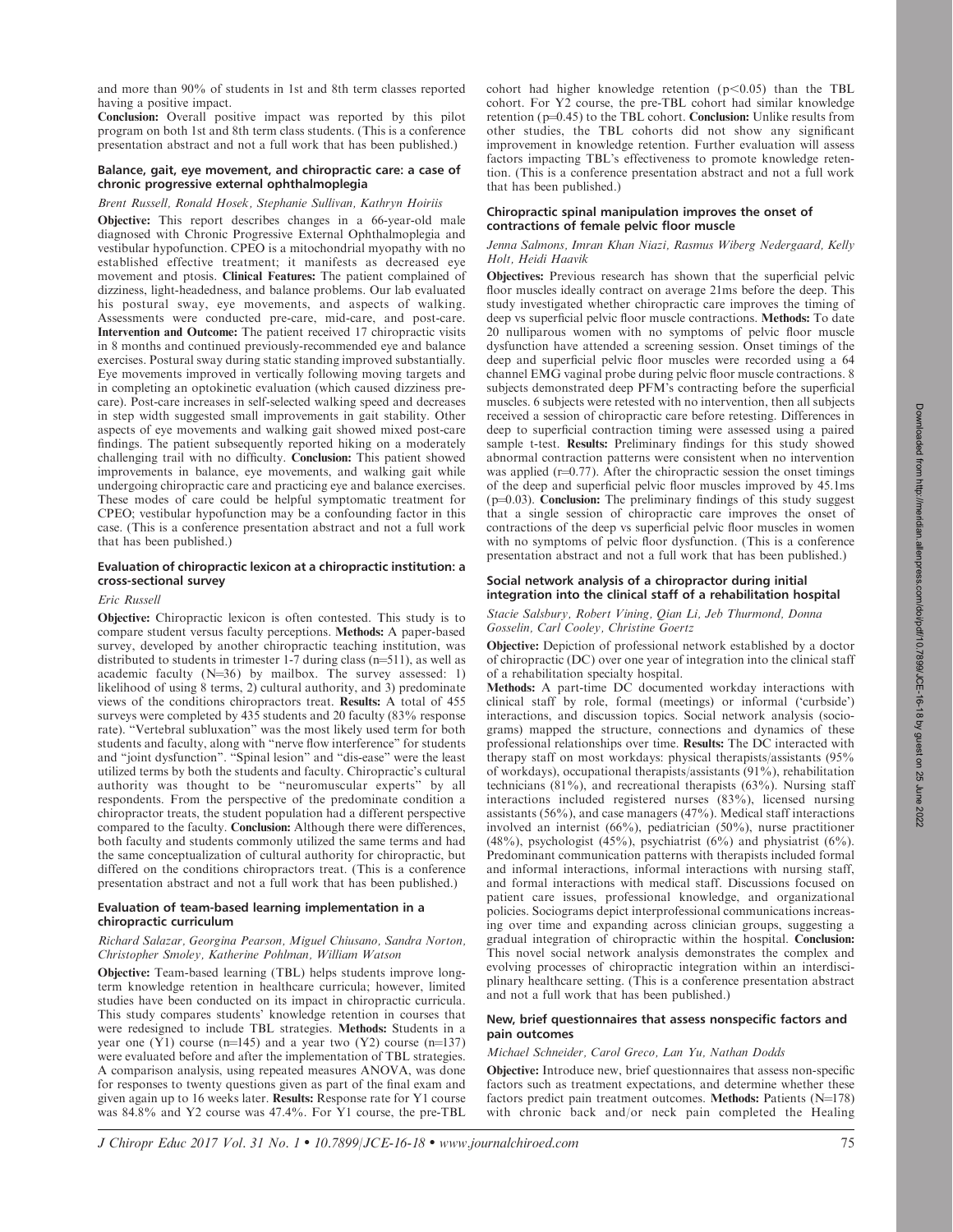and more than 90% of students in 1st and 8th term classes reported having a positive impact.

**Conclusion:** Overall positive impact was reported by this pilot program on both 1st and 8th term class students. (This is a conference presentation abstract and not a full work that has been published.)

### Balance, gait, eye movement, and chiropractic care: a case of chronic progressive external ophthalmoplegia

*Brent Russell, Ronald Hosek, Stephanie Sullivan, Kathryn Hoiriis*

**Objective:** This report describes changes in a 66-year-old male diagnosed with Chronic Progressive External Ophthalmoplegia and vestibular hypofunction. CPEO is a mitochondrial myopathy with no established effective treatment; it manifests as decreased eye movement and ptosis. **Clinical Features:** The patient complained of dizziness, light-headedness, and balance problems. Our lab evaluated his postural sway, eye movements, and aspects of walking. Assessments were conducted pre-care, mid-care, and post-care. **Intervention and Outcome:** The patient received 17 chiropractic visits in 8 months and continued previously-recommended eye and balance exercises. Postural sway during static standing improved substantially. Eye movements improved in vertically following moving targets and in completing an optokinetic evaluation (which caused dizziness pre-care). Post-care increases in self-selected walking speed and decreases in step width suggested small improvements in gait stability. Other aspects of eye movements and walking gait showed mixed post-care findings. The patient subsequently reported hiking on a moderately challenging trail with no difficulty. **Conclusion:** This patient showed improvements in balance, eye movements, and walking gait while undergoing chiropractic care and practicing eye and balance exercises. These modes of care could be helpful symptomatic treatment for CPEO; vestibular hypofunction may be a confounding factor in this case. (This is a conference presentation abstract and not a full work that has been published.)

### Evaluation of chiropractic lexicon at a chiropractic institution: a cross-sectional survey

*Eric Russell*

**Objective:** Chiropractic lexicon is often contested. This study is to compare student versus faculty perceptions. **Methods:** A paper-based survey, developed by another chiropractic teaching institution, was distributed to students in trimester 1-7 during class (n=511), as well as academic faculty (N=36) by mailbox. The survey assessed: 1) likelihood of using 8 terms, 2) cultural authority, and 3) predominate views of the conditions chiropractors treat. **Results:** A total of 455 surveys were completed by 435 students and 20 faculty (83% response rate). "Vertebral subluxation" was the most likely used term for both students and faculty, along with "nerve flow interference" for students and "joint dysfunction". "Spinal lesion" and "dis-ease" were the least utilized terms by both the students and faculty. Chiropractic's cultural authority was thought to be "neuromuscular experts" by all respondents. From the perspective of the predominate condition a chiropractor treats, the student population had a different perspective compared to the faculty. **Conclusion:** Although there were differences, both faculty and students commonly utilized the same terms and had the same conceptualization of cultural authority for chiropractic, but differed on the conditions chiropractors treat. (This is a conference presentation abstract and not a full work that has been published.)

### Evaluation of team-based learning implementation in a chiropractic curriculum

*Richard Salazar, Georgina Pearson, Miguel Chiusano, Sandra Norton, Christopher Smoley, Katherine Pohlman, William Watson*

**Objective:** Team-based learning (TBL) helps students improve long-term knowledge retention in healthcare curricula; however, limited studies have been conducted on its impact in chiropractic curricula. This study compares students' knowledge retention in courses that were redesigned to include TBL strategies. **Methods:** Students in a year one (Y1) course (n=145) and a year two (Y2) course (n=137) were evaluated before and after the implementation of TBL strategies. A comparison analysis, using repeated measures ANOVA, was done for responses to twenty questions given as part of the final exam and given again up to 16 weeks later. **Results:** Response rate for Y1 course was 84.8% and Y2 course was 47.4%. For Y1 course, the pre-TBL cohort had higher knowledge retention ($p<0.05$) than the TBL cohort. For Y2 course, the pre-TBL cohort had similar knowledge retention ($p=0.45$) to the TBL cohort. **Conclusion:** Unlike results from other studies, the TBL cohorts did not show any significant improvement in knowledge retention. Further evaluation will assess factors impacting TBL's effectiveness to promote knowledge retention. (This is a conference presentation abstract and not a full work that has been published.)

### Chiropractic spinal manipulation improves the onset of contractions of female pelvic floor muscle

*Jenna Salmons, Imran Khan Niazi, Rasmus Wiberg Nedergaard, Kelly Holt, Heidi Haavik*

**Objectives:** Previous research has shown that the superficial pelvic floor muscles ideally contract on average 21ms before the deep. This study investigated whether chiropractic care improves the timing of deep vs superficial pelvic floor muscle contractions. **Methods:** To date 20 nulliparous women with no symptoms of pelvic floor muscle dysfunction have attended a screening session. Onset timings of the deep and superficial pelvic floor muscles were recorded using a 64 channel EMG vaginal probe during pelvic floor muscle contractions. 8 subjects demonstrated deep PFM's contracting before the superficial muscles. 6 subjects were retested with no intervention, then all subjects received a session of chiropractic care before retesting. Differences in deep to superficial contraction timing were assessed using a paired sample t-test. **Results:** Preliminary findings for this study showed abnormal contraction patterns were consistent when no intervention was applied ($r=0.77$). After the chiropractic session the onset timings of the deep and superficial pelvic floor muscles improved by 45.1ms ($p=0.03$). **Conclusion:** The preliminary findings of this study suggest that a single session of chiropractic care improves the onset of contractions of the deep vs superficial pelvic floor muscles in women with no symptoms of pelvic floor dysfunction. (This is a conference presentation abstract and not a full work that has been published.)

### Social network analysis of a chiropractor during initial integration into the clinical staff of a rehabilitation hospital

*Stacie Salsbury, Robert Vining, Qian Li, Jeb Thurmond, Donna Gosselin, Carl Cooley, Christine Goertz*

**Objective:** Depiction of professional network established by a doctor of chiropractic (DC) over one year of integration into the clinical staff of a rehabilitation specialty hospital.

**Methods:** A part-time DC documented workday interactions with clinical staff by role, formal (meetings) or informal ('curbside') interactions, and discussion topics. Social network analysis (sociograms) mapped the structure, connections and dynamics of these professional relationships over time. **Results:** The DC interacted with therapy staff on most workdays: physical therapists/assistants (95% of workdays), occupational therapists/assistants (91%), rehabilitation technicians (81%), and recreational therapists (63%). Nursing staff interactions included registered nurses (83%), licensed nursing assistants (56%), and case managers (47%). Medical staff interactions involved an internist (66%), pediatrician (50%), nurse practitioner (48%), psychologist (45%), psychiatrist (6%) and physiatrist (6%). Predominant communication patterns with therapists included formal and informal interactions, informal interactions with nursing staff, and formal interactions with medical staff. Discussions focused on patient care issues, professional knowledge, and organizational policies. Sociograms depict interprofessional communications increasing over time and expanding across clinician groups, suggesting a gradual integration of chiropractic within the hospital. **Conclusion:** This novel social network analysis demonstrates the complex and evolving processes of chiropractic integration within an interdisciplinary healthcare setting. (This is a conference presentation abstract and not a full work that has been published.)

### New, brief questionnaires that assess nonspecific factors and pain outcomes

*Michael Schneider, Carol Greco, Lan Yu, Nathan Dodds*

**Objective:** Introduce new, brief questionnaires that assess non-specific factors such as treatment expectations, and determine whether these factors predict pain treatment outcomes. **Methods:** Patients (N=178) with chronic back and/or neck pain completed the Healing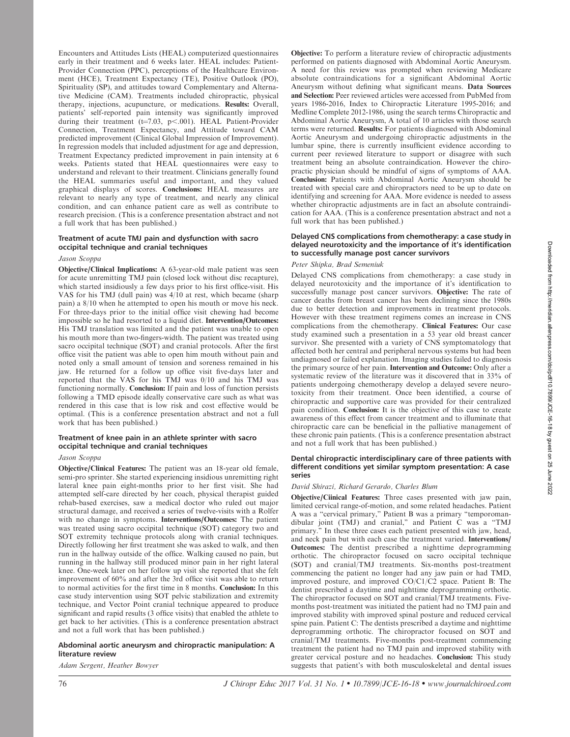Encounters and Attitudes Lists (HEAL) computerized questionnaires early in their treatment and 6 weeks later. HEAL includes: Patient-Provider Connection (PPC), perceptions of the Healthcare Environment (HCE), Treatment Expectancy (TE), Positive Outlook (PO), Spirituality (SP), and attitudes toward Complementary and Alternative Medicine (CAM). Treatments included chiropractic, physical therapy, injections, acupuncture, or medications. **Results:** Overall, patients' self-reported pain intensity was significantly improved during their treatment ($t=7.03$, $p<.001$). HEAL Patient-Provider Connection, Treatment Expectancy, and Attitude toward CAM predicted improvement (Clinical Global Impression of Improvement). In regression models that included adjustment for age and depression, Treatment Expectancy predicted improvement in pain intensity at 6 weeks. Patients stated that HEAL questionnaires were easy to understand and relevant to their treatment. Clinicians generally found the HEAL summaries useful and important, and they valued graphical displays of scores. **Conclusions:** HEAL measures are relevant to nearly any type of treatment, and nearly any clinical condition, and can enhance patient care as well as contribute to research precision. (This is a conference presentation abstract and not a full work that has been published.)

### Treatment of acute TMJ pain and dysfunction with sacro occipital technique and cranial techniques

*Jason Scoppa*

**Objective/Clinical Implications:** A 63-year-old male patient was seen for acute unremitting TMJ pain (closed lock without disc recapture), which started insidiously a few days prior to his first office-visit. His VAS for his TMJ (dull pain) was 4/10 at rest, which became (sharp pain) a 8/10 when he attempted to open his mouth or move his neck. For three-days prior to the initial office visit chewing had become impossible so he had resorted to a liquid diet. **Intervention/Outcomes:** His TMJ translation was limited and the patient was unable to open his mouth more than two-fingers-width. The patient was treated using sacro occipital technique (SOT) and cranial protocols. After the first office visit the patient was able to open him mouth without pain and noted only a small amount of tension and soreness remained in his jaw. He returned for a follow up office visit five-days later and reported that the VAS for his TMJ was 0/10 and his TMJ was functioning normally. **Conclusion:** If pain and loss of function persists following a TMD episode ideally conservative care such as what was rendered in this case that is low risk and cost effective would be optimal. (This is a conference presentation abstract and not a full work that has been published.)

### Treatment of knee pain in an athlete sprinter with sacro occipital technique and cranial techniques

*Jason Scoppa*

**Objective/Clinical Features:** The patient was an 18-year old female, semi-pro sprinter. She started experiencing insidious unremitting right lateral knee pain eight-months prior to her first visit. She had attempted self-care directed by her coach, physical therapist guided rehab-based exercises, saw a medical doctor who ruled out major structural damage, and received a series of twelve-visits with a Rolfer with no change in symptoms. **Interventions/Outcomes:** The patient was treated using sacro occipital technique (SOT) category two and SOT extremity technique protocols along with cranial techniques. Directly following her first treatment she was asked to walk, and then run in the hallway outside of the office. Walking caused no pain, but running in the hallway still produced minor pain in her right lateral knee. One-week later on her follow up visit she reported that she felt improvement of 60% and after the 3rd office visit was able to return to normal activities for the first time in 8 months. **Conclusion:** In this case study intervention using SOT pelvic stabilization and extremity technique, and Vector Point cranial technique appeared to produce significant and rapid results (3 office visits) that enabled the athlete to get back to her activities. (This is a conference presentation abstract and not a full work that has been published.)

### Abdominal aortic aneurysm and chiropractic manipulation: A literature review

*Adam Sergent, Heather Bowyer*

**Objective:** To perform a literature review of chiropractic adjustments performed on patients diagnosed with Abdominal Aortic Aneurysm. A need for this review was prompted when reviewing Medicare absolute contraindications for a significant Abdominal Aortic Aneurysm without defining what significant means. **Data Sources and Selection:** Peer reviewed articles were accessed from PubMed from years 1986-2016, Index to Chiropractic Literature 1995-2016; and Medline Complete 2012-1986, using the search terms Chiropractic and Abdominal Aortic Aneurysm, A total of 10 articles with those search terms were returned. **Results:** For patients diagnosed with Abdominal Aortic Aneurysm and undergoing chiropractic adjustments in the lumbar spine, there is currently insufficient evidence according to current peer reviewed literature to support or disagree with such treatment being an absolute contraindication. However the chiropractic physician should be mindful of signs of symptoms of AAA. **Conclusion:** Patients with Abdominal Aortic Aneurysm should be treated with special care and chiropractors need to be up to date on identifying and screening for AAA. More evidence is needed to assess whether chiropractic adjustments are in fact an absolute contraindication for AAA. (This is a conference presentation abstract and not a full work that has been published.)

### Delayed CNS complications from chemotherapy: a case study in delayed neurotoxicity and the importance of it's identification to successfully manage post cancer survivors

*Peter Shipka, Brad Semeniuk*

Delayed CNS complications from chemotherapy: a case study in delayed neurotoxicity and the importance of it's identification to successfully manage post cancer survivors. **Objective:** The rate of cancer deaths from breast cancer has been declining since the 1980s due to better detection and improvements in treatment protocols. However with these treatment regimens comes an increase in CNS complications from the chemotherapy. **Clinical Features:** Our case study examined such a presentation in a 53 year old breast cancer survivor. She presented with a variety of CNS symptomatology that affected both her central and peripheral nervous systems but had been undiagnosed or failed explanation. Imaging studies failed to diagnosis the primary source of her pain. **Intervention and Outcome:** Only after a systematic review of the literature was it discovered that in 33% of patients undergoing chemotherapy develop a delayed severe neurotoxicity from their treatment. Once been identified, a course of chiropractic and supportive care was provided for their centralized pain condition. **Conclusion:** It is the objective of this case to create awareness of this effect from cancer treatment and to illuminate that chiropractic care can be beneficial in the palliative management of these chronic pain patients. (This is a conference presentation abstract and not a full work that has been published.)

### Dental chiropractic interdisciplinary care of three patients with different conditions yet similar symptom presentation: A case series

*David Shirazi, Richard Gerardo, Charles Blum*

**Objective/Ciinical Features:** Three cases presented with jaw pain, limited cervical range-of-motion, and some related headaches. Patient A was a "cervical primary," Patient B was a primary "temporomandibular joint (TMJ) and cranial," and Patient C was a "TMJ primary." In these three cases each patient presented with jaw, head, and neck pain but with each case the treatment varied. **Interventions/Outcomes:** The dentist prescribed a nighttime deprogramming orthotic. The chiropractor focused on sacro occipital technique (SOT) and cranial/TMJ treatments. Six-months post-treatment commencing the patient no longer had any jaw pain or had TMD, improved posture, and improved CO/C1/C2 space. Patient B: The dentist prescribed a daytime and nighttime deprogramming orthotic. The chiropractor focused on SOT and cranial/TMJ treatments. Five-months post-treatment was initiated the patient had no TMJ pain and improved stability with improved spinal posture and reduced cervical spine pain. Patient C: The dentists prescribed a daytime and nighttime deprogramming orthotic. The chiropractor focused on SOT and cranial/TMJ treatments. Five-months post-treatment commencing treatment the patient had no TMJ pain and improved stability with greater cervical posture and no headaches. **Conclusion:** This study suggests that patient's with both musculoskeletal and dental issues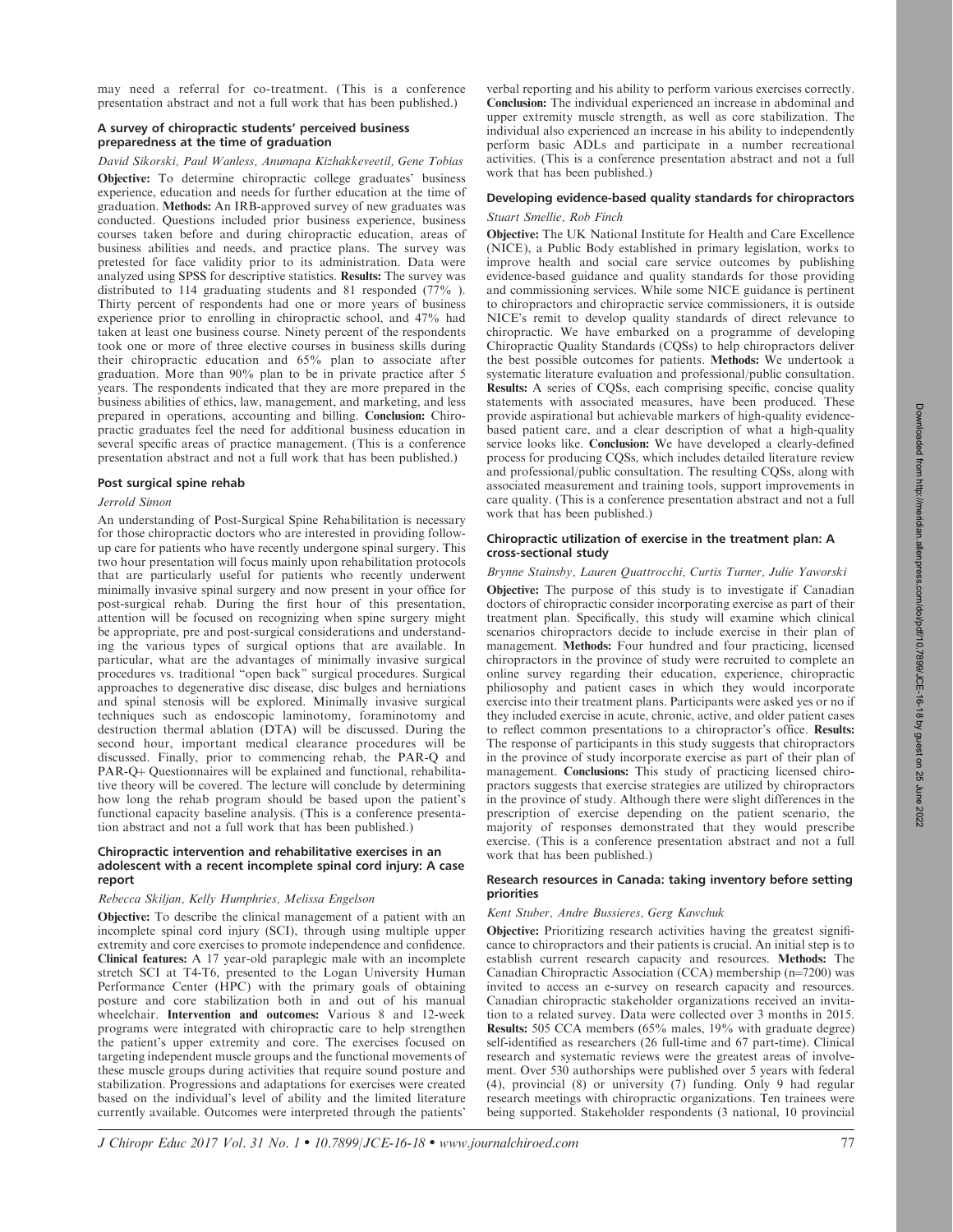may need a referral for co-treatment. (This is a conference presentation abstract and not a full work that has been published.)

### A survey of chiropractic students' perceived business preparedness at the time of graduation

*David Sikorski, Paul Wanless, Anumapa Kizhakkeveetil, Gene Tobias*

**Objective:** To determine chiropractic college graduates' business experience, education and needs for further education at the time of graduation. **Methods:** An IRB-approved survey of new graduates was conducted. Questions included prior business experience, business courses taken before and during chiropractic education, areas of business abilities and needs, and practice plans. The survey was pretested for face validity prior to its administration. Data were analyzed using SPSS for descriptive statistics. **Results:** The survey was distributed to 114 graduating students and 81 responded (77% ). Thirty percent of respondents had one or more years of business experience prior to enrolling in chiropractic school, and 47% had taken at least one business course. Ninety percent of the respondents took one or more of three elective courses in business skills during their chiropractic education and 65% plan to associate after graduation. More than 90% plan to be in private practice after 5 years. The respondents indicated that they are more prepared in the business abilities of ethics, law, management, and marketing, and less prepared in operations, accounting and billing. **Conclusion:** Chiropractic graduates feel the need for additional business education in several specific areas of practice management. (This is a conference presentation abstract and not a full work that has been published.)

### Post surgical spine rehab

*Jerrold Simon*

An understanding of Post-Surgical Spine Rehabilitation is necessary for those chiropractic doctors who are interested in providing follow-up care for patients who have recently undergone spinal surgery. This two hour presentation will focus mainly upon rehabilitation protocols that are particularly useful for patients who recently underwent minimally invasive spinal surgery and now present in your office for post-surgical rehab. During the first hour of this presentation, attention will be focused on recognizing when spine surgery might be appropriate, pre and post-surgical considerations and understanding the various types of surgical options that are available. In particular, what are the advantages of minimally invasive surgical procedures vs. traditional "open back" surgical procedures. Surgical approaches to degenerative disc disease, disc bulges and herniations and spinal stenosis will be explored. Minimally invasive surgical techniques such as endoscopic laminotomy, foraminotomy and destruction thermal ablation (DTA) will be discussed. During the second hour, important medical clearance procedures will be discussed. Finally, prior to commencing rehab, the PAR-Q and PAR-Q+ Questionnaires will be explained and functional, rehabilitative theory will be covered. The lecture will conclude by determining how long the rehab program should be based upon the patient's functional capacity baseline analysis. (This is a conference presentation abstract and not a full work that has been published.)

### Chiropractic intervention and rehabilitative exercises in an adolescent with a recent incomplete spinal cord injury: A case report

*Rebecca Skiljan, Kelly Humphries, Melissa Engelson*

**Objective:** To describe the clinical management of a patient with an incomplete spinal cord injury (SCI), through using multiple upper extremity and core exercises to promote independence and confidence. **Clinical features:** A 17 year-old paraplegic male with an incomplete stretch SCI at T4-T6, presented to the Logan University Human Performance Center (HPC) with the primary goals of obtaining posture and core stabilization both in and out of his manual wheelchair. **Intervention and outcomes:** Various 8 and 12-week programs were integrated with chiropractic care to help strengthen the patient's upper extremity and core. The exercises focused on targeting independent muscle groups and the functional movements of these muscle groups during activities that require sound posture and stabilization. Progressions and adaptations for exercises were created based on the individual's level of ability and the limited literature currently available. Outcomes were interpreted through the patients' verbal reporting and his ability to perform various exercises correctly. **Conclusion:** The individual experienced an increase in abdominal and upper extremity muscle strength, as well as core stabilization. The individual also experienced an increase in his ability to independently perform basic ADLs and participate in a number recreational activities. (This is a conference presentation abstract and not a full work that has been published.)

### Developing evidence-based quality standards for chiropractors

*Stuart Smellie, Rob Finch*

**Objective:** The UK National Institute for Health and Care Excellence (NICE), a Public Body established in primary legislation, works to improve health and social care service outcomes by publishing evidence-based guidance and quality standards for those providing and commissioning services. While some NICE guidance is pertinent to chiropractors and chiropractic service commissioners, it is outside NICE's remit to develop quality standards of direct relevance to chiropractic. We have embarked on a programme of developing Chiropractic Quality Standards (CQSs) to help chiropractors deliver the best possible outcomes for patients. **Methods:** We undertook a systematic literature evaluation and professional/public consultation. **Results:** A series of CQSs, each comprising specific, concise quality statements with associated measures, have been produced. These provide aspirational but achievable markers of high-quality evidence-based patient care, and a clear description of what a high-quality service looks like. **Conclusion:** We have developed a clearly-defined process for producing CQSs, which includes detailed literature review and professional/public consultation. The resulting CQSs, along with associated measurement and training tools, support improvements in care quality. (This is a conference presentation abstract and not a full work that has been published.)

### Chiropractic utilization of exercise in the treatment plan: A cross-sectional study

*Brynne Stainsby, Lauren Quattrocchi, Curtis Turner, Julie Yaworski*

**Objective:** The purpose of this study is to investigate if Canadian doctors of chiropractic consider incorporating exercise as part of their treatment plan. Specifically, this study will examine which clinical scenarios chiropractors decide to include exercise in their plan of management. **Methods:** Four hundred and four practicing, licensed chiropractors in the province of study were recruited to complete an online survey regarding their education, experience, chiropractic philiosophy and patient cases in which they would incorporate exercise into their treatment plans. Participants were asked yes or no if they included exercise in acute, chronic, active, and older patient cases to reflect common presentations to a chiropractor's office. **Results:** The response of participants in this study suggests that chiropractors in the province of study incorporate exercise as part of their plan of management. **Conclusions:** This study of practicing licensed chiropractors suggests that exercise strategies are utilized by chiropractors in the province of study. Although there were slight differences in the prescription of exercise depending on the patient scenario, the majority of responses demonstrated that they would prescribe exercise. (This is a conference presentation abstract and not a full work that has been published.)

### Research resources in Canada: taking inventory before setting priorities

*Kent Stuber, Andre Bussieres, Gerg Kawchuk*

**Objective:** Prioritizing research activities having the greatest significance to chiropractors and their patients is crucial. An initial step is to establish current research capacity and resources. **Methods:** The Canadian Chiropractic Association (CCA) membership (n=7200) was invited to access an e-survey on research capacity and resources. Canadian chiropractic stakeholder organizations received an invitation to a related survey. Data were collected over 3 months in 2015. **Results:** 505 CCA members (65% males, 19% with graduate degree) self-identified as researchers (26 full-time and 67 part-time). Clinical research and systematic reviews were the greatest areas of involvement. Over 530 authorships were published over 5 years with federal (4), provincial (8) or university (7) funding. Only 9 had regular research meetings with chiropractic organizations. Ten trainees were being supported. Stakeholder respondents (3 national, 10 provincial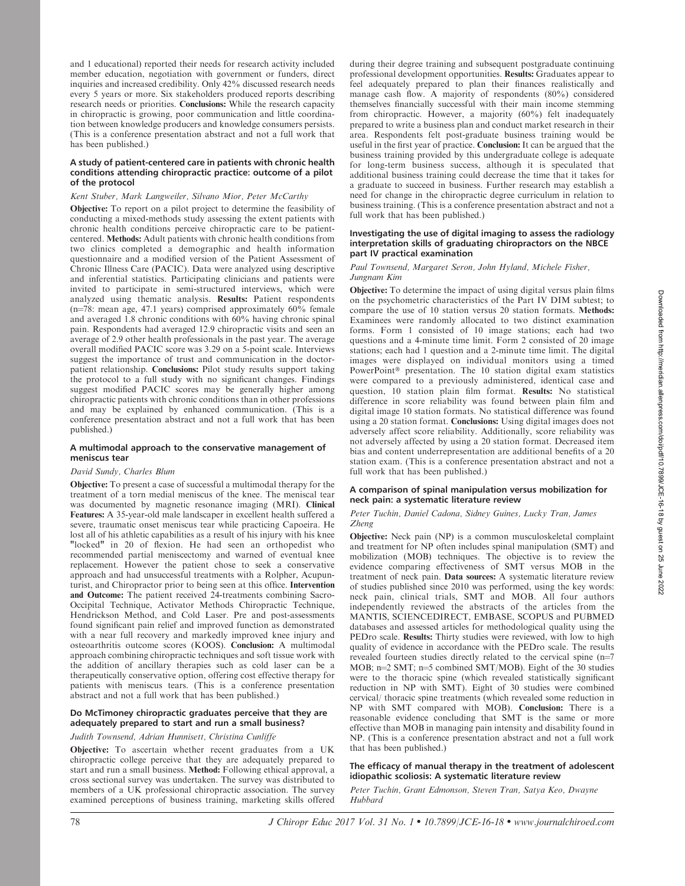and 1 educational) reported their needs for research activity included member education, negotiation with government or funders, direct inquiries and increased credibility. Only 42% discussed research needs every 5 years or more. Six stakeholders produced reports describing research needs or priorities. **Conclusions:** While the research capacity in chiropractic is growing, poor communication and little coordination between knowledge producers and knowledge consumers persists. (This is a conference presentation abstract and not a full work that has been published.)

### A study of patient-centered care in patients with chronic health conditions attending chiropractic practice: outcome of a pilot of the protocol

*Kent Stuber, Mark Langweiler, Silvano Mior, Peter McCarthy*

**Objective:** To report on a pilot project to determine the feasibility of conducting a mixed-methods study assessing the extent patients with chronic health conditions perceive chiropractic care to be patient-centered. **Methods:** Adult patients with chronic health conditions from two clinics completed a demographic and health information questionnaire and a modified version of the Patient Assessment of Chronic Illness Care (PACIC). Data were analyzed using descriptive and inferential statistics. Participating clinicians and patients were invited to participate in semi-structured interviews, which were analyzed using thematic analysis. **Results:** Patient respondents (n=78: mean age, 47.1 years) comprised approximately 60% female and averaged 1.8 chronic conditions with 60% having chronic spinal pain. Respondents had averaged 12.9 chiropractic visits and seen an average of 2.9 other health professionals in the past year. The average overall modified PACIC score was 3.29 on a 5-point scale. Interviews suggest the importance of trust and communication in the doctor-patient relationship. **Conclusions:** Pilot study results support taking the protocol to a full study with no significant changes. Findings suggest modified PACIC scores may be generally higher among chiropractic patients with chronic conditions than in other professions and may be explained by enhanced communication. (This is a conference presentation abstract and not a full work that has been published.)

### A multimodal approach to the conservative management of meniscus tear

*David Sundy, Charles Blum*

**Objective:** To present a case of successful a multimodal therapy for the treatment of a torn medial meniscus of the knee. The meniscal tear was documented by magnetic resonance imaging (MRI). **Clinical Features:** A 35-year-old male landscaper in excellent health suffered a severe, traumatic onset meniscus tear while practicing Capoeira. He lost all of his athletic capabilities as a result of his injury with his knee "locked" in 20 of flexion. He had seen an orthopedist who recommended partial meniscectomy and warned of eventual knee replacement. However the patient chose to seek a conservative approach and had unsuccessful treatments with a Rolpher, Acupunturist, and Chiropractor prior to being seen at this office. **Intervention and Outcome:** The patient received 24-treatments combining Sacro-Occipital Technique, Activator Methods Chiropractic Technique, Hendrickson Method, and Cold Laser. Pre and post-assessments found significant pain relief and improved function as demonstrated with a near full recovery and markedly improved knee injury and osteoarthritis outcome scores (KOOS). **Conclusion:** A multimodal approach combining chiropractic techniques and soft tissue work with the addition of ancillary therapies such as cold laser can be a therapeutically conservative option, offering cost effective therapy for patients with meniscus tears. (This is a conference presentation abstract and not a full work that has been published.)

### Do McTimoney chiropractic graduates perceive that they are adequately prepared to start and run a small business?

*Judith Townsend, Adrian Hunnisett, Christina Cunliffe*

**Objective:** To ascertain whether recent graduates from a UK chiropractic college perceive that they are adequately prepared to start and run a small business. **Method:** Following ethical approval, a cross sectional survey was undertaken. The survey was distributed to members of a UK professional chiropractic association. The survey examined perceptions of business training, marketing skills offered during their degree training and subsequent postgraduate continuing professional development opportunities. **Results:** Graduates appear to feel adequately prepared to plan their finances realistically and manage cash flow. A majority of respondents (80%) considered themselves financially successful with their main income stemming from chiropractic. However, a majority (60%) felt inadequately prepared to write a business plan and conduct market research in their area. Respondents felt post-graduate business training would be useful in the first year of practice. **Conclusion:** It can be argued that the business training provided by this undergraduate college is adequate for long-term business success, although it is speculated that additional business training could decrease the time that it takes for a graduate to succeed in business. Further research may establish a need for change in the chiropractic degree curriculum in relation to business training. (This is a conference presentation abstract and not a full work that has been published.)

### Investigating the use of digital imaging to assess the radiology interpretation skills of graduating chiropractors on the NBCE part IV practical examination

*Paul Townsend, Margaret Seron, John Hyland, Michele Fisher, Jungnam Kim*

**Objective:** To determine the impact of using digital versus plain films on the psychometric characteristics of the Part IV DIM subtest; to compare the use of 10 station versus 20 station formats. **Methods:** Examinees were randomly allocated to two distinct examination forms. Form 1 consisted of 10 image stations; each had two questions and a 4-minute time limit. Form 2 consisted of 20 image stations; each had 1 question and a 2-minute time limit. The digital images were displayed on individual monitors using a timed PowerPoint® presentation. The 10 station digital exam statistics were compared to a previously administered, identical case and question, 10 station plain film format. **Results:** No statistical difference in score reliability was found between plain film and digital image 10 station formats. No statistical difference was found using a 20 station format. **Conclusions:** Using digital images does not adversely affect score reliability. Additionally, score reliability was not adversely affected by using a 20 station format. Decreased item bias and content underrepresentation are additional benefits of a 20 station exam. (This is a conference presentation abstract and not a full work that has been published.)

### A comparison of spinal manipulation versus mobilization for neck pain: a systematic literature review

*Peter Tuchin, Daniel Cadona, Sidney Guines, Lucky Tran, James Zheng*

**Objective:** Neck pain (NP) is a common musculoskeletal complaint and treatment for NP often includes spinal manipulation (SMT) and mobilization (MOB) techniques. The objective is to review the evidence comparing effectiveness of SMT versus MOB in the treatment of neck pain. **Data sources:** A systematic literature review of studies published since 2010 was performed, using the key words: neck pain, clinical trials, SMT and MOB. All four authors independently reviewed the abstracts of the articles from the MANTIS, SCIENCEDIRECT, EMBASE, SCOPUS and PUBMED databases and assessed articles for methodological quality using the PEDro scale. **Results:** Thirty studies were reviewed, with low to high quality of evidence in accordance with the PEDro scale. The results revealed fourteen studies directly related to the cervical spine (n=7 MOB; n=2 SMT; n=5 combined SMT/MOB). Eight of the 30 studies were to the thoracic spine (which revealed statistically significant reduction in NP with SMT). Eight of 30 studies were combined cervical/ thoracic spine treatments (which revealed some reduction in NP with SMT compared with MOB). **Conclusion:** There is a reasonable evidence concluding that SMT is the same or more effective than MOB in managing pain intensity and disability found in NP. (This is a conference presentation abstract and not a full work that has been published.)

### The efficacy of manual therapy in the treatment of adolescent idiopathic scoliosis: A systematic literature review

*Peter Tuchin, Grant Edmonson, Steven Tran, Satya Keo, Dwayne Hubbard*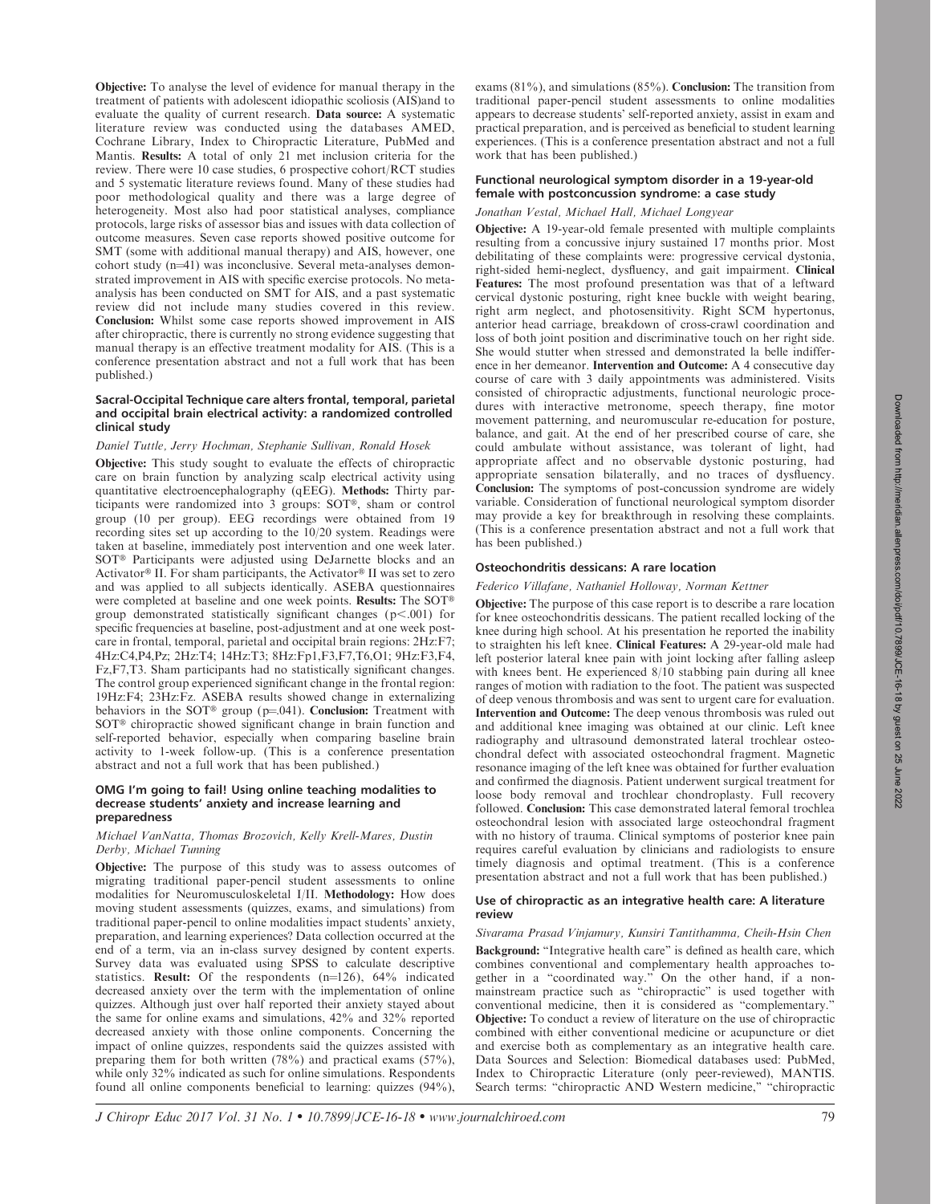**Objective:** To analyse the level of evidence for manual therapy in the treatment of patients with adolescent idiopathic scoliosis (AIS)and to evaluate the quality of current research. **Data source:** A systematic literature review was conducted using the databases AMED, Cochrane Library, Index to Chiropractic Literature, PubMed and Mantis. **Results:** A total of only 21 met inclusion criteria for the review. There were 10 case studies, 6 prospective cohort/RCT studies and 5 systematic literature reviews found. Many of these studies had poor methodological quality and there was a large degree of heterogeneity. Most also had poor statistical analyses, compliance protocols, large risks of assessor bias and issues with data collection of outcome measures. Seven case reports showed positive outcome for SMT (some with additional manual therapy) and AIS, however, one cohort study (n=41) was inconclusive. Several meta-analyses demonstrated improvement in AIS with specific exercise protocols. No meta-analysis has been conducted on SMT for AIS, and a past systematic review did not include many studies covered in this review. **Conclusion:** Whilst some case reports showed improvement in AIS after chiropractic, there is currently no strong evidence suggesting that manual therapy is an effective treatment modality for AIS. (This is a conference presentation abstract and not a full work that has been published.)

#### Sacral-Occipital Technique care alters frontal, temporal, parietal and occipital brain electrical activity: a randomized controlled clinical study

*Daniel Tuttle, Jerry Hochman, Stephanie Sullivan, Ronald Hosek*

**Objective:** This study sought to evaluate the effects of chiropractic care on brain function by analyzing scalp electrical activity using quantitative electroencephalography (qEEG). **Methods:** Thirty participants were randomized into 3 groups: SOT®, sham or control group (10 per group). EEG recordings were obtained from 19 recording sites set up according to the 10/20 system. Readings were taken at baseline, immediately post intervention and one week later. SOT® Participants were adjusted using DeJarnette blocks and an Activator® II. For sham participants, the Activator® II was set to zero and was applied to all subjects identically. ASEBA questionnaires were completed at baseline and one week points. **Results:** The SOT® group demonstrated statistically significant changes ($p<.001$) for specific frequencies at baseline, post-adjustment and at one week post-care in frontal, temporal, parietal and occipital brain regions: 2Hz:F7; 4Hz:C4,P4,Pz; 2Hz:T4; 14Hz:T3; 8Hz:Fp1,F3,F7,T6,O1; 9Hz:F3,F4, Fz,F7,T3. Sham participants had no statistically significant changes. The control group experienced significant change in the frontal region: 19Hz:F4; 23Hz:Fz. ASEBA results showed change in externalizing behaviors in the SOT® group ($p=.041$). **Conclusion:** Treatment with SOT® chiropractic showed significant change in brain function and self-reported behavior, especially when comparing baseline brain activity to 1-week follow-up. (This is a conference presentation abstract and not a full work that has been published.)

#### OMG I'm going to fail! Using online teaching modalities to decrease students' anxiety and increase learning and preparedness

*Michael VanNatta, Thomas Brozovich, Kelly Krell-Mares, Dustin Derby, Michael Tunning*

**Objective:** The purpose of this study was to assess outcomes of migrating traditional paper-pencil student assessments to online modalities for Neuromusculoskeletal I/II. **Methodology:** How does moving student assessments (quizzes, exams, and simulations) from traditional paper-pencil to online modalities impact students' anxiety, preparation, and learning experiences? Data collection occurred at the end of a term, via an in-class survey designed by content experts. Survey data was evaluated using SPSS to calculate descriptive statistics. **Result:** Of the respondents (n=126), 64% indicated decreased anxiety over the term with the implementation of online quizzes. Although just over half reported their anxiety stayed about the same for online exams and simulations, 42% and 32% reported decreased anxiety with those online components. Concerning the impact of online quizzes, respondents said the quizzes assisted with preparing them for both written (78%) and practical exams (57%), while only 32% indicated as such for online simulations. Respondents found all online components beneficial to learning: quizzes (94%), exams (81%), and simulations (85%). **Conclusion:** The transition from traditional paper-pencil student assessments to online modalities appears to decrease students' self-reported anxiety, assist in exam and practical preparation, and is perceived as beneficial to student learning experiences. (This is a conference presentation abstract and not a full work that has been published.)

#### Functional neurological symptom disorder in a 19-year-old female with postconcussion syndrome: a case study

*Jonathan Vestal, Michael Hall, Michael Longyear*

**Objective:** A 19-year-old female presented with multiple complaints resulting from a concussive injury sustained 17 months prior. Most debilitating of these complaints were: progressive cervical dystonia, right-sided hemi-neglect, dysfluency, and gait impairment. **Clinical Features:** The most profound presentation was that of a leftward cervical dystonic posturing, right knee buckle with weight bearing, right arm neglect, and photosensitivity. Right SCM hypertonus, anterior head carriage, breakdown of cross-crawl coordination and loss of both joint position and discriminative touch on her right side. She would stutter when stressed and demonstrated la belle indifference in her demeanor. **Intervention and Outcome:** A 4 consecutive day course of care with 3 daily appointments was administered. Visits consisted of chiropractic adjustments, functional neurologic procedures with interactive metronome, speech therapy, fine motor movement patterning, and neuromuscular re-education for posture, balance, and gait. At the end of her prescribed course of care, she could ambulate without assistance, was tolerant of light, had appropriate affect and no observable dystonic posturing, had appropriate sensation bilaterally, and no traces of dysfluency. **Conclusion:** The symptoms of post-concussion syndrome are widely variable. Consideration of functional neurological symptom disorder may provide a key for breakthrough in resolving these complaints. (This is a conference presentation abstract and not a full work that has been published.)

#### Osteochondritis dessicans: A rare location

*Federico Villafane, Nathaniel Holloway, Norman Kettner*

**Objective:** The purpose of this case report is to describe a rare location for knee osteochondritis dessicans. The patient recalled locking of the knee during high school. At his presentation he reported the inability to straighten his left knee. **Clinical Features:** A 29-year-old male had left posterior lateral knee pain with joint locking after falling asleep with knees bent. He experienced 8/10 stabbing pain during all knee ranges of motion with radiation to the foot. The patient was suspected of deep venous thrombosis and was sent to urgent care for evaluation. **Intervention and Outcome:** The deep venous thrombosis was ruled out and additional knee imaging was obtained at our clinic. Left knee radiography and ultrasound demonstrated lateral trochlear osteochondral defect with associated osteochondral fragment. Magnetic resonance imaging of the left knee was obtained for further evaluation and confirmed the diagnosis. Patient underwent surgical treatment for loose body removal and trochlear chondroplasty. Full recovery followed. **Conclusion:** This case demonstrated lateral femoral trochlea osteochondral lesion with associated large osteochondral fragment with no history of trauma. Clinical symptoms of posterior knee pain requires careful evaluation by clinicians and radiologists to ensure timely diagnosis and optimal treatment. (This is a conference presentation abstract and not a full work that has been published.)

#### Use of chiropractic as an integrative health care: A literature review

*Sivarama Prasad Vinjamury, Kunsiri Tantithamma, Cheih-Hsin Chen*

**Background:** "Integrative health care" is defined as health care, which combines conventional and complementary health approaches together in a "coordinated way." On the other hand, if a non-mainstream practice such as "chiropractic" is used together with conventional medicine, then it is considered as "complementary." **Objective:** To conduct a review of literature on the use of chiropractic combined with either conventional medicine or acupuncture or diet and exercise both as complementary as an integrative health care. Data Sources and Selection: Biomedical databases used: PubMed, Index to Chiropractic Literature (only peer-reviewed), MANTIS. Search terms: "chiropractic AND Western medicine," "chiropractic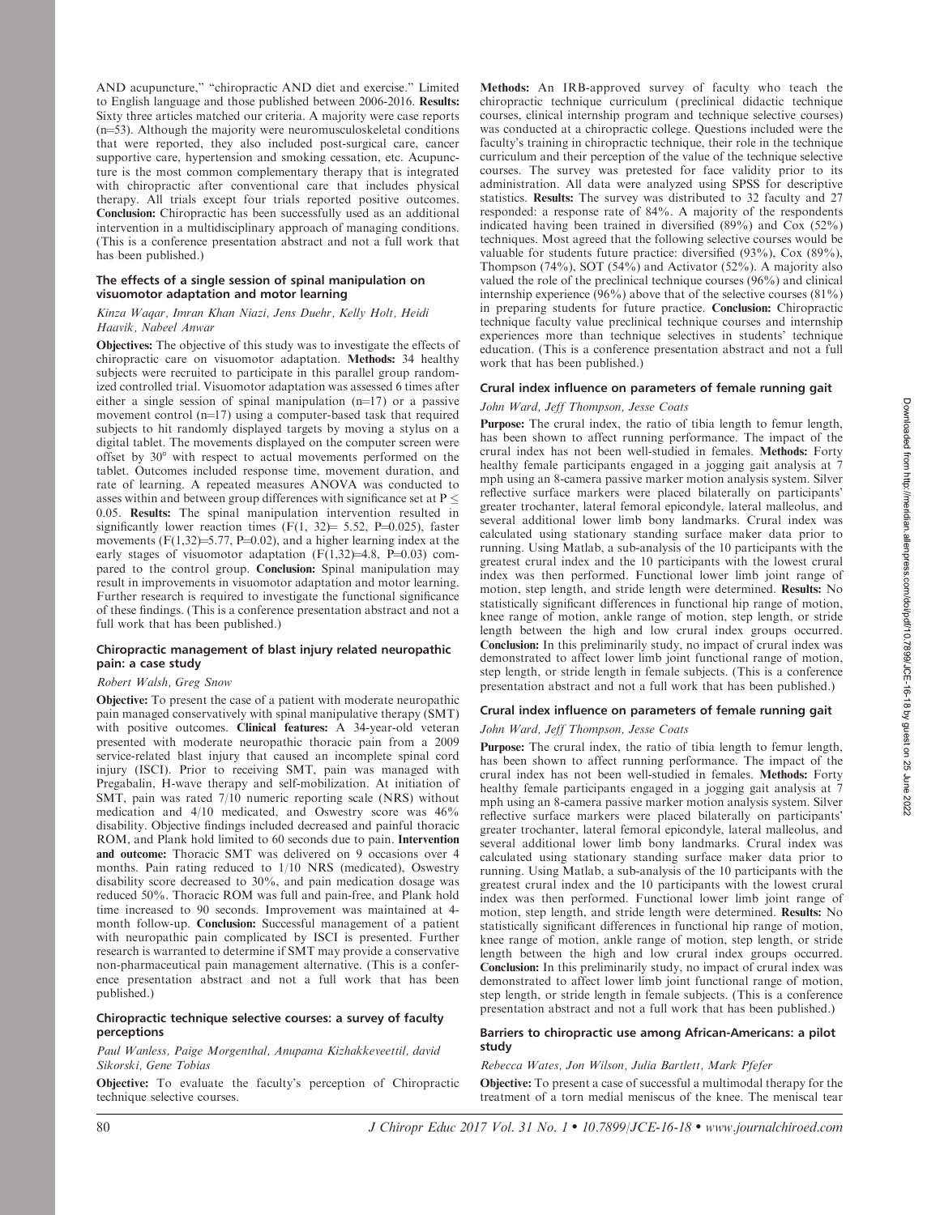AND acupuncture," "chiropractic AND diet and exercise." Limited to English language and those published between 2006-2016. **Results:** Sixty three articles matched our criteria. A majority were case reports (n=53). Although the majority were neuromusculoskeletal conditions that were reported, they also included post-surgical care, cancer supportive care, hypertension and smoking cessation, etc. Acupuncture is the most common complementary therapy that is integrated with chiropractic after conventional care that includes physical therapy. All trials except four trials reported positive outcomes. **Conclusion:** Chiropractic has been successfully used as an additional intervention in a multidisciplinary approach of managing conditions. (This is a conference presentation abstract and not a full work that has been published.)

### The effects of a single session of spinal manipulation on visuomotor adaptation and motor learning

*Kinza Waqar, Imran Khan Niazi, Jens Duehr, Kelly Holt, Heidi Haavik, Nabeel Anwar*

**Objectives:** The objective of this study was to investigate the effects of chiropractic care on visuomotor adaptation. **Methods:** 34 healthy subjects were recruited to participate in this parallel group randomized controlled trial. Visuomotor adaptation was assessed 6 times after either a single session of spinal manipulation (n=17) or a passive movement control (n=17) using a computer-based task that required subjects to hit randomly displayed targets by moving a stylus on a digital tablet. The movements displayed on the computer screen were offset by 30° with respect to actual movements performed on the tablet. Outcomes included response time, movement duration, and rate of learning. A repeated measures ANOVA was conducted to asses within and between group differences with significance set at $P \leq 0.05$. **Results:** The spinal manipulation intervention resulted in significantly lower reaction times ($F(1, 32) = 5.52$, $P=0.025$), faster movements ($F(1,32)=5.77$, $P=0.02$), and a higher learning index at the early stages of visuomotor adaptation ($F(1,32)=4.8$, $P=0.03$) compared to the control group. **Conclusion:** Spinal manipulation may result in improvements in visuomotor adaptation and motor learning. Further research is required to investigate the functional significance of these findings. (This is a conference presentation abstract and not a full work that has been published.)

### Chiropractic management of blast injury related neuropathic pain: a case study

*Robert Walsh, Greg Snow*

**Objective:** To present the case of a patient with moderate neuropathic pain managed conservatively with spinal manipulative therapy (SMT) with positive outcomes. **Clinical features:** A 34-year-old veteran presented with moderate neuropathic thoracic pain from a 2009 service-related blast injury that caused an incomplete spinal cord injury (ISCI). Prior to receiving SMT, pain was managed with Pregabalin, H-wave therapy and self-mobilization. At initiation of SMT, pain was rated 7/10 numeric reporting scale (NRS) without medication and 4/10 medicated, and Oswestry score was 46% disability. Objective findings included decreased and painful thoracic ROM, and Plank hold limited to 60 seconds due to pain. **Intervention and outcome:** Thoracic SMT was delivered on 9 occasions over 4 months. Pain rating reduced to 1/10 NRS (medicated), Oswestry disability score decreased to 30%, and pain medication dosage was reduced 50%. Thoracic ROM was full and pain-free, and Plank hold time increased to 90 seconds. Improvement was maintained at 4-month follow-up. **Conclusion:** Successful management of a patient with neuropathic pain complicated by ISCI is presented. Further research is warranted to determine if SMT may provide a conservative non-pharmaceutical pain management alternative. (This is a conference presentation abstract and not a full work that has been published.)

### Chiropractic technique selective courses: a survey of faculty perceptions

*Paul Wanless, Paige Morgenthal, Anupama Kizhakkeveettil, david Sikorski, Gene Tobias*

**Objective:** To evaluate the faculty's perception of Chiropractic technique selective courses. **Methods:** An IRB-approved survey of faculty who teach the chiropractic technique curriculum (preclinical didactic technique courses, clinical internship program and technique selective courses) was conducted at a chiropractic college. Questions included were the faculty's training in chiropractic technique, their role in the technique curriculum and their perception of the value of the technique selective courses. The survey was pretested for face validity prior to its administration. All data were analyzed using SPSS for descriptive statistics. **Results:** The survey was distributed to 32 faculty and 27 responded: a response rate of 84%. A majority of the respondents indicated having been trained in diversified (89%) and Cox (52%) techniques. Most agreed that the following selective courses would be valuable for students future practice: diversified (93%), Cox (89%), Thompson (74%), SOT (54%) and Activator (52%). A majority also valued the role of the preclinical technique courses (96%) and clinical internship experience (96%) above that of the selective courses (81%) in preparing students for future practice. **Conclusion:** Chiropractic technique faculty value preclinical technique courses and internship experiences more than technique selectives in students' technique education. (This is a conference presentation abstract and not a full work that has been published.)

### Crural index influence on parameters of female running gait

*John Ward, Jeff Thompson, Jesse Coats*

**Purpose:** The crural index, the ratio of tibia length to femur length, has been shown to affect running performance. The impact of the crural index has not been well-studied in females. **Methods:** Forty healthy female participants engaged in a jogging gait analysis at 7 mph using an 8-camera passive marker motion analysis system. Silver reflective surface markers were placed bilaterally on participants' greater trochanter, lateral femoral epicondyle, lateral malleolus, and several additional lower limb bony landmarks. Crural index was calculated using stationary standing surface maker data prior to running. Using Matlab, a sub-analysis of the 10 participants with the greatest crural index and the 10 participants with the lowest crural index was then performed. Functional lower limb joint range of motion, step length, and stride length were determined. **Results:** No statistically significant differences in functional hip range of motion, knee range of motion, ankle range of motion, step length, or stride length between the high and low crural index groups occurred. **Conclusion:** In this preliminarily study, no impact of crural index was demonstrated to affect lower limb joint functional range of motion, step length, or stride length in female subjects. (This is a conference presentation abstract and not a full work that has been published.)

### Crural index influence on parameters of female running gait

*John Ward, Jeff Thompson, Jesse Coats*

**Purpose:** The crural index, the ratio of tibia length to femur length, has been shown to affect running performance. The impact of the crural index has not been well-studied in females. **Methods:** Forty healthy female participants engaged in a jogging gait analysis at 7 mph using an 8-camera passive marker motion analysis system. Silver reflective surface markers were placed bilaterally on participants' greater trochanter, lateral femoral epicondyle, lateral malleolus, and several additional lower limb bony landmarks. Crural index was calculated using stationary standing surface maker data prior to running. Using Matlab, a sub-analysis of the 10 participants with the greatest crural index and the 10 participants with the lowest crural index was then performed. Functional lower limb joint range of motion, step length, and stride length were determined. **Results:** No statistically significant differences in functional hip range of motion, knee range of motion, ankle range of motion, step length, or stride length between the high and low crural index groups occurred. **Conclusion:** In this preliminarily study, no impact of crural index was demonstrated to affect lower limb joint functional range of motion, step length, or stride length in female subjects. (This is a conference presentation abstract and not a full work that has been published.)

### Barriers to chiropractic use among African-Americans: a pilot study

*Rebecca Wates, Jon Wilson, Julia Bartlett, Mark Pfefer*

**Objective:** To present a case of successful a multimodal therapy for the treatment of a torn medial meniscus of the knee. The meniscal tear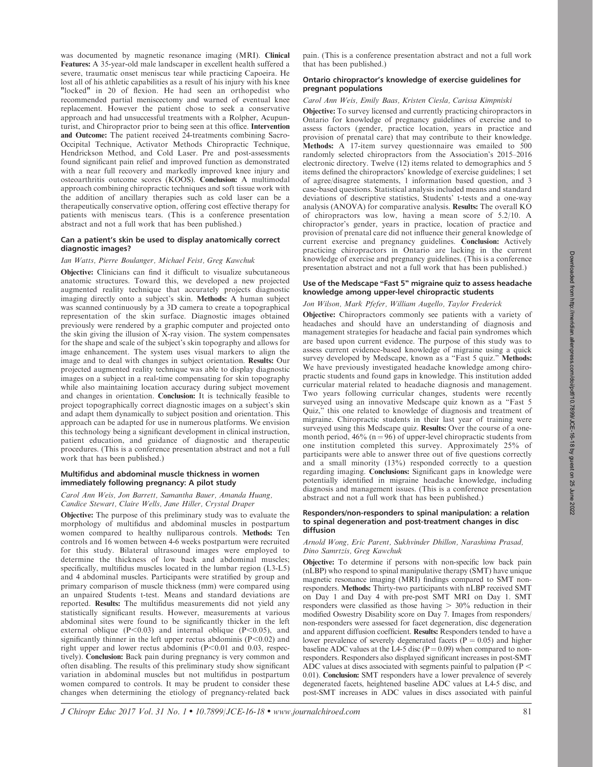was documented by magnetic resonance imaging (MRI). **Clinical Features:** A 35-year-old male landscaper in excellent health suffered a severe, traumatic onset meniscus tear while practicing Capoeira. He lost all of his athletic capabilities as a result of his injury with his knee "locked" in 20 of flexion. He had seen an orthopedist who recommended partial meniscectomy and warned of eventual knee replacement. However the patient chose to seek a conservative approach and had unsuccessful treatments with a Rolpher, Acupunturist, and Chiropractor prior to being seen at this office. **Intervention and Outcome:** The patient received 24-treatments combining Sacro-Occipital Technique, Activator Methods Chiropractic Technique, Hendrickson Method, and Cold Laser. Pre and post-assessments found significant pain relief and improved function as demonstrated with a near full recovery and markedly improved knee injury and osteoarthritis outcome scores (KOOS). **Conclusion:** A multimodal approach combining chiropractic techniques and soft tissue work with the addition of ancillary therapies such as cold laser can be a therapeutically conservative option, offering cost effective therapy for patients with meniscus tears. (This is a conference presentation abstract and not a full work that has been published.)

### Can a patient's skin be used to display anatomically correct diagnostic images?

*Ian Watts, Pierre Boulanger, Michael Feist, Greg Kawchuk*

**Objective:** Clinicians can find it difficult to visualize subcutaneous anatomic structures. Toward this, we developed a new projected augmented reality technique that accurately projects diagnostic imaging directly onto a subject's skin. **Methods:** A human subject was scanned continuously by a 3D camera to create a topographical representation of the skin surface. Diagnostic images obtained previously were rendered by a graphic computer and projected onto the skin giving the illusion of X-ray vision. The system compensates for the shape and scale of the subject's skin topography and allows for image enhancement. The system uses visual markers to align the image and to deal with changes in subject orientation. **Results:** Our projected augmented reality technique was able to display diagnostic images on a subject in a real-time compensating for skin topography while also maintaining location accuracy during subject movement and changes in orientation. **Conclusion:** It is technically feasible to project topographically correct diagnostic images on a subject's skin and adapt them dynamically to subject position and orientation. This approach can be adapted for use in numerous platforms. We envision this technology being a significant development in clinical instruction, patient education, and guidance of diagnostic and therapeutic procedures. (This is a conference presentation abstract and not a full work that has been published.)

### Multifidus and abdominal muscle thickness in women immediately following pregnancy: A pilot study

*Carol Ann Weis, Jon Barrett, Samantha Bauer, Amanda Huang, Candice Stewart, Claire Wells, Jane Hiller, Crystal Draper*

**Objective:** The purpose of this preliminary study was to evaluate the morphology of multifidus and abdominal muscles in postpartum women compared to healthy nulliparous controls. **Methods:** Ten controls and 16 women between 4-6 weeks postpartum were recruited for this study. Bilateral ultrasound images were employed to determine the thickness of low back and abdominal muscles; specifically, multifidus muscles located in the lumbar region (L3-L5) and 4 abdominal muscles. Participants were stratified by group and primary comparison of muscle thickness (mm) were compared using an unpaired Students t-test. Means and standard deviations are reported. **Results:** The multifidus measurements did not yield any statistically significant results. However, measurements at various abdominal sites were found to be significantly thicker in the left external oblique ($P<0.03$) and internal oblique ($P<0.05$), and significantly thinner in the left upper rectus abdominis ($P<0.02$) and right upper and lower rectus abdominis ($P<0.01$ and 0.03, respectively). **Conclusion:** Back pain during pregnancy is very common and often disabling. The results of this preliminary study show significant variation in abdominal muscles but not multifidus in postpartum women compared to controls. It may be prudent to consider these changes when determining the etiology of pregnancy-related back pain. (This is a conference presentation abstract and not a full work that has been published.)

### Ontario chiropractor's knowledge of exercise guidelines for pregnant populations

*Carol Ann Weis, Emily Baas, Kristen Ciesla, Carissa Kimpniski*

**Objective:** To survey licensed and currently practicing chiropractors in Ontario for knowledge of pregnancy guidelines of exercise and to assess factors (gender, practice location, years in practice and provision of prenatal care) that may contribute to their knowledge. **Methods:** A 17-item survey questionnaire was emailed to 500 randomly selected chiropractors from the Association's 2015–2016 electronic directory. Twelve (12) items related to demographics and 5 items defined the chiropractors' knowledge of exercise guidelines; 1 set of agree/disagree statements, 1 information based question, and 3 case-based questions. Statistical analysis included means and standard deviations of descriptive statistics, Students' t-tests and a one-way analysis (ANOVA) for comparative analysis. **Results:** The overall KO of chiropractors was low, having a mean score of 5.2/10. A chiropractor's gender, years in practice, location of practice and provision of prenatal care did not influence their general knowledge of current exercise and pregnancy guidelines. **Conclusion:** Actively practicing chiropractors in Ontario are lacking in the current knowledge of exercise and pregnancy guidelines. (This is a conference presentation abstract and not a full work that has been published.)

### Use of the Medscape "Fast 5" migraine quiz to assess headache knowledge among upper-level chiropractic students

*Jon Wilson, Mark Pfefer, William Augello, Taylor Frederick*

**Objective:** Chiropractors commonly see patients with a variety of headaches and should have an understanding of diagnosis and management strategies for headache and facial pain syndromes which are based upon current evidence. The purpose of this study was to assess current evidence-based knowledge of migraine using a quick survey developed by Medscape, known as a "Fast 5 quiz." **Methods:** We have previously investigated headache knowledge among chiropractic students and found gaps in knowledge. This institution added curricular material related to headache diagnosis and management. Two years following curricular changes, students were recently surveyed using an innovative Medscape quiz known as a "Fast 5 Quiz," this one related to knowledge of diagnosis and treatment of migraine. Chiropractic students in their last year of training were surveyed using this Medscape quiz. **Results:** Over the course of a one-month period, 46% ($n = 96$) of upper-level chiropractic students from one institution completed this survey. Approximately 25% of participants were able to answer three out of five questions correctly and a small minority (13%) responded correctly to a question regarding imaging. **Conclusions:** Significant gaps in knowledge were potentially identified in migraine headache knowledge, including diagnosis and management issues. (This is a conference presentation abstract and not a full work that has been published.)

### Responders/non-responders to spinal manipulation: a relation to spinal degeneration and post-treatment changes in disc diffusion

*Arnold Wong, Eric Parent, Sukhvinder Dhillon, Narashima Prasad, Dino Samrtzis, Greg Kawchuk*

**Objective:** To determine if persons with non-specific low back pain (nLBP) who respond to spinal manipulative therapy (SMT) have unique magnetic resonance imaging (MRI) findings compared to SMT non-responders. **Methods:** Thirty-two participants with nLBP received SMT on Day 1 and Day 4 with pre-post SMT MRI on Day 1. SMT responders were classified as those having $> 30\%$ reduction in their modified Oswestry Disability score on Day 7. Images from responders/non-responders were assessed for facet degeneration, disc degeneration and apparent diffusion coefficient. **Results:** Responders tended to have a lower prevalence of severely degenerated facets ($P = 0.05$) and higher baseline ADC values at the L4-5 disc ($P = 0.09$) when compared to non-responders. Responders also displayed significant increases in post-SMT ADC values at discs associated with segments painful to palpation ($P < 0.01$). **Conclusion:** SMT responders have a lower prevalence of severely degenerated facets, heightened baseline ADC values at L4-5 disc, and post-SMT increases in ADC values in discs associated with painful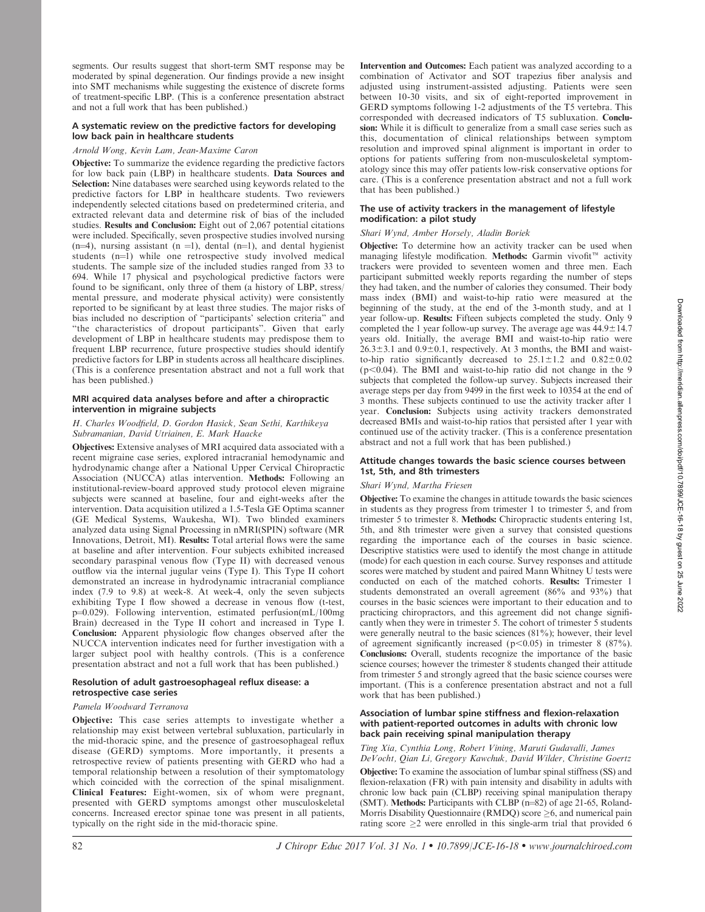segments. Our results suggest that short-term SMT response may be moderated by spinal degeneration. Our findings provide a new insight into SMT mechanisms while suggesting the existence of discrete forms of treatment-specific LBP. (This is a conference presentation abstract and not a full work that has been published.)

### A systematic review on the predictive factors for developing low back pain in healthcare students

*Arnold Wong, Kevin Lam, Jean-Maxime Caron*

**Objective:** To summarize the evidence regarding the predictive factors for low back pain (LBP) in healthcare students. **Data Sources and Selection:** Nine databases were searched using keywords related to the predictive factors for LBP in healthcare students. Two reviewers independently selected citations based on predetermined criteria, and extracted relevant data and determine risk of bias of the included studies. **Results and Conclusion:** Eight out of 2,067 potential citations were included. Specifically, seven prospective studies involved nursing (n=4), nursing assistant (n =1), dental (n=1), and dental hygienist students (n=1) while one retrospective study involved medical students. The sample size of the included studies ranged from 33 to 694. While 17 physical and psychological predictive factors were found to be significant, only three of them (a history of LBP, stress/mental pressure, and moderate physical activity) were consistently reported to be significant by at least three studies. The major risks of bias included no description of "participants' selection criteria" and "the characteristics of dropout participants". Given that early development of LBP in healthcare students may predispose them to frequent LBP recurrence, future prospective studies should identify predictive factors for LBP in students across all healthcare disciplines. (This is a conference presentation abstract and not a full work that has been published.)

### MRI acquired data analyses before and after a chiropractic intervention in migraine subjects

*H. Charles Woodfield, D. Gordon Hasick, Sean Sethi, Karthikeya Subramanian, David Utriainen, E. Mark Haacke*

**Objectives:** Extensive analyses of MRI acquired data associated with a recent migraine case series, explored intracranial hemodynamic and hydrodynamic change after a National Upper Cervical Chiropractic Association (NUCCA) atlas intervention. **Methods:** Following an institutional-review-board approved study protocol eleven migraine subjects were scanned at baseline, four and eight-weeks after the intervention. Data acquisition utilized a 1.5-Tesla GE Optima scanner (GE Medical Systems, Waukesha, WI). Two blinded examiners analyzed data using Signal Processing in nMRI(SPIN) software (MR Innovations, Detroit, MI). **Results:** Total arterial flows were the same at baseline and after intervention. Four subjects exhibited increased secondary paraspinal venous flow (Type II) with decreased venous outflow via the internal jugular veins (Type I). This Type II cohort demonstrated an increase in hydrodynamic intracranial compliance index (7.9 to 9.8) at week-8. At week-4, only the seven subjects exhibiting Type I flow showed a decrease in venous flow (t-test, p=0.029). Following intervention, estimated perfusion(mL/100mg Brain) decreased in the Type II cohort and increased in Type I. **Conclusion:** Apparent physiologic flow changes observed after the NUCCA intervention indicates need for further investigation with a larger subject pool with healthy controls. (This is a conference presentation abstract and not a full work that has been published.)

### Resolution of adult gastroesophageal reflux disease: a retrospective case series

*Pamela Woodward Terranova*

**Objective:** This case series attempts to investigate whether a relationship may exist between vertebral subluxation, particularly in the mid-thoracic spine, and the presence of gastroesophageal reflux disease (GERD) symptoms. More importantly, it presents a retrospective review of patients presenting with GERD who had a temporal relationship between a resolution of their symptomatology which coincided with the correction of the spinal misalignment. **Clinical Features:** Eight-women, six of whom were pregnant, presented with GERD symptoms amongst other musculoskeletal concerns. Increased erector spinae tone was present in all patients, typically on the right side in the mid-thoracic spine. **Intervention and Outcomes:** Each patient was analyzed according to a combination of Activator and SOT trapezius fiber analysis and adjusted using instrument-assisted adjusting. Patients were seen between 10-30 visits, and six of eight-reported improvement in GERD symptoms following 1-2 adjustments of the T5 vertebra. This corresponded with decreased indicators of T5 subluxation. **Conclusion:** While it is difficult to generalize from a small case series such as this, documentation of clinical relationships between symptom resolution and improved spinal alignment is important in order to options for patients suffering from non-musculoskeletal symptomatology since this may offer patients low-risk conservative options for care. (This is a conference presentation abstract and not a full work that has been published.)

### The use of activity trackers in the management of lifestyle modification: a pilot study

*Shari Wynd, Amber Horsely, Aladin Boriek*

**Objective:** To determine how an activity tracker can be used when managing lifestyle modification. **Methods:** Garmin vivofit™ activity trackers were provided to seventeen women and three men. Each participant submitted weekly reports regarding the number of steps they had taken, and the number of calories they consumed. Their body mass index (BMI) and waist-to-hip ratio were measured at the beginning of the study, at the end of the 3-month study, and at 1 year follow-up. **Results:** Fifteen subjects completed the study. Only 9 completed the 1 year follow-up survey. The average age was $44.9 \pm 14.7$ years old. Initially, the average BMI and waist-to-hip ratio were $26.3 \pm 3.1$ and $0.9 \pm 0.1$, respectively. At 3 months, the BMI and waist-to-hip ratio significantly decreased to $25.1 \pm 1.2$ and $0.82 \pm 0.02$ ($p < 0.04$). The BMI and waist-to-hip ratio did not change in the 9 subjects that completed the follow-up survey. Subjects increased their average steps per day from 9499 in the first week to 10354 at the end of 3 months. These subjects continued to use the activity tracker after 1 year. **Conclusion:** Subjects using activity trackers demonstrated decreased BMIs and waist-to-hip ratios that persisted after 1 year with continued use of the activity tracker. (This is a conference presentation abstract and not a full work that has been published.)

### Attitude changes towards the basic science courses between 1st, 5th, and 8th trimesters

*Shari Wynd, Martha Friesen*

**Objective:** To examine the changes in attitude towards the basic sciences in students as they progress from trimester 1 to trimester 5, and from trimester 5 to trimester 8. **Methods:** Chiropractic students entering 1st, 5th, and 8th trimester were given a survey that consisted questions regarding the importance each of the courses in basic science. Descriptive statistics were used to identify the most change in attitude (mode) for each question in each course. Survey responses and attitude scores were matched by student and paired Mann Whitney U tests were conducted on each of the matched cohorts. **Results:** Trimester 1 students demonstrated an overall agreement (86% and 93%) that courses in the basic sciences were important to their education and to practicing chiropractors, and this agreement did not change significantly when they were in trimester 5. The cohort of trimester 5 students were generally neutral to the basic sciences (81%); however, their level of agreement significantly increased ($p < 0.05$) in trimester 8 (87%). **Conclusions:** Overall, students recognize the importance of the basic science courses; however the trimester 8 students changed their attitude from trimester 5 and strongly agreed that the basic science courses were important. (This is a conference presentation abstract and not a full work that has been published.)

### Association of lumbar spine stiffness and flexion-relaxation with patient-reported outcomes in adults with chronic low back pain receiving spinal manipulation therapy

*Ting Xia, Cynthia Long, Robert Vining, Maruti Gudavalli, James DeVocht, Qian Li, Gregory Kawchuk, David Wilder, Christine Goertz*

**Objective:** To examine the association of lumbar spinal stiffness (SS) and flexion-relaxation (FR) with pain intensity and disability in adults with chronic low back pain (CLBP) receiving spinal manipulation therapy (SMT). **Methods:** Participants with CLBP (n=82) of age 21-65, Roland-Morris Disability Questionnaire (RMDQ) score $\geq 6$, and numerical pain rating score $\geq 2$ were enrolled in this single-arm trial that provided 6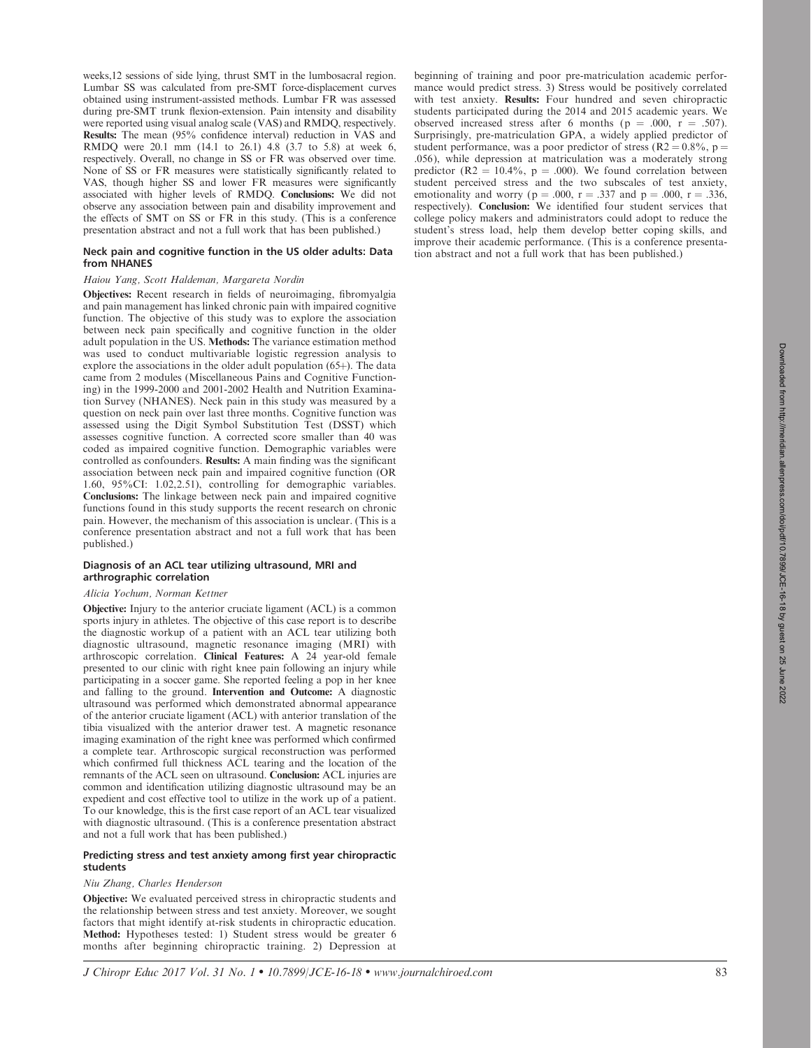weeks,12 sessions of side lying, thrust SMT in the lumbosacral region. Lumbar SS was calculated from pre-SMT force-displacement curves obtained using instrument-assisted methods. Lumbar FR was assessed during pre-SMT trunk flexion-extension. Pain intensity and disability were reported using visual analog scale (VAS) and RMDQ, respectively. **Results:** The mean (95% confidence interval) reduction in VAS and RMDQ were 20.1 mm (14.1 to 26.1) 4.8 (3.7 to 5.8) at week 6, respectively. Overall, no change in SS or FR was observed over time. None of SS or FR measures were statistically significantly related to VAS, though higher SS and lower FR measures were significantly associated with higher levels of RMDQ. **Conclusions:** We did not observe any association between pain and disability improvement and the effects of SMT on SS or FR in this study. (This is a conference presentation abstract and not a full work that has been published.)

### Neck pain and cognitive function in the US older adults: Data from NHANES

*Haiou Yang, Scott Haldeman, Margareta Nordin*

**Objectives:** Recent research in fields of neuroimaging, fibromyalgia and pain management has linked chronic pain with impaired cognitive function. The objective of this study was to explore the association between neck pain specifically and cognitive function in the older adult population in the US. **Methods:** The variance estimation method was used to conduct multivariable logistic regression analysis to explore the associations in the older adult population (65+). The data came from 2 modules (Miscellaneous Pains and Cognitive Functioning) in the 1999-2000 and 2001-2002 Health and Nutrition Examination Survey (NHANES). Neck pain in this study was measured by a question on neck pain over last three months. Cognitive function was assessed using the Digit Symbol Substitution Test (DSST) which assesses cognitive function. A corrected score smaller than 40 was coded as impaired cognitive function. Demographic variables were controlled as confounders. **Results:** A main finding was the significant association between neck pain and impaired cognitive function (OR 1.60, 95%CI: 1.02,2.51), controlling for demographic variables. **Conclusions:** The linkage between neck pain and impaired cognitive functions found in this study supports the recent research on chronic pain. However, the mechanism of this association is unclear. (This is a conference presentation abstract and not a full work that has been published.)

### Diagnosis of an ACL tear utilizing ultrasound, MRI and arthrographic correlation

*Alicia Yochum, Norman Kettner*

**Objective:** Injury to the anterior cruciate ligament (ACL) is a common sports injury in athletes. The objective of this case report is to describe the diagnostic workup of a patient with an ACL tear utilizing both diagnostic ultrasound, magnetic resonance imaging (MRI) with arthroscopic correlation. **Clinical Features:** A 24 year-old female presented to our clinic with right knee pain following an injury while participating in a soccer game. She reported feeling a pop in her knee and falling to the ground. **Intervention and Outcome:** A diagnostic ultrasound was performed which demonstrated abnormal appearance of the anterior cruciate ligament (ACL) with anterior translation of the tibia visualized with the anterior drawer test. A magnetic resonance imaging examination of the right knee was performed which confirmed a complete tear. Arthroscopic surgical reconstruction was performed which confirmed full thickness ACL tearing and the location of the remnants of the ACL seen on ultrasound. **Conclusion:** ACL injuries are common and identification utilizing diagnostic ultrasound may be an expedient and cost effective tool to utilize in the work up of a patient. To our knowledge, this is the first case report of an ACL tear visualized with diagnostic ultrasound. (This is a conference presentation abstract and not a full work that has been published.)

### Predicting stress and test anxiety among first year chiropractic students

*Niu Zhang, Charles Henderson*

**Objective:** We evaluated perceived stress in chiropractic students and the relationship between stress and test anxiety. Moreover, we sought factors that might identify at-risk students in chiropractic education. **Method:** Hypotheses tested: 1) Student stress would be greater 6 months after beginning chiropractic training. 2) Depression at beginning of training and poor pre-matriculation academic performance would predict stress. 3) Stress would be positively correlated with test anxiety. **Results:** Four hundred and seven chiropractic students participated during the 2014 and 2015 academic years. We observed increased stress after 6 months ($p = .000$, $r = .507$). Surprisingly, pre-matriculation GPA, a widely applied predictor of student performance, was a poor predictor of stress ($R^2 = 0.8\%$, $p = .056$), while depression at matriculation was a moderately strong predictor ($R^2 = 10.4\%$, $p = .000$). We found correlation between student perceived stress and the two subscales of test anxiety, emotionality and worry ($p = .000$, $r = .337$ and $p = .000$, $r = .336$, respectively). **Conclusion:** We identified four student services that college policy makers and administrators could adopt to reduce the student's stress load, help them develop better coping skills, and improve their academic performance. (This is a conference presentation abstract and not a full work that has been published.)